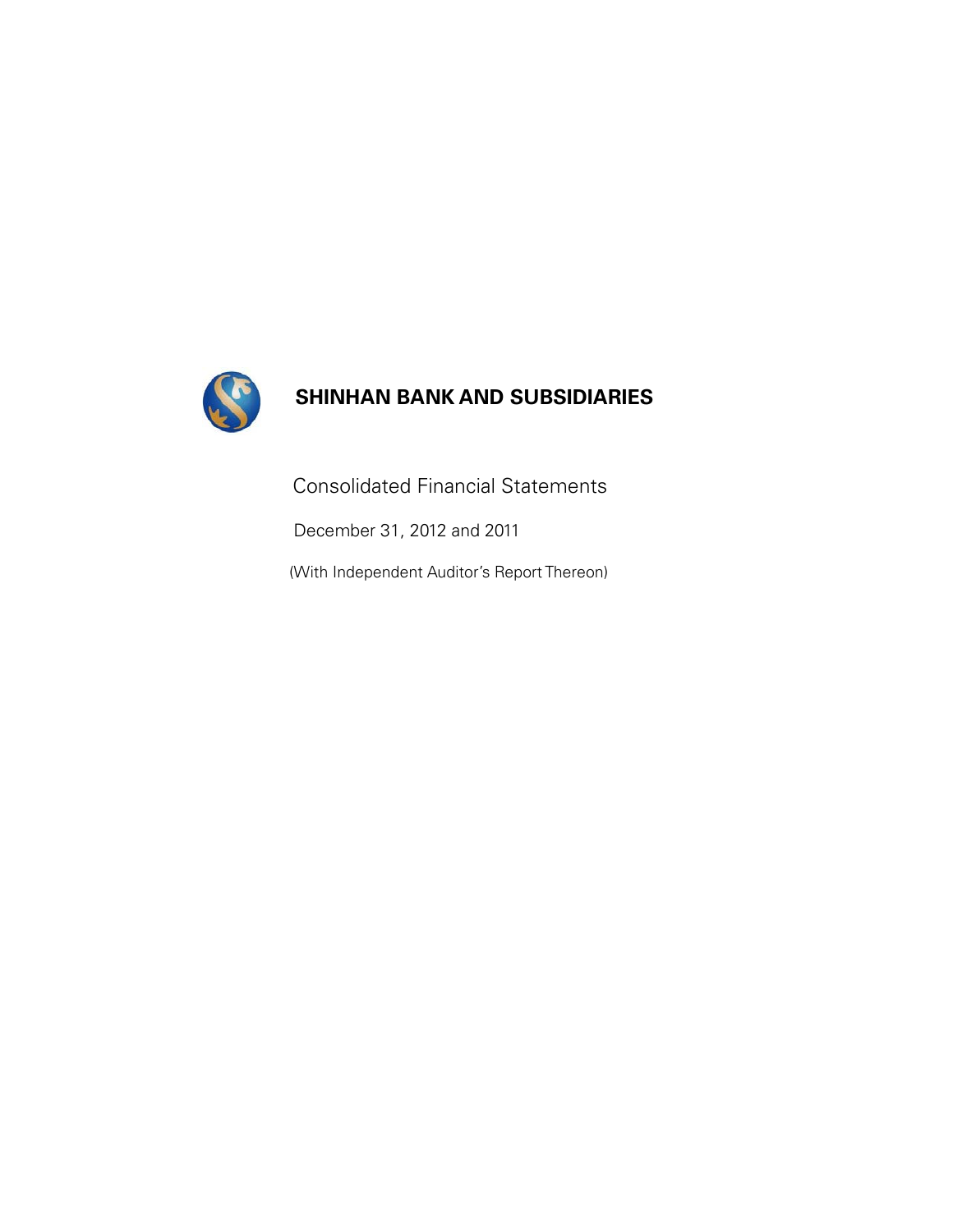# SHINHAN BANK AND SUBSIDIARIES

Consolidated Financial Statements

December 31, 2012 and 2011

(With Independent Auditor's Report Thereon)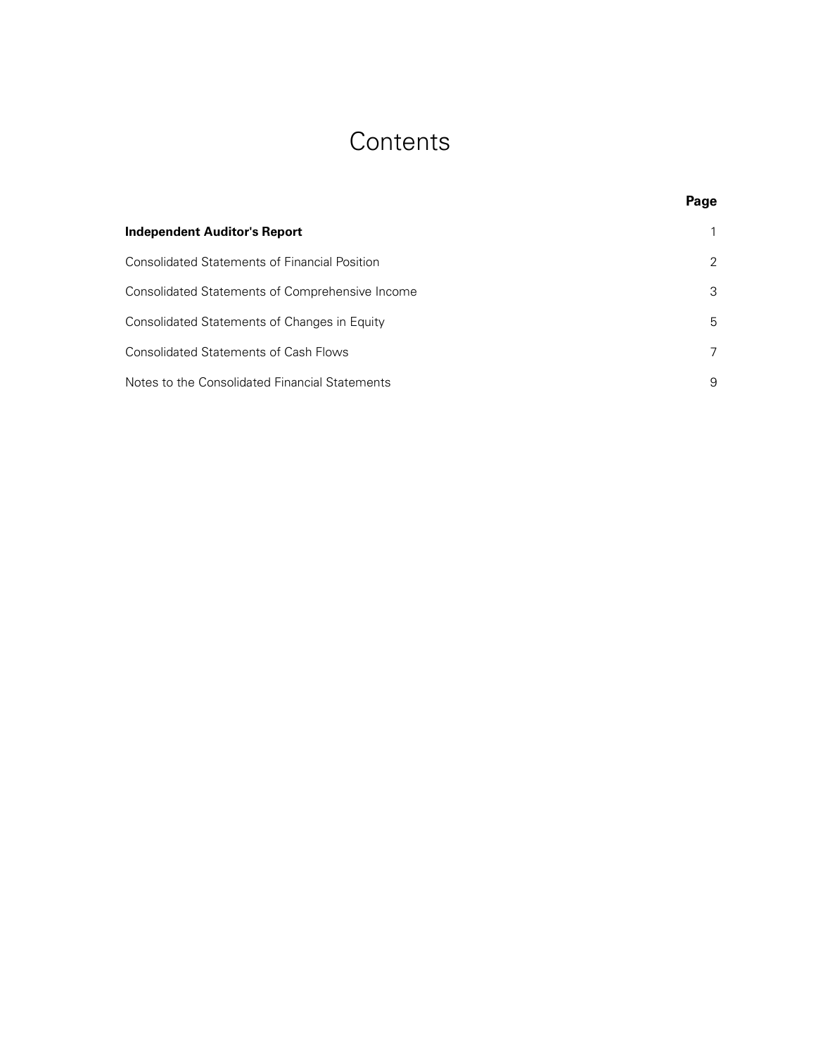# Contents

| | Page |
|---|---|
| **Independent Auditor's Report** | 1 |
| Consolidated Statements of Financial Position | 2 |
| Consolidated Statements of Comprehensive Income | 3 |
| Consolidated Statements of Changes in Equity | 5 |
| Consolidated Statements of Cash Flows | 7 |
| Notes to the Consolidated Financial Statements | 9 |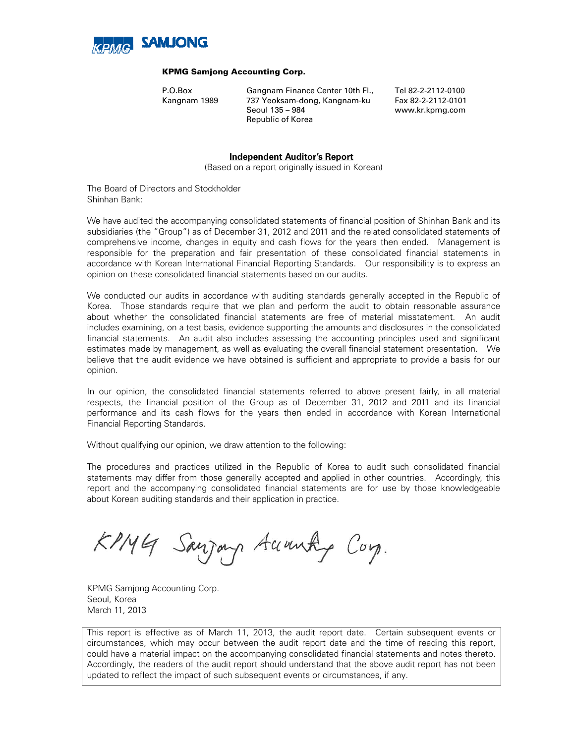**KPMG Samjong Accounting Corp.**

P.O.Box Kangnam 1989

Gangnam Finance Center 10th Fl.,
737 Yeoksam-dong, Kangnam-ku
Seoul 135 – 984
Republic of Korea

Tel 82-2-2112-0100
Fax 82-2-2112-0101
www.kr.kpmg.com

## Independent Auditor's Report

(Based on a report originally issued in Korean)

The Board of Directors and Stockholder
Shinhan Bank:

We have audited the accompanying consolidated statements of financial position of Shinhan Bank and its subsidiaries (the "Group") as of December 31, 2012 and 2011 and the related consolidated statements of comprehensive income, changes in equity and cash flows for the years then ended. Management is responsible for the preparation and fair presentation of these consolidated financial statements in accordance with Korean International Financial Reporting Standards. Our responsibility is to express an opinion on these consolidated financial statements based on our audits.

We conducted our audits in accordance with auditing standards generally accepted in the Republic of Korea. Those standards require that we plan and perform the audit to obtain reasonable assurance about whether the consolidated financial statements are free of material misstatement. An audit includes examining, on a test basis, evidence supporting the amounts and disclosures in the consolidated financial statements. An audit also includes assessing the accounting principles used and significant estimates made by management, as well as evaluating the overall financial statement presentation. We believe that the audit evidence we have obtained is sufficient and appropriate to provide a basis for our opinion.

In our opinion, the consolidated financial statements referred to above present fairly, in all material respects, the financial position of the Group as of December 31, 2012 and 2011 and its financial performance and its cash flows for the years then ended in accordance with Korean International Financial Reporting Standards.

Without qualifying our opinion, we draw attention to the following:

The procedures and practices utilized in the Republic of Korea to audit such consolidated financial statements may differ from those generally accepted and applied in other countries. Accordingly, this report and the accompanying consolidated financial statements are for use by those knowledgeable about Korean auditing standards and their application in practice.

*KPMG Samjong Accounting Corp.*

KPMG Samjong Accounting Corp.
Seoul, Korea
March 11, 2013

This report is effective as of March 11, 2013, the audit report date. Certain subsequent events or circumstances, which may occur between the audit report date and the time of reading this report, could have a material impact on the accompanying consolidated financial statements and notes thereto. Accordingly, the readers of the audit report should understand that the above audit report has not been updated to reflect the impact of such subsequent events or circumstances, if any.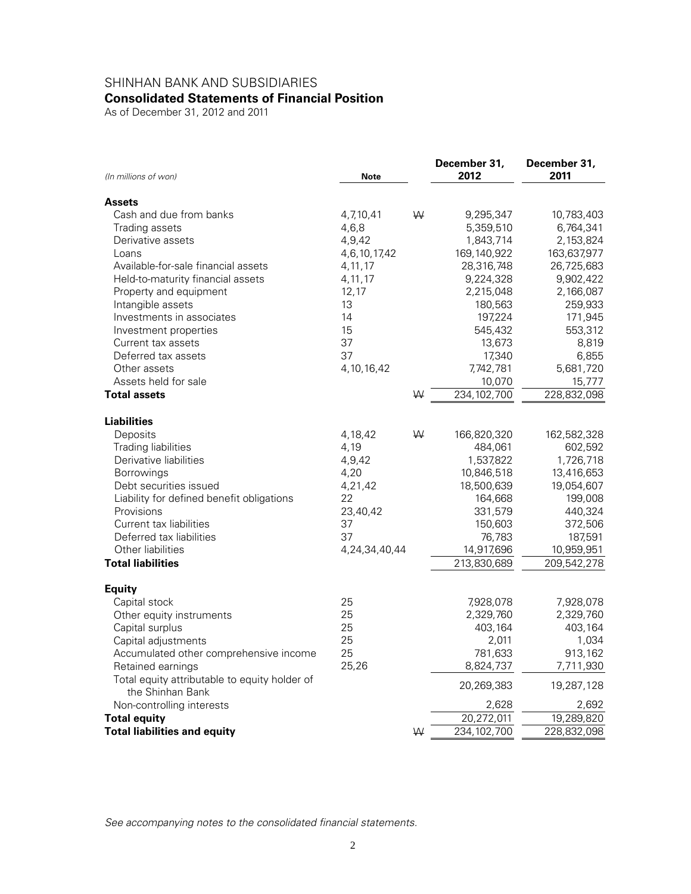# SHINHAN BANK AND SUBSIDIARIES

## Consolidated Statements of Financial Position

As of December 31, 2012 and 2011

| *(In millions of won)* | Note | | December 31, 2012 | December 31, 2011 |
|---|---|---|---|---|
| **Assets** | | | | |
| Cash and due from banks | 4,7,10,41 | ₩ | 9,295,347 | 10,783,403 |
| Trading assets | 4,6,8 | | 5,359,510 | 6,764,341 |
| Derivative assets | 4,9,42 | | 1,843,714 | 2,153,824 |
| Loans | 4,6,10,17,42 | | 169,140,922 | 163,637,977 |
| Available-for-sale financial assets | 4,11,17 | | 28,316,748 | 26,725,683 |
| Held-to-maturity financial assets | 4,11,17 | | 9,224,328 | 9,902,422 |
| Property and equipment | 12,17 | | 2,215,048 | 2,166,087 |
| Intangible assets | 13 | | 180,563 | 259,933 |
| Investments in associates | 14 | | 197,224 | 171,945 |
| Investment properties | 15 | | 545,432 | 553,312 |
| Current tax assets | 37 | | 13,673 | 8,819 |
| Deferred tax assets | 37 | | 17,340 | 6,855 |
| Other assets | 4,10,16,42 | | 7,742,781 | 5,681,720 |
| Assets held for sale | | | 10,070 | 15,777 |
| **Total assets** | | ₩ | 234,102,700 | 228,832,098 |
| **Liabilities** | | | | |
| Deposits | 4,18,42 | ₩ | 166,820,320 | 162,582,328 |
| Trading liabilities | 4,19 | | 484,061 | 602,592 |
| Derivative liabilities | 4,9,42 | | 1,537,822 | 1,726,718 |
| Borrowings | 4,20 | | 10,846,518 | 13,416,653 |
| Debt securities issued | 4,21,42 | | 18,500,639 | 19,054,607 |
| Liability for defined benefit obligations | 22 | | 164,668 | 199,008 |
| Provisions | 23,40,42 | | 331,579 | 440,324 |
| Current tax liabilities | 37 | | 150,603 | 372,506 |
| Deferred tax liabilities | 37 | | 76,783 | 187,591 |
| Other liabilities | 4,24,34,40,44 | | 14,917,696 | 10,959,951 |
| **Total liabilities** | | | 213,830,689 | 209,542,278 |
| **Equity** | | | | |
| Capital stock | 25 | | 7,928,078 | 7,928,078 |
| Other equity instruments | 25 | | 2,329,760 | 2,329,760 |
| Capital surplus | 25 | | 403,164 | 403,164 |
| Capital adjustments | 25 | | 2,011 | 1,034 |
| Accumulated other comprehensive income | 25 | | 781,633 | 913,162 |
| Retained earnings | 25,26 | | 8,824,737 | 7,711,930 |
| Total equity attributable to equity holder of the Shinhan Bank | | | 20,269,383 | 19,287,128 |
| Non-controlling interests | | | 2,628 | 2,692 |
| **Total equity** | | | 20,272,011 | 19,289,820 |
| **Total liabilities and equity** | | ₩ | 234,102,700 | 228,832,098 |

*See accompanying notes to the consolidated financial statements.*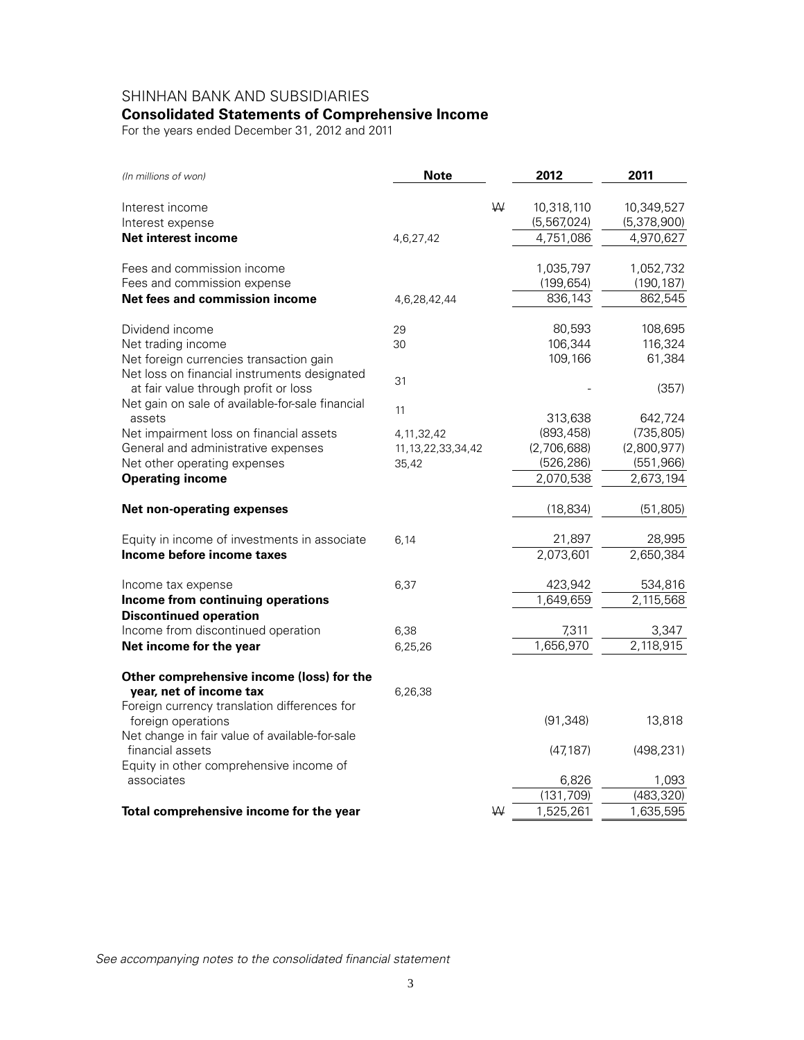# SHINHAN BANK AND SUBSIDIARIES

## Consolidated Statements of Comprehensive Income

For the years ended December 31, 2012 and 2011

| *(In millions of won)* | **Note** | | **2012** | **2011** |
|---|---|---|---|---|
| Interest income | | ₩ | 10,318,110 | 10,349,527 |
| Interest expense | | | (5,567,024) | (5,378,900) |
| **Net interest income** | 4,6,27,42 | | 4,751,086 | 4,970,627 |
| Fees and commission income | | | 1,035,797 | 1,052,732 |
| Fees and commission expense | | | (199,654) | (190,187) |
| **Net fees and commission income** | 4,6,28,42,44 | | 836,143 | 862,545 |
| Dividend income | 29 | | 80,593 | 108,695 |
| Net trading income | 30 | | 106,344 | 116,324 |
| Net foreign currencies transaction gain | | | 109,166 | 61,384 |
| Net loss on financial instruments designated at fair value through profit or loss | 31 | | - | (357) |
| Net gain on sale of available-for-sale financial assets | 11 | | 313,638 | 642,724 |
| Net impairment loss on financial assets | 4,11,32,42 | | (893,458) | (735,805) |
| General and administrative expenses | 11,13,22,33,34,42 | | (2,706,688) | (2,800,977) |
| Net other operating expenses | 35,42 | | (526,286) | (551,966) |
| **Operating income** | | | 2,070,538 | 2,673,194 |
| **Net non-operating expenses** | | | (18,834) | (51,805) |
| Equity in income of investments in associate | 6,14 | | 21,897 | 28,995 |
| **Income before income taxes** | | | 2,073,601 | 2,650,384 |
| Income tax expense | 6,37 | | 423,942 | 534,816 |
| **Income from continuing operations** | | | 1,649,659 | 2,115,568 |
| **Discontinued operation** | | | | |
| Income from discontinued operation | 6,38 | | 7,311 | 3,347 |
| **Net income for the year** | 6,25,26 | | 1,656,970 | 2,118,915 |
| **Other comprehensive income (loss) for the year, net of income tax** | 6,26,38 | | | |
| Foreign currency translation differences for foreign operations | | | (91,348) | 13,818 |
| Net change in fair value of available-for-sale financial assets | | | (47,187) | (498,231) |
| Equity in other comprehensive income of associates | | | 6,826 | 1,093 |
| | | | (131,709) | (483,320) |
| **Total comprehensive income for the year** | | ₩ | 1,525,261 | 1,635,595 |

*See accompanying notes to the consolidated financial statement*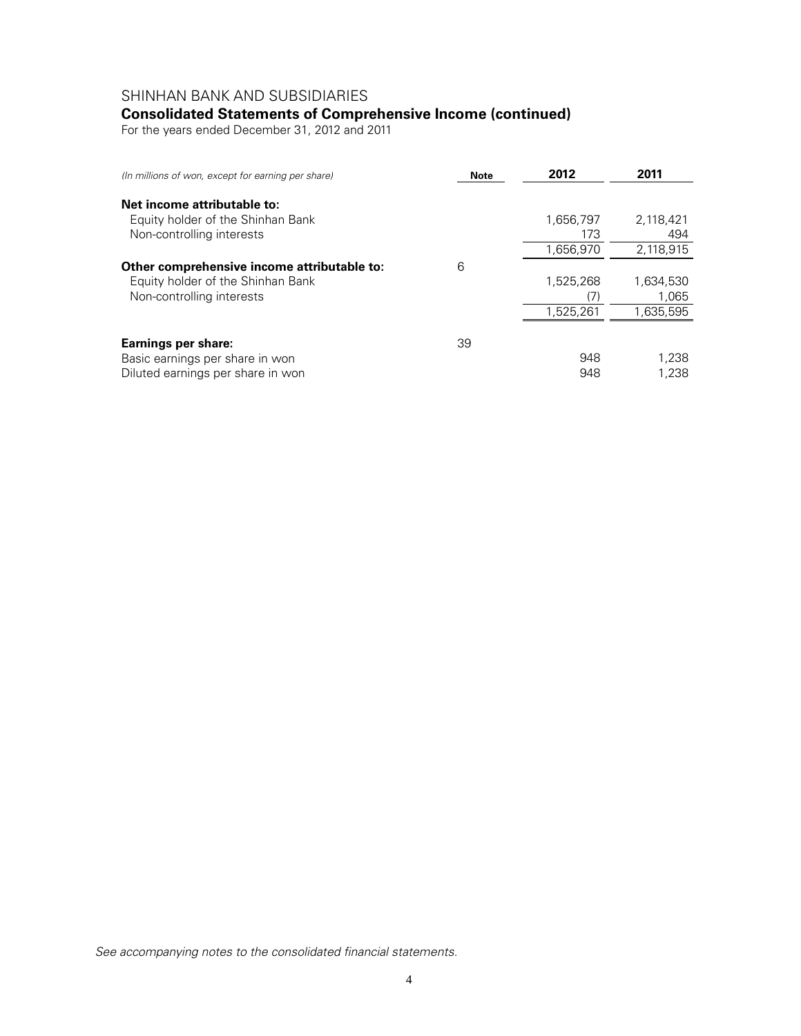SHINHAN BANK AND SUBSIDIARIES

## Consolidated Statements of Comprehensive Income (continued)

For the years ended December 31, 2012 and 2011

| *(In millions of won, except for earning per share)* | Note | 2012 | 2011 |
|---|---|---|---|
| **Net income attributable to:** | | | |
| Equity holder of the Shinhan Bank | | 1,656,797 | 2,118,421 |
| Non-controlling interests | | 173 | 494 |
| | | 1,656,970 | 2,118,915 |
| **Other comprehensive income attributable to:** | 6 | | |
| Equity holder of the Shinhan Bank | | 1,525,268 | 1,634,530 |
| Non-controlling interests | | (7) | 1,065 |
| | | 1,525,261 | 1,635,595 |
| **Earnings per share:** | 39 | | |
| Basic earnings per share in won | | 948 | 1,238 |
| Diluted earnings per share in won | | 948 | 1,238 |

*See accompanying notes to the consolidated financial statements.*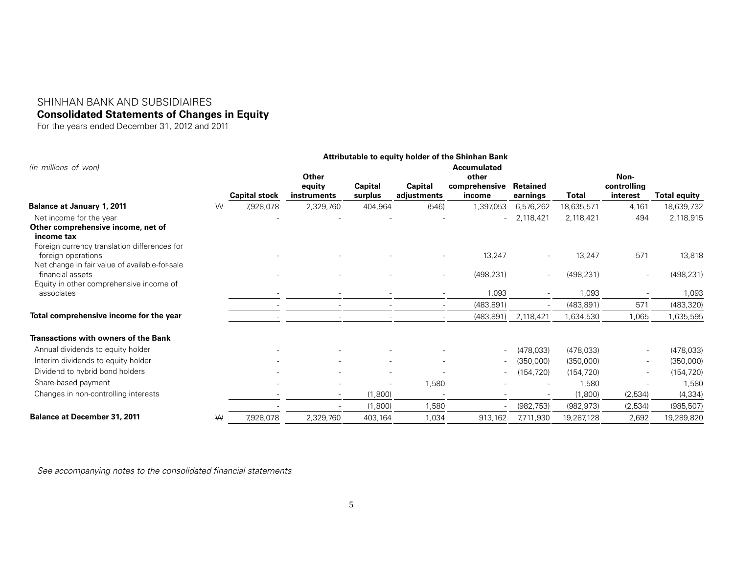# SHINHAN BANK AND SUBSIDIAIRES

## Consolidated Statements of Changes in Equity

For the years ended December 31, 2012 and 2011

*(In millions of won)*

| | | Attributable to equity holder of the Shinhan Bank | | | | | | | | |
|---|---|---|---|---|---|---|---|---|---|---|
| | | Capital stock | Other equity instruments | Capital surplus | Capital adjustments | Accumulated other comprehensive income | Retained earnings | Total | Non-controlling interest | Total equity |
| **Balance at January 1, 2011** | ₩ | 7,928,078 | 2,329,760 | 404,964 | (546) | 1,397,053 | 6,576,262 | 18,635,571 | 4,161 | 18,639,732 |
| Net income for the year | | - | - | - | - | - | 2,118,421 | 2,118,421 | 494 | 2,118,915 |
| **Other comprehensive income, net of income tax** | | | | | | | | | | |
| Foreign currency translation differences for foreign operations | | - | - | - | - | 13,247 | - | 13,247 | 571 | 13,818 |
| Net change in fair value of available-for-sale financial assets | | - | - | - | - | (498,231) | - | (498,231) | - | (498,231) |
| Equity in other comprehensive income of associates | | - | - | - | - | 1,093 | - | 1,093 | - | 1,093 |
| | | - | - | - | - | (483,891) | - | (483,891) | 571 | (483,320) |
| **Total comprehensive income for the year** | | - | - | - | - | (483,891) | 2,118,421 | 1,634,530 | 1,065 | 1,635,595 |
| **Transactions with owners of the Bank** | | | | | | | | | | |
| Annual dividends to equity holder | | - | - | - | - | - | (478,033) | (478,033) | - | (478,033) |
| Interim dividends to equity holder | | - | - | - | - | - | (350,000) | (350,000) | - | (350,000) |
| Dividend to hybrid bond holders | | - | - | - | - | - | (154,720) | (154,720) | - | (154,720) |
| Share-based payment | | - | - | - | 1,580 | - | - | 1,580 | - | 1,580 |
| Changes in non-controlling interests | | - | - | (1,800) | - | - | - | (1,800) | (2,534) | (4,334) |
| | | - | - | (1,800) | 1,580 | - | (982,753) | (982,973) | (2,534) | (985,507) |
| **Balance at December 31, 2011** | ₩ | 7,928,078 | 2,329,760 | 403,164 | 1,034 | 913,162 | 7,711,930 | 19,287,128 | 2,692 | 19,289,820 |

*See accompanying notes to the consolidated financial statements*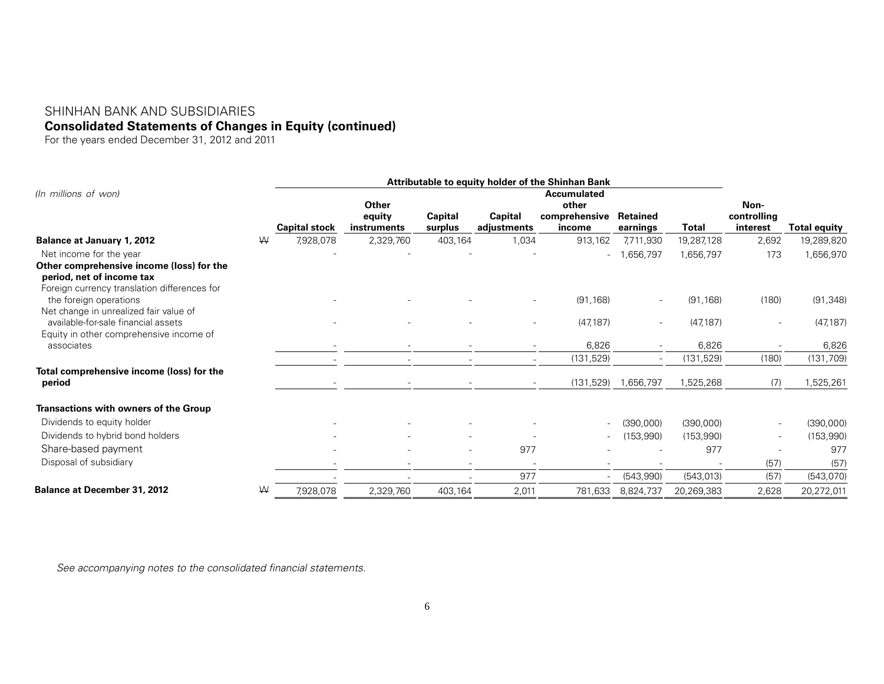SHINHAN BANK AND SUBSIDIARIES

**Consolidated Statements of Changes in Equity (continued)**

For the years ended December 31, 2012 and 2011

| *(In millions of won)* | | Attributable to equity holder of the Shinhan Bank | | | | | | | | |
|---|---|---|---|---|---|---|---|---|---|---|
| | | Capital stock | Other equity instruments | Capital surplus | Capital adjustments | Accumulated other comprehensive income | Retained earnings | Total | Non-controlling interest | Total equity |
| **Balance at January 1, 2012** | ₩ | 7,928,078 | 2,329,760 | 403,164 | 1,034 | 913,162 | 7,711,930 | 19,287,128 | 2,692 | 19,289,820 |
| Net income for the year | | - | - | - | - | - | 1,656,797 | 1,656,797 | 173 | 1,656,970 |
| **Other comprehensive income (loss) for the period, net of income tax** | | | | | | | | | | |
| Foreign currency translation differences for the foreign operations | | - | - | - | - | (91,168) | - | (91,168) | (180) | (91,348) |
| Net change in unrealized fair value of available-for-sale financial assets | | - | - | - | - | (47,187) | - | (47,187) | - | (47,187) |
| Equity in other comprehensive income of associates | | - | - | - | - | 6,826 | - | 6,826 | - | 6,826 |
| | | - | - | - | - | (131,529) | - | (131,529) | (180) | (131,709) |
| **Total comprehensive income (loss) for the period** | | - | - | - | - | (131,529) | 1,656,797 | 1,525,268 | (7) | 1,525,261 |
| **Transactions with owners of the Group** | | | | | | | | | | |
| Dividends to equity holder | | - | - | - | - | - | (390,000) | (390,000) | - | (390,000) |
| Dividends to hybrid bond holders | | - | - | - | - | - | (153,990) | (153,990) | - | (153,990) |
| Share-based payment | | - | - | - | 977 | - | - | 977 | - | 977 |
| Disposal of subsidiary | | - | - | - | - | - | - | - | (57) | (57) |
| | | - | - | - | 977 | - | (543,990) | (543,013) | (57) | (543,070) |
| **Balance at December 31, 2012** | ₩ | 7,928,078 | 2,329,760 | 403,164 | 2,011 | 781,633 | 8,824,737 | 20,269,383 | 2,628 | 20,272,011 |

*See accompanying notes to the consolidated financial statements.*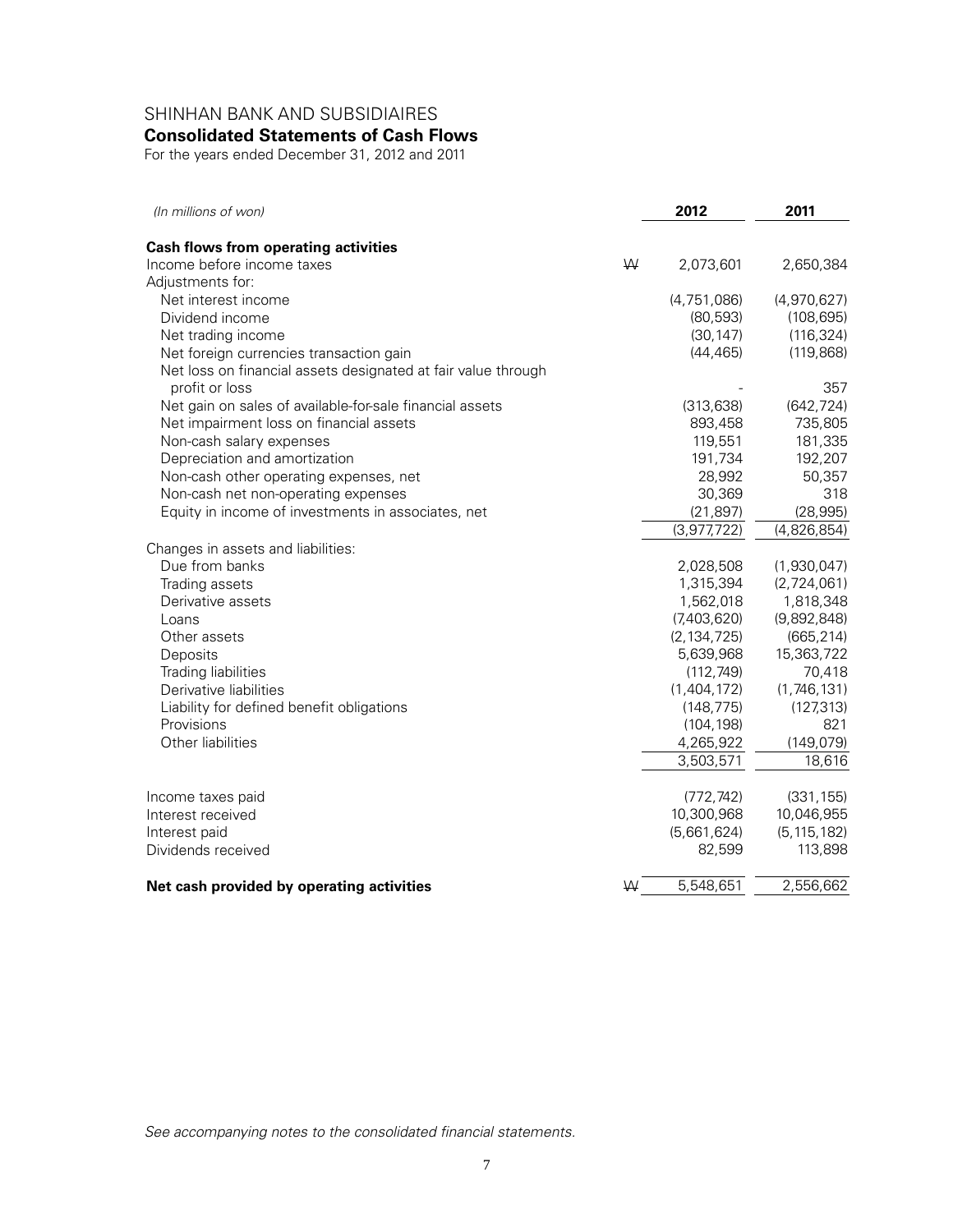# SHINHAN BANK AND SUBSIDIAIRES

## Consolidated Statements of Cash Flows

For the years ended December 31, 2012 and 2011

| *(In millions of won)* | | 2012 | 2011 |
|---|---|---|---|
| **Cash flows from operating activities** | | | |
| Income before income taxes | ₩ | 2,073,601 | 2,650,384 |
| Adjustments for: | | | |
| Net interest income | | (4,751,086) | (4,970,627) |
| Dividend income | | (80,593) | (108,695) |
| Net trading income | | (30,147) | (116,324) |
| Net foreign currencies transaction gain | | (44,465) | (119,868) |
| Net loss on financial assets designated at fair value through profit or loss | | - | 357 |
| Net gain on sales of available-for-sale financial assets | | (313,638) | (642,724) |
| Net impairment loss on financial assets | | 893,458 | 735,805 |
| Non-cash salary expenses | | 119,551 | 181,335 |
| Depreciation and amortization | | 191,734 | 192,207 |
| Non-cash other operating expenses, net | | 28,992 | 50,357 |
| Non-cash net non-operating expenses | | 30,369 | 318 |
| Equity in income of investments in associates, net | | (21,897) | (28,995) |
| | | (3,977,722) | (4,826,854) |
| Changes in assets and liabilities: | | | |
| Due from banks | | 2,028,508 | (1,930,047) |
| Trading assets | | 1,315,394 | (2,724,061) |
| Derivative assets | | 1,562,018 | 1,818,348 |
| Loans | | (7,403,620) | (9,892,848) |
| Other assets | | (2,134,725) | (665,214) |
| Deposits | | 5,639,968 | 15,363,722 |
| Trading liabilities | | (112,749) | 70,418 |
| Derivative liabilities | | (1,404,172) | (1,746,131) |
| Liability for defined benefit obligations | | (148,775) | (127,313) |
| Provisions | | (104,198) | 821 |
| Other liabilities | | 4,265,922 | (149,079) |
| | | 3,503,571 | 18,616 |
| Income taxes paid | | (772,742) | (331,155) |
| Interest received | | 10,300,968 | 10,046,955 |
| Interest paid | | (5,661,624) | (5,115,182) |
| Dividends received | | 82,599 | 113,898 |
| **Net cash provided by operating activities** | ₩ | 5,548,651 | 2,556,662 |

*See accompanying notes to the consolidated financial statements.*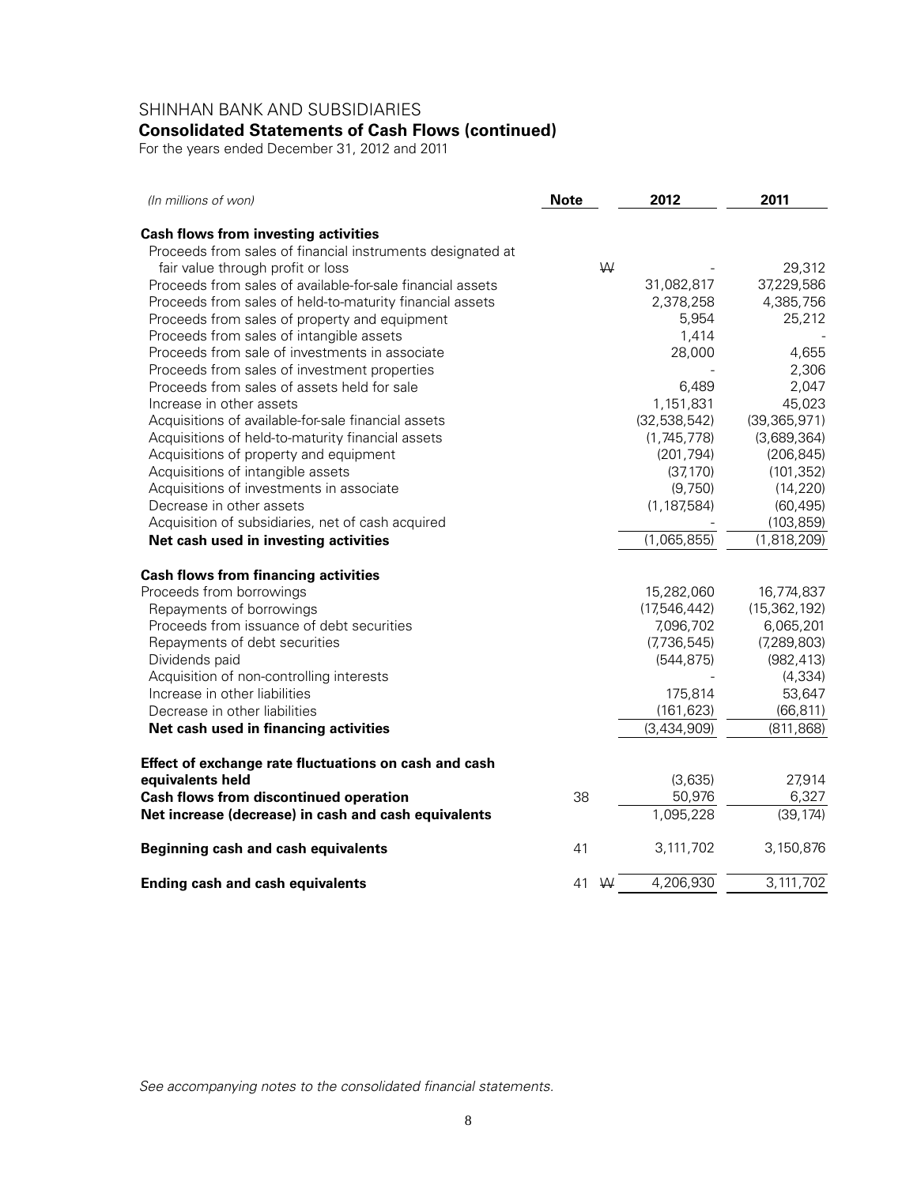SHINHAN BANK AND SUBSIDIARIES

**Consolidated Statements of Cash Flows (continued)**

For the years ended December 31, 2012 and 2011

| *(In millions of won)* | Note | | 2012 | 2011 |
|---|---|---|---|---|
| **Cash flows from investing activities** | | | | |
| Proceeds from sales of financial instruments designated at fair value through profit or loss | | ₩ | - | 29,312 |
| Proceeds from sales of available-for-sale financial assets | | | 31,082,817 | 37,229,586 |
| Proceeds from sales of held-to-maturity financial assets | | | 2,378,258 | 4,385,756 |
| Proceeds from sales of property and equipment | | | 5,954 | 25,212 |
| Proceeds from sales of intangible assets | | | 1,414 | - |
| Proceeds from sale of investments in associate | | | 28,000 | 4,655 |
| Proceeds from sales of investment properties | | | - | 2,306 |
| Proceeds from sales of assets held for sale | | | 6,489 | 2,047 |
| Increase in other assets | | | 1,151,831 | 45,023 |
| Acquisitions of available-for-sale financial assets | | | (32,538,542) | (39,365,971) |
| Acquisitions of held-to-maturity financial assets | | | (1,745,778) | (3,689,364) |
| Acquisitions of property and equipment | | | (201,794) | (206,845) |
| Acquisitions of intangible assets | | | (37,170) | (101,352) |
| Acquisitions of investments in associate | | | (9,750) | (14,220) |
| Decrease in other assets | | | (1,187,584) | (60,495) |
| Acquisition of subsidiaries, net of cash acquired | | | - | (103,859) |
| **Net cash used in investing activities** | | | (1,065,855) | (1,818,209) |
| **Cash flows from financing activities** | | | | |
| Proceeds from borrowings | | | 15,282,060 | 16,774,837 |
| Repayments of borrowings | | | (17,546,442) | (15,362,192) |
| Proceeds from issuance of debt securities | | | 7,096,702 | 6,065,201 |
| Repayments of debt securities | | | (7,736,545) | (7,289,803) |
| Dividends paid | | | (544,875) | (982,413) |
| Acquisition of non-controlling interests | | | - | (4,334) |
| Increase in other liabilities | | | 175,814 | 53,647 |
| Decrease in other liabilities | | | (161,623) | (66,811) |
| **Net cash used in financing activities** | | | (3,434,909) | (811,868) |
| **Effect of exchange rate fluctuations on cash and cash equivalents held** | | | (3,635) | 27,914 |
| **Cash flows from discontinued operation** | 38 | | 50,976 | 6,327 |
| **Net increase (decrease) in cash and cash equivalents** | | | 1,095,228 | (39,174) |
| **Beginning cash and cash equivalents** | 41 | | 3,111,702 | 3,150,876 |
| **Ending cash and cash equivalents** | 41 | ₩ | 4,206,930 | 3,111,702 |

*See accompanying notes to the consolidated financial statements.*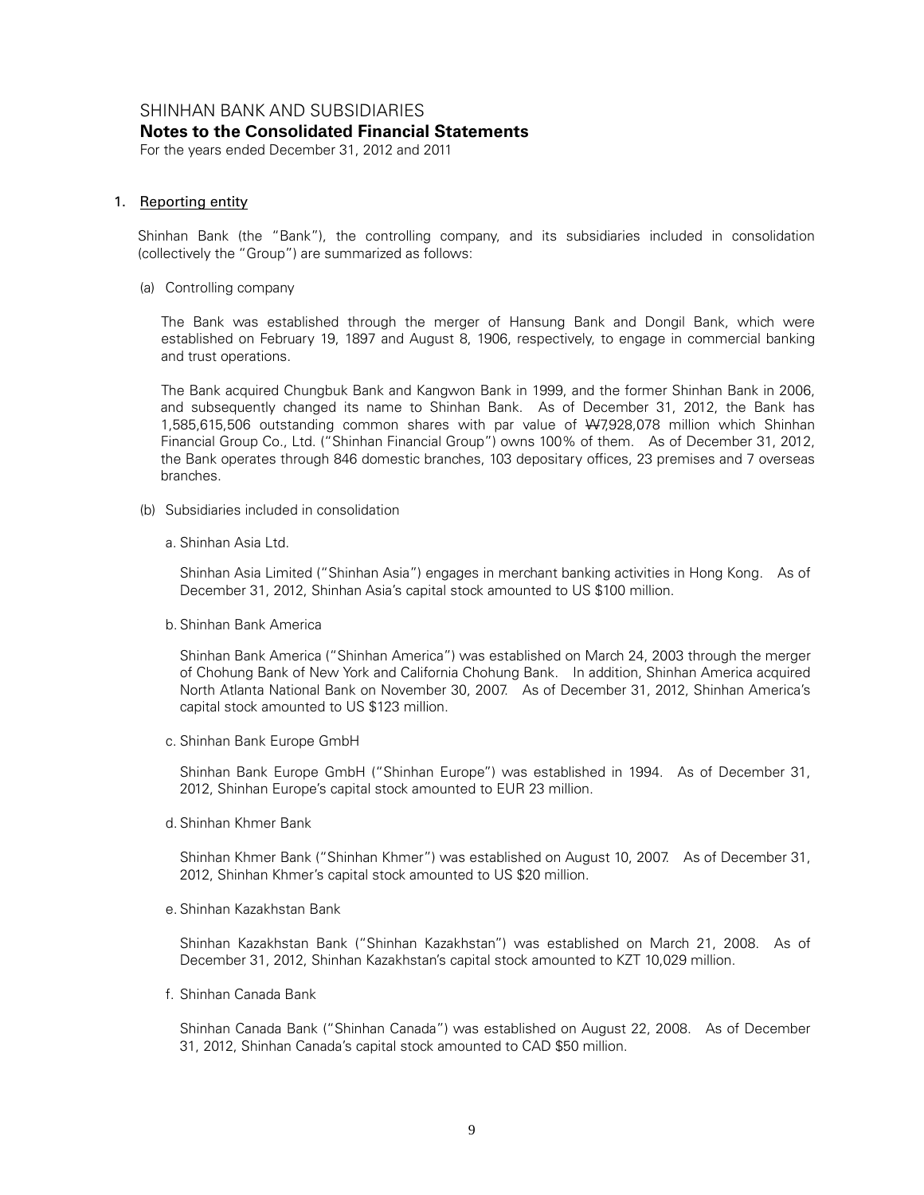# SHINHAN BANK AND SUBSIDIARIES

## Notes to the Consolidated Financial Statements

For the years ended December 31, 2012 and 2011

1. Reporting entity

Shinhan Bank (the "Bank"), the controlling company, and its subsidiaries included in consolidation (collectively the "Group") are summarized as follows:

(a) Controlling company

The Bank was established through the merger of Hansung Bank and Dongil Bank, which were established on February 19, 1897 and August 8, 1906, respectively, to engage in commercial banking and trust operations.

The Bank acquired Chungbuk Bank and Kangwon Bank in 1999, and the former Shinhan Bank in 2006, and subsequently changed its name to Shinhan Bank. As of December 31, 2012, the Bank has 1,585,615,506 outstanding common shares with par value of ₩7,928,078 million which Shinhan Financial Group Co., Ltd. ("Shinhan Financial Group") owns 100% of them. As of December 31, 2012, the Bank operates through 846 domestic branches, 103 depositary offices, 23 premises and 7 overseas branches.

(b) Subsidiaries included in consolidation

a. Shinhan Asia Ltd.

Shinhan Asia Limited ("Shinhan Asia") engages in merchant banking activities in Hong Kong. As of December 31, 2012, Shinhan Asia's capital stock amounted to US $100 million.

b. Shinhan Bank America

Shinhan Bank America ("Shinhan America") was established on March 24, 2003 through the merger of Chohung Bank of New York and California Chohung Bank. In addition, Shinhan America acquired North Atlanta National Bank on November 30, 2007. As of December 31, 2012, Shinhan America's capital stock amounted to US $123 million.

c. Shinhan Bank Europe GmbH

Shinhan Bank Europe GmbH ("Shinhan Europe") was established in 1994. As of December 31, 2012, Shinhan Europe's capital stock amounted to EUR 23 million.

d. Shinhan Khmer Bank

Shinhan Khmer Bank ("Shinhan Khmer") was established on August 10, 2007. As of December 31, 2012, Shinhan Khmer's capital stock amounted to US $20 million.

e. Shinhan Kazakhstan Bank

Shinhan Kazakhstan Bank ("Shinhan Kazakhstan") was established on March 21, 2008. As of December 31, 2012, Shinhan Kazakhstan's capital stock amounted to KZT 10,029 million.

f. Shinhan Canada Bank

Shinhan Canada Bank ("Shinhan Canada") was established on August 22, 2008. As of December 31, 2012, Shinhan Canada's capital stock amounted to CAD $50 million.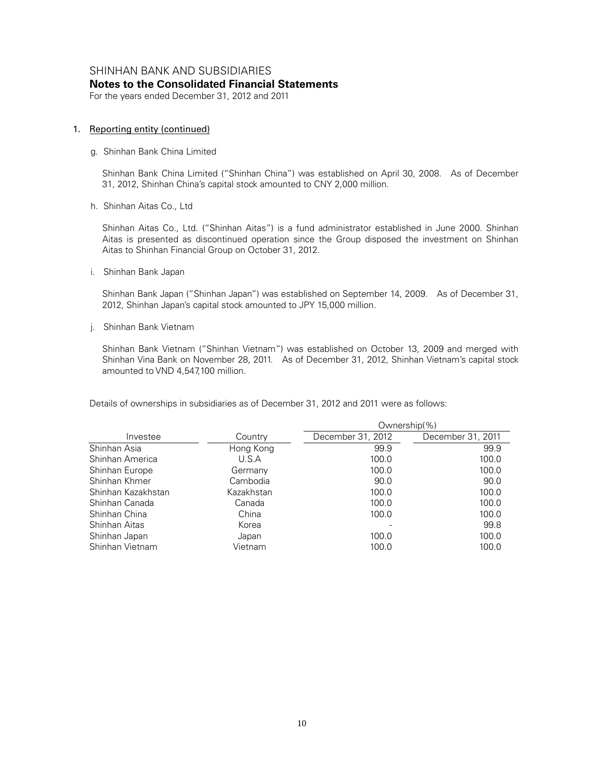SHINHAN BANK AND SUBSIDIARIES
**Notes to the Consolidated Financial Statements**
For the years ended December 31, 2012 and 2011

1. Reporting entity (continued)

g. Shinhan Bank China Limited

Shinhan Bank China Limited ("Shinhan China") was established on April 30, 2008. As of December 31, 2012, Shinhan China's capital stock amounted to CNY 2,000 million.

h. Shinhan Aitas Co., Ltd

Shinhan Aitas Co., Ltd. ("Shinhan Aitas") is a fund administrator established in June 2000. Shinhan Aitas is presented as discontinued operation since the Group disposed the investment on Shinhan Aitas to Shinhan Financial Group on October 31, 2012.

i. Shinhan Bank Japan

Shinhan Bank Japan ("Shinhan Japan") was established on September 14, 2009. As of December 31, 2012, Shinhan Japan's capital stock amounted to JPY 15,000 million.

j. Shinhan Bank Vietnam

Shinhan Bank Vietnam ("Shinhan Vietnam") was established on October 13, 2009 and merged with Shinhan Vina Bank on November 28, 2011. As of December 31, 2012, Shinhan Vietnam's capital stock amounted to VND 4,547,100 million.

Details of ownerships in subsidiaries as of December 31, 2012 and 2011 were as follows:

| | | Ownership(%) | |
|---|---|---|---|
| Investee | Country | December 31, 2012 | December 31, 2011 |
| Shinhan Asia | Hong Kong | 99.9 | 99.9 |
| Shinhan America | U.S.A | 100.0 | 100.0 |
| Shinhan Europe | Germany | 100.0 | 100.0 |
| Shinhan Khmer | Cambodia | 90.0 | 90.0 |
| Shinhan Kazakhstan | Kazakhstan | 100.0 | 100.0 |
| Shinhan Canada | Canada | 100.0 | 100.0 |
| Shinhan China | China | 100.0 | 100.0 |
| Shinhan Aitas | Korea | - | 99.8 |
| Shinhan Japan | Japan | 100.0 | 100.0 |
| Shinhan Vietnam | Vietnam | 100.0 | 100.0 |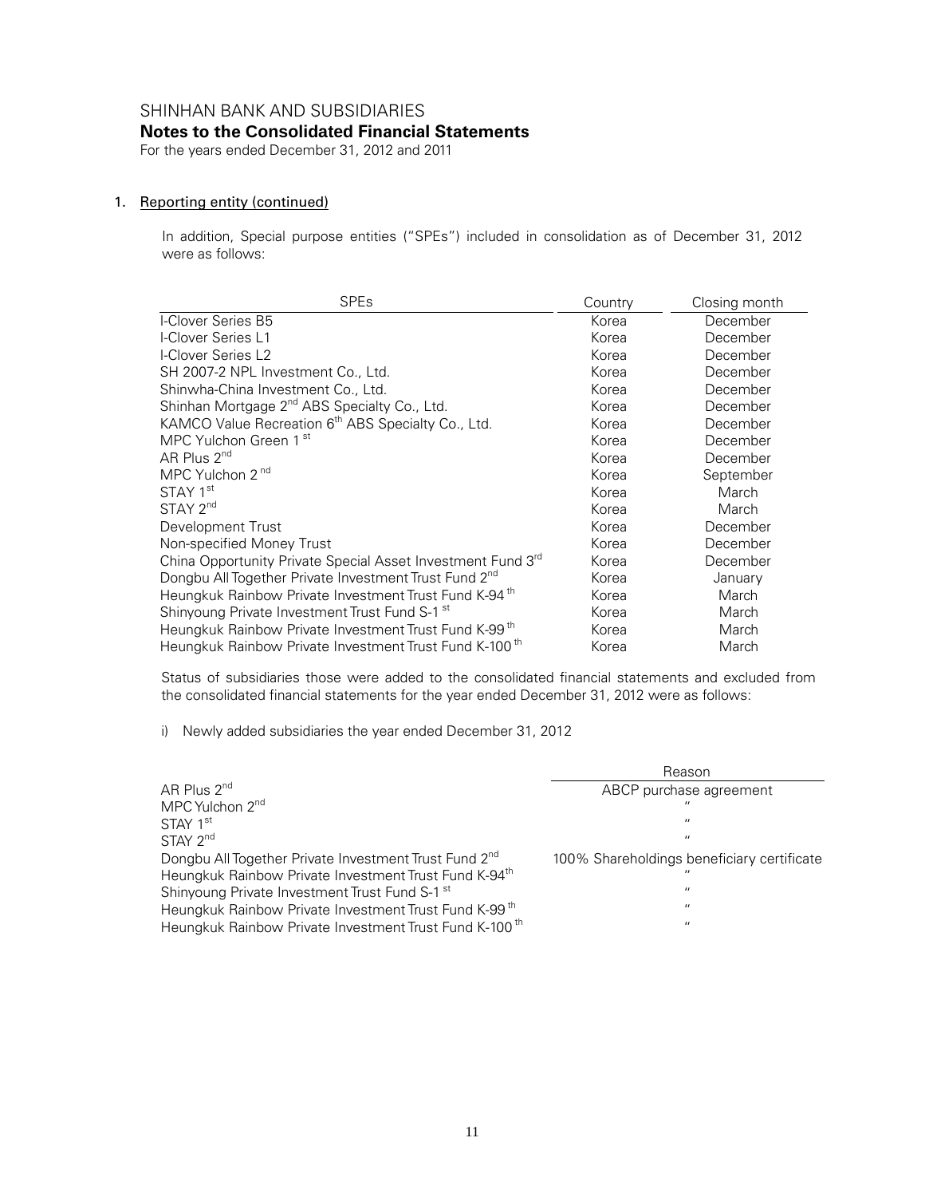## 1. Reporting entity (continued)

In addition, Special purpose entities ("SPEs") included in consolidation as of December 31, 2012 were as follows:

| SPEs | Country | Closing month |
|---|---|---|
| I-Clover Series B5 | Korea | December |
| I-Clover Series L1 | Korea | December |
| I-Clover Series L2 | Korea | December |
| SH 2007-2 NPL Investment Co., Ltd. | Korea | December |
| Shinwha-China Investment Co., Ltd. | Korea | December |
| Shinhan Mortgage 2nd ABS Specialty Co., Ltd. | Korea | December |
| KAMCO Value Recreation 6th ABS Specialty Co., Ltd. | Korea | December |
| MPC Yulchon Green 1st | Korea | December |
| AR Plus 2nd | Korea | December |
| MPC Yulchon 2nd | Korea | September |
| STAY 1st | Korea | March |
| STAY 2nd | Korea | March |
| Development Trust | Korea | December |
| Non-specified Money Trust | Korea | December |
| China Opportunity Private Special Asset Investment Fund 3rd | Korea | December |
| Dongbu All Together Private Investment Trust Fund 2nd | Korea | January |
| Heungkuk Rainbow Private Investment Trust Fund K-94th | Korea | March |
| Shinyoung Private Investment Trust Fund S-1st | Korea | March |
| Heungkuk Rainbow Private Investment Trust Fund K-99th | Korea | March |
| Heungkuk Rainbow Private Investment Trust Fund K-100th | Korea | March |

Status of subsidiaries those were added to the consolidated financial statements and excluded from the consolidated financial statements for the year ended December 31, 2012 were as follows:

i) Newly added subsidiaries the year ended December 31, 2012

| | Reason |
|---|---|
| AR Plus 2nd | ABCP purchase agreement |
| MPC Yulchon 2nd | " |
| STAY 1st | " |
| STAY 2nd | " |
| Dongbu All Together Private Investment Trust Fund 2nd | 100% Shareholdings beneficiary certificate |
| Heungkuk Rainbow Private Investment Trust Fund K-94th | " |
| Shinyoung Private Investment Trust Fund S-1st | " |
| Heungkuk Rainbow Private Investment Trust Fund K-99th | " |
| Heungkuk Rainbow Private Investment Trust Fund K-100th | " |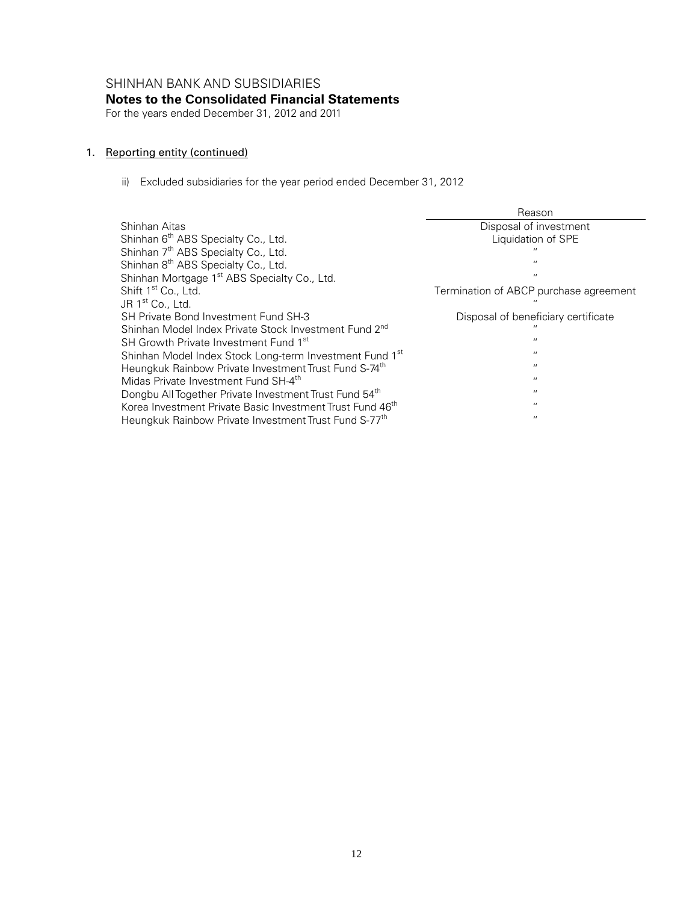SHINHAN BANK AND SUBSIDIARIES
**Notes to the Consolidated Financial Statements**
For the years ended December 31, 2012 and 2011

## 1. Reporting entity (continued)

ii) Excluded subsidiaries for the year period ended December 31, 2012

| | Reason |
|---|---|
| Shinhan Aitas | Disposal of investment |
| Shinhan 6th ABS Specialty Co., Ltd. | Liquidation of SPE |
| Shinhan 7th ABS Specialty Co., Ltd. | " |
| Shinhan 8th ABS Specialty Co., Ltd. | " |
| Shinhan Mortgage 1st ABS Specialty Co., Ltd. | " |
| Shift 1st Co., Ltd. | Termination of ABCP purchase agreement |
| JR 1st Co., Ltd. | " |
| SH Private Bond Investment Fund SH-3 | Disposal of beneficiary certificate |
| Shinhan Model Index Private Stock Investment Fund 2nd | " |
| SH Growth Private Investment Fund 1st | " |
| Shinhan Model Index Stock Long-term Investment Fund 1st | " |
| Heungkuk Rainbow Private Investment Trust Fund S-74th | " |
| Midas Private Investment Fund SH-4th | " |
| Dongbu All Together Private Investment Trust Fund 54th | " |
| Korea Investment Private Basic Investment Trust Fund 46th | " |
| Heungkuk Rainbow Private Investment Trust Fund S-77th | " |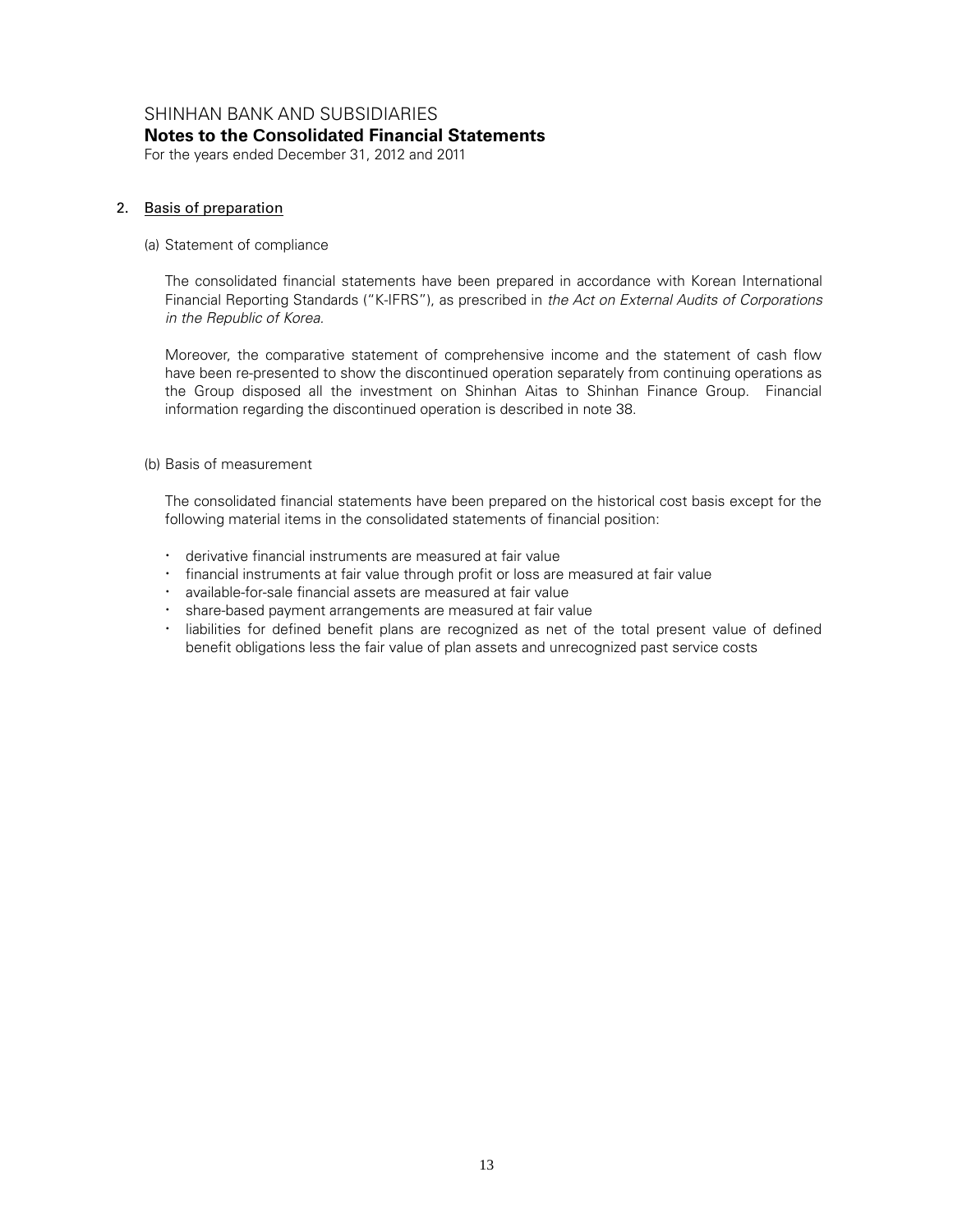## 2. Basis of preparation

(a) Statement of compliance

The consolidated financial statements have been prepared in accordance with Korean International Financial Reporting Standards ("K-IFRS"), as prescribed in *the Act on External Audits of Corporations in the Republic of Korea.*

Moreover, the comparative statement of comprehensive income and the statement of cash flow have been re-presented to show the discontinued operation separately from continuing operations as the Group disposed all the investment on Shinhan Aitas to Shinhan Finance Group. Financial information regarding the discontinued operation is described in note 38.

(b) Basis of measurement

The consolidated financial statements have been prepared on the historical cost basis except for the following material items in the consolidated statements of financial position:

- derivative financial instruments are measured at fair value
- financial instruments at fair value through profit or loss are measured at fair value
- available-for-sale financial assets are measured at fair value
- share-based payment arrangements are measured at fair value
- liabilities for defined benefit plans are recognized as net of the total present value of defined benefit obligations less the fair value of plan assets and unrecognized past service costs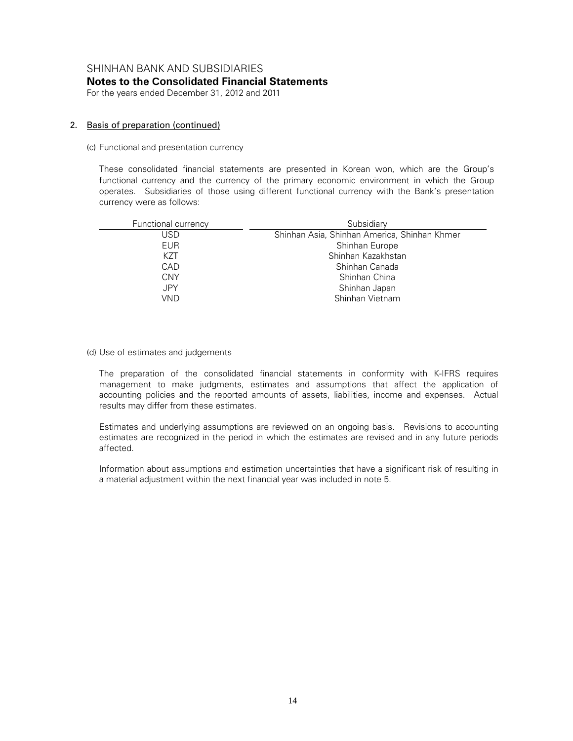## 2. Basis of preparation (continued)

(c) Functional and presentation currency

These consolidated financial statements are presented in Korean won, which are the Group's functional currency and the currency of the primary economic environment in which the Group operates. Subsidiaries of those using different functional currency with the Bank's presentation currency were as follows:

| Functional currency | Subsidiary |
|---|---|
| USD | Shinhan Asia, Shinhan America, Shinhan Khmer |
| EUR | Shinhan Europe |
| KZT | Shinhan Kazakhstan |
| CAD | Shinhan Canada |
| CNY | Shinhan China |
| JPY | Shinhan Japan |
| VND | Shinhan Vietnam |

(d) Use of estimates and judgements

The preparation of the consolidated financial statements in conformity with K-IFRS requires management to make judgments, estimates and assumptions that affect the application of accounting policies and the reported amounts of assets, liabilities, income and expenses. Actual results may differ from these estimates.

Estimates and underlying assumptions are reviewed on an ongoing basis. Revisions to accounting estimates are recognized in the period in which the estimates are revised and in any future periods affected.

Information about assumptions and estimation uncertainties that have a significant risk of resulting in a material adjustment within the next financial year was included in note 5.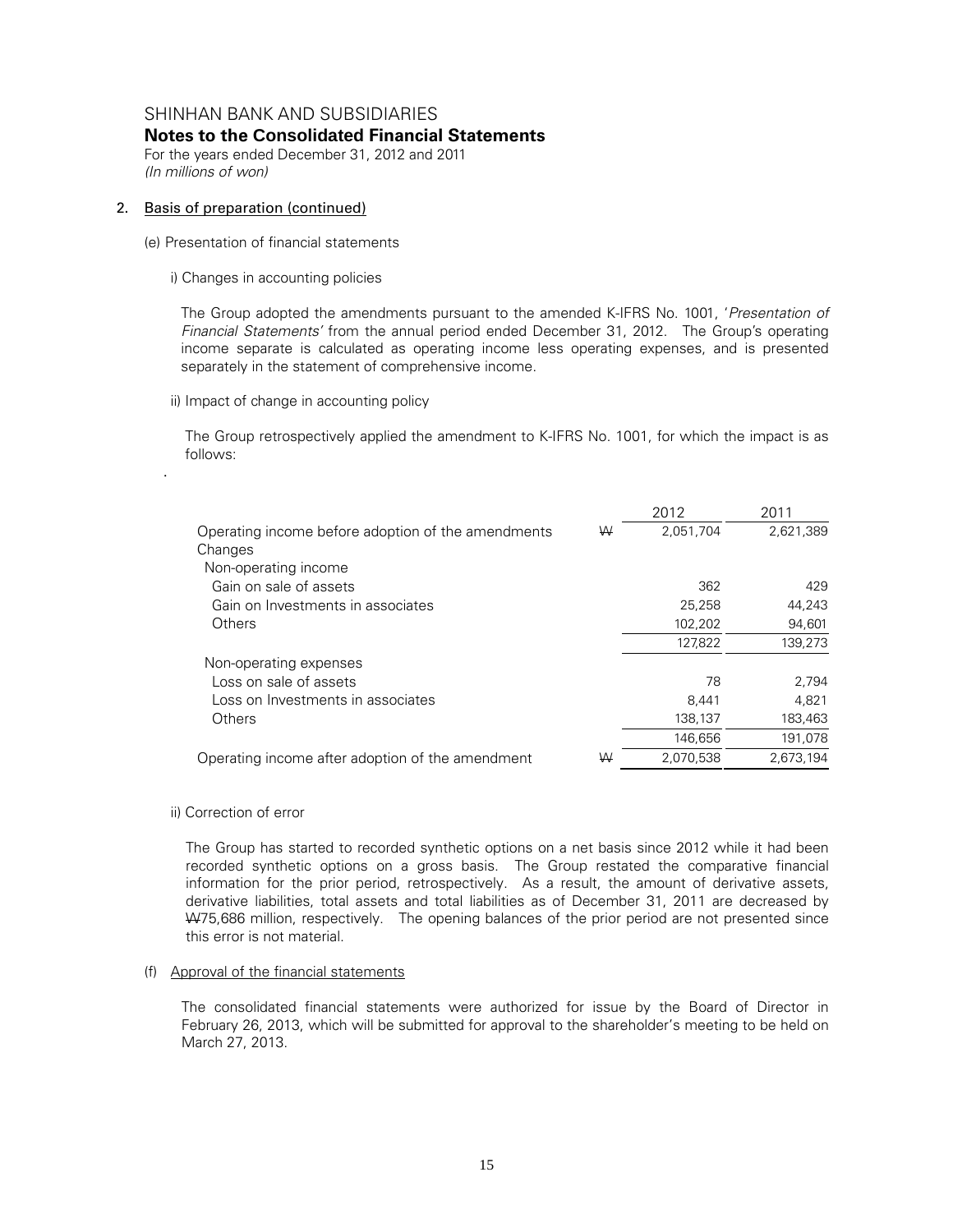SHINHAN BANK AND SUBSIDIARIES

**Notes to the Consolidated Financial Statements**

For the years ended December 31, 2012 and 2011

*(In millions of won)*

## 2. Basis of preparation (continued)

(e) Presentation of financial statements

i) Changes in accounting policies

The Group adopted the amendments pursuant to the amended K-IFRS No. 1001, '*Presentation of Financial Statements'* from the annual period ended December 31, 2012. The Group's operating income separate is calculated as operating income less operating expenses, and is presented separately in the statement of comprehensive income.

ii) Impact of change in accounting policy

The Group retrospectively applied the amendment to K-IFRS No. 1001, for which the impact is as follows:

.

| | | 2012 | 2011 |
|---|---|---|---|
| Operating income before adoption of the amendments | ₩ | 2,051,704 | 2,621,389 |
| Changes | | | |
| Non-operating income | | | |
| Gain on sale of assets | | 362 | 429 |
| Gain on Investments in associates | | 25,258 | 44,243 |
| Others | | 102,202 | 94,601 |
| | | 127,822 | 139,273 |
| Non-operating expenses | | | |
| Loss on sale of assets | | 78 | 2,794 |
| Loss on Investments in associates | | 8,441 | 4,821 |
| Others | | 138,137 | 183,463 |
| | | 146,656 | 191,078 |
| Operating income after adoption of the amendment | ₩ | 2,070,538 | 2,673,194 |

ii) Correction of error

The Group has started to recorded synthetic options on a net basis since 2012 while it had been recorded synthetic options on a gross basis. The Group restated the comparative financial information for the prior period, retrospectively. As a result, the amount of derivative assets, derivative liabilities, total assets and total liabilities as of December 31, 2011 are decreased by ₩75,686 million, respectively. The opening balances of the prior period are not presented since this error is not material.

(f) Approval of the financial statements

The consolidated financial statements were authorized for issue by the Board of Director in February 26, 2013, which will be submitted for approval to the shareholder's meeting to be held on March 27, 2013.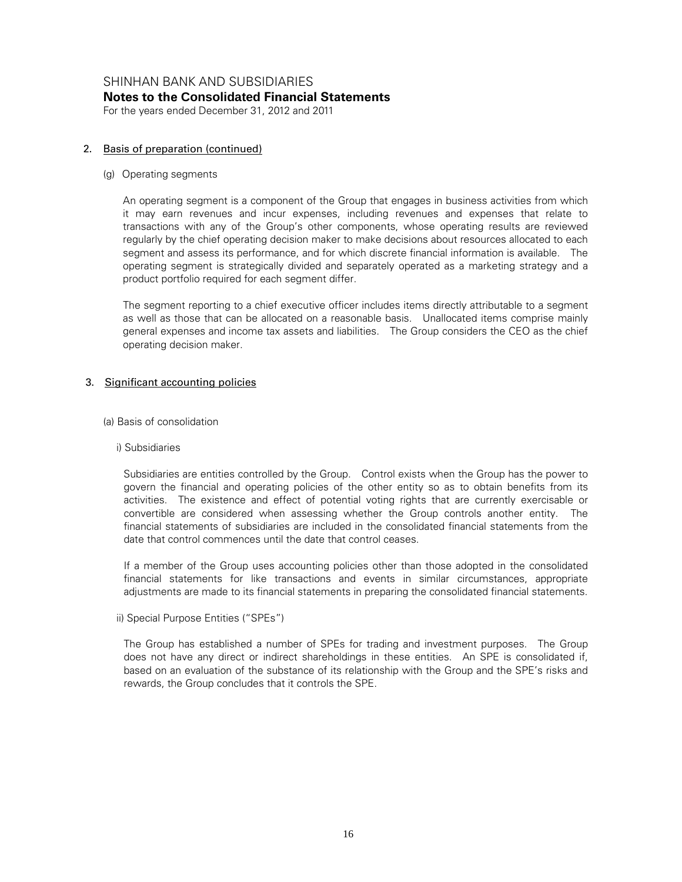## 2. Basis of preparation (continued)

(g) Operating segments

An operating segment is a component of the Group that engages in business activities from which it may earn revenues and incur expenses, including revenues and expenses that relate to transactions with any of the Group's other components, whose operating results are reviewed regularly by the chief operating decision maker to make decisions about resources allocated to each segment and assess its performance, and for which discrete financial information is available. The operating segment is strategically divided and separately operated as a marketing strategy and a product portfolio required for each segment differ.

The segment reporting to a chief executive officer includes items directly attributable to a segment as well as those that can be allocated on a reasonable basis. Unallocated items comprise mainly general expenses and income tax assets and liabilities. The Group considers the CEO as the chief operating decision maker.

## 3. Significant accounting policies

(a) Basis of consolidation

i) Subsidiaries

Subsidiaries are entities controlled by the Group. Control exists when the Group has the power to govern the financial and operating policies of the other entity so as to obtain benefits from its activities. The existence and effect of potential voting rights that are currently exercisable or convertible are considered when assessing whether the Group controls another entity. The financial statements of subsidiaries are included in the consolidated financial statements from the date that control commences until the date that control ceases.

If a member of the Group uses accounting policies other than those adopted in the consolidated financial statements for like transactions and events in similar circumstances, appropriate adjustments are made to its financial statements in preparing the consolidated financial statements.

ii) Special Purpose Entities ("SPEs")

The Group has established a number of SPEs for trading and investment purposes. The Group does not have any direct or indirect shareholdings in these entities. An SPE is consolidated if, based on an evaluation of the substance of its relationship with the Group and the SPE's risks and rewards, the Group concludes that it controls the SPE.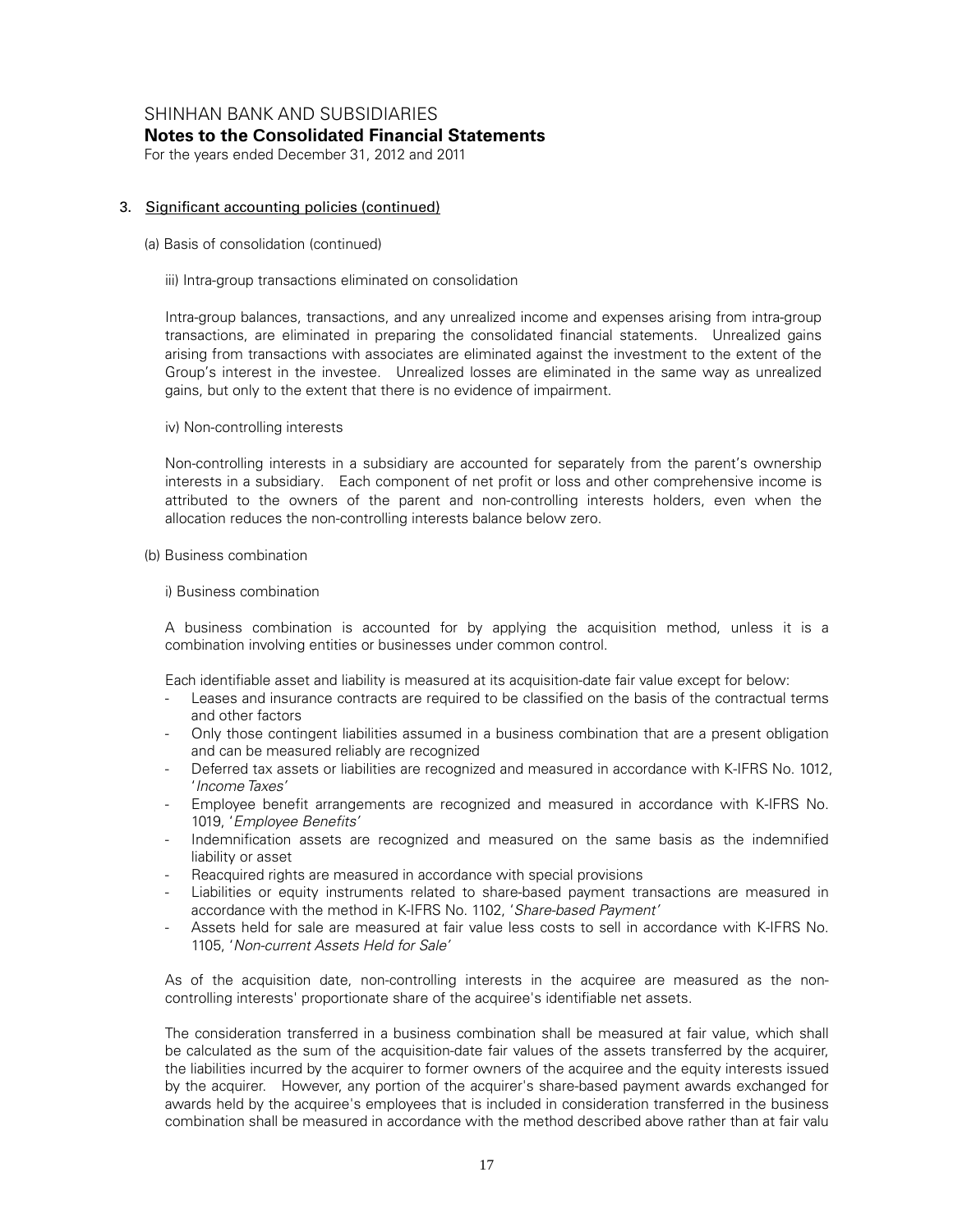SHINHAN BANK AND SUBSIDIARIES

**Notes to the Consolidated Financial Statements**

For the years ended December 31, 2012 and 2011

## 3. Significant accounting policies (continued)

(a) Basis of consolidation (continued)

iii) Intra-group transactions eliminated on consolidation

Intra-group balances, transactions, and any unrealized income and expenses arising from intra-group transactions, are eliminated in preparing the consolidated financial statements. Unrealized gains arising from transactions with associates are eliminated against the investment to the extent of the Group's interest in the investee. Unrealized losses are eliminated in the same way as unrealized gains, but only to the extent that there is no evidence of impairment.

iv) Non-controlling interests

Non-controlling interests in a subsidiary are accounted for separately from the parent's ownership interests in a subsidiary. Each component of net profit or loss and other comprehensive income is attributed to the owners of the parent and non-controlling interests holders, even when the allocation reduces the non-controlling interests balance below zero.

(b) Business combination

i) Business combination

A business combination is accounted for by applying the acquisition method, unless it is a combination involving entities or businesses under common control.

Each identifiable asset and liability is measured at its acquisition-date fair value except for below:

- Leases and insurance contracts are required to be classified on the basis of the contractual terms and other factors
- Only those contingent liabilities assumed in a business combination that are a present obligation and can be measured reliably are recognized
- Deferred tax assets or liabilities are recognized and measured in accordance with K-IFRS No. 1012, '*Income Taxes*'
- Employee benefit arrangements are recognized and measured in accordance with K-IFRS No. 1019, '*Employee Benefits*'
- Indemnification assets are recognized and measured on the same basis as the indemnified liability or asset
- Reacquired rights are measured in accordance with special provisions
- Liabilities or equity instruments related to share-based payment transactions are measured in accordance with the method in K-IFRS No. 1102, '*Share-based Payment*'
- Assets held for sale are measured at fair value less costs to sell in accordance with K-IFRS No. 1105, '*Non-current Assets Held for Sale*'

As of the acquisition date, non-controlling interests in the acquiree are measured as the non-controlling interests' proportionate share of the acquiree's identifiable net assets.

The consideration transferred in a business combination shall be measured at fair value, which shall be calculated as the sum of the acquisition-date fair values of the assets transferred by the acquirer, the liabilities incurred by the acquirer to former owners of the acquiree and the equity interests issued by the acquirer. However, any portion of the acquirer's share-based payment awards exchanged for awards held by the acquiree's employees that is included in consideration transferred in the business combination shall be measured in accordance with the method described above rather than at fair valu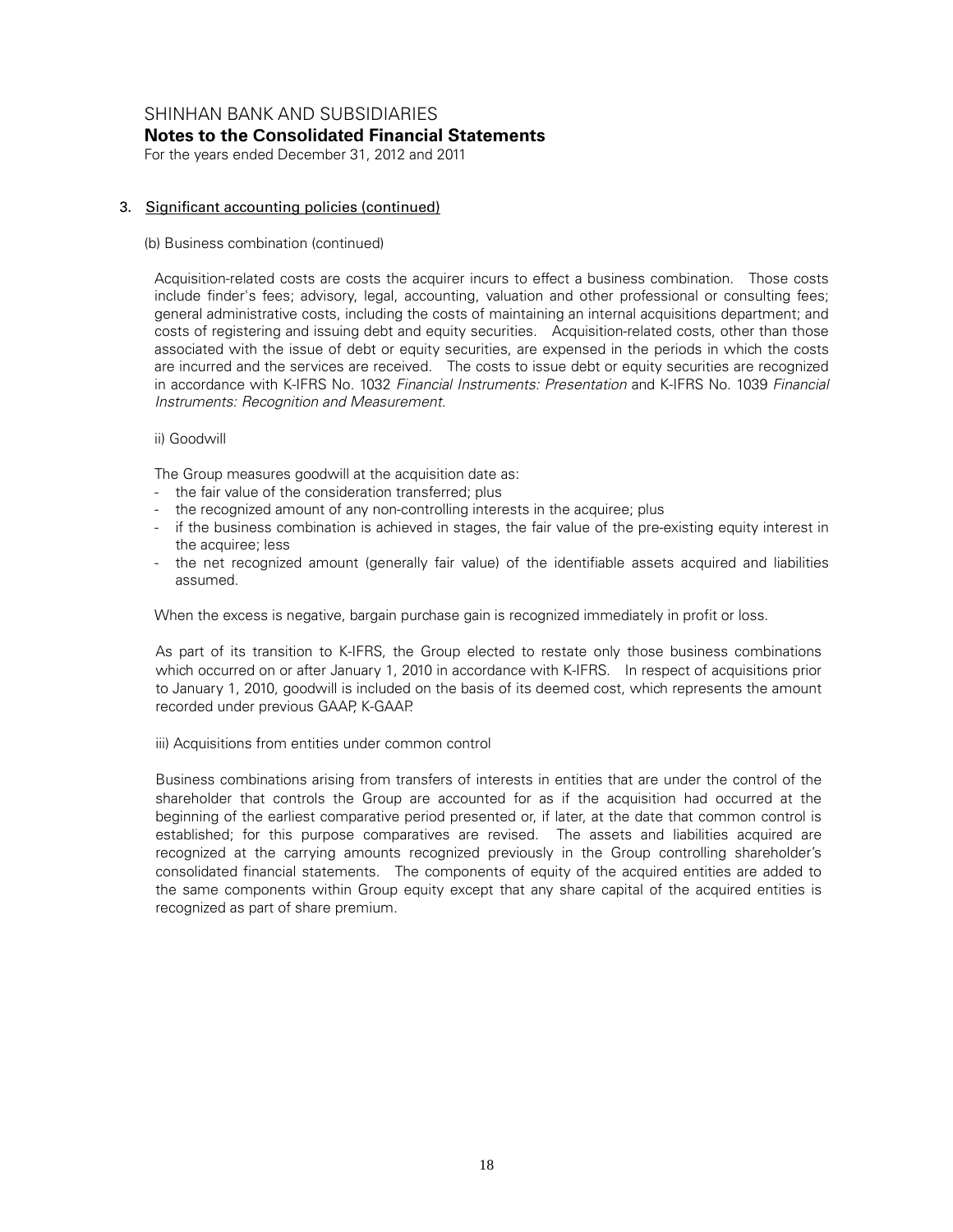SHINHAN BANK AND SUBSIDIARIES
**Notes to the Consolidated Financial Statements**
For the years ended December 31, 2012 and 2011

3. Significant accounting policies (continued)

(b) Business combination (continued)

Acquisition-related costs are costs the acquirer incurs to effect a business combination. Those costs include finder's fees; advisory, legal, accounting, valuation and other professional or consulting fees; general administrative costs, including the costs of maintaining an internal acquisitions department; and costs of registering and issuing debt and equity securities. Acquisition-related costs, other than those associated with the issue of debt or equity securities, are expensed in the periods in which the costs are incurred and the services are received. The costs to issue debt or equity securities are recognized in accordance with K-IFRS No. 1032 *Financial Instruments: Presentation* and K-IFRS No. 1039 *Financial Instruments: Recognition and Measurement*.

ii) Goodwill

The Group measures goodwill at the acquisition date as:

- the fair value of the consideration transferred; plus
- the recognized amount of any non-controlling interests in the acquiree; plus
- if the business combination is achieved in stages, the fair value of the pre-existing equity interest in the acquiree; less
- the net recognized amount (generally fair value) of the identifiable assets acquired and liabilities assumed.

When the excess is negative, bargain purchase gain is recognized immediately in profit or loss.

As part of its transition to K-IFRS, the Group elected to restate only those business combinations which occurred on or after January 1, 2010 in accordance with K-IFRS. In respect of acquisitions prior to January 1, 2010, goodwill is included on the basis of its deemed cost, which represents the amount recorded under previous GAAP, K-GAAP.

iii) Acquisitions from entities under common control

Business combinations arising from transfers of interests in entities that are under the control of the shareholder that controls the Group are accounted for as if the acquisition had occurred at the beginning of the earliest comparative period presented or, if later, at the date that common control is established; for this purpose comparatives are revised. The assets and liabilities acquired are recognized at the carrying amounts recognized previously in the Group controlling shareholder's consolidated financial statements. The components of equity of the acquired entities are added to the same components within Group equity except that any share capital of the acquired entities is recognized as part of share premium.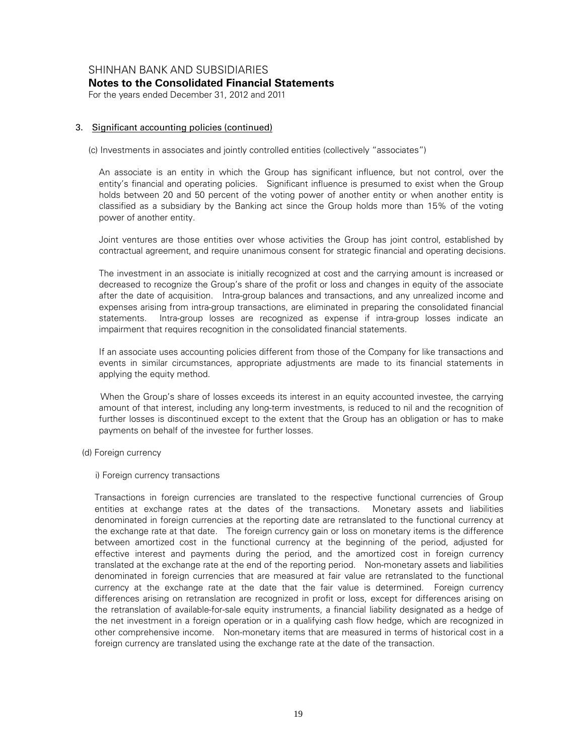## 3. Significant accounting policies (continued)

(c) Investments in associates and jointly controlled entities (collectively "associates")

An associate is an entity in which the Group has significant influence, but not control, over the entity's financial and operating policies. Significant influence is presumed to exist when the Group holds between 20 and 50 percent of the voting power of another entity or when another entity is classified as a subsidiary by the Banking act since the Group holds more than 15% of the voting power of another entity.

Joint ventures are those entities over whose activities the Group has joint control, established by contractual agreement, and require unanimous consent for strategic financial and operating decisions.

The investment in an associate is initially recognized at cost and the carrying amount is increased or decreased to recognize the Group's share of the profit or loss and changes in equity of the associate after the date of acquisition. Intra-group balances and transactions, and any unrealized income and expenses arising from intra-group transactions, are eliminated in preparing the consolidated financial statements. Intra-group losses are recognized as expense if intra-group losses indicate an impairment that requires recognition in the consolidated financial statements.

If an associate uses accounting policies different from those of the Company for like transactions and events in similar circumstances, appropriate adjustments are made to its financial statements in applying the equity method.

When the Group's share of losses exceeds its interest in an equity accounted investee, the carrying amount of that interest, including any long-term investments, is reduced to nil and the recognition of further losses is discontinued except to the extent that the Group has an obligation or has to make payments on behalf of the investee for further losses.

(d) Foreign currency

i) Foreign currency transactions

Transactions in foreign currencies are translated to the respective functional currencies of Group entities at exchange rates at the dates of the transactions. Monetary assets and liabilities denominated in foreign currencies at the reporting date are retranslated to the functional currency at the exchange rate at that date. The foreign currency gain or loss on monetary items is the difference between amortized cost in the functional currency at the beginning of the period, adjusted for effective interest and payments during the period, and the amortized cost in foreign currency translated at the exchange rate at the end of the reporting period. Non-monetary assets and liabilities denominated in foreign currencies that are measured at fair value are retranslated to the functional currency at the exchange rate at the date that the fair value is determined. Foreign currency differences arising on retranslation are recognized in profit or loss, except for differences arising on the retranslation of available-for-sale equity instruments, a financial liability designated as a hedge of the net investment in a foreign operation or in a qualifying cash flow hedge, which are recognized in other comprehensive income. Non-monetary items that are measured in terms of historical cost in a foreign currency are translated using the exchange rate at the date of the transaction.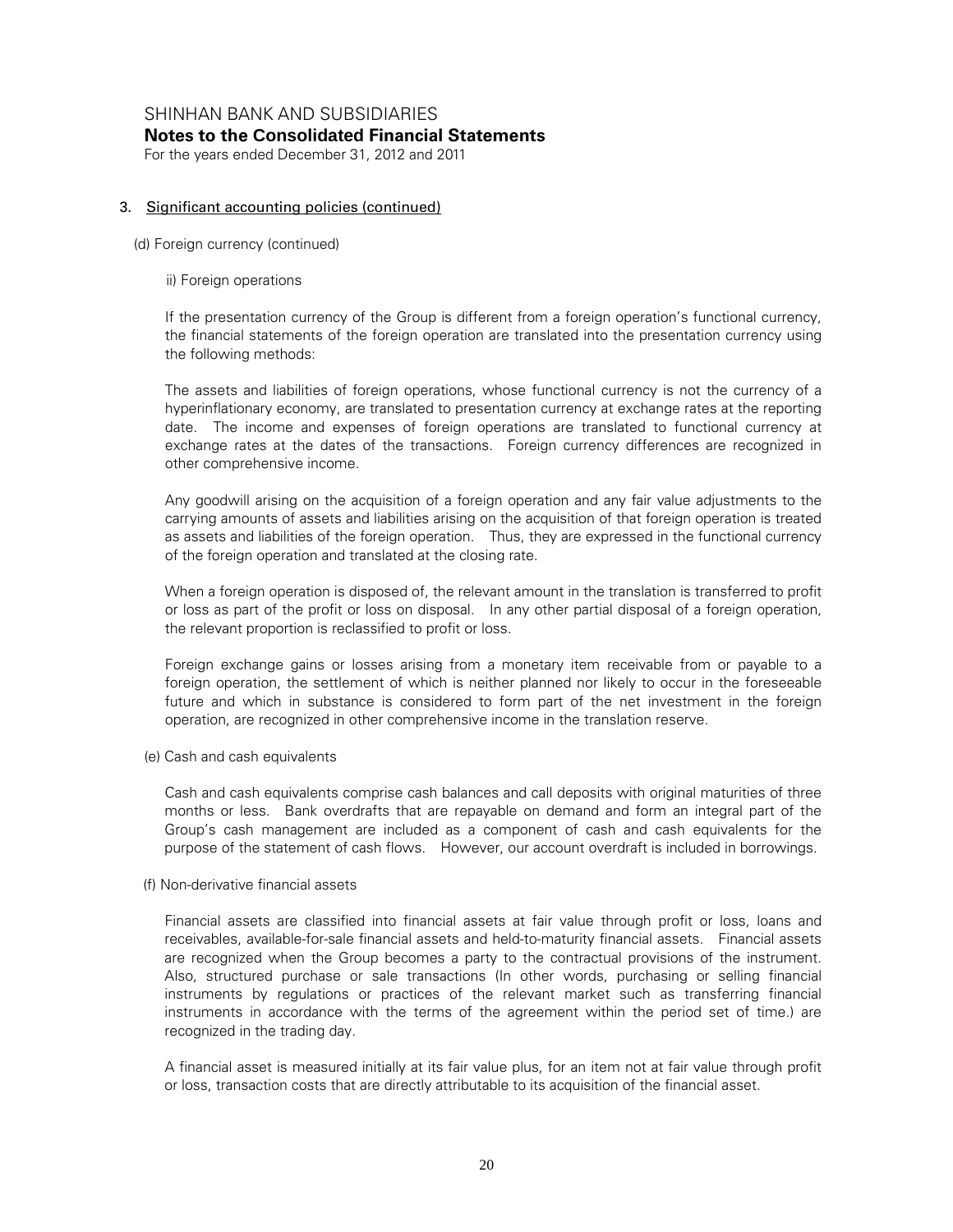## 3. Significant accounting policies (continued)

(d) Foreign currency (continued)

ii) Foreign operations

If the presentation currency of the Group is different from a foreign operation's functional currency, the financial statements of the foreign operation are translated into the presentation currency using the following methods:

The assets and liabilities of foreign operations, whose functional currency is not the currency of a hyperinflationary economy, are translated to presentation currency at exchange rates at the reporting date. The income and expenses of foreign operations are translated to functional currency at exchange rates at the dates of the transactions. Foreign currency differences are recognized in other comprehensive income.

Any goodwill arising on the acquisition of a foreign operation and any fair value adjustments to the carrying amounts of assets and liabilities arising on the acquisition of that foreign operation is treated as assets and liabilities of the foreign operation. Thus, they are expressed in the functional currency of the foreign operation and translated at the closing rate.

When a foreign operation is disposed of, the relevant amount in the translation is transferred to profit or loss as part of the profit or loss on disposal. In any other partial disposal of a foreign operation, the relevant proportion is reclassified to profit or loss.

Foreign exchange gains or losses arising from a monetary item receivable from or payable to a foreign operation, the settlement of which is neither planned nor likely to occur in the foreseeable future and which in substance is considered to form part of the net investment in the foreign operation, are recognized in other comprehensive income in the translation reserve.

(e) Cash and cash equivalents

Cash and cash equivalents comprise cash balances and call deposits with original maturities of three months or less. Bank overdrafts that are repayable on demand and form an integral part of the Group's cash management are included as a component of cash and cash equivalents for the purpose of the statement of cash flows. However, our account overdraft is included in borrowings.

(f) Non-derivative financial assets

Financial assets are classified into financial assets at fair value through profit or loss, loans and receivables, available-for-sale financial assets and held-to-maturity financial assets. Financial assets are recognized when the Group becomes a party to the contractual provisions of the instrument. Also, structured purchase or sale transactions (In other words, purchasing or selling financial instruments by regulations or practices of the relevant market such as transferring financial instruments in accordance with the terms of the agreement within the period set of time.) are recognized in the trading day.

A financial asset is measured initially at its fair value plus, for an item not at fair value through profit or loss, transaction costs that are directly attributable to its acquisition of the financial asset.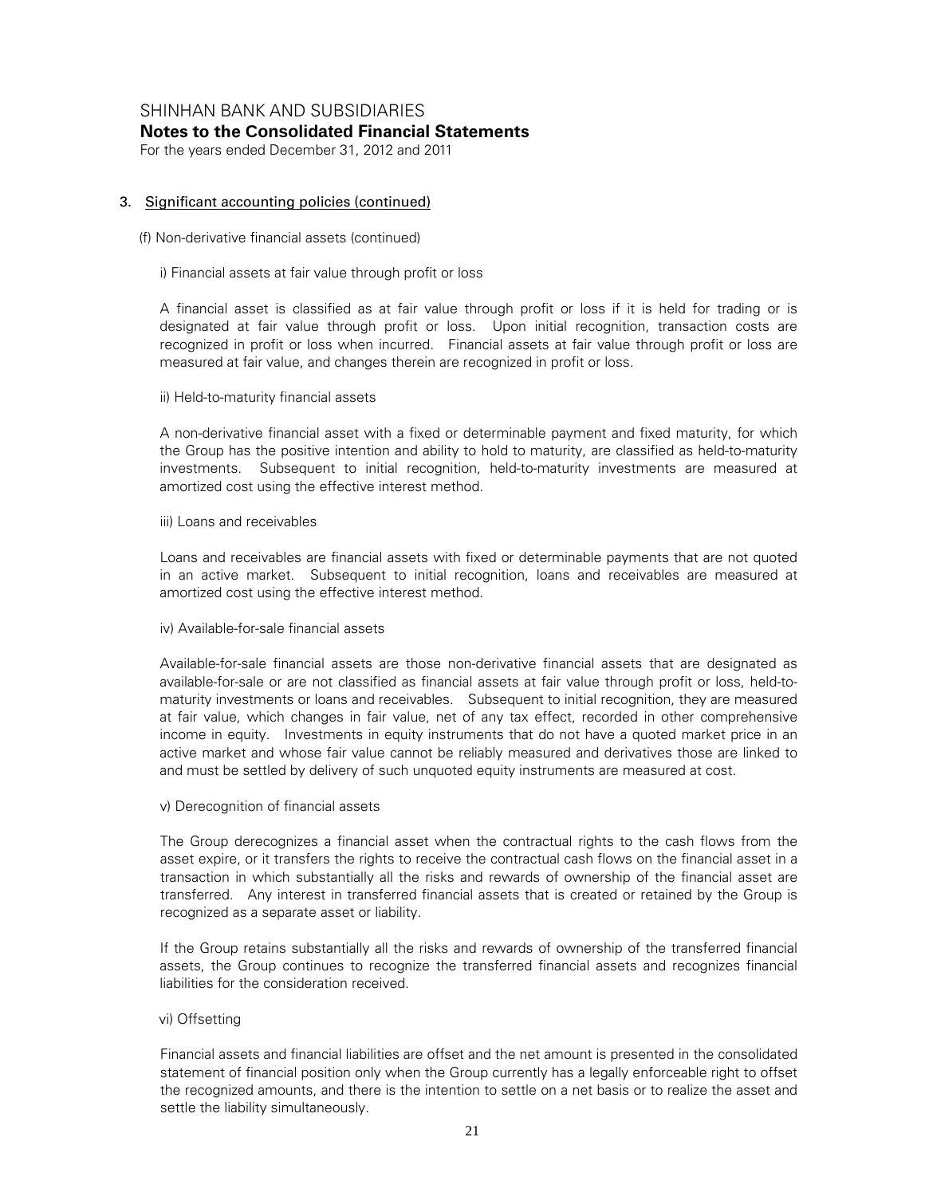## 3. Significant accounting policies (continued)

(f) Non-derivative financial assets (continued)

i) Financial assets at fair value through profit or loss

A financial asset is classified as at fair value through profit or loss if it is held for trading or is designated at fair value through profit or loss. Upon initial recognition, transaction costs are recognized in profit or loss when incurred. Financial assets at fair value through profit or loss are measured at fair value, and changes therein are recognized in profit or loss.

ii) Held-to-maturity financial assets

A non-derivative financial asset with a fixed or determinable payment and fixed maturity, for which the Group has the positive intention and ability to hold to maturity, are classified as held-to-maturity investments. Subsequent to initial recognition, held-to-maturity investments are measured at amortized cost using the effective interest method.

iii) Loans and receivables

Loans and receivables are financial assets with fixed or determinable payments that are not quoted in an active market. Subsequent to initial recognition, loans and receivables are measured at amortized cost using the effective interest method.

iv) Available-for-sale financial assets

Available-for-sale financial assets are those non-derivative financial assets that are designated as available-for-sale or are not classified as financial assets at fair value through profit or loss, held-to-maturity investments or loans and receivables. Subsequent to initial recognition, they are measured at fair value, which changes in fair value, net of any tax effect, recorded in other comprehensive income in equity. Investments in equity instruments that do not have a quoted market price in an active market and whose fair value cannot be reliably measured and derivatives those are linked to and must be settled by delivery of such unquoted equity instruments are measured at cost.

v) Derecognition of financial assets

The Group derecognizes a financial asset when the contractual rights to the cash flows from the asset expire, or it transfers the rights to receive the contractual cash flows on the financial asset in a transaction in which substantially all the risks and rewards of ownership of the financial asset are transferred. Any interest in transferred financial assets that is created or retained by the Group is recognized as a separate asset or liability.

If the Group retains substantially all the risks and rewards of ownership of the transferred financial assets, the Group continues to recognize the transferred financial assets and recognizes financial liabilities for the consideration received.

vi) Offsetting

Financial assets and financial liabilities are offset and the net amount is presented in the consolidated statement of financial position only when the Group currently has a legally enforceable right to offset the recognized amounts, and there is the intention to settle on a net basis or to realize the asset and settle the liability simultaneously.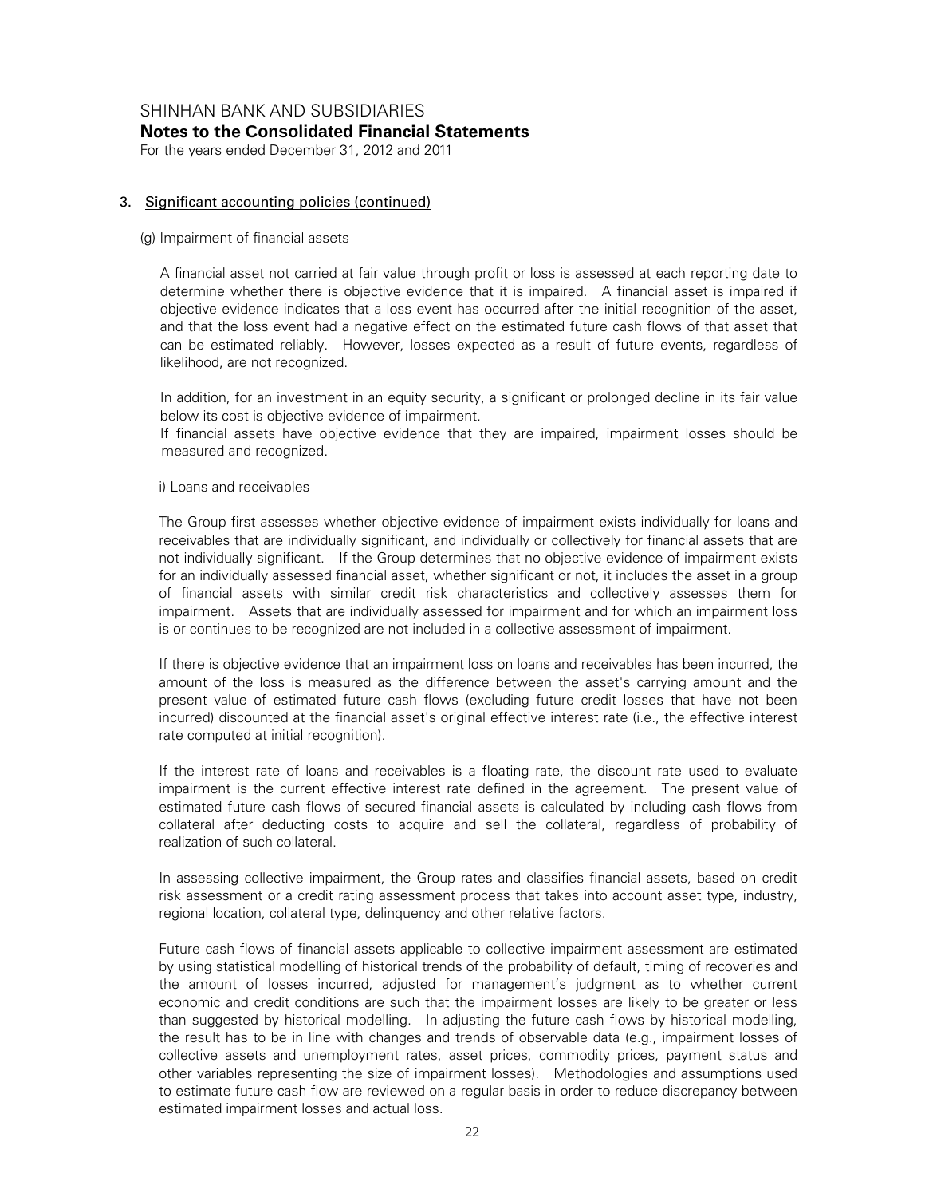## 3. Significant accounting policies (continued)

### (g) Impairment of financial assets

A financial asset not carried at fair value through profit or loss is assessed at each reporting date to determine whether there is objective evidence that it is impaired. A financial asset is impaired if objective evidence indicates that a loss event has occurred after the initial recognition of the asset, and that the loss event had a negative effect on the estimated future cash flows of that asset that can be estimated reliably. However, losses expected as a result of future events, regardless of likelihood, are not recognized.

In addition, for an investment in an equity security, a significant or prolonged decline in its fair value below its cost is objective evidence of impairment.
If financial assets have objective evidence that they are impaired, impairment losses should be measured and recognized.

#### i) Loans and receivables

The Group first assesses whether objective evidence of impairment exists individually for loans and receivables that are individually significant, and individually or collectively for financial assets that are not individually significant. If the Group determines that no objective evidence of impairment exists for an individually assessed financial asset, whether significant or not, it includes the asset in a group of financial assets with similar credit risk characteristics and collectively assesses them for impairment. Assets that are individually assessed for impairment and for which an impairment loss is or continues to be recognized are not included in a collective assessment of impairment.

If there is objective evidence that an impairment loss on loans and receivables has been incurred, the amount of the loss is measured as the difference between the asset's carrying amount and the present value of estimated future cash flows (excluding future credit losses that have not been incurred) discounted at the financial asset's original effective interest rate (i.e., the effective interest rate computed at initial recognition).

If the interest rate of loans and receivables is a floating rate, the discount rate used to evaluate impairment is the current effective interest rate defined in the agreement. The present value of estimated future cash flows of secured financial assets is calculated by including cash flows from collateral after deducting costs to acquire and sell the collateral, regardless of probability of realization of such collateral.

In assessing collective impairment, the Group rates and classifies financial assets, based on credit risk assessment or a credit rating assessment process that takes into account asset type, industry, regional location, collateral type, delinquency and other relative factors.

Future cash flows of financial assets applicable to collective impairment assessment are estimated by using statistical modelling of historical trends of the probability of default, timing of recoveries and the amount of losses incurred, adjusted for management's judgment as to whether current economic and credit conditions are such that the impairment losses are likely to be greater or less than suggested by historical modelling. In adjusting the future cash flows by historical modelling, the result has to be in line with changes and trends of observable data (e.g., impairment losses of collective assets and unemployment rates, asset prices, commodity prices, payment status and other variables representing the size of impairment losses). Methodologies and assumptions used to estimate future cash flow are reviewed on a regular basis in order to reduce discrepancy between estimated impairment losses and actual loss.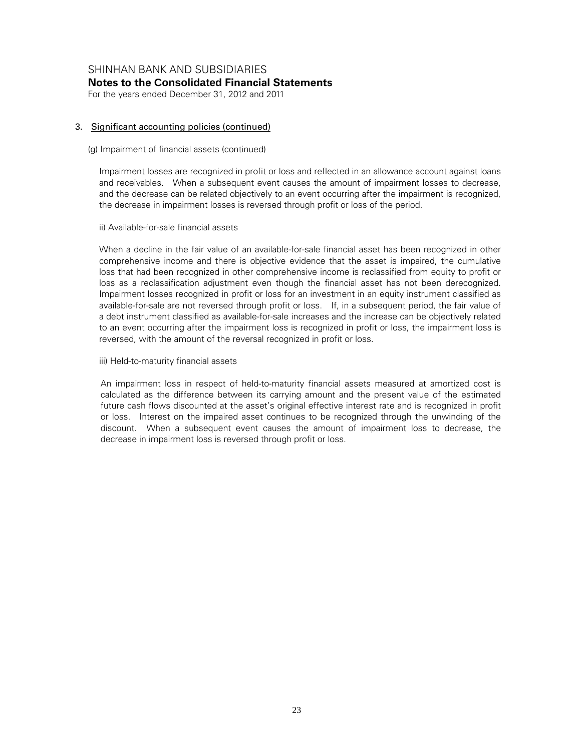# 3. Significant accounting policies (continued)

(g) Impairment of financial assets (continued)

Impairment losses are recognized in profit or loss and reflected in an allowance account against loans and receivables. When a subsequent event causes the amount of impairment losses to decrease, and the decrease can be related objectively to an event occurring after the impairment is recognized, the decrease in impairment losses is reversed through profit or loss of the period.

ii) Available-for-sale financial assets

When a decline in the fair value of an available-for-sale financial asset has been recognized in other comprehensive income and there is objective evidence that the asset is impaired, the cumulative loss that had been recognized in other comprehensive income is reclassified from equity to profit or loss as a reclassification adjustment even though the financial asset has not been derecognized. Impairment losses recognized in profit or loss for an investment in an equity instrument classified as available-for-sale are not reversed through profit or loss. If, in a subsequent period, the fair value of a debt instrument classified as available-for-sale increases and the increase can be objectively related to an event occurring after the impairment loss is recognized in profit or loss, the impairment loss is reversed, with the amount of the reversal recognized in profit or loss.

iii) Held-to-maturity financial assets

An impairment loss in respect of held-to-maturity financial assets measured at amortized cost is calculated as the difference between its carrying amount and the present value of the estimated future cash flows discounted at the asset's original effective interest rate and is recognized in profit or loss. Interest on the impaired asset continues to be recognized through the unwinding of the discount. When a subsequent event causes the amount of impairment loss to decrease, the decrease in impairment loss is reversed through profit or loss.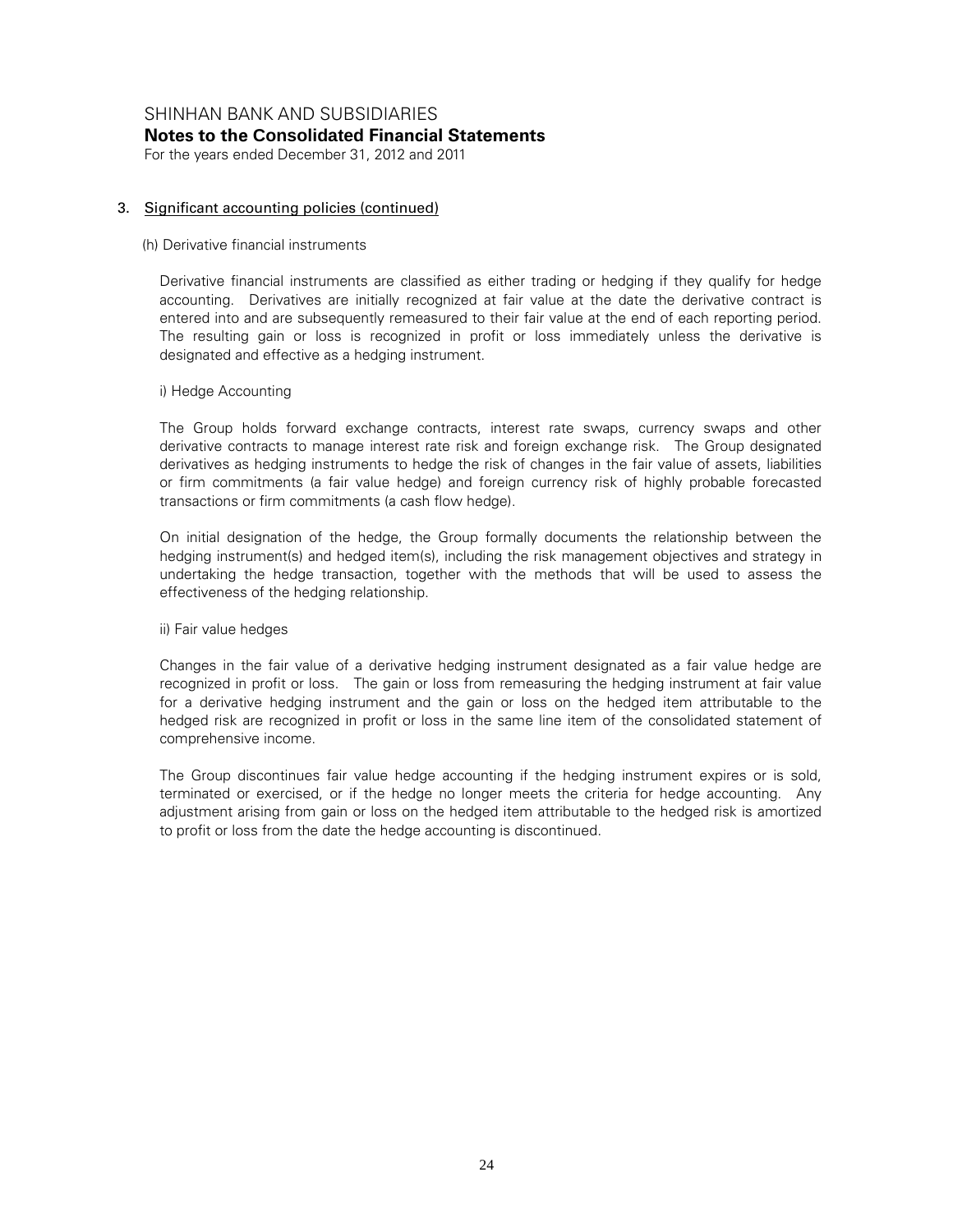## 3. Significant accounting policies (continued)

### (h) Derivative financial instruments

Derivative financial instruments are classified as either trading or hedging if they qualify for hedge accounting. Derivatives are initially recognized at fair value at the date the derivative contract is entered into and are subsequently remeasured to their fair value at the end of each reporting period. The resulting gain or loss is recognized in profit or loss immediately unless the derivative is designated and effective as a hedging instrument.

#### i) Hedge Accounting

The Group holds forward exchange contracts, interest rate swaps, currency swaps and other derivative contracts to manage interest rate risk and foreign exchange risk. The Group designated derivatives as hedging instruments to hedge the risk of changes in the fair value of assets, liabilities or firm commitments (a fair value hedge) and foreign currency risk of highly probable forecasted transactions or firm commitments (a cash flow hedge).

On initial designation of the hedge, the Group formally documents the relationship between the hedging instrument(s) and hedged item(s), including the risk management objectives and strategy in undertaking the hedge transaction, together with the methods that will be used to assess the effectiveness of the hedging relationship.

#### ii) Fair value hedges

Changes in the fair value of a derivative hedging instrument designated as a fair value hedge are recognized in profit or loss. The gain or loss from remeasuring the hedging instrument at fair value for a derivative hedging instrument and the gain or loss on the hedged item attributable to the hedged risk are recognized in profit or loss in the same line item of the consolidated statement of comprehensive income.

The Group discontinues fair value hedge accounting if the hedging instrument expires or is sold, terminated or exercised, or if the hedge no longer meets the criteria for hedge accounting. Any adjustment arising from gain or loss on the hedged item attributable to the hedged risk is amortized to profit or loss from the date the hedge accounting is discontinued.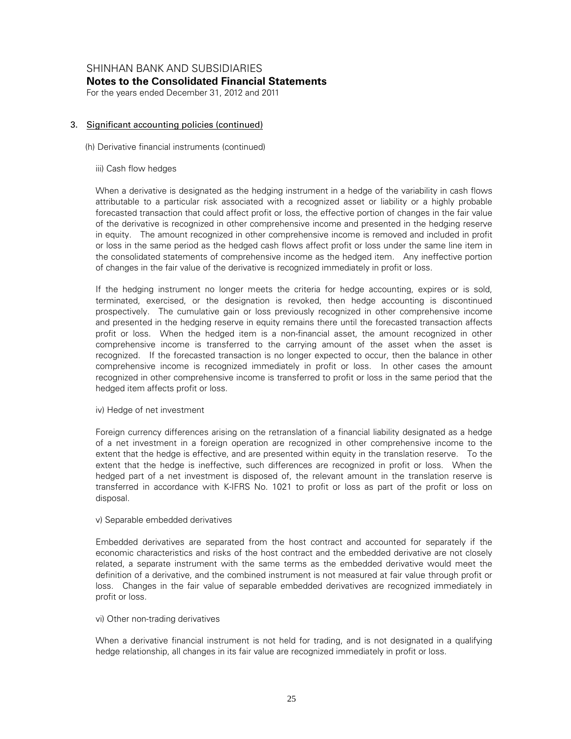## 3. Significant accounting policies (continued)

(h) Derivative financial instruments (continued)

iii) Cash flow hedges

When a derivative is designated as the hedging instrument in a hedge of the variability in cash flows attributable to a particular risk associated with a recognized asset or liability or a highly probable forecasted transaction that could affect profit or loss, the effective portion of changes in the fair value of the derivative is recognized in other comprehensive income and presented in the hedging reserve in equity. The amount recognized in other comprehensive income is removed and included in profit or loss in the same period as the hedged cash flows affect profit or loss under the same line item in the consolidated statements of comprehensive income as the hedged item. Any ineffective portion of changes in the fair value of the derivative is recognized immediately in profit or loss.

If the hedging instrument no longer meets the criteria for hedge accounting, expires or is sold, terminated, exercised, or the designation is revoked, then hedge accounting is discontinued prospectively. The cumulative gain or loss previously recognized in other comprehensive income and presented in the hedging reserve in equity remains there until the forecasted transaction affects profit or loss. When the hedged item is a non-financial asset, the amount recognized in other comprehensive income is transferred to the carrying amount of the asset when the asset is recognized. If the forecasted transaction is no longer expected to occur, then the balance in other comprehensive income is recognized immediately in profit or loss. In other cases the amount recognized in other comprehensive income is transferred to profit or loss in the same period that the hedged item affects profit or loss.

iv) Hedge of net investment

Foreign currency differences arising on the retranslation of a financial liability designated as a hedge of a net investment in a foreign operation are recognized in other comprehensive income to the extent that the hedge is effective, and are presented within equity in the translation reserve. To the extent that the hedge is ineffective, such differences are recognized in profit or loss. When the hedged part of a net investment is disposed of, the relevant amount in the translation reserve is transferred in accordance with K-IFRS No. 1021 to profit or loss as part of the profit or loss on disposal.

v) Separable embedded derivatives

Embedded derivatives are separated from the host contract and accounted for separately if the economic characteristics and risks of the host contract and the embedded derivative are not closely related, a separate instrument with the same terms as the embedded derivative would meet the definition of a derivative, and the combined instrument is not measured at fair value through profit or loss. Changes in the fair value of separable embedded derivatives are recognized immediately in profit or loss.

vi) Other non-trading derivatives

When a derivative financial instrument is not held for trading, and is not designated in a qualifying hedge relationship, all changes in its fair value are recognized immediately in profit or loss.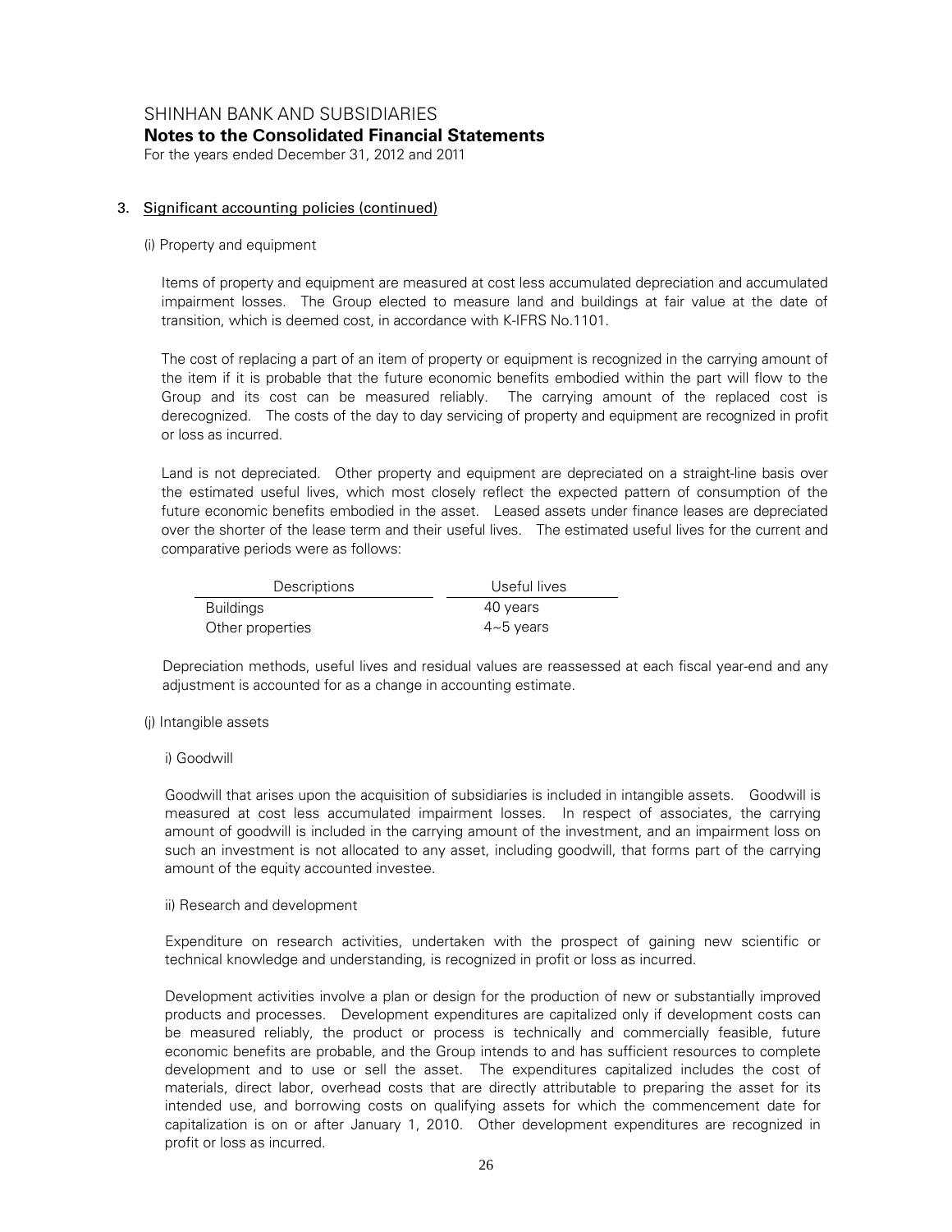# SHINHAN BANK AND SUBSIDIARIES

**Notes to the Consolidated Financial Statements**

For the years ended December 31, 2012 and 2011

## 3. Significant accounting policies (continued)

### (i) Property and equipment

Items of property and equipment are measured at cost less accumulated depreciation and accumulated impairment losses. The Group elected to measure land and buildings at fair value at the date of transition, which is deemed cost, in accordance with K-IFRS No.1101.

The cost of replacing a part of an item of property or equipment is recognized in the carrying amount of the item if it is probable that the future economic benefits embodied within the part will flow to the Group and its cost can be measured reliably. The carrying amount of the replaced cost is derecognized. The costs of the day to day servicing of property and equipment are recognized in profit or loss as incurred.

Land is not depreciated. Other property and equipment are depreciated on a straight-line basis over the estimated useful lives, which most closely reflect the expected pattern of consumption of the future economic benefits embodied in the asset. Leased assets under finance leases are depreciated over the shorter of the lease term and their useful lives. The estimated useful lives for the current and comparative periods were as follows:

| Descriptions | Useful lives |
|---|---|
| Buildings | 40 years |
| Other properties | 4~5 years |

Depreciation methods, useful lives and residual values are reassessed at each fiscal year-end and any adjustment is accounted for as a change in accounting estimate.

### (j) Intangible assets

#### i) Goodwill

Goodwill that arises upon the acquisition of subsidiaries is included in intangible assets. Goodwill is measured at cost less accumulated impairment losses. In respect of associates, the carrying amount of goodwill is included in the carrying amount of the investment, and an impairment loss on such an investment is not allocated to any asset, including goodwill, that forms part of the carrying amount of the equity accounted investee.

#### ii) Research and development

Expenditure on research activities, undertaken with the prospect of gaining new scientific or technical knowledge and understanding, is recognized in profit or loss as incurred.

Development activities involve a plan or design for the production of new or substantially improved products and processes. Development expenditures are capitalized only if development costs can be measured reliably, the product or process is technically and commercially feasible, future economic benefits are probable, and the Group intends to and has sufficient resources to complete development and to use or sell the asset. The expenditures capitalized includes the cost of materials, direct labor, overhead costs that are directly attributable to preparing the asset for its intended use, and borrowing costs on qualifying assets for which the commencement date for capitalization is on or after January 1, 2010. Other development expenditures are recognized in profit or loss as incurred.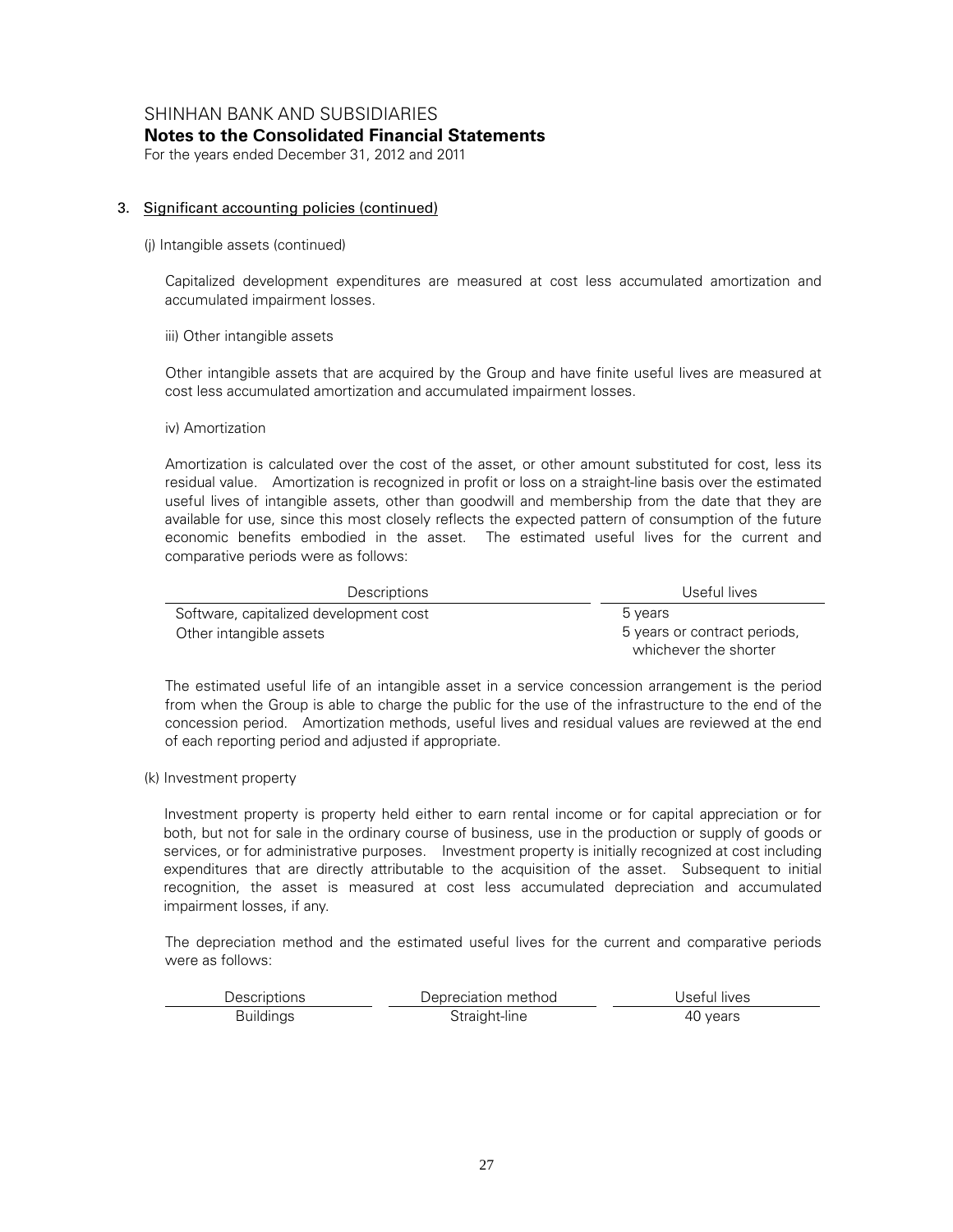### 3. Significant accounting policies (continued)

(j) Intangible assets (continued)

Capitalized development expenditures are measured at cost less accumulated amortization and accumulated impairment losses.

iii) Other intangible assets

Other intangible assets that are acquired by the Group and have finite useful lives are measured at cost less accumulated amortization and accumulated impairment losses.

iv) Amortization

Amortization is calculated over the cost of the asset, or other amount substituted for cost, less its residual value. Amortization is recognized in profit or loss on a straight-line basis over the estimated useful lives of intangible assets, other than goodwill and membership from the date that they are available for use, since this most closely reflects the expected pattern of consumption of the future economic benefits embodied in the asset. The estimated useful lives for the current and comparative periods were as follows:

| Descriptions | Useful lives |
|---|---|
| Software, capitalized development cost | 5 years |
| Other intangible assets | 5 years or contract periods, whichever the shorter |

The estimated useful life of an intangible asset in a service concession arrangement is the period from when the Group is able to charge the public for the use of the infrastructure to the end of the concession period. Amortization methods, useful lives and residual values are reviewed at the end of each reporting period and adjusted if appropriate.

(k) Investment property

Investment property is property held either to earn rental income or for capital appreciation or for both, but not for sale in the ordinary course of business, use in the production or supply of goods or services, or for administrative purposes. Investment property is initially recognized at cost including expenditures that are directly attributable to the acquisition of the asset. Subsequent to initial recognition, the asset is measured at cost less accumulated depreciation and accumulated impairment losses, if any.

The depreciation method and the estimated useful lives for the current and comparative periods were as follows:

| Descriptions | Depreciation method | Useful lives |
|---|---|---|
| Buildings | Straight-line | 40 years |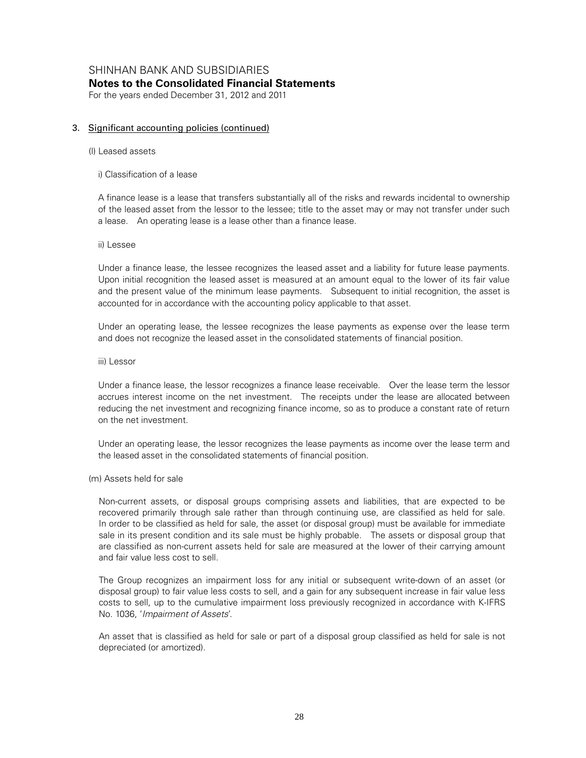### 3. Significant accounting policies (continued)

(l) Leased assets

i) Classification of a lease

A finance lease is a lease that transfers substantially all of the risks and rewards incidental to ownership of the leased asset from the lessor to the lessee; title to the asset may or may not transfer under such a lease. An operating lease is a lease other than a finance lease.

ii) Lessee

Under a finance lease, the lessee recognizes the leased asset and a liability for future lease payments. Upon initial recognition the leased asset is measured at an amount equal to the lower of its fair value and the present value of the minimum lease payments. Subsequent to initial recognition, the asset is accounted for in accordance with the accounting policy applicable to that asset.

Under an operating lease, the lessee recognizes the lease payments as expense over the lease term and does not recognize the leased asset in the consolidated statements of financial position.

iii) Lessor

Under a finance lease, the lessor recognizes a finance lease receivable. Over the lease term the lessor accrues interest income on the net investment. The receipts under the lease are allocated between reducing the net investment and recognizing finance income, so as to produce a constant rate of return on the net investment.

Under an operating lease, the lessor recognizes the lease payments as income over the lease term and the leased asset in the consolidated statements of financial position.

(m) Assets held for sale

Non-current assets, or disposal groups comprising assets and liabilities, that are expected to be recovered primarily through sale rather than through continuing use, are classified as held for sale. In order to be classified as held for sale, the asset (or disposal group) must be available for immediate sale in its present condition and its sale must be highly probable. The assets or disposal group that are classified as non-current assets held for sale are measured at the lower of their carrying amount and fair value less cost to sell.

The Group recognizes an impairment loss for any initial or subsequent write-down of an asset (or disposal group) to fair value less costs to sell, and a gain for any subsequent increase in fair value less costs to sell, up to the cumulative impairment loss previously recognized in accordance with K-IFRS No. 1036, '*Impairment of Assets*'.

An asset that is classified as held for sale or part of a disposal group classified as held for sale is not depreciated (or amortized).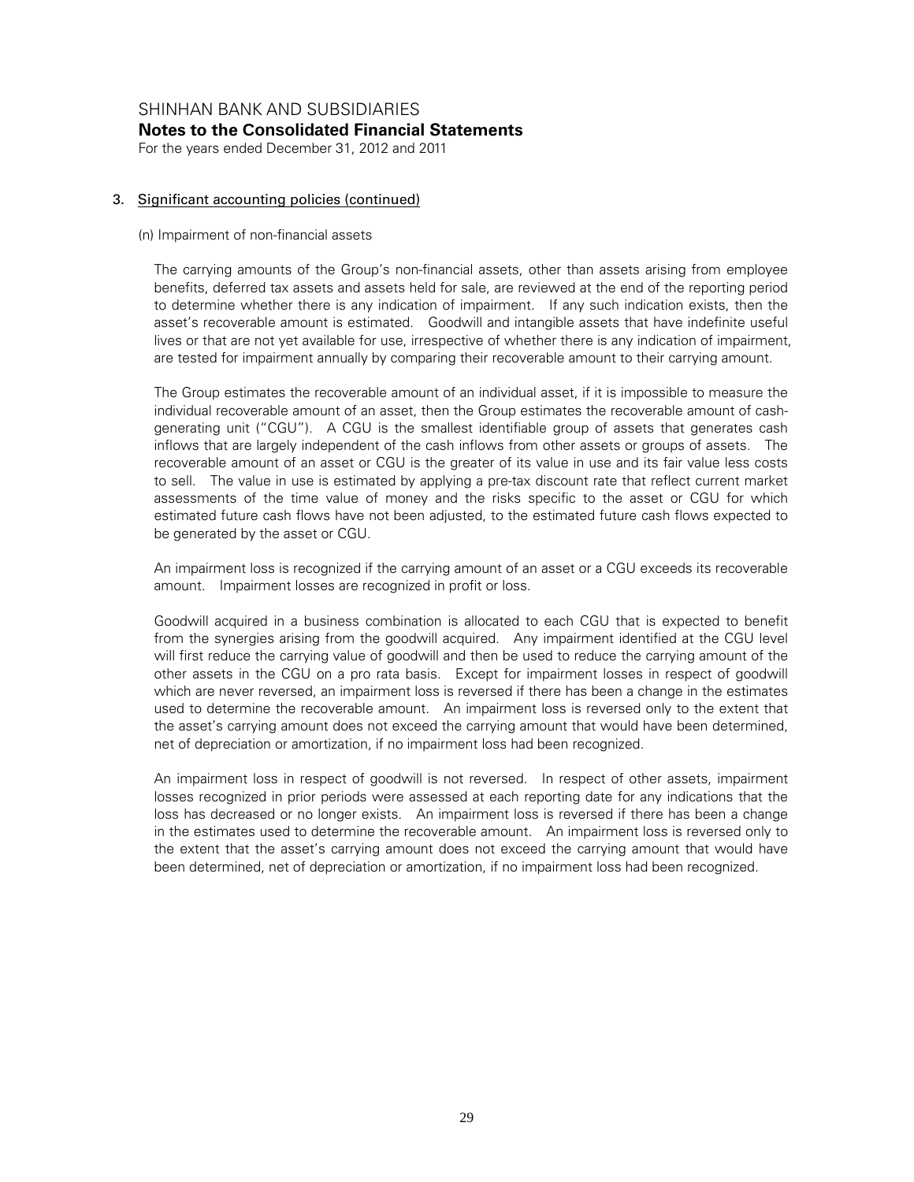## 3. Significant accounting policies (continued)

(n) Impairment of non-financial assets

The carrying amounts of the Group's non-financial assets, other than assets arising from employee benefits, deferred tax assets and assets held for sale, are reviewed at the end of the reporting period to determine whether there is any indication of impairment. If any such indication exists, then the asset's recoverable amount is estimated. Goodwill and intangible assets that have indefinite useful lives or that are not yet available for use, irrespective of whether there is any indication of impairment, are tested for impairment annually by comparing their recoverable amount to their carrying amount.

The Group estimates the recoverable amount of an individual asset, if it is impossible to measure the individual recoverable amount of an asset, then the Group estimates the recoverable amount of cash-generating unit ("CGU"). A CGU is the smallest identifiable group of assets that generates cash inflows that are largely independent of the cash inflows from other assets or groups of assets. The recoverable amount of an asset or CGU is the greater of its value in use and its fair value less costs to sell. The value in use is estimated by applying a pre-tax discount rate that reflect current market assessments of the time value of money and the risks specific to the asset or CGU for which estimated future cash flows have not been adjusted, to the estimated future cash flows expected to be generated by the asset or CGU.

An impairment loss is recognized if the carrying amount of an asset or a CGU exceeds its recoverable amount. Impairment losses are recognized in profit or loss.

Goodwill acquired in a business combination is allocated to each CGU that is expected to benefit from the synergies arising from the goodwill acquired. Any impairment identified at the CGU level will first reduce the carrying value of goodwill and then be used to reduce the carrying amount of the other assets in the CGU on a pro rata basis. Except for impairment losses in respect of goodwill which are never reversed, an impairment loss is reversed if there has been a change in the estimates used to determine the recoverable amount. An impairment loss is reversed only to the extent that the asset's carrying amount does not exceed the carrying amount that would have been determined, net of depreciation or amortization, if no impairment loss had been recognized.

An impairment loss in respect of goodwill is not reversed. In respect of other assets, impairment losses recognized in prior periods were assessed at each reporting date for any indications that the loss has decreased or no longer exists. An impairment loss is reversed if there has been a change in the estimates used to determine the recoverable amount. An impairment loss is reversed only to the extent that the asset's carrying amount does not exceed the carrying amount that would have been determined, net of depreciation or amortization, if no impairment loss had been recognized.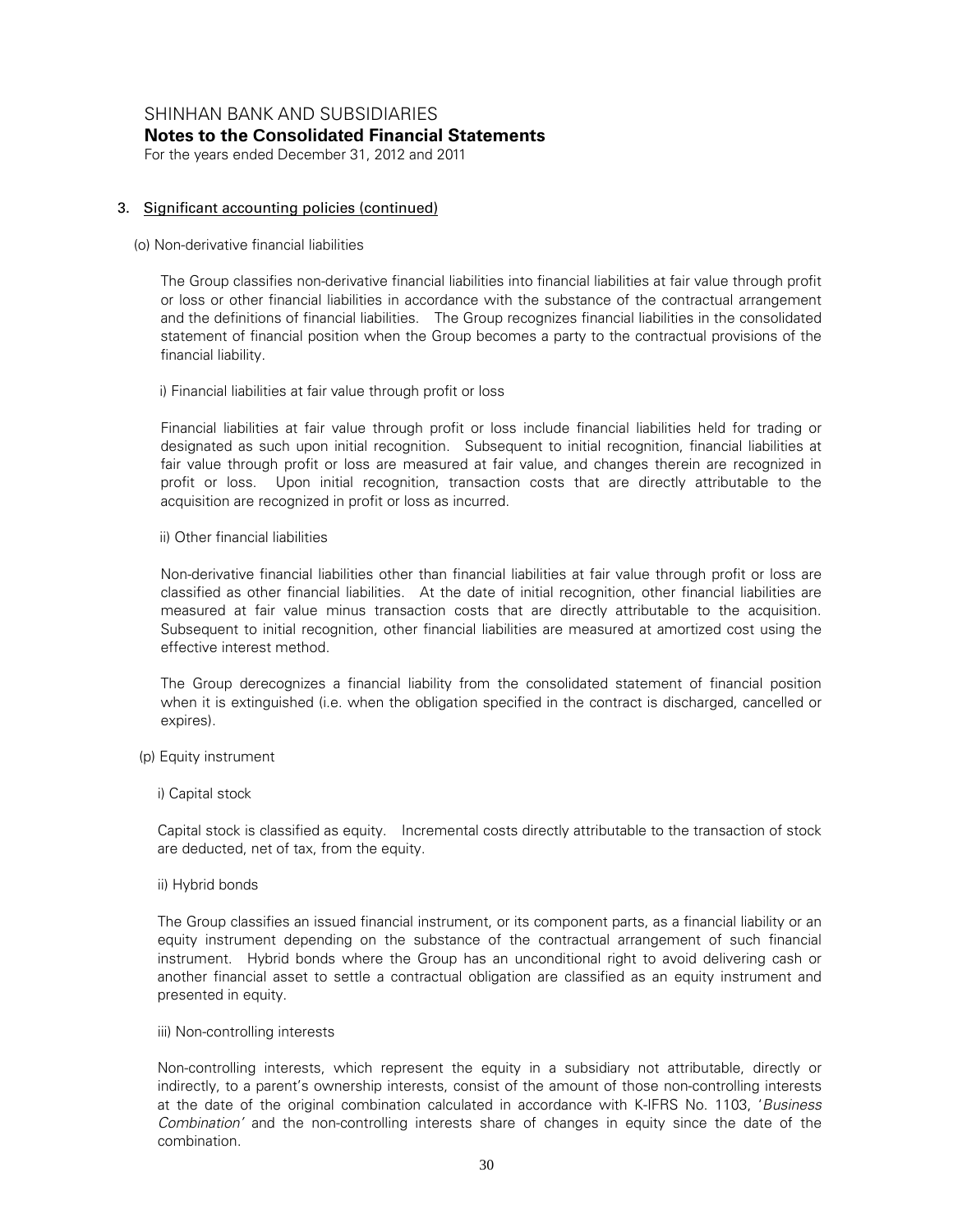## 3. Significant accounting policies (continued)

### (o) Non-derivative financial liabilities

The Group classifies non-derivative financial liabilities into financial liabilities at fair value through profit or loss or other financial liabilities in accordance with the substance of the contractual arrangement and the definitions of financial liabilities. The Group recognizes financial liabilities in the consolidated statement of financial position when the Group becomes a party to the contractual provisions of the financial liability.

i) Financial liabilities at fair value through profit or loss

Financial liabilities at fair value through profit or loss include financial liabilities held for trading or designated as such upon initial recognition. Subsequent to initial recognition, financial liabilities at fair value through profit or loss are measured at fair value, and changes therein are recognized in profit or loss. Upon initial recognition, transaction costs that are directly attributable to the acquisition are recognized in profit or loss as incurred.

ii) Other financial liabilities

Non-derivative financial liabilities other than financial liabilities at fair value through profit or loss are classified as other financial liabilities. At the date of initial recognition, other financial liabilities are measured at fair value minus transaction costs that are directly attributable to the acquisition. Subsequent to initial recognition, other financial liabilities are measured at amortized cost using the effective interest method.

The Group derecognizes a financial liability from the consolidated statement of financial position when it is extinguished (i.e. when the obligation specified in the contract is discharged, cancelled or expires).

### (p) Equity instrument

i) Capital stock

Capital stock is classified as equity. Incremental costs directly attributable to the transaction of stock are deducted, net of tax, from the equity.

ii) Hybrid bonds

The Group classifies an issued financial instrument, or its component parts, as a financial liability or an equity instrument depending on the substance of the contractual arrangement of such financial instrument. Hybrid bonds where the Group has an unconditional right to avoid delivering cash or another financial asset to settle a contractual obligation are classified as an equity instrument and presented in equity.

iii) Non-controlling interests

Non-controlling interests, which represent the equity in a subsidiary not attributable, directly or indirectly, to a parent's ownership interests, consist of the amount of those non-controlling interests at the date of the original combination calculated in accordance with K-IFRS No. 1103, '*Business Combination'* and the non-controlling interests share of changes in equity since the date of the combination.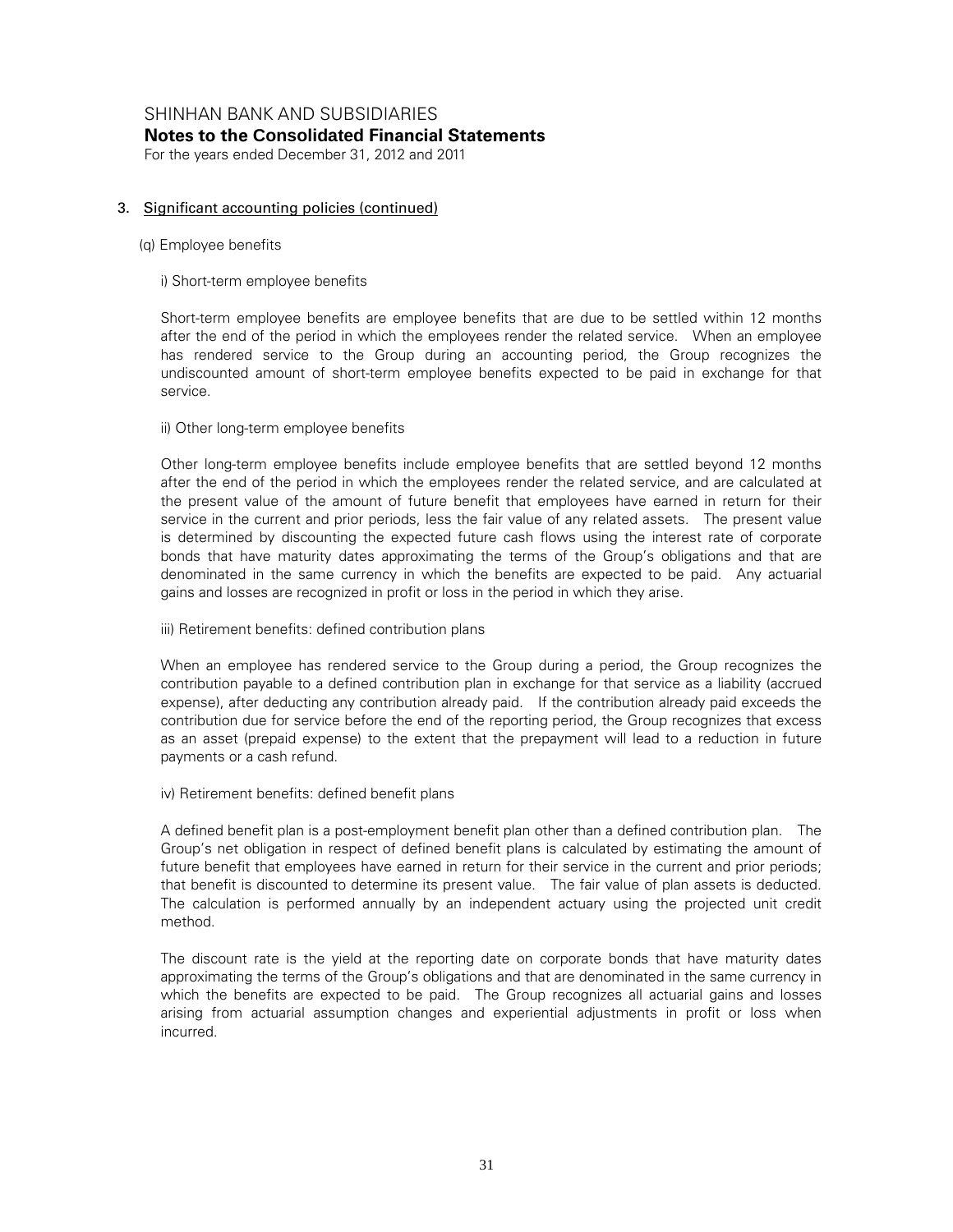## 3. Significant accounting policies (continued)

### (q) Employee benefits

#### i) Short-term employee benefits

Short-term employee benefits are employee benefits that are due to be settled within 12 months after the end of the period in which the employees render the related service. When an employee has rendered service to the Group during an accounting period, the Group recognizes the undiscounted amount of short-term employee benefits expected to be paid in exchange for that service.

#### ii) Other long-term employee benefits

Other long-term employee benefits include employee benefits that are settled beyond 12 months after the end of the period in which the employees render the related service, and are calculated at the present value of the amount of future benefit that employees have earned in return for their service in the current and prior periods, less the fair value of any related assets. The present value is determined by discounting the expected future cash flows using the interest rate of corporate bonds that have maturity dates approximating the terms of the Group's obligations and that are denominated in the same currency in which the benefits are expected to be paid. Any actuarial gains and losses are recognized in profit or loss in the period in which they arise.

#### iii) Retirement benefits: defined contribution plans

When an employee has rendered service to the Group during a period, the Group recognizes the contribution payable to a defined contribution plan in exchange for that service as a liability (accrued expense), after deducting any contribution already paid. If the contribution already paid exceeds the contribution due for service before the end of the reporting period, the Group recognizes that excess as an asset (prepaid expense) to the extent that the prepayment will lead to a reduction in future payments or a cash refund.

#### iv) Retirement benefits: defined benefit plans

A defined benefit plan is a post-employment benefit plan other than a defined contribution plan. The Group's net obligation in respect of defined benefit plans is calculated by estimating the amount of future benefit that employees have earned in return for their service in the current and prior periods; that benefit is discounted to determine its present value. The fair value of plan assets is deducted. The calculation is performed annually by an independent actuary using the projected unit credit method.

The discount rate is the yield at the reporting date on corporate bonds that have maturity dates approximating the terms of the Group's obligations and that are denominated in the same currency in which the benefits are expected to be paid. The Group recognizes all actuarial gains and losses arising from actuarial assumption changes and experiential adjustments in profit or loss when incurred.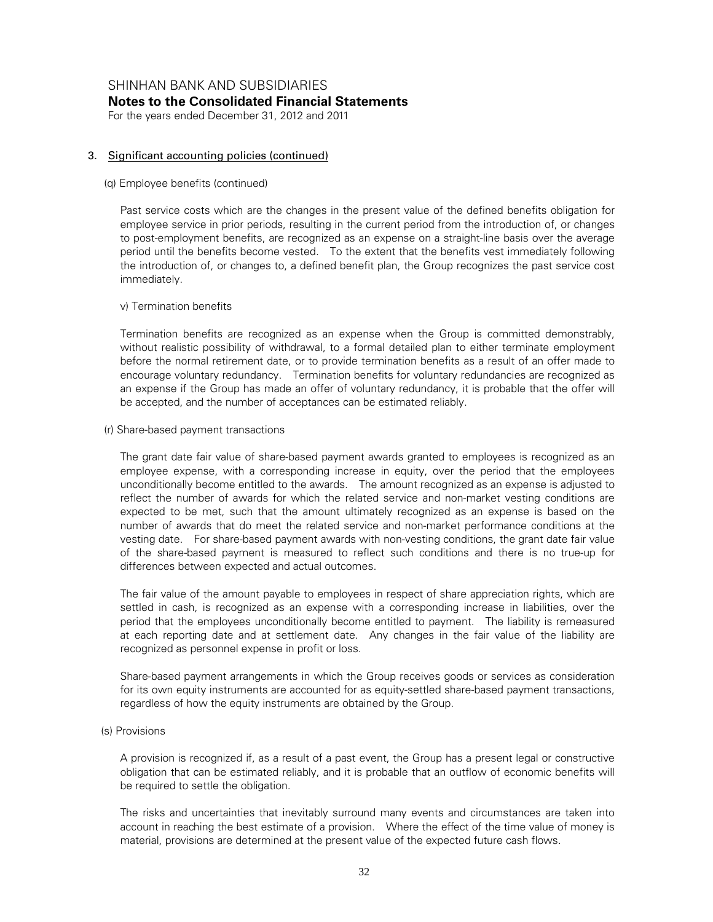SHINHAN BANK AND SUBSIDIARIES
**Notes to the Consolidated Financial Statements**
For the years ended December 31, 2012 and 2011

## 3. Significant accounting policies (continued)

(q) Employee benefits (continued)

Past service costs which are the changes in the present value of the defined benefits obligation for employee service in prior periods, resulting in the current period from the introduction of, or changes to post-employment benefits, are recognized as an expense on a straight-line basis over the average period until the benefits become vested. To the extent that the benefits vest immediately following the introduction of, or changes to, a defined benefit plan, the Group recognizes the past service cost immediately.

v) Termination benefits

Termination benefits are recognized as an expense when the Group is committed demonstrably, without realistic possibility of withdrawal, to a formal detailed plan to either terminate employment before the normal retirement date, or to provide termination benefits as a result of an offer made to encourage voluntary redundancy. Termination benefits for voluntary redundancies are recognized as an expense if the Group has made an offer of voluntary redundancy, it is probable that the offer will be accepted, and the number of acceptances can be estimated reliably.

(r) Share-based payment transactions

The grant date fair value of share-based payment awards granted to employees is recognized as an employee expense, with a corresponding increase in equity, over the period that the employees unconditionally become entitled to the awards. The amount recognized as an expense is adjusted to reflect the number of awards for which the related service and non-market vesting conditions are expected to be met, such that the amount ultimately recognized as an expense is based on the number of awards that do meet the related service and non-market performance conditions at the vesting date. For share-based payment awards with non-vesting conditions, the grant date fair value of the share-based payment is measured to reflect such conditions and there is no true-up for differences between expected and actual outcomes.

The fair value of the amount payable to employees in respect of share appreciation rights, which are settled in cash, is recognized as an expense with a corresponding increase in liabilities, over the period that the employees unconditionally become entitled to payment. The liability is remeasured at each reporting date and at settlement date. Any changes in the fair value of the liability are recognized as personnel expense in profit or loss.

Share-based payment arrangements in which the Group receives goods or services as consideration for its own equity instruments are accounted for as equity-settled share-based payment transactions, regardless of how the equity instruments are obtained by the Group.

(s) Provisions

A provision is recognized if, as a result of a past event, the Group has a present legal or constructive obligation that can be estimated reliably, and it is probable that an outflow of economic benefits will be required to settle the obligation.

The risks and uncertainties that inevitably surround many events and circumstances are taken into account in reaching the best estimate of a provision. Where the effect of the time value of money is material, provisions are determined at the present value of the expected future cash flows.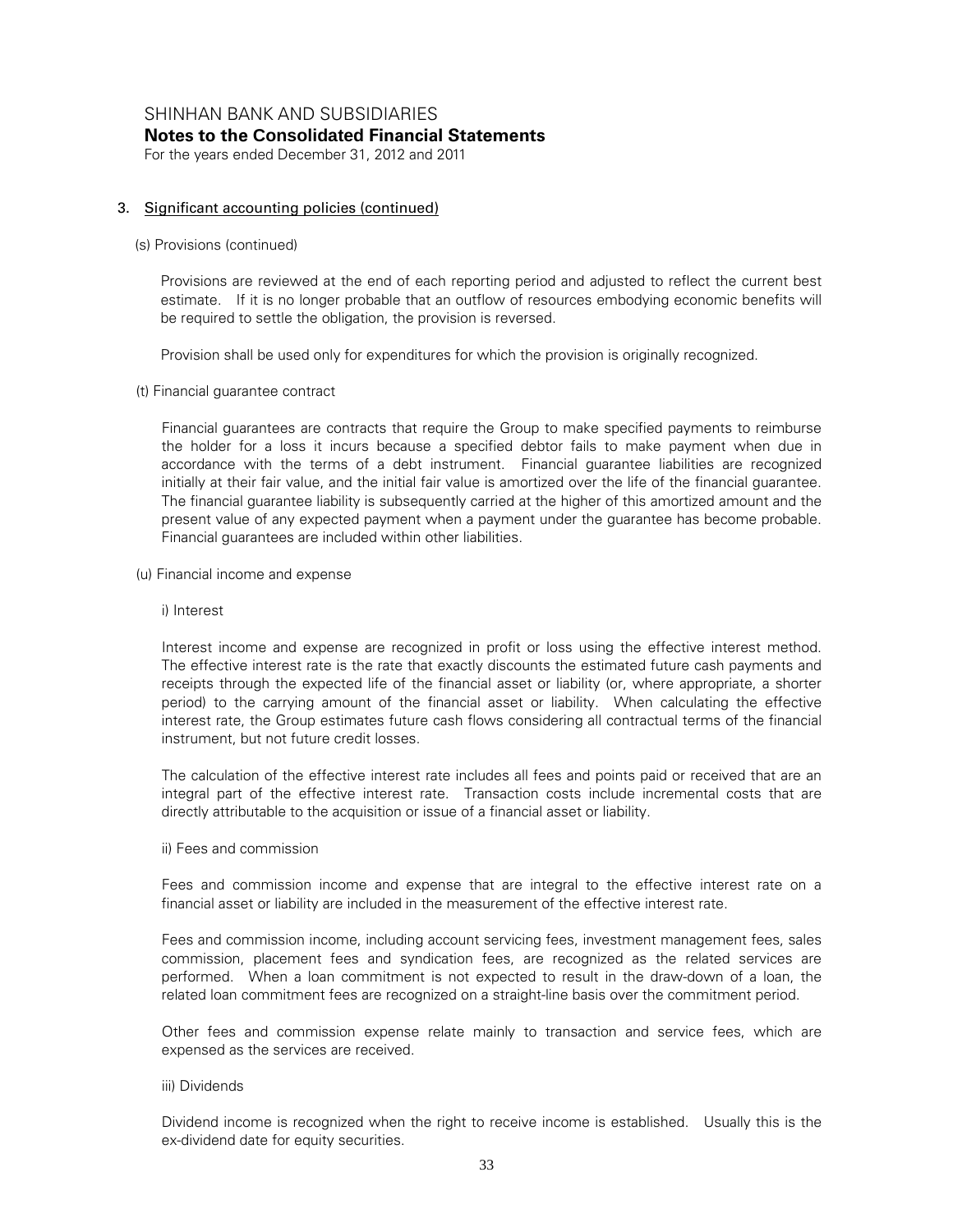## 3. Significant accounting policies (continued)

### (s) Provisions (continued)

Provisions are reviewed at the end of each reporting period and adjusted to reflect the current best estimate. If it is no longer probable that an outflow of resources embodying economic benefits will be required to settle the obligation, the provision is reversed.

Provision shall be used only for expenditures for which the provision is originally recognized.

### (t) Financial guarantee contract

Financial guarantees are contracts that require the Group to make specified payments to reimburse the holder for a loss it incurs because a specified debtor fails to make payment when due in accordance with the terms of a debt instrument. Financial guarantee liabilities are recognized initially at their fair value, and the initial fair value is amortized over the life of the financial guarantee. The financial guarantee liability is subsequently carried at the higher of this amortized amount and the present value of any expected payment when a payment under the guarantee has become probable. Financial guarantees are included within other liabilities.

### (u) Financial income and expense

#### i) Interest

Interest income and expense are recognized in profit or loss using the effective interest method. The effective interest rate is the rate that exactly discounts the estimated future cash payments and receipts through the expected life of the financial asset or liability (or, where appropriate, a shorter period) to the carrying amount of the financial asset or liability. When calculating the effective interest rate, the Group estimates future cash flows considering all contractual terms of the financial instrument, but not future credit losses.

The calculation of the effective interest rate includes all fees and points paid or received that are an integral part of the effective interest rate. Transaction costs include incremental costs that are directly attributable to the acquisition or issue of a financial asset or liability.

#### ii) Fees and commission

Fees and commission income and expense that are integral to the effective interest rate on a financial asset or liability are included in the measurement of the effective interest rate.

Fees and commission income, including account servicing fees, investment management fees, sales commission, placement fees and syndication fees, are recognized as the related services are performed. When a loan commitment is not expected to result in the draw-down of a loan, the related loan commitment fees are recognized on a straight-line basis over the commitment period.

Other fees and commission expense relate mainly to transaction and service fees, which are expensed as the services are received.

#### iii) Dividends

Dividend income is recognized when the right to receive income is established. Usually this is the ex-dividend date for equity securities.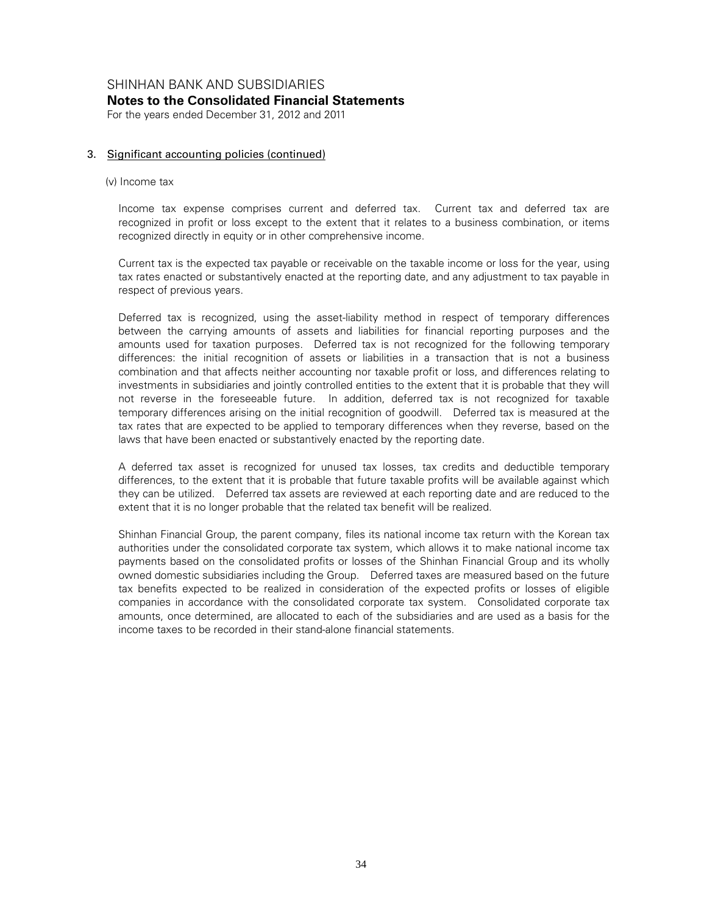## 3. Significant accounting policies (continued)

(v) Income tax

Income tax expense comprises current and deferred tax. Current tax and deferred tax are recognized in profit or loss except to the extent that it relates to a business combination, or items recognized directly in equity or in other comprehensive income.

Current tax is the expected tax payable or receivable on the taxable income or loss for the year, using tax rates enacted or substantively enacted at the reporting date, and any adjustment to tax payable in respect of previous years.

Deferred tax is recognized, using the asset-liability method in respect of temporary differences between the carrying amounts of assets and liabilities for financial reporting purposes and the amounts used for taxation purposes. Deferred tax is not recognized for the following temporary differences: the initial recognition of assets or liabilities in a transaction that is not a business combination and that affects neither accounting nor taxable profit or loss, and differences relating to investments in subsidiaries and jointly controlled entities to the extent that it is probable that they will not reverse in the foreseeable future. In addition, deferred tax is not recognized for taxable temporary differences arising on the initial recognition of goodwill. Deferred tax is measured at the tax rates that are expected to be applied to temporary differences when they reverse, based on the laws that have been enacted or substantively enacted by the reporting date.

A deferred tax asset is recognized for unused tax losses, tax credits and deductible temporary differences, to the extent that it is probable that future taxable profits will be available against which they can be utilized. Deferred tax assets are reviewed at each reporting date and are reduced to the extent that it is no longer probable that the related tax benefit will be realized.

Shinhan Financial Group, the parent company, files its national income tax return with the Korean tax authorities under the consolidated corporate tax system, which allows it to make national income tax payments based on the consolidated profits or losses of the Shinhan Financial Group and its wholly owned domestic subsidiaries including the Group. Deferred taxes are measured based on the future tax benefits expected to be realized in consideration of the expected profits or losses of eligible companies in accordance with the consolidated corporate tax system. Consolidated corporate tax amounts, once determined, are allocated to each of the subsidiaries and are used as a basis for the income taxes to be recorded in their stand-alone financial statements.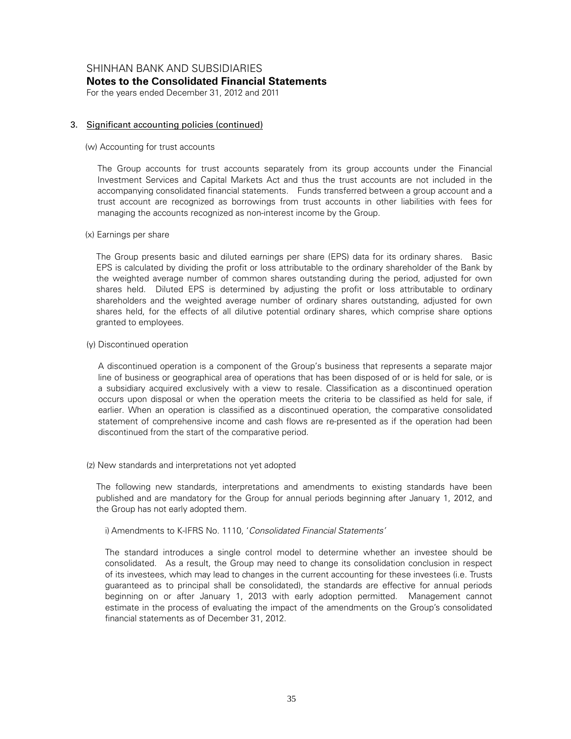## 3. Significant accounting policies (continued)

(w) Accounting for trust accounts

The Group accounts for trust accounts separately from its group accounts under the Financial Investment Services and Capital Markets Act and thus the trust accounts are not included in the accompanying consolidated financial statements. Funds transferred between a group account and a trust account are recognized as borrowings from trust accounts in other liabilities with fees for managing the accounts recognized as non-interest income by the Group.

(x) Earnings per share

The Group presents basic and diluted earnings per share (EPS) data for its ordinary shares. Basic EPS is calculated by dividing the profit or loss attributable to the ordinary shareholder of the Bank by the weighted average number of common shares outstanding during the period, adjusted for own shares held. Diluted EPS is determined by adjusting the profit or loss attributable to ordinary shareholders and the weighted average number of ordinary shares outstanding, adjusted for own shares held, for the effects of all dilutive potential ordinary shares, which comprise share options granted to employees.

(y) Discontinued operation

A discontinued operation is a component of the Group's business that represents a separate major line of business or geographical area of operations that has been disposed of or is held for sale, or is a subsidiary acquired exclusively with a view to resale. Classification as a discontinued operation occurs upon disposal or when the operation meets the criteria to be classified as held for sale, if earlier. When an operation is classified as a discontinued operation, the comparative consolidated statement of comprehensive income and cash flows are re-presented as if the operation had been discontinued from the start of the comparative period.

(z) New standards and interpretations not yet adopted

The following new standards, interpretations and amendments to existing standards have been published and are mandatory for the Group for annual periods beginning after January 1, 2012, and the Group has not early adopted them.

i) Amendments to K-IFRS No. 1110, '*Consolidated Financial Statements'*

The standard introduces a single control model to determine whether an investee should be consolidated. As a result, the Group may need to change its consolidation conclusion in respect of its investees, which may lead to changes in the current accounting for these investees (i.e. Trusts guaranteed as to principal shall be consolidated), the standards are effective for annual periods beginning on or after January 1, 2013 with early adoption permitted. Management cannot estimate in the process of evaluating the impact of the amendments on the Group's consolidated financial statements as of December 31, 2012.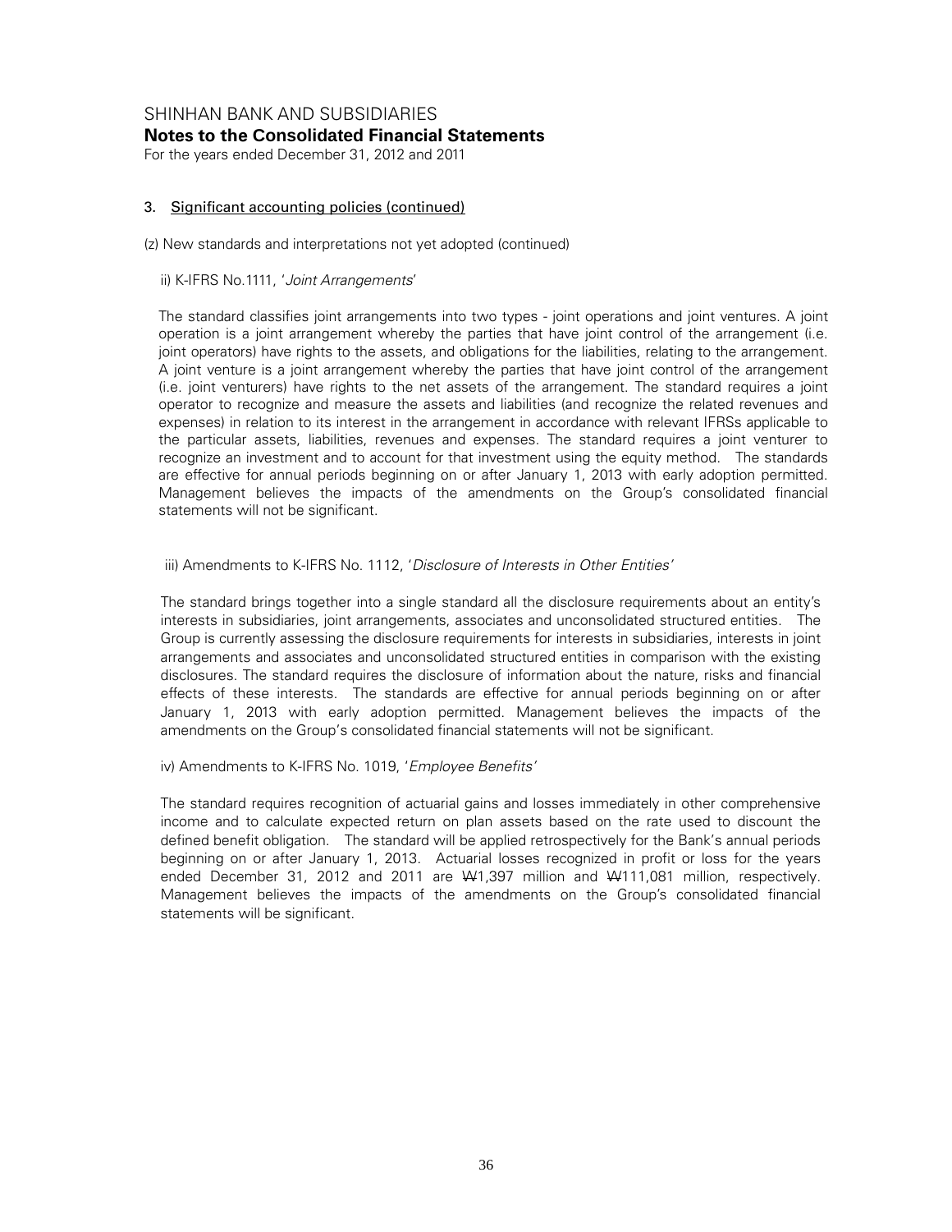### 3. Significant accounting policies (continued)

(z) New standards and interpretations not yet adopted (continued)

ii) K-IFRS No.1111, '*Joint Arrangements*'

The standard classifies joint arrangements into two types - joint operations and joint ventures. A joint operation is a joint arrangement whereby the parties that have joint control of the arrangement (i.e. joint operators) have rights to the assets, and obligations for the liabilities, relating to the arrangement. A joint venture is a joint arrangement whereby the parties that have joint control of the arrangement (i.e. joint venturers) have rights to the net assets of the arrangement. The standard requires a joint operator to recognize and measure the assets and liabilities (and recognize the related revenues and expenses) in relation to its interest in the arrangement in accordance with relevant IFRSs applicable to the particular assets, liabilities, revenues and expenses. The standard requires a joint venturer to recognize an investment and to account for that investment using the equity method. The standards are effective for annual periods beginning on or after January 1, 2013 with early adoption permitted. Management believes the impacts of the amendments on the Group's consolidated financial statements will not be significant.

iii) Amendments to K-IFRS No. 1112, '*Disclosure of Interests in Other Entities*'

The standard brings together into a single standard all the disclosure requirements about an entity's interests in subsidiaries, joint arrangements, associates and unconsolidated structured entities. The Group is currently assessing the disclosure requirements for interests in subsidiaries, interests in joint arrangements and associates and unconsolidated structured entities in comparison with the existing disclosures. The standard requires the disclosure of information about the nature, risks and financial effects of these interests. The standards are effective for annual periods beginning on or after January 1, 2013 with early adoption permitted. Management believes the impacts of the amendments on the Group's consolidated financial statements will not be significant.

iv) Amendments to K-IFRS No. 1019, '*Employee Benefits*'

The standard requires recognition of actuarial gains and losses immediately in other comprehensive income and to calculate expected return on plan assets based on the rate used to discount the defined benefit obligation. The standard will be applied retrospectively for the Bank's annual periods beginning on or after January 1, 2013. Actuarial losses recognized in profit or loss for the years ended December 31, 2012 and 2011 are ₩1,397 million and ₩111,081 million, respectively. Management believes the impacts of the amendments on the Group's consolidated financial statements will be significant.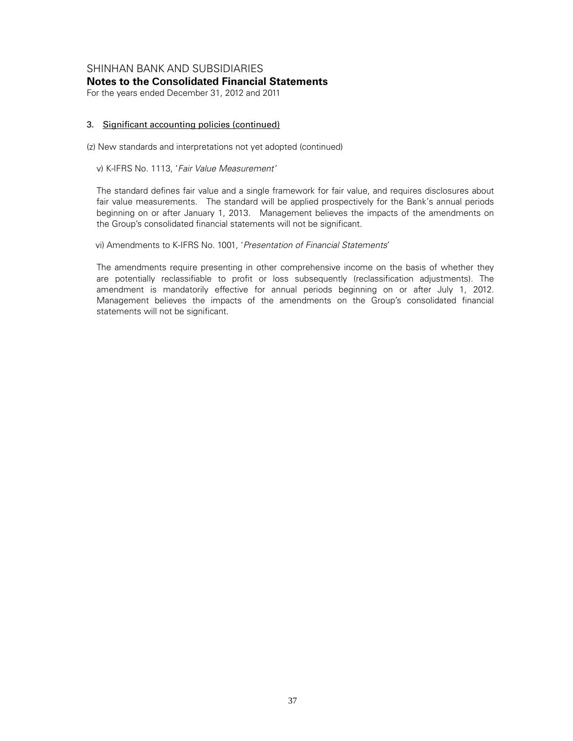### 3. Significant accounting policies (continued)

(z) New standards and interpretations not yet adopted (continued)

v) K-IFRS No. 1113, '*Fair Value Measurement*'

The standard defines fair value and a single framework for fair value, and requires disclosures about fair value measurements. The standard will be applied prospectively for the Bank's annual periods beginning on or after January 1, 2013. Management believes the impacts of the amendments on the Group's consolidated financial statements will not be significant.

vi) Amendments to K-IFRS No. 1001, '*Presentation of Financial Statements*'

The amendments require presenting in other comprehensive income on the basis of whether they are potentially reclassifiable to profit or loss subsequently (reclassification adjustments). The amendment is mandatorily effective for annual periods beginning on or after July 1, 2012. Management believes the impacts of the amendments on the Group's consolidated financial statements will not be significant.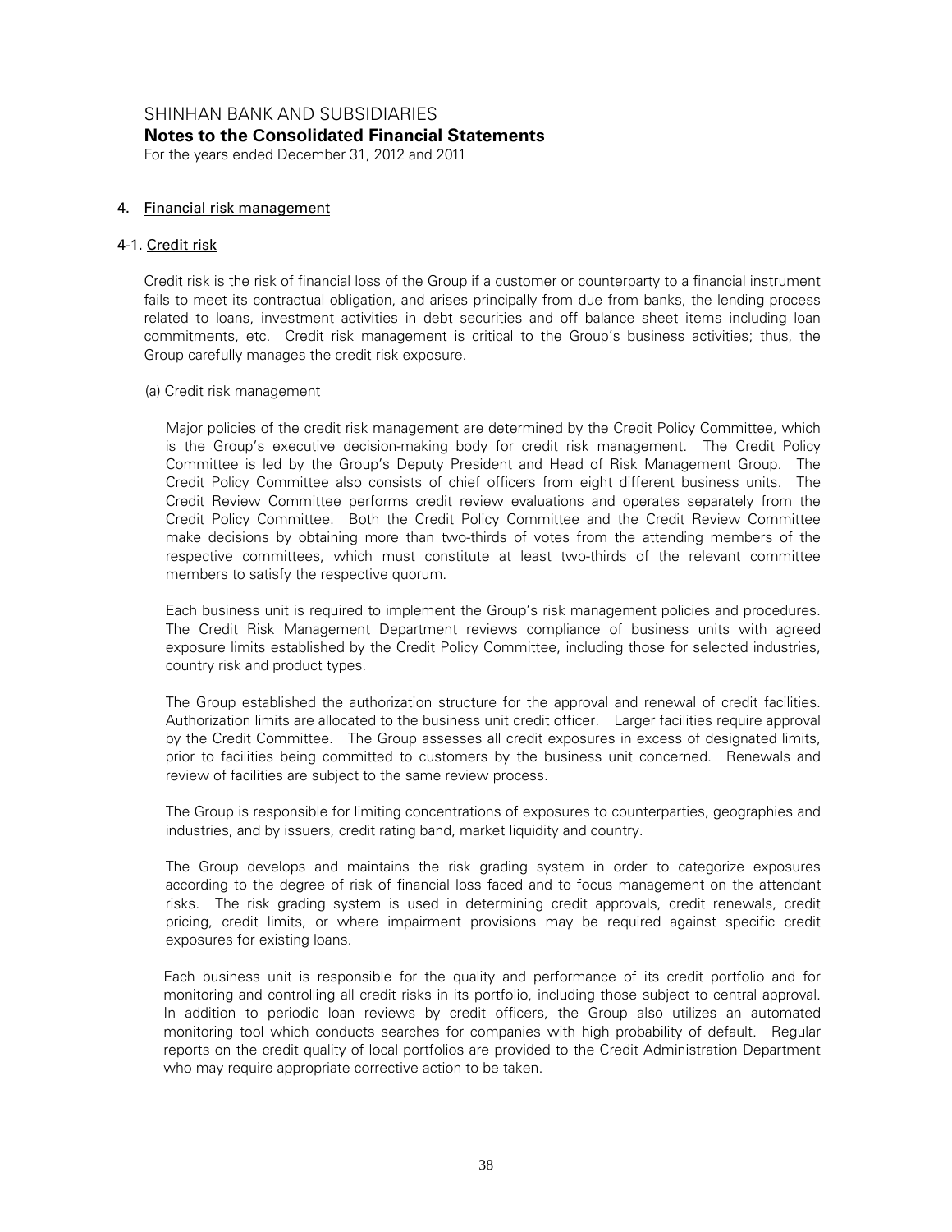## 4. Financial risk management

### 4-1. Credit risk

Credit risk is the risk of financial loss of the Group if a customer or counterparty to a financial instrument fails to meet its contractual obligation, and arises principally from due from banks, the lending process related to loans, investment activities in debt securities and off balance sheet items including loan commitments, etc. Credit risk management is critical to the Group's business activities; thus, the Group carefully manages the credit risk exposure.

(a) Credit risk management

Major policies of the credit risk management are determined by the Credit Policy Committee, which is the Group's executive decision-making body for credit risk management. The Credit Policy Committee is led by the Group's Deputy President and Head of Risk Management Group. The Credit Policy Committee also consists of chief officers from eight different business units. The Credit Review Committee performs credit review evaluations and operates separately from the Credit Policy Committee. Both the Credit Policy Committee and the Credit Review Committee make decisions by obtaining more than two-thirds of votes from the attending members of the respective committees, which must constitute at least two-thirds of the relevant committee members to satisfy the respective quorum.

Each business unit is required to implement the Group's risk management policies and procedures. The Credit Risk Management Department reviews compliance of business units with agreed exposure limits established by the Credit Policy Committee, including those for selected industries, country risk and product types.

The Group established the authorization structure for the approval and renewal of credit facilities. Authorization limits are allocated to the business unit credit officer. Larger facilities require approval by the Credit Committee. The Group assesses all credit exposures in excess of designated limits, prior to facilities being committed to customers by the business unit concerned. Renewals and review of facilities are subject to the same review process.

The Group is responsible for limiting concentrations of exposures to counterparties, geographies and industries, and by issuers, credit rating band, market liquidity and country.

The Group develops and maintains the risk grading system in order to categorize exposures according to the degree of risk of financial loss faced and to focus management on the attendant risks. The risk grading system is used in determining credit approvals, credit renewals, credit pricing, credit limits, or where impairment provisions may be required against specific credit exposures for existing loans.

Each business unit is responsible for the quality and performance of its credit portfolio and for monitoring and controlling all credit risks in its portfolio, including those subject to central approval. In addition to periodic loan reviews by credit officers, the Group also utilizes an automated monitoring tool which conducts searches for companies with high probability of default. Regular reports on the credit quality of local portfolios are provided to the Credit Administration Department who may require appropriate corrective action to be taken.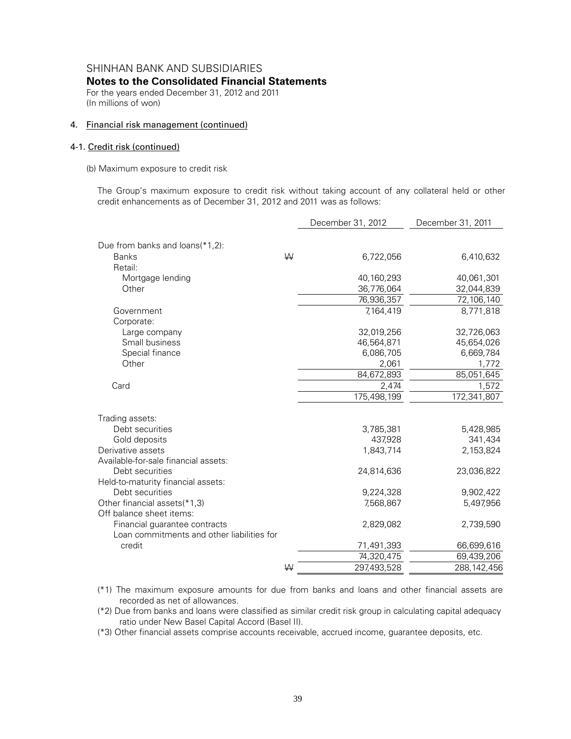SHINHAN BANK AND SUBSIDIARIES

**Notes to the Consolidated Financial Statements**

For the years ended December 31, 2012 and 2011
(In millions of won)

## 4. Financial risk management (continued)

### 4-1. Credit risk (continued)

(b) Maximum exposure to credit risk

The Group's maximum exposure to credit risk without taking account of any collateral held or other credit enhancements as of December 31, 2012 and 2011 was as follows:

| | | December 31, 2012 | December 31, 2011 |
|---|---|---|---|
| Due from banks and loans(*1,2): | | | |
| Banks | ₩ | 6,722,056 | 6,410,632 |
| Retail: | | | |
| Mortgage lending | | 40,160,293 | 40,061,301 |
| Other | | 36,776,064 | 32,044,839 |
| | | 76,936,357 | 72,106,140 |
| Government | | 7,164,419 | 8,771,818 |
| Corporate: | | | |
| Large company | | 32,019,256 | 32,726,063 |
| Small business | | 46,564,871 | 45,654,026 |
| Special finance | | 6,086,705 | 6,669,784 |
| Other | | 2,061 | 1,772 |
| | | 84,672,893 | 85,051,645 |
| Card | | 2,474 | 1,572 |
| | | 175,498,199 | 172,341,807 |
| Trading assets: | | | |
| Debt securities | | 3,785,381 | 5,428,985 |
| Gold deposits | | 437,928 | 341,434 |
| Derivative assets | | 1,843,714 | 2,153,824 |
| Available-for-sale financial assets: | | | |
| Debt securities | | 24,814,636 | 23,036,822 |
| Held-to-maturity financial assets: | | | |
| Debt securities | | 9,224,328 | 9,902,422 |
| Other financial assets(*1,3) | | 7,568,867 | 5,497,956 |
| Off balance sheet items: | | | |
| Financial guarantee contracts | | 2,829,082 | 2,739,590 |
| Loan commitments and other liabilities for credit | | 71,491,393 | 66,699,616 |
| | | 74,320,475 | 69,439,206 |
| | ₩ | 297,493,528 | 288,142,456 |

(*1) The maximum exposure amounts for due from banks and loans and other financial assets are recorded as net of allowances.

(*2) Due from banks and loans were classified as similar credit risk group in calculating capital adequacy ratio under New Basel Capital Accord (Basel II).

(*3) Other financial assets comprise accounts receivable, accrued income, guarantee deposits, etc.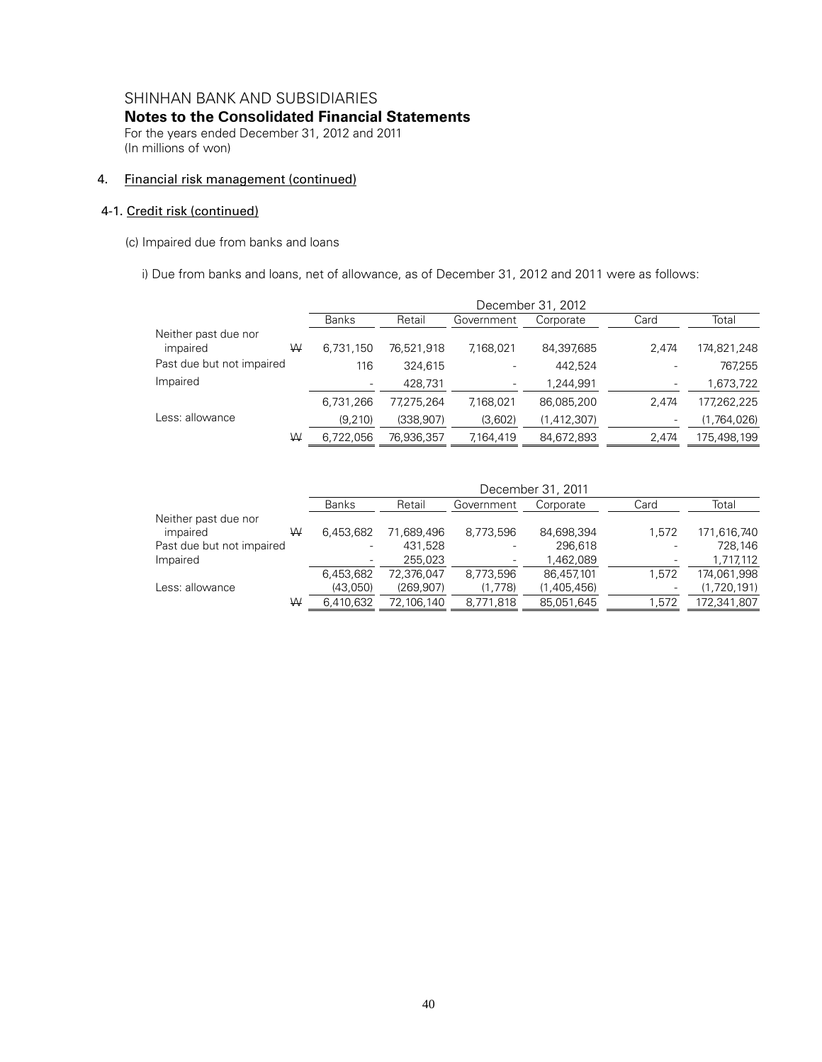SHINHAN BANK AND SUBSIDIARIES

**Notes to the Consolidated Financial Statements**

For the years ended December 31, 2012 and 2011
(In millions of won)

4. Financial risk management (continued)

4-1. Credit risk (continued)

(c) Impaired due from banks and loans

i) Due from banks and loans, net of allowance, as of December 31, 2012 and 2011 were as follows:

| | | December 31, 2012 | | | | | |
|---|---|---|---|---|---|---|---|
| | | Banks | Retail | Government | Corporate | Card | Total |
| Neither past due nor impaired | ₩ | 6,731,150 | 76,521,918 | 7,168,021 | 84,397,685 | 2,474 | 174,821,248 |
| Past due but not impaired | | 116 | 324,615 | - | 442,524 | - | 767,255 |
| Impaired | | - | 428,731 | - | 1,244,991 | - | 1,673,722 |
| | | 6,731,266 | 77,275,264 | 7,168,021 | 86,085,200 | 2,474 | 177,262,225 |
| Less: allowance | | (9,210) | (338,907) | (3,602) | (1,412,307) | - | (1,764,026) |
| | ₩ | 6,722,056 | 76,936,357 | 7,164,419 | 84,672,893 | 2,474 | 175,498,199 |

| | | December 31, 2011 | | | | | |
|---|---|---|---|---|---|---|---|
| | | Banks | Retail | Government | Corporate | Card | Total |
| Neither past due nor impaired | ₩ | 6,453,682 | 71,689,496 | 8,773,596 | 84,698,394 | 1,572 | 171,616,740 |
| Past due but not impaired | | - | 431,528 | - | 296,618 | - | 728,146 |
| Impaired | | - | 255,023 | - | 1,462,089 | - | 1,717,112 |
| | | 6,453,682 | 72,376,047 | 8,773,596 | 86,457,101 | 1,572 | 174,061,998 |
| Less: allowance | | (43,050) | (269,907) | (1,778) | (1,405,456) | - | (1,720,191) |
| | ₩ | 6,410,632 | 72,106,140 | 8,771,818 | 85,051,645 | 1,572 | 172,341,807 |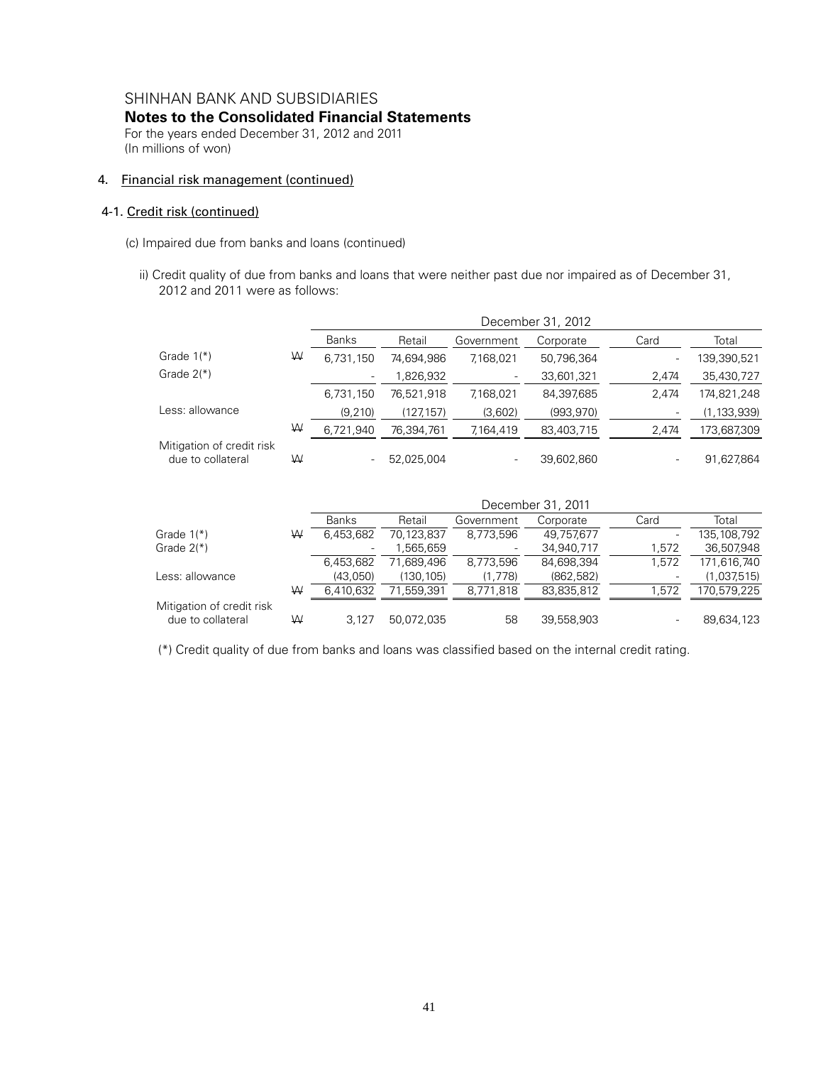SHINHAN BANK AND SUBSIDIARIES

**Notes to the Consolidated Financial Statements**

For the years ended December 31, 2012 and 2011

(In millions of won)

4. Financial risk management (continued)

4-1. Credit risk (continued)

(c) Impaired due from banks and loans (continued)

ii) Credit quality of due from banks and loans that were neither past due nor impaired as of December 31, 2012 and 2011 were as follows:

| | | December 31, 2012 | | | | | |
|---|---|---|---|---|---|---|---|
| | | Banks | Retail | Government | Corporate | Card | Total |
| Grade 1(*) | ₩ | 6,731,150 | 74,694,986 | 7,168,021 | 50,796,364 | - | 139,390,521 |
| Grade 2(*) | | - | 1,826,932 | - | 33,601,321 | 2,474 | 35,430,727 |
| | | 6,731,150 | 76,521,918 | 7,168,021 | 84,397,685 | 2,474 | 174,821,248 |
| Less: allowance | | (9,210) | (127,157) | (3,602) | (993,970) | - | (1,133,939) |
| | ₩ | 6,721,940 | 76,394,761 | 7,164,419 | 83,403,715 | 2,474 | 173,687,309 |
| Mitigation of credit risk due to collateral | ₩ | - | 52,025,004 | - | 39,602,860 | - | 91,627,864 |

| | | December 31, 2011 | | | | | |
|---|---|---|---|---|---|---|---|
| | | Banks | Retail | Government | Corporate | Card | Total |
| Grade 1(*) | ₩ | 6,453,682 | 70,123,837 | 8,773,596 | 49,757,677 | - | 135,108,792 |
| Grade 2(*) | | - | 1,565,659 | - | 34,940,717 | 1,572 | 36,507,948 |
| | | 6,453,682 | 71,689,496 | 8,773,596 | 84,698,394 | 1,572 | 171,616,740 |
| Less: allowance | | (43,050) | (130,105) | (1,778) | (862,582) | - | (1,037,515) |
| | ₩ | 6,410,632 | 71,559,391 | 8,771,818 | 83,835,812 | 1,572 | 170,579,225 |
| Mitigation of credit risk due to collateral | ₩ | 3,127 | 50,072,035 | 58 | 39,558,903 | - | 89,634,123 |

(*) Credit quality of due from banks and loans was classified based on the internal credit rating.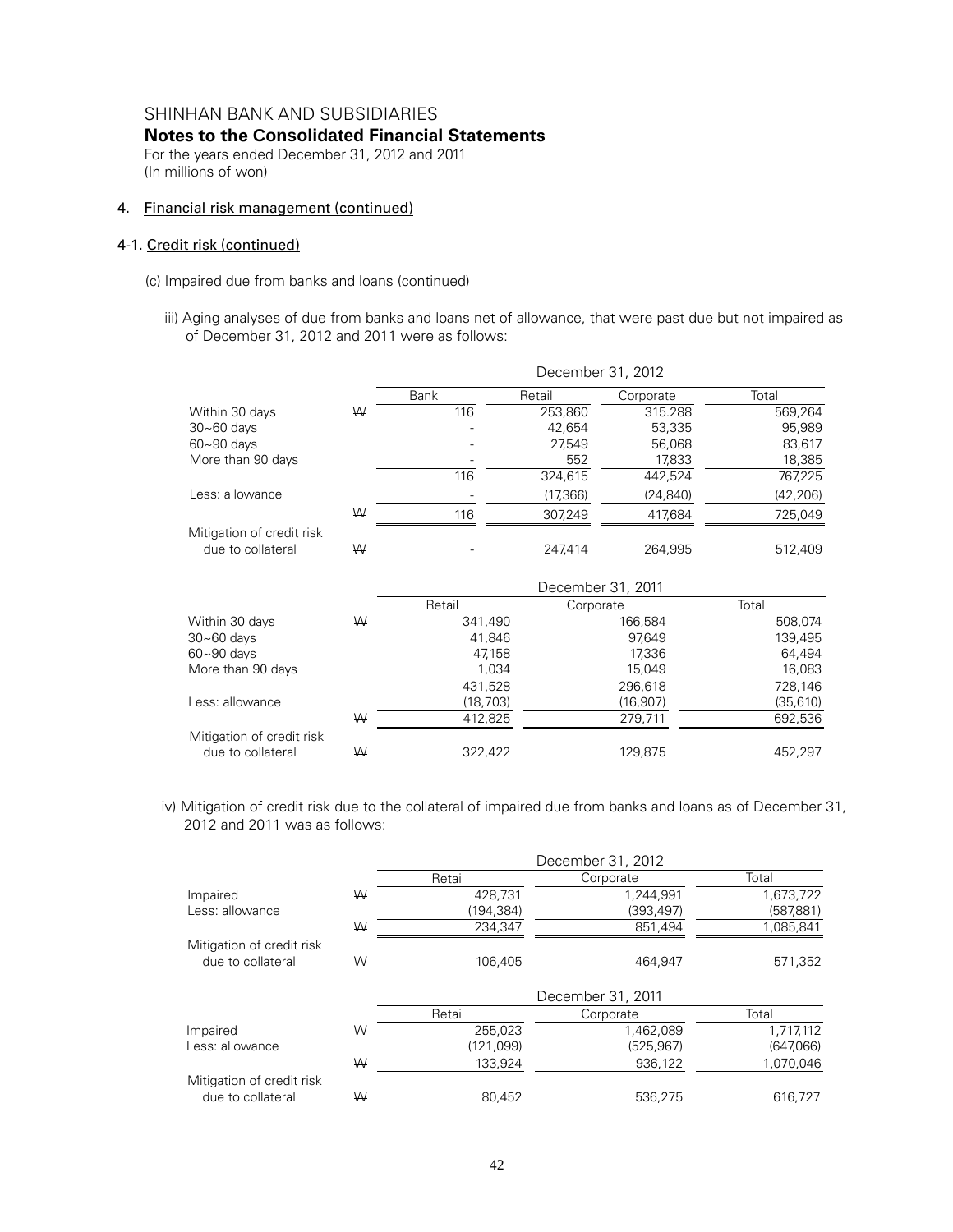# SHINHAN BANK AND SUBSIDIARIES

## Notes to the Consolidated Financial Statements

For the years ended December 31, 2012 and 2011
(In millions of won)

### 4. Financial risk management (continued)

#### 4-1. Credit risk (continued)

(c) Impaired due from banks and loans (continued)

iii) Aging analyses of due from banks and loans net of allowance, that were past due but not impaired as of December 31, 2012 and 2011 were as follows:

| | | December 31, 2012 | | | |
|---|---|---|---|---|---|
| | | Bank | Retail | Corporate | Total |
| Within 30 days | ₩ | 116 | 253,860 | 315.288 | 569,264 |
| 30~60 days | | - | 42,654 | 53,335 | 95,989 |
| 60~90 days | | - | 27,549 | 56,068 | 83,617 |
| More than 90 days | | - | 552 | 17,833 | 18,385 |
| | | 116 | 324,615 | 442,524 | 767,225 |
| Less: allowance | | - | (17,366) | (24,840) | (42,206) |
| | ₩ | 116 | 307,249 | 417,684 | 725,049 |
| Mitigation of credit risk due to collateral | ₩ | - | 247,414 | 264,995 | 512,409 |

| | | December 31, 2011 | | |
|---|---|---|---|---|
| | | Retail | Corporate | Total |
| Within 30 days | ₩ | 341,490 | 166,584 | 508,074 |
| 30~60 days | | 41,846 | 97,649 | 139,495 |
| 60~90 days | | 47,158 | 17,336 | 64,494 |
| More than 90 days | | 1,034 | 15,049 | 16,083 |
| | | 431,528 | 296,618 | 728,146 |
| Less: allowance | | (18,703) | (16,907) | (35,610) |
| | ₩ | 412,825 | 279,711 | 692,536 |
| Mitigation of credit risk due to collateral | ₩ | 322,422 | 129,875 | 452,297 |

iv) Mitigation of credit risk due to the collateral of impaired due from banks and loans as of December 31, 2012 and 2011 was as follows:

| | | December 31, 2012 | | |
|---|---|---|---|---|
| | | Retail | Corporate | Total |
| Impaired | ₩ | 428,731 | 1,244,991 | 1,673,722 |
| Less: allowance | | (194,384) | (393,497) | (587,881) |
| | ₩ | 234,347 | 851,494 | 1,085,841 |
| Mitigation of credit risk due to collateral | ₩ | 106,405 | 464,947 | 571,352 |

| | | December 31, 2011 | | |
|---|---|---|---|---|
| | | Retail | Corporate | Total |
| Impaired | ₩ | 255,023 | 1,462,089 | 1,717,112 |
| Less: allowance | | (121,099) | (525,967) | (647,066) |
| | ₩ | 133,924 | 936,122 | 1,070,046 |
| Mitigation of credit risk due to collateral | ₩ | 80,452 | 536,275 | 616,727 |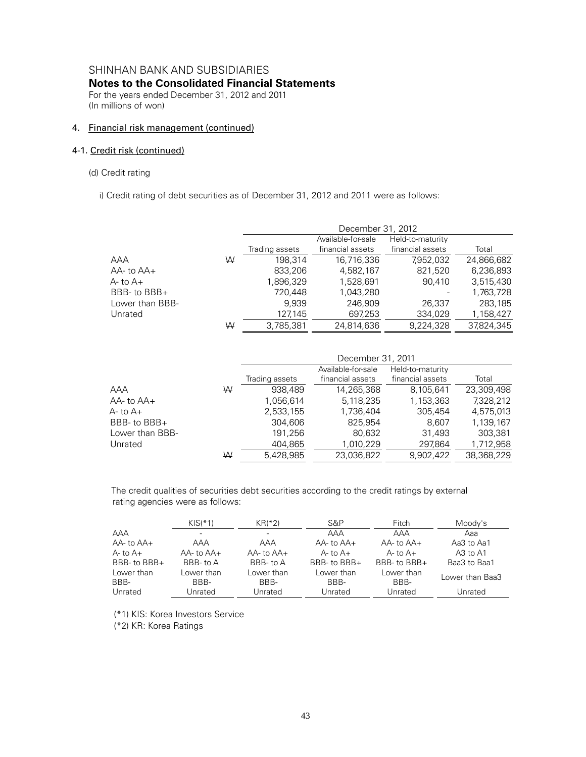SHINHAN BANK AND SUBSIDIARIES
**Notes to the Consolidated Financial Statements**
For the years ended December 31, 2012 and 2011
(In millions of won)

## 4. Financial risk management (continued)

### 4-1. Credit risk (continued)

(d) Credit rating

i) Credit rating of debt securities as of December 31, 2012 and 2011 were as follows:

| | | December 31, 2012 | | | |
|---|---|---|---|---|---|
| | | Trading assets | Available-for-sale financial assets | Held-to-maturity financial assets | Total |
| AAA | ₩ | 198,314 | 16,716,336 | 7,952,032 | 24,866,682 |
| AA- to AA+ | | 833,206 | 4,582,167 | 821,520 | 6,236,893 |
| A- to A+ | | 1,896,329 | 1,528,691 | 90,410 | 3,515,430 |
| BBB- to BBB+ | | 720,448 | 1,043,280 | - | 1,763,728 |
| Lower than BBB- | | 9,939 | 246,909 | 26,337 | 283,185 |
| Unrated | | 127,145 | 697,253 | 334,029 | 1,158,427 |
| | ₩ | 3,785,381 | 24,814,636 | 9,224,328 | 37,824,345 |

| | | December 31, 2011 | | | |
|---|---|---|---|---|---|
| | | Trading assets | Available-for-sale financial assets | Held-to-maturity financial assets | Total |
| AAA | ₩ | 938,489 | 14,265,368 | 8,105,641 | 23,309,498 |
| AA- to AA+ | | 1,056,614 | 5,118,235 | 1,153,363 | 7,328,212 |
| A- to A+ | | 2,533,155 | 1,736,404 | 305,454 | 4,575,013 |
| BBB- to BBB+ | | 304,606 | 825,954 | 8,607 | 1,139,167 |
| Lower than BBB- | | 191,256 | 80,632 | 31,493 | 303,381 |
| Unrated | | 404,865 | 1,010,229 | 297,864 | 1,712,958 |
| | ₩ | 5,428,985 | 23,036,822 | 9,902,422 | 38,368,229 |

The credit qualities of securities debt securities according to the credit ratings by external rating agencies were as follows:

| | KIS(*1) | KR(*2) | S&P | Fitch | Moody's |
|---|---|---|---|---|---|
| AAA | - | - | AAA | AAA | Aaa |
| AA- to AA+ | AAA | AAA | AA- to AA+ | AA- to AA+ | Aa3 to Aa1 |
| A- to A+ | AA- to AA+ | AA- to AA+ | A- to A+ | A- to A+ | A3 to A1 |
| BBB- to BBB+ | BBB- to A | BBB- to A | BBB- to BBB+ | BBB- to BBB+ | Baa3 to Baa1 |
| Lower than BBB- | Lower than BBB- | Lower than BBB- | Lower than BBB- | Lower than BBB- | Lower than Baa3 |
| Unrated | Unrated | Unrated | Unrated | Unrated | Unrated |

(*1) KIS: Korea Investors Service
(*2) KR: Korea Ratings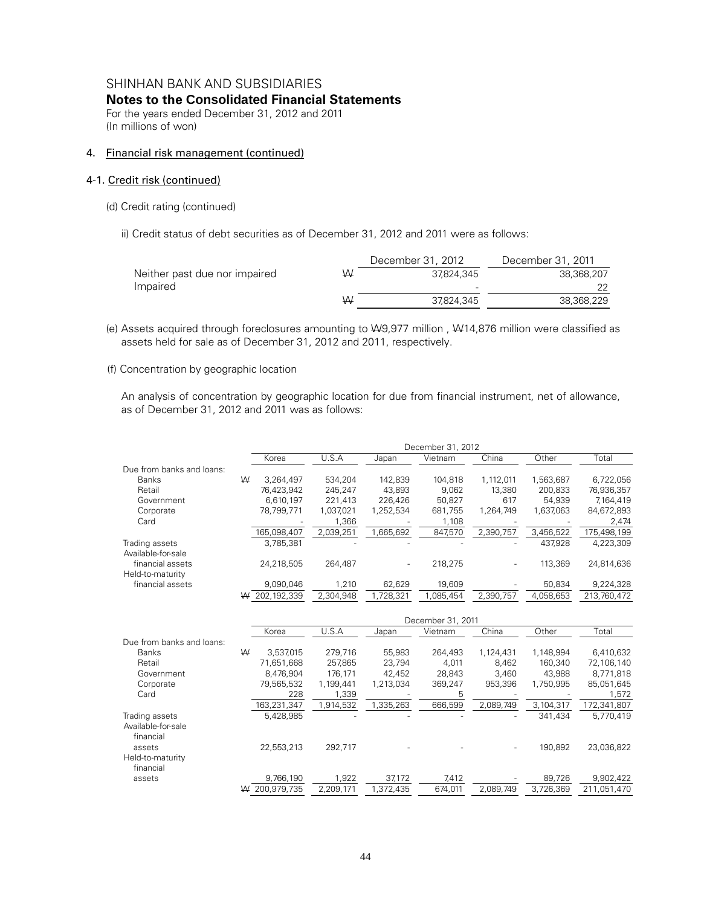# SHINHAN BANK AND SUBSIDIARIES

## Notes to the Consolidated Financial Statements

For the years ended December 31, 2012 and 2011
(In millions of won)

### 4. Financial risk management (continued)

#### 4-1. Credit risk (continued)

(d) Credit rating (continued)

ii) Credit status of debt securities as of December 31, 2012 and 2011 were as follows:

| | | December 31, 2012 | December 31, 2011 |
|---|---|---|---|
| Neither past due nor impaired | ₩ | 37,824,345 | 38,368,207 |
| Impaired | | - | 22 |
| | ₩ | 37,824,345 | 38,368,229 |

(e) Assets acquired through foreclosures amounting to ₩9,977 million , ₩14,876 million were classified as assets held for sale as of December 31, 2012 and 2011, respectively.

(f) Concentration by geographic location

An analysis of concentration by geographic location for due from financial instrument, net of allowance, as of December 31, 2012 and 2011 was as follows:

| | | December 31, 2012 | | | | | | |
|---|---|---|---|---|---|---|---|---|
| | | Korea | U.S.A | Japan | Vietnam | China | Other | Total |
| Due from banks and loans: | | | | | | | | |
| Banks | ₩ | 3,264,497 | 534,204 | 142,839 | 104,818 | 1,112,011 | 1,563,687 | 6,722,056 |
| Retail | | 76,423,942 | 245,247 | 43,893 | 9,062 | 13,380 | 200,833 | 76,936,357 |
| Government | | 6,610,197 | 221,413 | 226,426 | 50,827 | 617 | 54,939 | 7,164,419 |
| Corporate | | 78,799,771 | 1,037,021 | 1,252,534 | 681,755 | 1,264,749 | 1,637,063 | 84,672,893 |
| Card | | - | 1,366 | - | 1,108 | - | - | 2,474 |
| | | 165,098,407 | 2,039,251 | 1,665,692 | 847,570 | 2,390,757 | 3,456,522 | 175,498,199 |
| Trading assets | | 3,785,381 | - | - | - | - | 437,928 | 4,223,309 |
| Available-for-sale financial assets | | 24,218,505 | 264,487 | - | 218,275 | - | 113,369 | 24,814,636 |
| Held-to-maturity financial assets | | 9,090,046 | 1,210 | 62,629 | 19,609 | - | 50,834 | 9,224,328 |
| | ₩ | 202,192,339 | 2,304,948 | 1,728,321 | 1,085,454 | 2,390,757 | 4,058,653 | 213,760,472 |

| | | December 31, 2011 | | | | | | |
|---|---|---|---|---|---|---|---|---|
| | | Korea | U.S.A | Japan | Vietnam | China | Other | Total |
| Due from banks and loans: | | | | | | | | |
| Banks | ₩ | 3,537,015 | 279,716 | 55,983 | 264,493 | 1,124,431 | 1,148,994 | 6,410,632 |
| Retail | | 71,651,668 | 257,865 | 23,794 | 4,011 | 8,462 | 160,340 | 72,106,140 |
| Government | | 8,476,904 | 176,171 | 42,452 | 28,843 | 3,460 | 43,988 | 8,771,818 |
| Corporate | | 79,565,532 | 1,199,441 | 1,213,034 | 369,247 | 953,396 | 1,750,995 | 85,051,645 |
| Card | | 228 | 1,339 | - | 5 | - | - | 1,572 |
| | | 163,231,347 | 1,914,532 | 1,335,263 | 666,599 | 2,089,749 | 3,104,317 | 172,341,807 |
| Trading assets | | 5,428,985 | - | - | - | - | 341,434 | 5,770,419 |
| Available-for-sale financial assets | | 22,553,213 | 292,717 | - | - | - | 190,892 | 23,036,822 |
| Held-to-maturity financial assets | | 9,766,190 | 1,922 | 37,172 | 7,412 | - | 89,726 | 9,902,422 |
| | ₩ | 200,979,735 | 2,209,171 | 1,372,435 | 674,011 | 2,089,749 | 3,726,369 | 211,051,470 |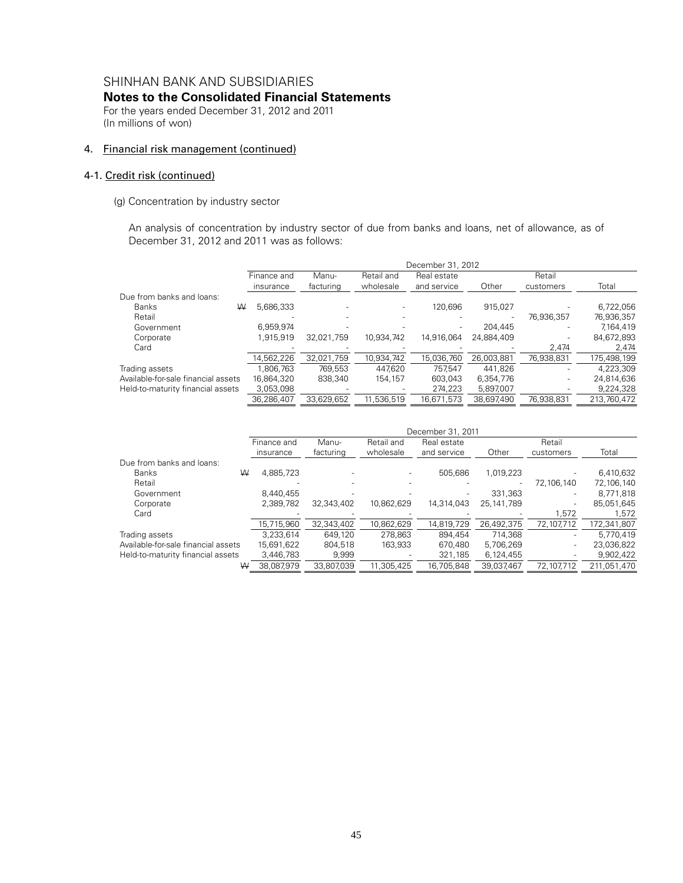# SHINHAN BANK AND SUBSIDIARIES

## Notes to the Consolidated Financial Statements

For the years ended December 31, 2012 and 2011
(In millions of won)

### 4. Financial risk management (continued)

#### 4-1. Credit risk (continued)

(g) Concentration by industry sector

An analysis of concentration by industry sector of due from banks and loans, net of allowance, as of December 31, 2012 and 2011 was as follows:

| | December 31, 2012 | | | | | | |
|---|---|---|---|---|---|---|---|
| | Finance and insurance | Manu-facturing | Retail and wholesale | Real estate and service | Other | Retail customers | Total |
| Due from banks and loans: | | | | | | | |
| Banks ₩ | 5,686,333 | - | - | 120,696 | 915,027 | - | 6,722,056 |
| Retail | - | - | - | - | - | 76,936,357 | 76,936,357 |
| Government | 6,959,974 | - | - | - | 204,445 | - | 7,164,419 |
| Corporate | 1,915,919 | 32,021,759 | 10,934,742 | 14,916,064 | 24,884,409 | - | 84,672,893 |
| Card | - | - | - | - | - | 2,474 | 2,474 |
| | 14,562,226 | 32,021,759 | 10,934,742 | 15,036,760 | 26,003,881 | 76,938,831 | 175,498,199 |
| Trading assets | 1,806,763 | 769,553 | 447,620 | 757,547 | 441,826 | - | 4,223,309 |
| Available-for-sale financial assets | 16,864,320 | 838,340 | 154,157 | 603,043 | 6,354,776 | - | 24,814,636 |
| Held-to-maturity financial assets | 3,053,098 | - | - | 274,223 | 5,897,007 | - | 9,224,328 |
| | 36,286,407 | 33,629,652 | 11,536,519 | 16,671,573 | 38,697,490 | 76,938,831 | 213,760,472 |

| | December 31, 2011 | | | | | | |
|---|---|---|---|---|---|---|---|
| | Finance and insurance | Manu-facturing | Retail and wholesale | Real estate and service | Other | Retail customers | Total |
| Due from banks and loans: | | | | | | | |
| Banks ₩ | 4,885,723 | - | - | 505,686 | 1,019,223 | - | 6,410,632 |
| Retail | - | - | - | - | - | 72,106,140 | 72,106,140 |
| Government | 8,440,455 | - | - | - | 331,363 | - | 8,771,818 |
| Corporate | 2,389,782 | 32,343,402 | 10,862,629 | 14,314,043 | 25,141,789 | - | 85,051,645 |
| Card | - | - | - | - | - | 1,572 | 1,572 |
| | 15,715,960 | 32,343,402 | 10,862,629 | 14,819,729 | 26,492,375 | 72,107,712 | 172,341,807 |
| Trading assets | 3,233,614 | 649,120 | 278,863 | 894,454 | 714,368 | - | 5,770,419 |
| Available-for-sale financial assets | 15,691,622 | 804,518 | 163,933 | 670,480 | 5,706,269 | - | 23,036,822 |
| Held-to-maturity financial assets | 3,446,783 | 9,999 | - | 321,185 | 6,124,455 | - | 9,902,422 |
| ₩ | 38,087,979 | 33,807,039 | 11,305,425 | 16,705,848 | 39,037,467 | 72,107,712 | 211,051,470 |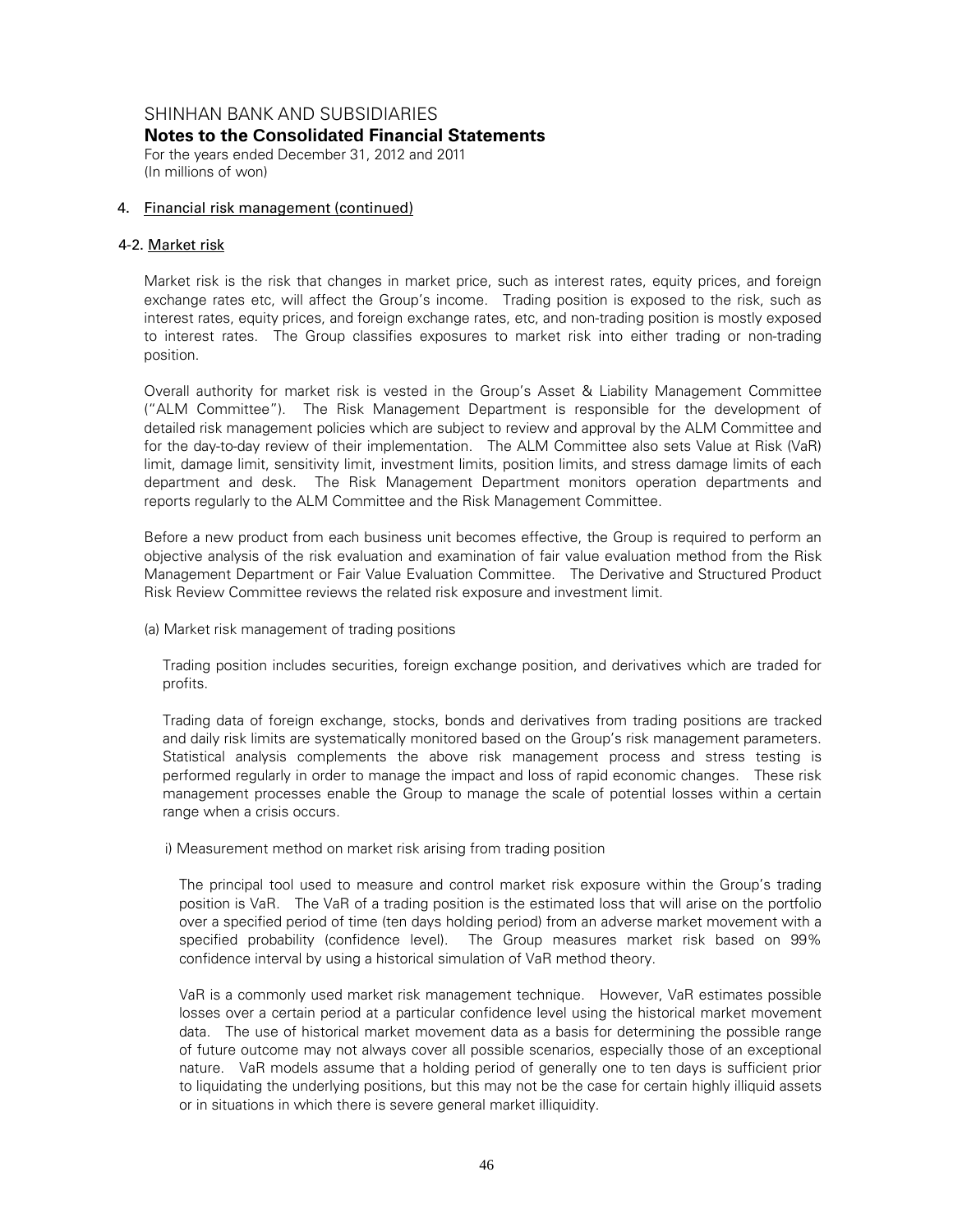# SHINHAN BANK AND SUBSIDIARIES

## Notes to the Consolidated Financial Statements

For the years ended December 31, 2012 and 2011
(In millions of won)

### 4. Financial risk management (continued)

#### 4-2. Market risk

Market risk is the risk that changes in market price, such as interest rates, equity prices, and foreign exchange rates etc, will affect the Group's income. Trading position is exposed to the risk, such as interest rates, equity prices, and foreign exchange rates, etc, and non-trading position is mostly exposed to interest rates. The Group classifies exposures to market risk into either trading or non-trading position.

Overall authority for market risk is vested in the Group's Asset & Liability Management Committee ("ALM Committee"). The Risk Management Department is responsible for the development of detailed risk management policies which are subject to review and approval by the ALM Committee and for the day-to-day review of their implementation. The ALM Committee also sets Value at Risk (VaR) limit, damage limit, sensitivity limit, investment limits, position limits, and stress damage limits of each department and desk. The Risk Management Department monitors operation departments and reports regularly to the ALM Committee and the Risk Management Committee.

Before a new product from each business unit becomes effective, the Group is required to perform an objective analysis of the risk evaluation and examination of fair value evaluation method from the Risk Management Department or Fair Value Evaluation Committee. The Derivative and Structured Product Risk Review Committee reviews the related risk exposure and investment limit.

(a) Market risk management of trading positions

Trading position includes securities, foreign exchange position, and derivatives which are traded for profits.

Trading data of foreign exchange, stocks, bonds and derivatives from trading positions are tracked and daily risk limits are systematically monitored based on the Group's risk management parameters. Statistical analysis complements the above risk management process and stress testing is performed regularly in order to manage the impact and loss of rapid economic changes. These risk management processes enable the Group to manage the scale of potential losses within a certain range when a crisis occurs.

i) Measurement method on market risk arising from trading position

The principal tool used to measure and control market risk exposure within the Group's trading position is VaR. The VaR of a trading position is the estimated loss that will arise on the portfolio over a specified period of time (ten days holding period) from an adverse market movement with a specified probability (confidence level). The Group measures market risk based on 99% confidence interval by using a historical simulation of VaR method theory.

VaR is a commonly used market risk management technique. However, VaR estimates possible losses over a certain period at a particular confidence level using the historical market movement data. The use of historical market movement data as a basis for determining the possible range of future outcome may not always cover all possible scenarios, especially those of an exceptional nature. VaR models assume that a holding period of generally one to ten days is sufficient prior to liquidating the underlying positions, but this may not be the case for certain highly illiquid assets or in situations in which there is severe general market illiquidity.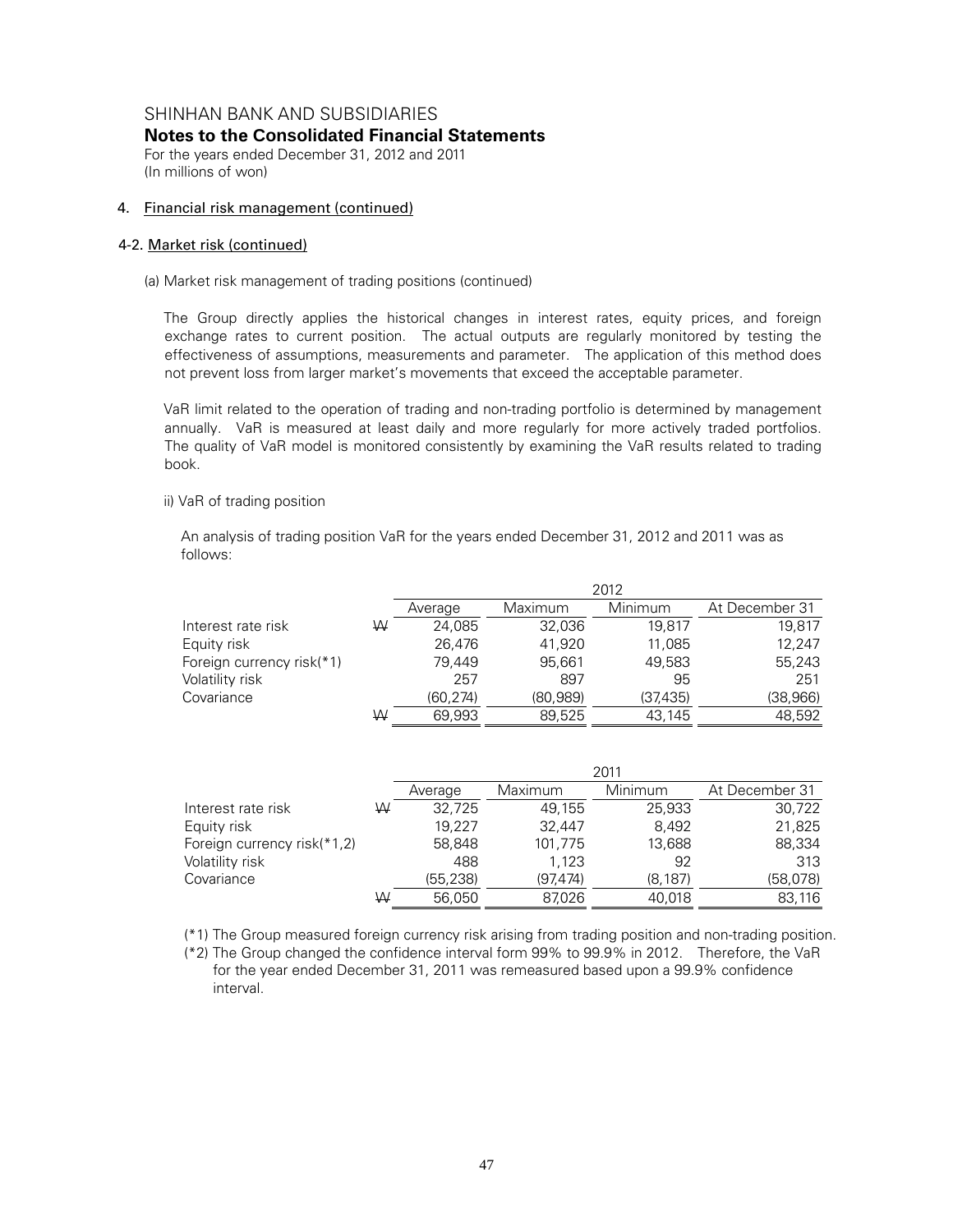SHINHAN BANK AND SUBSIDIARIES

**Notes to the Consolidated Financial Statements**

For the years ended December 31, 2012 and 2011
(In millions of won)

4. Financial risk management (continued)

4-2. Market risk (continued)

(a) Market risk management of trading positions (continued)

The Group directly applies the historical changes in interest rates, equity prices, and foreign exchange rates to current position. The actual outputs are regularly monitored by testing the effectiveness of assumptions, measurements and parameter. The application of this method does not prevent loss from larger market's movements that exceed the acceptable parameter.

VaR limit related to the operation of trading and non-trading portfolio is determined by management annually. VaR is measured at least daily and more regularly for more actively traded portfolios. The quality of VaR model is monitored consistently by examining the VaR results related to trading book.

ii) VaR of trading position

An analysis of trading position VaR for the years ended December 31, 2012 and 2011 was as follows:

| | | 2012 | | | |
|---|---|---|---|---|---|
| | | Average | Maximum | Minimum | At December 31 |
| Interest rate risk | ₩ | 24,085 | 32,036 | 19,817 | 19,817 |
| Equity risk | | 26,476 | 41,920 | 11,085 | 12,247 |
| Foreign currency risk(*1) | | 79,449 | 95,661 | 49,583 | 55,243 |
| Volatility risk | | 257 | 897 | 95 | 251 |
| Covariance | | (60,274) | (80,989) | (37,435) | (38,966) |
| | ₩ | 69,993 | 89,525 | 43,145 | 48,592 |

| | | 2011 | | | |
|---|---|---|---|---|---|
| | | Average | Maximum | Minimum | At December 31 |
| Interest rate risk | ₩ | 32,725 | 49,155 | 25,933 | 30,722 |
| Equity risk | | 19,227 | 32,447 | 8,492 | 21,825 |
| Foreign currency risk(*1,2) | | 58,848 | 101,775 | 13,688 | 88,334 |
| Volatility risk | | 488 | 1,123 | 92 | 313 |
| Covariance | | (55,238) | (97,474) | (8,187) | (58,078) |
| | ₩ | 56,050 | 87,026 | 40,018 | 83,116 |

(*1) The Group measured foreign currency risk arising from trading position and non-trading position.

(*2) The Group changed the confidence interval form 99% to 99.9% in 2012. Therefore, the VaR for the year ended December 31, 2011 was remeasured based upon a 99.9% confidence interval.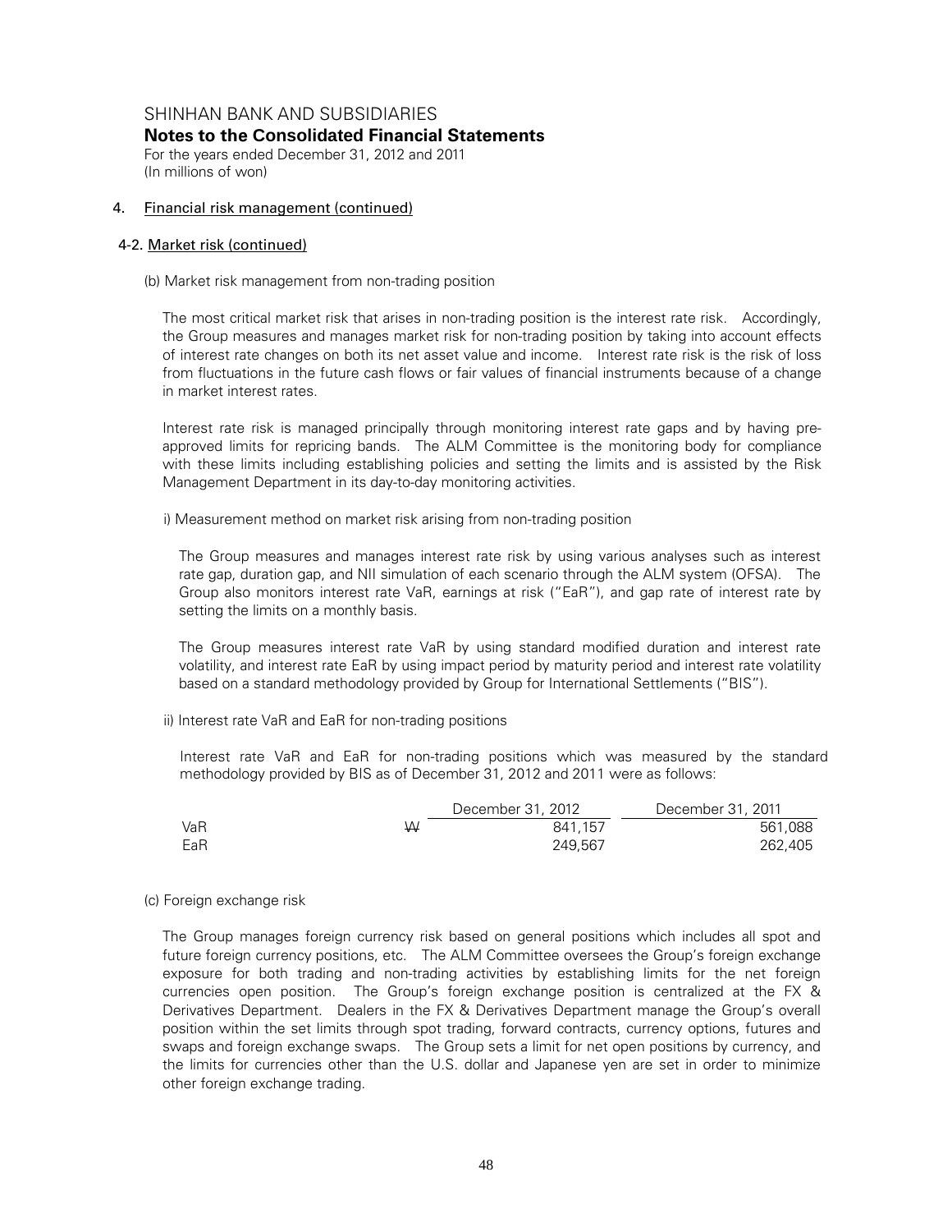SHINHAN BANK AND SUBSIDIARIES
**Notes to the Consolidated Financial Statements**
For the years ended December 31, 2012 and 2011
(In millions of won)

4. Financial risk management (continued)

4-2. Market risk (continued)

(b) Market risk management from non-trading position

The most critical market risk that arises in non-trading position is the interest rate risk. Accordingly, the Group measures and manages market risk for non-trading position by taking into account effects of interest rate changes on both its net asset value and income. Interest rate risk is the risk of loss from fluctuations in the future cash flows or fair values of financial instruments because of a change in market interest rates.

Interest rate risk is managed principally through monitoring interest rate gaps and by having pre-approved limits for repricing bands. The ALM Committee is the monitoring body for compliance with these limits including establishing policies and setting the limits and is assisted by the Risk Management Department in its day-to-day monitoring activities.

i) Measurement method on market risk arising from non-trading position

The Group measures and manages interest rate risk by using various analyses such as interest rate gap, duration gap, and NII simulation of each scenario through the ALM system (OFSA). The Group also monitors interest rate VaR, earnings at risk ("EaR"), and gap rate of interest rate by setting the limits on a monthly basis.

The Group measures interest rate VaR by using standard modified duration and interest rate volatility, and interest rate EaR by using impact period by maturity period and interest rate volatility based on a standard methodology provided by Group for International Settlements ("BIS").

ii) Interest rate VaR and EaR for non-trading positions

Interest rate VaR and EaR for non-trading positions which was measured by the standard methodology provided by BIS as of December 31, 2012 and 2011 were as follows:

| | | December 31, 2012 | December 31, 2011 |
|---|---|---|---|
| VaR | ₩ | 841,157 | 561,088 |
| EaR | | 249,567 | 262,405 |

(c) Foreign exchange risk

The Group manages foreign currency risk based on general positions which includes all spot and future foreign currency positions, etc. The ALM Committee oversees the Group's foreign exchange exposure for both trading and non-trading activities by establishing limits for the net foreign currencies open position. The Group's foreign exchange position is centralized at the FX & Derivatives Department. Dealers in the FX & Derivatives Department manage the Group's overall position within the set limits through spot trading, forward contracts, currency options, futures and swaps and foreign exchange swaps. The Group sets a limit for net open positions by currency, and the limits for currencies other than the U.S. dollar and Japanese yen are set in order to minimize other foreign exchange trading.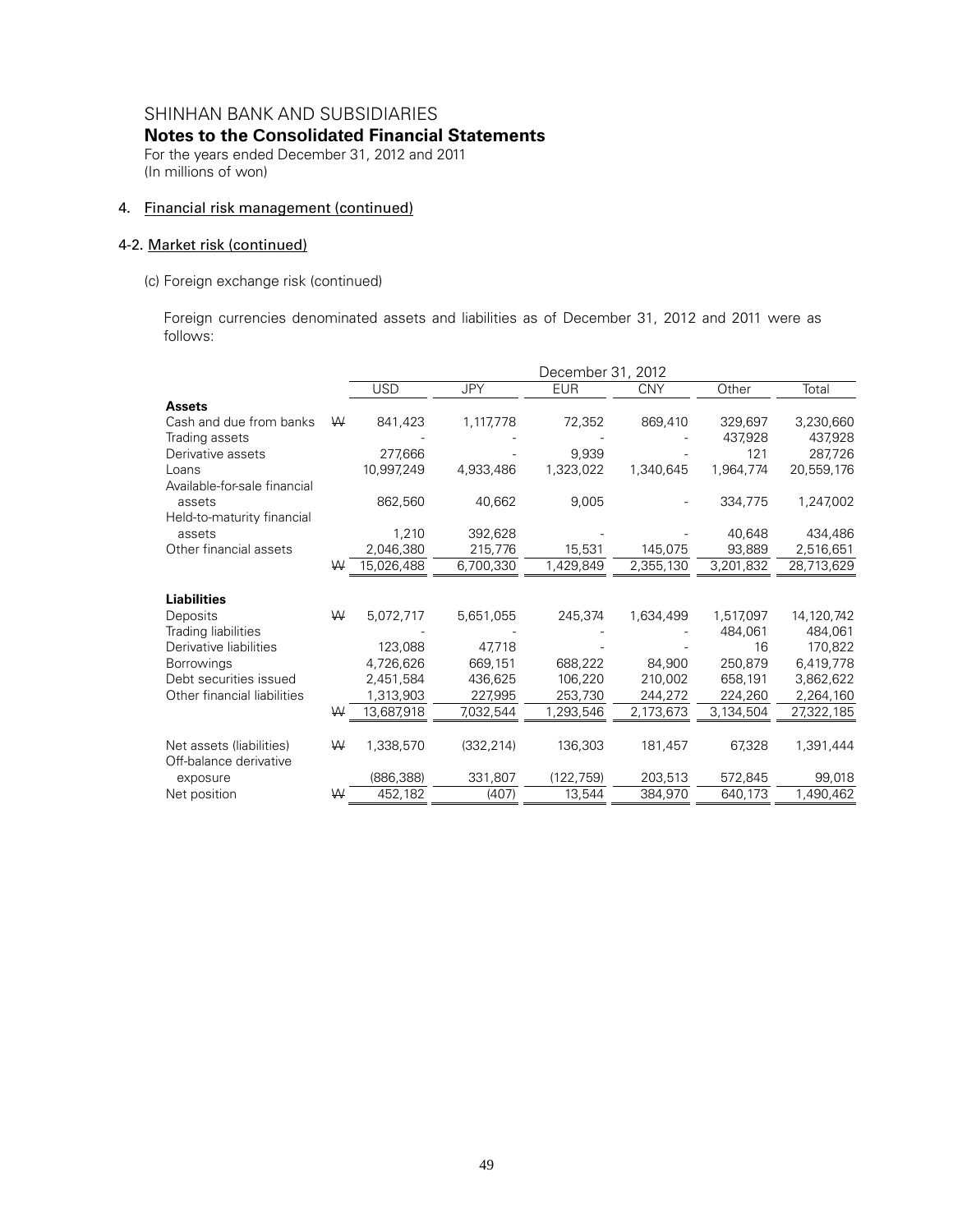SHINHAN BANK AND SUBSIDIARIES

**Notes to the Consolidated Financial Statements**

For the years ended December 31, 2012 and 2011
(In millions of won)

4. Financial risk management (continued)

4-2. Market risk (continued)

(c) Foreign exchange risk (continued)

Foreign currencies denominated assets and liabilities as of December 31, 2012 and 2011 were as follows:

| | | December 31, 2012 | | | | | |
|---|---|---|---|---|---|---|---|
| | | USD | JPY | EUR | CNY | Other | Total |
| **Assets** | | | | | | | |
| Cash and due from banks | ₩ | 841,423 | 1,117,778 | 72,352 | 869,410 | 329,697 | 3,230,660 |
| Trading assets | | - | - | - | - | 437,928 | 437,928 |
| Derivative assets | | 277,666 | - | 9,939 | - | 121 | 287,726 |
| Loans | | 10,997,249 | 4,933,486 | 1,323,022 | 1,340,645 | 1,964,774 | 20,559,176 |
| Available-for-sale financial assets | | 862,560 | 40,662 | 9,005 | - | 334,775 | 1,247,002 |
| Held-to-maturity financial assets | | 1,210 | 392,628 | - | - | 40,648 | 434,486 |
| Other financial assets | | 2,046,380 | 215,776 | 15,531 | 145,075 | 93,889 | 2,516,651 |
| | ₩ | 15,026,488 | 6,700,330 | 1,429,849 | 2,355,130 | 3,201,832 | 28,713,629 |
| **Liabilities** | | | | | | | |
| Deposits | ₩ | 5,072,717 | 5,651,055 | 245,374 | 1,634,499 | 1,517,097 | 14,120,742 |
| Trading liabilities | | - | - | - | - | 484,061 | 484,061 |
| Derivative liabilities | | 123,088 | 47,718 | - | - | 16 | 170,822 |
| Borrowings | | 4,726,626 | 669,151 | 688,222 | 84,900 | 250,879 | 6,419,778 |
| Debt securities issued | | 2,451,584 | 436,625 | 106,220 | 210,002 | 658,191 | 3,862,622 |
| Other financial liabilities | | 1,313,903 | 227,995 | 253,730 | 244,272 | 224,260 | 2,264,160 |
| | ₩ | 13,687,918 | 7,032,544 | 1,293,546 | 2,173,673 | 3,134,504 | 27,322,185 |
| Net assets (liabilities) | ₩ | 1,338,570 | (332,214) | 136,303 | 181,457 | 67,328 | 1,391,444 |
| Off-balance derivative exposure | | (886,388) | 331,807 | (122,759) | 203,513 | 572,845 | 99,018 |
| Net position | ₩ | 452,182 | (407) | 13,544 | 384,970 | 640,173 | 1,490,462 |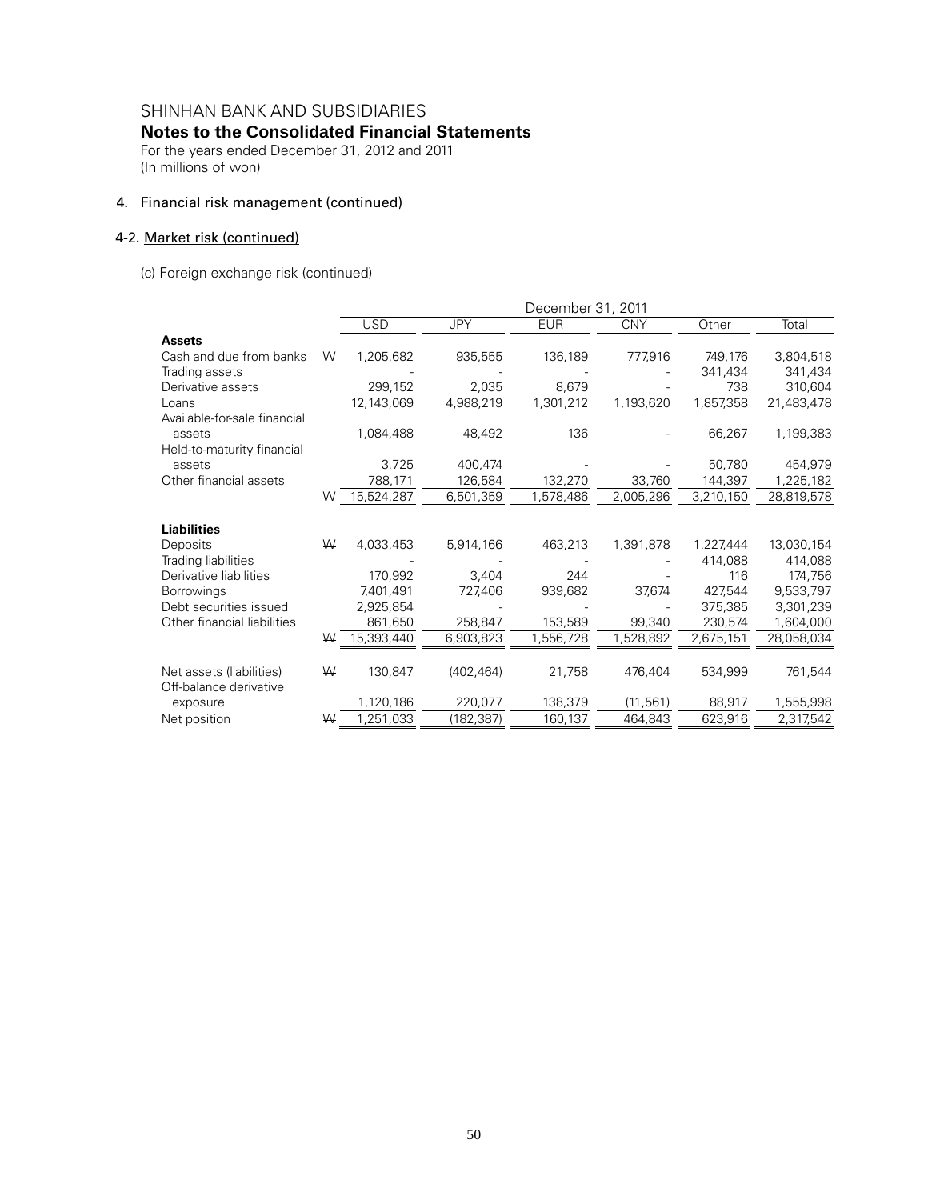SHINHAN BANK AND SUBSIDIARIES

**Notes to the Consolidated Financial Statements**

For the years ended December 31, 2012 and 2011

(In millions of won)

4. Financial risk management (continued)

4-2. Market risk (continued)

(c) Foreign exchange risk (continued)

| | | December 31, 2011 | | | | | |
|---|---|---|---|---|---|---|---|
| | | USD | JPY | EUR | CNY | Other | Total |
| **Assets** | | | | | | | |
| Cash and due from banks | ₩ | 1,205,682 | 935,555 | 136,189 | 777,916 | 749,176 | 3,804,518 |
| Trading assets | | - | - | - | - | 341,434 | 341,434 |
| Derivative assets | | 299,152 | 2,035 | 8,679 | - | 738 | 310,604 |
| Loans | | 12,143,069 | 4,988,219 | 1,301,212 | 1,193,620 | 1,857,358 | 21,483,478 |
| Available-for-sale financial assets | | 1,084,488 | 48,492 | 136 | - | 66,267 | 1,199,383 |
| Held-to-maturity financial assets | | 3,725 | 400,474 | - | - | 50,780 | 454,979 |
| Other financial assets | | 788,171 | 126,584 | 132,270 | 33,760 | 144,397 | 1,225,182 |
| | ₩ | 15,524,287 | 6,501,359 | 1,578,486 | 2,005,296 | 3,210,150 | 28,819,578 |
| **Liabilities** | | | | | | | |
| Deposits | ₩ | 4,033,453 | 5,914,166 | 463,213 | 1,391,878 | 1,227,444 | 13,030,154 |
| Trading liabilities | | - | - | - | - | 414,088 | 414,088 |
| Derivative liabilities | | 170,992 | 3,404 | 244 | - | 116 | 174,756 |
| Borrowings | | 7,401,491 | 727,406 | 939,682 | 37,674 | 427,544 | 9,533,797 |
| Debt securities issued | | 2,925,854 | - | - | - | 375,385 | 3,301,239 |
| Other financial liabilities | | 861,650 | 258,847 | 153,589 | 99,340 | 230,574 | 1,604,000 |
| | ₩ | 15,393,440 | 6,903,823 | 1,556,728 | 1,528,892 | 2,675,151 | 28,058,034 |
| Net assets (liabilities) | ₩ | 130,847 | (402,464) | 21,758 | 476,404 | 534,999 | 761,544 |
| Off-balance derivative exposure | | 1,120,186 | 220,077 | 138,379 | (11,561) | 88,917 | 1,555,998 |
| Net position | ₩ | 1,251,033 | (182,387) | 160,137 | 464,843 | 623,916 | 2,317,542 |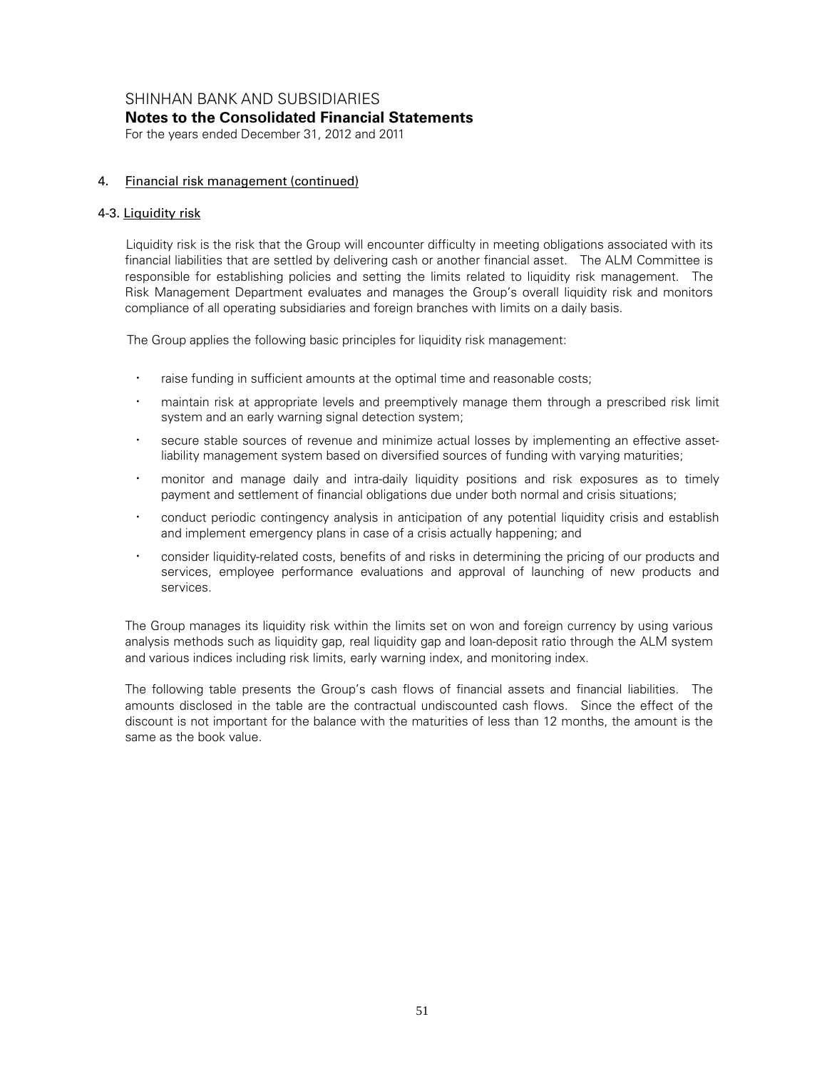## 4. Financial risk management (continued)

### 4-3. Liquidity risk

Liquidity risk is the risk that the Group will encounter difficulty in meeting obligations associated with its financial liabilities that are settled by delivering cash or another financial asset. The ALM Committee is responsible for establishing policies and setting the limits related to liquidity risk management. The Risk Management Department evaluates and manages the Group's overall liquidity risk and monitors compliance of all operating subsidiaries and foreign branches with limits on a daily basis.

The Group applies the following basic principles for liquidity risk management:

- raise funding in sufficient amounts at the optimal time and reasonable costs;
- maintain risk at appropriate levels and preemptively manage them through a prescribed risk limit system and an early warning signal detection system;
- secure stable sources of revenue and minimize actual losses by implementing an effective asset-liability management system based on diversified sources of funding with varying maturities;
- monitor and manage daily and intra-daily liquidity positions and risk exposures as to timely payment and settlement of financial obligations due under both normal and crisis situations;
- conduct periodic contingency analysis in anticipation of any potential liquidity crisis and establish and implement emergency plans in case of a crisis actually happening; and
- consider liquidity-related costs, benefits of and risks in determining the pricing of our products and services, employee performance evaluations and approval of launching of new products and services.

The Group manages its liquidity risk within the limits set on won and foreign currency by using various analysis methods such as liquidity gap, real liquidity gap and loan-deposit ratio through the ALM system and various indices including risk limits, early warning index, and monitoring index.

The following table presents the Group's cash flows of financial assets and financial liabilities. The amounts disclosed in the table are the contractual undiscounted cash flows. Since the effect of the discount is not important for the balance with the maturities of less than 12 months, the amount is the same as the book value.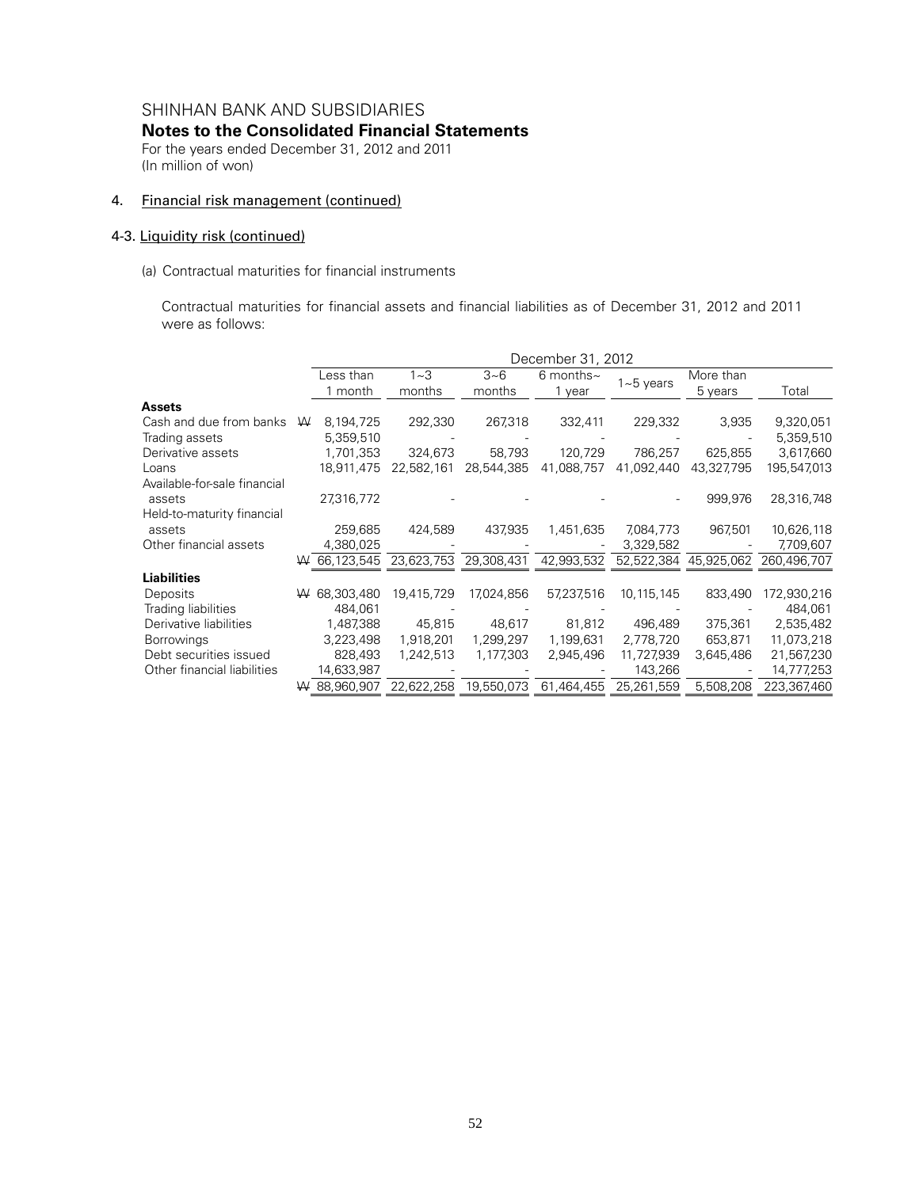SHINHAN BANK AND SUBSIDIARIES

**Notes to the Consolidated Financial Statements**

For the years ended December 31, 2012 and 2011
(In million of won)

4. Financial risk management (continued)

4-3. Liquidity risk (continued)

(a) Contractual maturities for financial instruments

Contractual maturities for financial assets and financial liabilities as of December 31, 2012 and 2011 were as follows:

| | December 31, 2012 | | | | | | |
|---|---|---|---|---|---|---|---|
| | Less than 1 month | 1~3 months | 3~6 months | 6 months~ 1 year | 1~5 years | More than 5 years | Total |
| **Assets** | | | | | | | |
| Cash and due from banks | ₩ 8,194,725 | 292,330 | 267,318 | 332,411 | 229,332 | 3,935 | 9,320,051 |
| Trading assets | 5,359,510 | - | - | - | - | - | 5,359,510 |
| Derivative assets | 1,701,353 | 324,673 | 58,793 | 120,729 | 786,257 | 625,855 | 3,617,660 |
| Loans | 18,911,475 | 22,582,161 | 28,544,385 | 41,088,757 | 41,092,440 | 43,327,795 | 195,547,013 |
| Available-for-sale financial assets | 27,316,772 | - | - | - | - | 999,976 | 28,316,748 |
| Held-to-maturity financial assets | 259,685 | 424,589 | 437,935 | 1,451,635 | 7,084,773 | 967,501 | 10,626,118 |
| Other financial assets | 4,380,025 | - | - | - | 3,329,582 | - | 7,709,607 |
| | ₩ 66,123,545 | 23,623,753 | 29,308,431 | 42,993,532 | 52,522,384 | 45,925,062 | 260,496,707 |
| **Liabilities** | | | | | | | |
| Deposits | ₩ 68,303,480 | 19,415,729 | 17,024,856 | 57,237,516 | 10,115,145 | 833,490 | 172,930,216 |
| Trading liabilities | 484,061 | - | - | - | - | - | 484,061 |
| Derivative liabilities | 1,487,388 | 45,815 | 48,617 | 81,812 | 496,489 | 375,361 | 2,535,482 |
| Borrowings | 3,223,498 | 1,918,201 | 1,299,297 | 1,199,631 | 2,778,720 | 653,871 | 11,073,218 |
| Debt securities issued | 828,493 | 1,242,513 | 1,177,303 | 2,945,496 | 11,727,939 | 3,645,486 | 21,567,230 |
| Other financial liabilities | 14,633,987 | - | - | - | 143,266 | - | 14,777,253 |
| | ₩ 88,960,907 | 22,622,258 | 19,550,073 | 61,464,455 | 25,261,559 | 5,508,208 | 223,367,460 |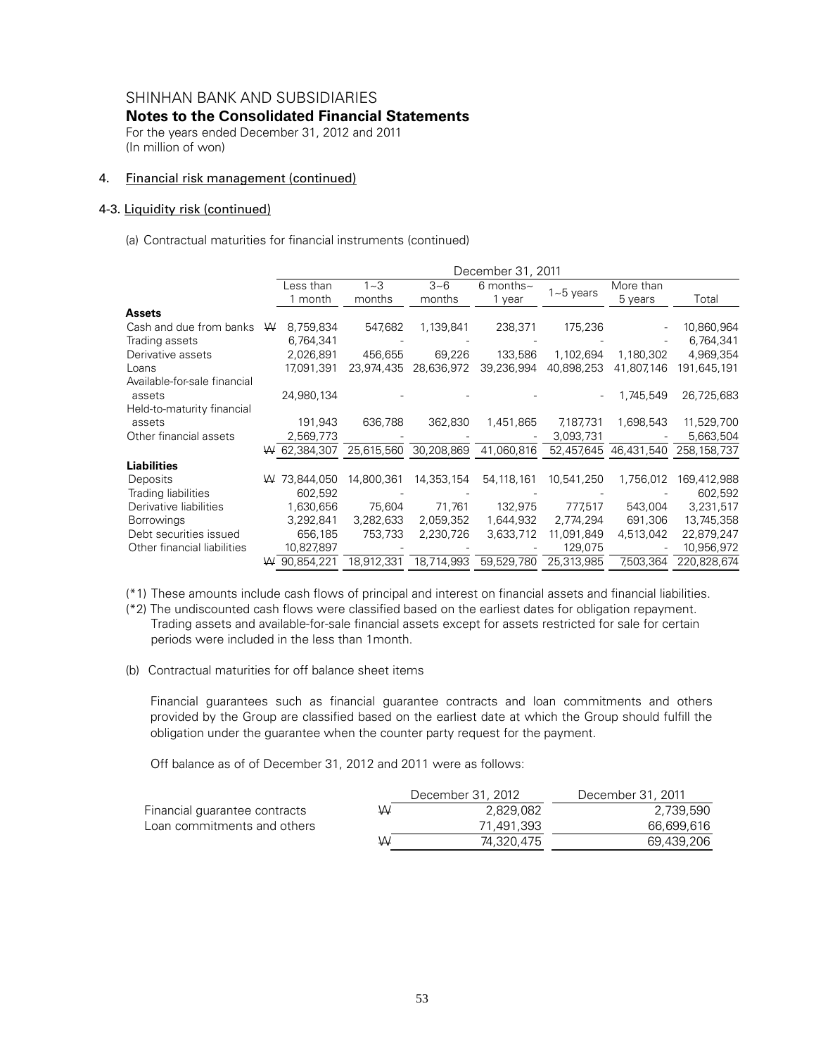# SHINHAN BANK AND SUBSIDIARIES

## Notes to the Consolidated Financial Statements

For the years ended December 31, 2012 and 2011
(In million of won)

### 4. Financial risk management (continued)

#### 4-3. Liquidity risk (continued)

(a) Contractual maturities for financial instruments (continued)

| | December 31, 2011 | | | | | | |
|---|---|---|---|---|---|---|---|
| | Less than 1 month | 1~3 months | 3~6 months | 6 months~ 1 year | 1~5 years | More than 5 years | Total |
| **Assets** | | | | | | | |
| Cash and due from banks | ₩ 8,759,834 | 547,682 | 1,139,841 | 238,371 | 175,236 | - | 10,860,964 |
| Trading assets | 6,764,341 | - | - | - | - | - | 6,764,341 |
| Derivative assets | 2,026,891 | 456,655 | 69,226 | 133,586 | 1,102,694 | 1,180,302 | 4,969,354 |
| Loans | 17,091,391 | 23,974,435 | 28,636,972 | 39,236,994 | 40,898,253 | 41,807,146 | 191,645,191 |
| Available-for-sale financial assets | 24,980,134 | - | - | - | - | 1,745,549 | 26,725,683 |
| Held-to-maturity financial assets | 191,943 | 636,788 | 362,830 | 1,451,865 | 7,187,731 | 1,698,543 | 11,529,700 |
| Other financial assets | 2,569,773 | - | - | - | 3,093,731 | - | 5,663,504 |
| | ₩ 62,384,307 | 25,615,560 | 30,208,869 | 41,060,816 | 52,457,645 | 46,431,540 | 258,158,737 |
| **Liabilities** | | | | | | | |
| Deposits | ₩ 73,844,050 | 14,800,361 | 14,353,154 | 54,118,161 | 10,541,250 | 1,756,012 | 169,412,988 |
| Trading liabilities | 602,592 | - | - | - | - | - | 602,592 |
| Derivative liabilities | 1,630,656 | 75,604 | 71,761 | 132,975 | 777,517 | 543,004 | 3,231,517 |
| Borrowings | 3,292,841 | 3,282,633 | 2,059,352 | 1,644,932 | 2,774,294 | 691,306 | 13,745,358 |
| Debt securities issued | 656,185 | 753,733 | 2,230,726 | 3,633,712 | 11,091,849 | 4,513,042 | 22,879,247 |
| Other financial liabilities | 10,827,897 | - | - | - | 129,075 | - | 10,956,972 |
| | ₩ 90,854,221 | 18,912,331 | 18,714,993 | 59,529,780 | 25,313,985 | 7,503,364 | 220,828,674 |

(*1) These amounts include cash flows of principal and interest on financial assets and financial liabilities.

(*2) The undiscounted cash flows were classified based on the earliest dates for obligation repayment. Trading assets and available-for-sale financial assets except for assets restricted for sale for certain periods were included in the less than 1month.

(b) Contractual maturities for off balance sheet items

Financial guarantees such as financial guarantee contracts and loan commitments and others provided by the Group are classified based on the earliest date at which the Group should fulfill the obligation under the guarantee when the counter party request for the payment.

Off balance as of of December 31, 2012 and 2011 were as follows:

| | December 31, 2012 | December 31, 2011 |
|---|---|---|
| Financial guarantee contracts | ₩ 2,829,082 | 2,739,590 |
| Loan commitments and others | 71,491,393 | 66,699,616 |
| | ₩ 74,320,475 | 69,439,206 |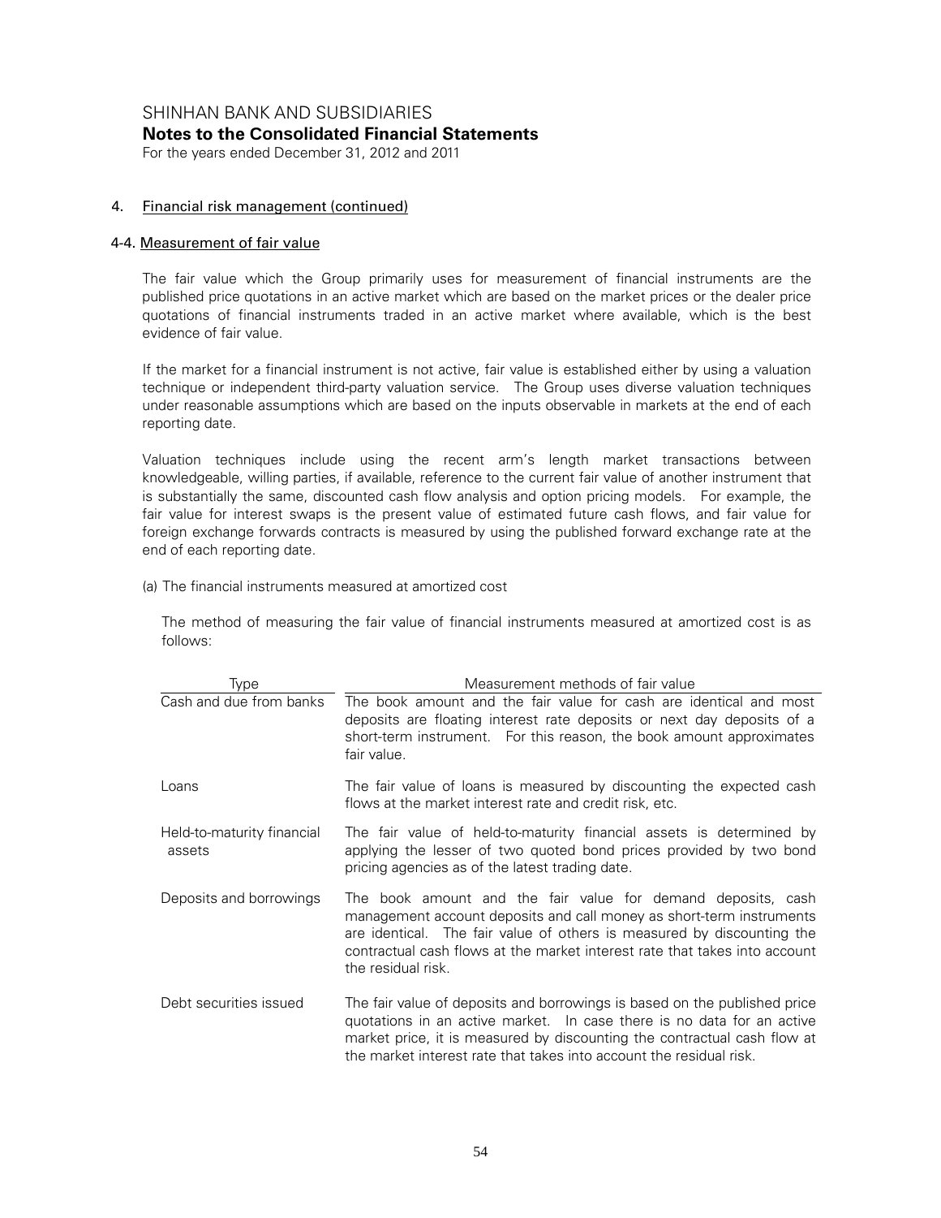# 4. Financial risk management (continued)

## 4-4. Measurement of fair value

The fair value which the Group primarily uses for measurement of financial instruments are the published price quotations in an active market which are based on the market prices or the dealer price quotations of financial instruments traded in an active market where available, which is the best evidence of fair value.

If the market for a financial instrument is not active, fair value is established either by using a valuation technique or independent third-party valuation service. The Group uses diverse valuation techniques under reasonable assumptions which are based on the inputs observable in markets at the end of each reporting date.

Valuation techniques include using the recent arm's length market transactions between knowledgeable, willing parties, if available, reference to the current fair value of another instrument that is substantially the same, discounted cash flow analysis and option pricing models. For example, the fair value for interest swaps is the present value of estimated future cash flows, and fair value for foreign exchange forwards contracts is measured by using the published forward exchange rate at the end of each reporting date.

(a) The financial instruments measured at amortized cost

The method of measuring the fair value of financial instruments measured at amortized cost is as follows:

| Type | Measurement methods of fair value |
|---|---|
| Cash and due from banks | The book amount and the fair value for cash are identical and most deposits are floating interest rate deposits or next day deposits of a short-term instrument. For this reason, the book amount approximates fair value. |
| Loans | The fair value of loans is measured by discounting the expected cash flows at the market interest rate and credit risk, etc. |
| Held-to-maturity financial assets | The fair value of held-to-maturity financial assets is determined by applying the lesser of two quoted bond prices provided by two bond pricing agencies as of the latest trading date. |
| Deposits and borrowings | The book amount and the fair value for demand deposits, cash management account deposits and call money as short-term instruments are identical. The fair value of others is measured by discounting the contractual cash flows at the market interest rate that takes into account the residual risk. |
| Debt securities issued | The fair value of deposits and borrowings is based on the published price quotations in an active market. In case there is no data for an active market price, it is measured by discounting the contractual cash flow at the market interest rate that takes into account the residual risk. |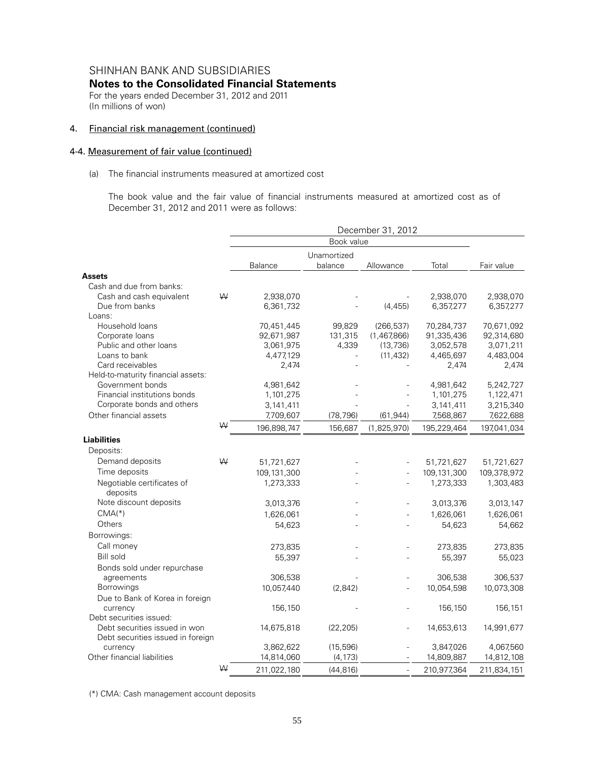SHINHAN BANK AND SUBSIDIARIES

**Notes to the Consolidated Financial Statements**

For the years ended December 31, 2012 and 2011
(In millions of won)

4. Financial risk management (continued)

4-4. Measurement of fair value (continued)

(a) The financial instruments measured at amortized cost

The book value and the fair value of financial instruments measured at amortized cost as of December 31, 2012 and 2011 were as follows:

| | | December 31, 2012 | | | | |
|---|---|---|---|---|---|---|
| | | Book value | | | | |
| | | Balance | Unamortized balance | Allowance | Total | Fair value |
| **Assets** | | | | | | |
| Cash and due from banks: | | | | | | |
| Cash and cash equivalent | ₩ | 2,938,070 | - | - | 2,938,070 | 2,938,070 |
| Due from banks | | 6,361,732 | - | (4,455) | 6,357,277 | 6,357,277 |
| Loans: | | | | | | |
| Household loans | | 70,451,445 | 99,829 | (266,537) | 70,284,737 | 70,671,092 |
| Corporate loans | | 92,671,987 | 131,315 | (1,467,866) | 91,335,436 | 92,314,680 |
| Public and other loans | | 3,061,975 | 4,339 | (13,736) | 3,052,578 | 3,071,211 |
| Loans to bank | | 4,477,129 | - | (11,432) | 4,465,697 | 4,483,004 |
| Card receivables | | 2,474 | - | - | 2,474 | 2,474 |
| Held-to-maturity financial assets: | | | | | | |
| Government bonds | | 4,981,642 | - | - | 4,981,642 | 5,242,727 |
| Financial institutions bonds | | 1,101,275 | - | - | 1,101,275 | 1,122,471 |
| Corporate bonds and others | | 3,141,411 | - | - | 3,141,411 | 3,215,340 |
| Other financial assets | | 7,709,607 | (78,796) | (61,944) | 7,568,867 | 7,622,688 |
| | ₩ | 196,898,747 | 156,687 | (1,825,970) | 195,229,464 | 197,041,034 |
| **Liabilities** | | | | | | |
| Deposits: | | | | | | |
| Demand deposits | ₩ | 51,721,627 | - | - | 51,721,627 | 51,721,627 |
| Time deposits | | 109,131,300 | - | - | 109,131,300 | 109,378,972 |
| Negotiable certificates of deposits | | 1,273,333 | - | - | 1,273,333 | 1,303,483 |
| Note discount deposits | | 3,013,376 | - | - | 3,013,376 | 3,013,147 |
| CMA(*) | | 1,626,061 | - | - | 1,626,061 | 1,626,061 |
| Others | | 54,623 | - | - | 54,623 | 54,662 |
| Borrowings: | | | | | | |
| Call money | | 273,835 | - | - | 273,835 | 273,835 |
| Bill sold | | 55,397 | - | - | 55,397 | 55,023 |
| Bonds sold under repurchase agreements | | 306,538 | - | - | 306,538 | 306,537 |
| Borrowings | | 10,057,440 | (2,842) | - | 10,054,598 | 10,073,308 |
| Due to Bank of Korea in foreign currency | | 156,150 | - | - | 156,150 | 156,151 |
| Debt securities issued: | | | | | | |
| Debt securities issued in won | | 14,675,818 | (22,205) | - | 14,653,613 | 14,991,677 |
| Debt securities issued in foreign currency | | 3,862,622 | (15,596) | - | 3,847,026 | 4,067,560 |
| Other financial liabilities | | 14,814,060 | (4,173) | - | 14,809,887 | 14,812,108 |
| | ₩ | 211,022,180 | (44,816) | - | 210,977,364 | 211,834,151 |

(*) CMA: Cash management account deposits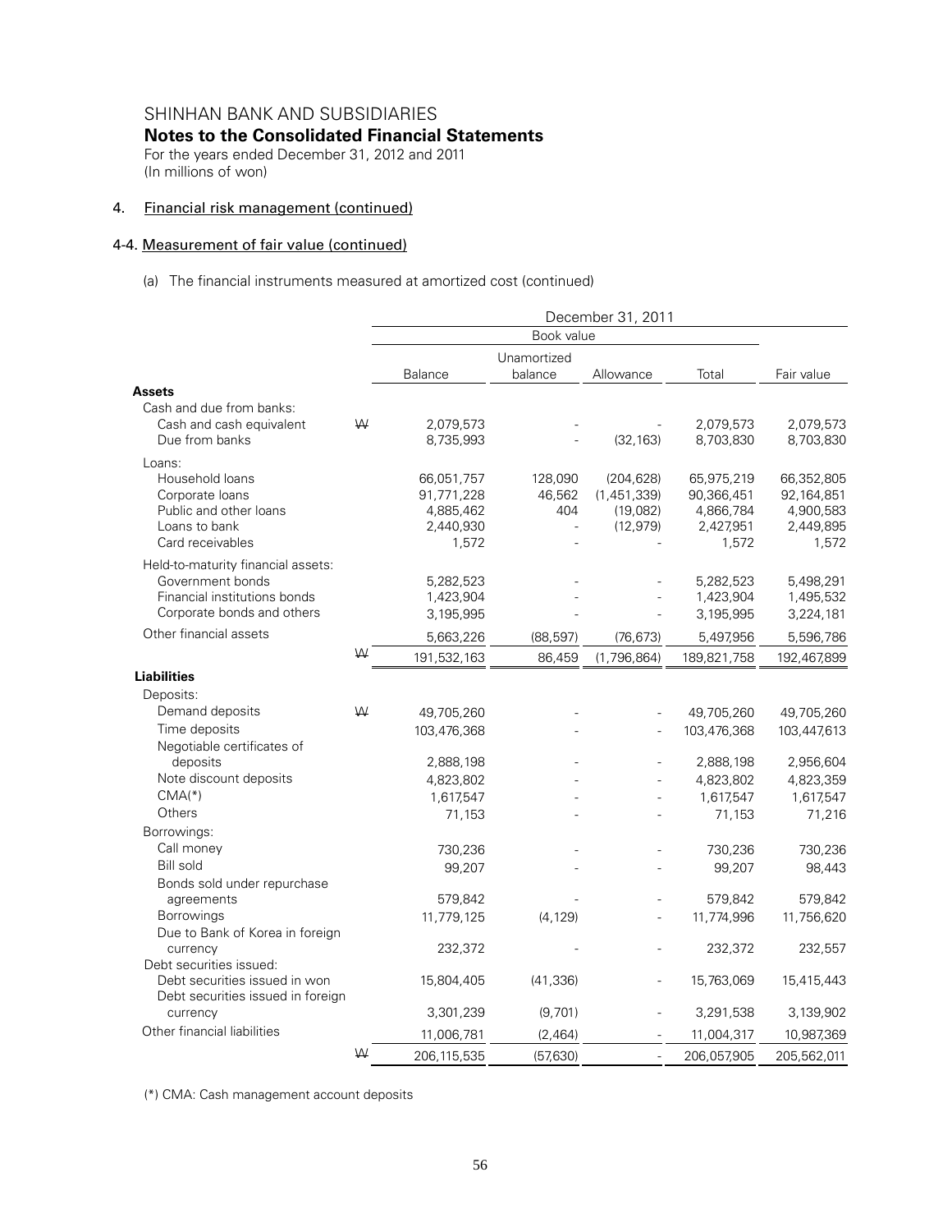SHINHAN BANK AND SUBSIDIARIES

**Notes to the Consolidated Financial Statements**

For the years ended December 31, 2012 and 2011
(In millions of won)

4. Financial risk management (continued)

4-4. Measurement of fair value (continued)

(a) The financial instruments measured at amortized cost (continued)

| | | December 31, 2011 | | | | |
|---|---|---|---|---|---|---|
| | | Book value | | | | |
| | | Balance | Unamortized balance | Allowance | Total | Fair value |
| **Assets** | | | | | | |
| Cash and due from banks: | | | | | | |
| Cash and cash equivalent | ₩ | 2,079,573 | - | - | 2,079,573 | 2,079,573 |
| Due from banks | | 8,735,993 | - | (32,163) | 8,703,830 | 8,703,830 |
| Loans: | | | | | | |
| Household loans | | 66,051,757 | 128,090 | (204,628) | 65,975,219 | 66,352,805 |
| Corporate loans | | 91,771,228 | 46,562 | (1,451,339) | 90,366,451 | 92,164,851 |
| Public and other loans | | 4,885,462 | 404 | (19,082) | 4,866,784 | 4,900,583 |
| Loans to bank | | 2,440,930 | - | (12,979) | 2,427,951 | 2,449,895 |
| Card receivables | | 1,572 | - | - | 1,572 | 1,572 |
| Held-to-maturity financial assets: | | | | | | |
| Government bonds | | 5,282,523 | - | - | 5,282,523 | 5,498,291 |
| Financial institutions bonds | | 1,423,904 | - | - | 1,423,904 | 1,495,532 |
| Corporate bonds and others | | 3,195,995 | - | - | 3,195,995 | 3,224,181 |
| Other financial assets | | 5,663,226 | (88,597) | (76,673) | 5,497,956 | 5,596,786 |
| | ₩ | 191,532,163 | 86,459 | (1,796,864) | 189,821,758 | 192,467,899 |
| **Liabilities** | | | | | | |
| Deposits: | | | | | | |
| Demand deposits | ₩ | 49,705,260 | - | - | 49,705,260 | 49,705,260 |
| Time deposits | | 103,476,368 | - | - | 103,476,368 | 103,447,613 |
| Negotiable certificates of deposits | | 2,888,198 | - | - | 2,888,198 | 2,956,604 |
| Note discount deposits | | 4,823,802 | - | - | 4,823,802 | 4,823,359 |
| CMA(*) | | 1,617,547 | - | - | 1,617,547 | 1,617,547 |
| Others | | 71,153 | - | - | 71,153 | 71,216 |
| Borrowings: | | | | | | |
| Call money | | 730,236 | - | - | 730,236 | 730,236 |
| Bill sold | | 99,207 | - | - | 99,207 | 98,443 |
| Bonds sold under repurchase agreements | | 579,842 | - | - | 579,842 | 579,842 |
| Borrowings | | 11,779,125 | (4,129) | - | 11,774,996 | 11,756,620 |
| Due to Bank of Korea in foreign currency | | 232,372 | - | - | 232,372 | 232,557 |
| Debt securities issued: | | | | | | |
| Debt securities issued in won | | 15,804,405 | (41,336) | - | 15,763,069 | 15,415,443 |
| Debt securities issued in foreign currency | | 3,301,239 | (9,701) | - | 3,291,538 | 3,139,902 |
| Other financial liabilities | | 11,006,781 | (2,464) | - | 11,004,317 | 10,987,369 |
| | ₩ | 206,115,535 | (57,630) | - | 206,057,905 | 205,562,011 |

(*) CMA: Cash management account deposits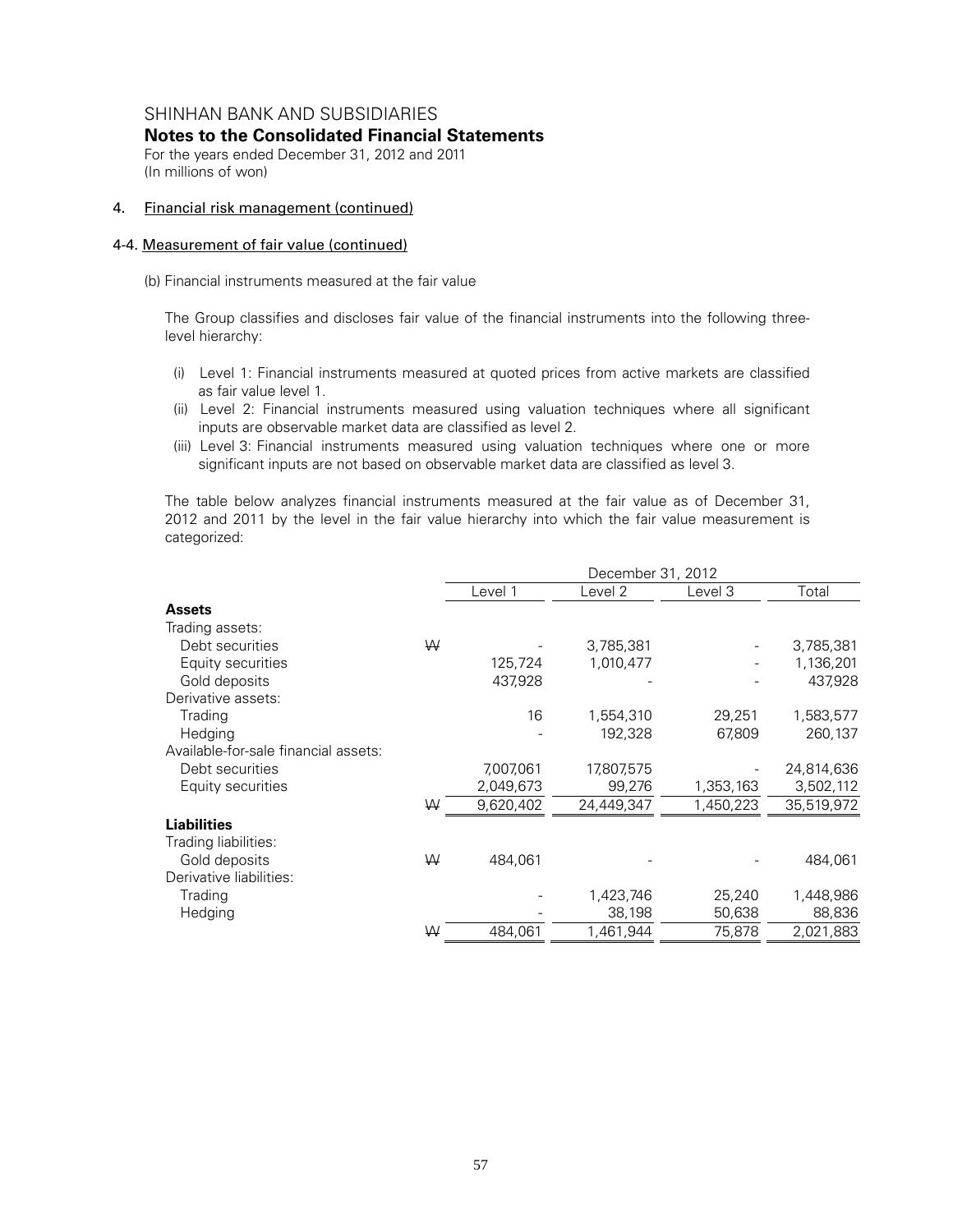SHINHAN BANK AND SUBSIDIARIES
**Notes to the Consolidated Financial Statements**
For the years ended December 31, 2012 and 2011
(In millions of won)

4. Financial risk management (continued)

4-4. Measurement of fair value (continued)

(b) Financial instruments measured at the fair value

The Group classifies and discloses fair value of the financial instruments into the following three-level hierarchy:

(i) Level 1: Financial instruments measured at quoted prices from active markets are classified as fair value level 1.
(ii) Level 2: Financial instruments measured using valuation techniques where all significant inputs are observable market data are classified as level 2.
(iii) Level 3: Financial instruments measured using valuation techniques where one or more significant inputs are not based on observable market data are classified as level 3.

The table below analyzes financial instruments measured at the fair value as of December 31, 2012 and 2011 by the level in the fair value hierarchy into which the fair value measurement is categorized:

| | | December 31, 2012 | | | |
|---|---|---|---|---|---|
| | | Level 1 | Level 2 | Level 3 | Total |
| **Assets** | | | | | |
| Trading assets: | | | | | |
| Debt securities | ₩ | - | 3,785,381 | - | 3,785,381 |
| Equity securities | | 125,724 | 1,010,477 | - | 1,136,201 |
| Gold deposits | | 437,928 | - | - | 437,928 |
| Derivative assets: | | | | | |
| Trading | | 16 | 1,554,310 | 29,251 | 1,583,577 |
| Hedging | | - | 192,328 | 67,809 | 260,137 |
| Available-for-sale financial assets: | | | | | |
| Debt securities | | 7,007,061 | 17,807,575 | - | 24,814,636 |
| Equity securities | | 2,049,673 | 99,276 | 1,353,163 | 3,502,112 |
| | ₩ | 9,620,402 | 24,449,347 | 1,450,223 | 35,519,972 |
| **Liabilities** | | | | | |
| Trading liabilities: | | | | | |
| Gold deposits | ₩ | 484,061 | - | - | 484,061 |
| Derivative liabilities: | | | | | |
| Trading | | - | 1,423,746 | 25,240 | 1,448,986 |
| Hedging | | - | 38,198 | 50,638 | 88,836 |
| | ₩ | 484,061 | 1,461,944 | 75,878 | 2,021,883 |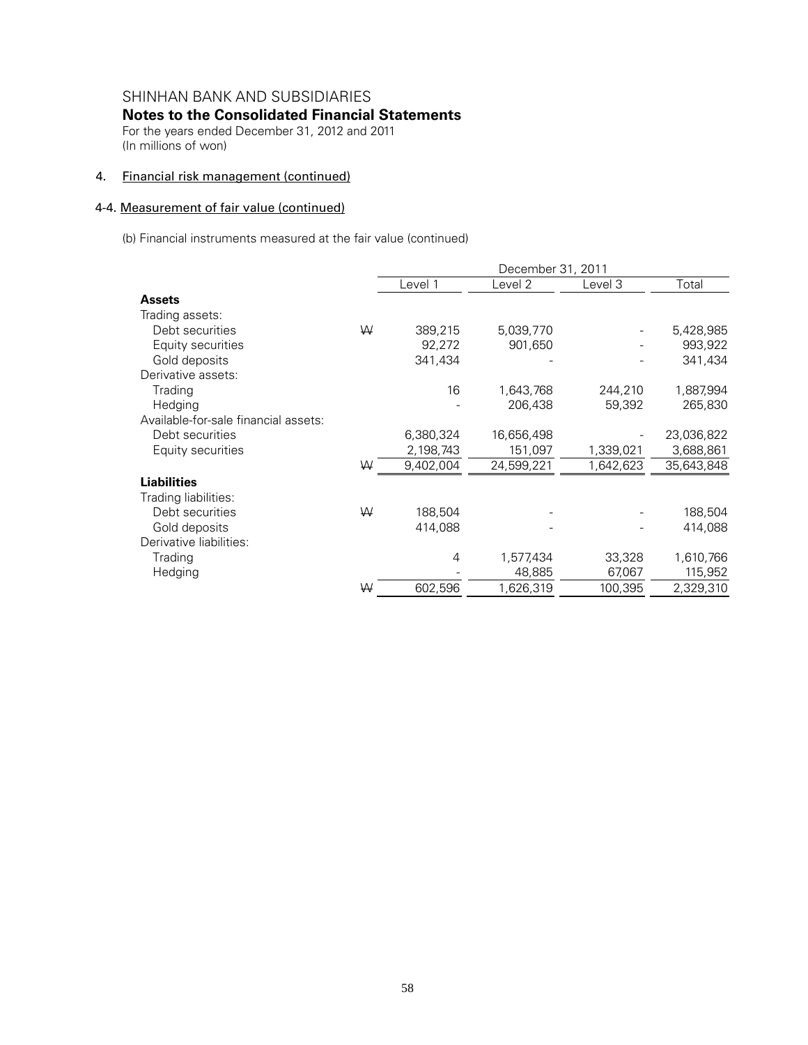SHINHAN BANK AND SUBSIDIARIES

**Notes to the Consolidated Financial Statements**

For the years ended December 31, 2012 and 2011
(In millions of won)

## 4. Financial risk management (continued)

### 4-4. Measurement of fair value (continued)

(b) Financial instruments measured at the fair value (continued)

| | | December 31, 2011 | | | |
|---|---|---|---|---|---|
| | | Level 1 | Level 2 | Level 3 | Total |
| **Assets** | | | | | |
| Trading assets: | | | | | |
| Debt securities | ₩ | 389,215 | 5,039,770 | - | 5,428,985 |
| Equity securities | | 92,272 | 901,650 | - | 993,922 |
| Gold deposits | | 341,434 | - | - | 341,434 |
| Derivative assets: | | | | | |
| Trading | | 16 | 1,643,768 | 244,210 | 1,887,994 |
| Hedging | | - | 206,438 | 59,392 | 265,830 |
| Available-for-sale financial assets: | | | | | |
| Debt securities | | 6,380,324 | 16,656,498 | - | 23,036,822 |
| Equity securities | | 2,198,743 | 151,097 | 1,339,021 | 3,688,861 |
| | ₩ | 9,402,004 | 24,599,221 | 1,642,623 | 35,643,848 |
| **Liabilities** | | | | | |
| Trading liabilities: | | | | | |
| Debt securities | ₩ | 188,504 | - | - | 188,504 |
| Gold deposits | | 414,088 | - | - | 414,088 |
| Derivative liabilities: | | | | | |
| Trading | | 4 | 1,577,434 | 33,328 | 1,610,766 |
| Hedging | | - | 48,885 | 67,067 | 115,952 |
| | ₩ | 602,596 | 1,626,319 | 100,395 | 2,329,310 |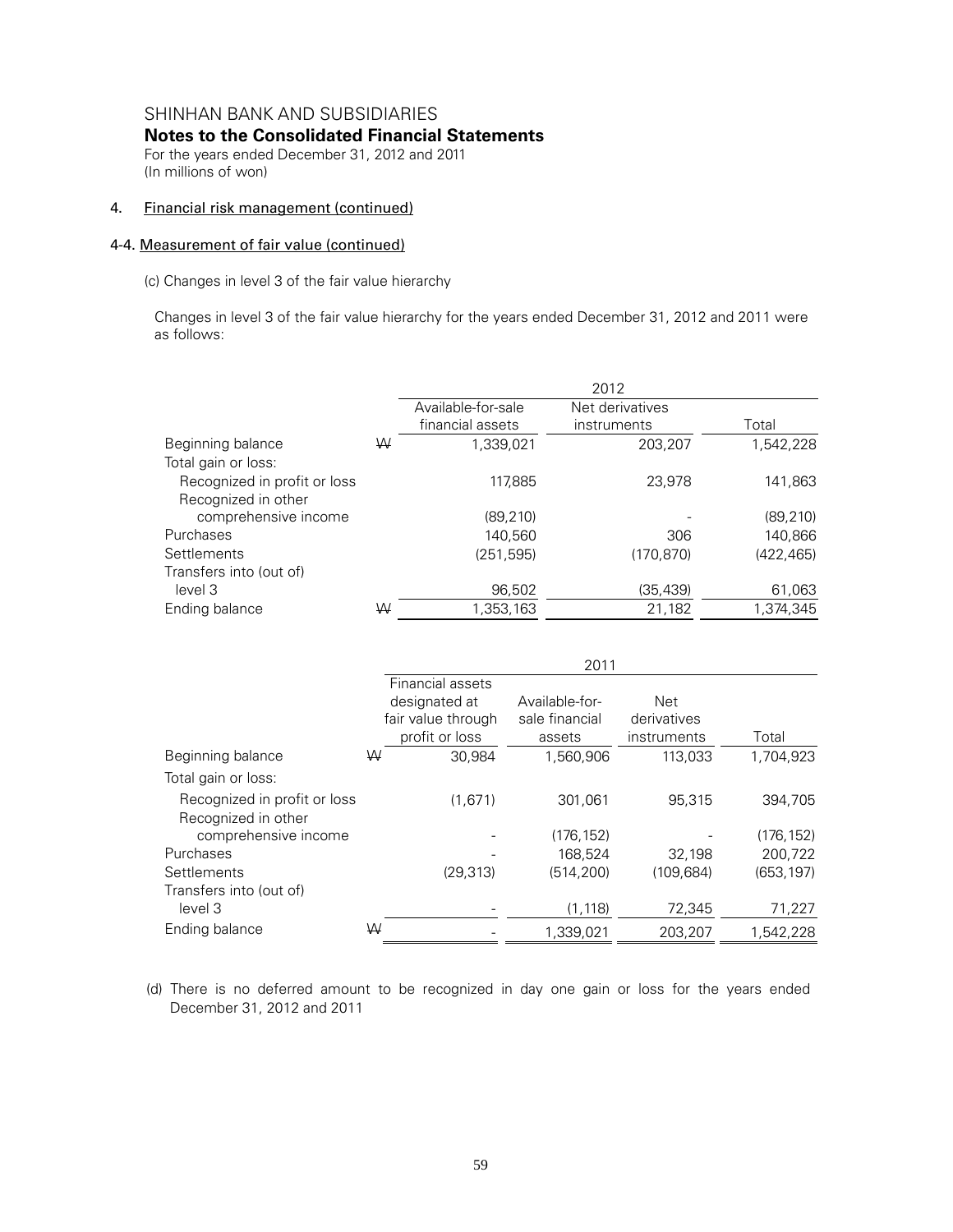SHINHAN BANK AND SUBSIDIARIES

**Notes to the Consolidated Financial Statements**

For the years ended December 31, 2012 and 2011
(In millions of won)

## 4. Financial risk management (continued)

### 4-4. Measurement of fair value (continued)

(c) Changes in level 3 of the fair value hierarchy

Changes in level 3 of the fair value hierarchy for the years ended December 31, 2012 and 2011 were as follows:

| | | 2012 | | |
|---|---|---|---|---|
| | | Available-for-sale financial assets | Net derivatives instruments | Total |
| Beginning balance | ₩ | 1,339,021 | 203,207 | 1,542,228 |
| Total gain or loss: | | | | |
| Recognized in profit or loss | | 117,885 | 23,978 | 141,863 |
| Recognized in other comprehensive income | | (89,210) | - | (89,210) |
| Purchases | | 140,560 | 306 | 140,866 |
| Settlements | | (251,595) | (170,870) | (422,465) |
| Transfers into (out of) level 3 | | 96,502 | (35,439) | 61,063 |
| Ending balance | ₩ | 1,353,163 | 21,182 | 1,374,345 |

| | | 2011 | | | |
|---|---|---|---|---|---|
| | | Financial assets designated at fair value through profit or loss | Available-for-sale financial assets | Net derivatives instruments | Total |
| Beginning balance | ₩ | 30,984 | 1,560,906 | 113,033 | 1,704,923 |
| Total gain or loss: | | | | | |
| Recognized in profit or loss | | (1,671) | 301,061 | 95,315 | 394,705 |
| Recognized in other comprehensive income | | - | (176,152) | - | (176,152) |
| Purchases | | - | 168,524 | 32,198 | 200,722 |
| Settlements | | (29,313) | (514,200) | (109,684) | (653,197) |
| Transfers into (out of) level 3 | | - | (1,118) | 72,345 | 71,227 |
| Ending balance | ₩ | - | 1,339,021 | 203,207 | 1,542,228 |

(d) There is no deferred amount to be recognized in day one gain or loss for the years ended December 31, 2012 and 2011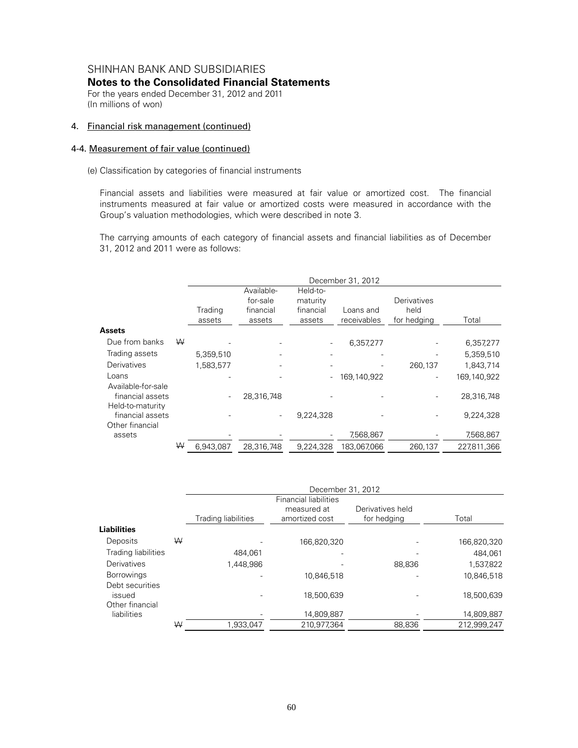# SHINHAN BANK AND SUBSIDIARIES

## Notes to the Consolidated Financial Statements

For the years ended December 31, 2012 and 2011
(In millions of won)

### 4. Financial risk management (continued)

#### 4-4. Measurement of fair value (continued)

(e) Classification by categories of financial instruments

Financial assets and liabilities were measured at fair value or amortized cost. The financial instruments measured at fair value or amortized costs were measured in accordance with the Group's valuation methodologies, which were described in note 3.

The carrying amounts of each category of financial assets and financial liabilities as of December 31, 2012 and 2011 were as follows:

| | | December 31, 2012 | | | | | |
|---|---|---|---|---|---|---|---|
| | | Trading assets | Available-for-sale financial assets | Held-to-maturity financial assets | Loans and receivables | Derivatives held for hedging | Total |
| **Assets** | | | | | | | |
| Due from banks | ₩ | - | - | - | 6,357,277 | - | 6,357,277 |
| Trading assets | | 5,359,510 | - | - | - | - | 5,359,510 |
| Derivatives | | 1,583,577 | - | - | - | 260,137 | 1,843,714 |
| Loans | | - | - | - | 169,140,922 | - | 169,140,922 |
| Available-for-sale financial assets | | - | 28,316,748 | - | - | - | 28,316,748 |
| Held-to-maturity financial assets | | - | - | 9,224,328 | - | - | 9,224,328 |
| Other financial assets | | - | - | - | 7,568,867 | - | 7,568,867 |
| | ₩ | 6,943,087 | 28,316,748 | 9,224,328 | 183,067,066 | 260,137 | 227,811,366 |

| | | December 31, 2012 | | | |
|---|---|---|---|---|---|
| | | Trading liabilities | Financial liabilities measured at amortized cost | Derivatives held for hedging | Total |
| **Liabilities** | | | | | |
| Deposits | ₩ | - | 166,820,320 | - | 166,820,320 |
| Trading liabilities | | 484,061 | - | - | 484,061 |
| Derivatives | | 1,448,986 | - | 88,836 | 1,537,822 |
| Borrowings | | - | 10,846,518 | - | 10,846,518 |
| Debt securities issued | | - | 18,500,639 | - | 18,500,639 |
| Other financial liabilities | | - | 14,809,887 | - | 14,809,887 |
| | ₩ | 1,933,047 | 210,977,364 | 88,836 | 212,999,247 |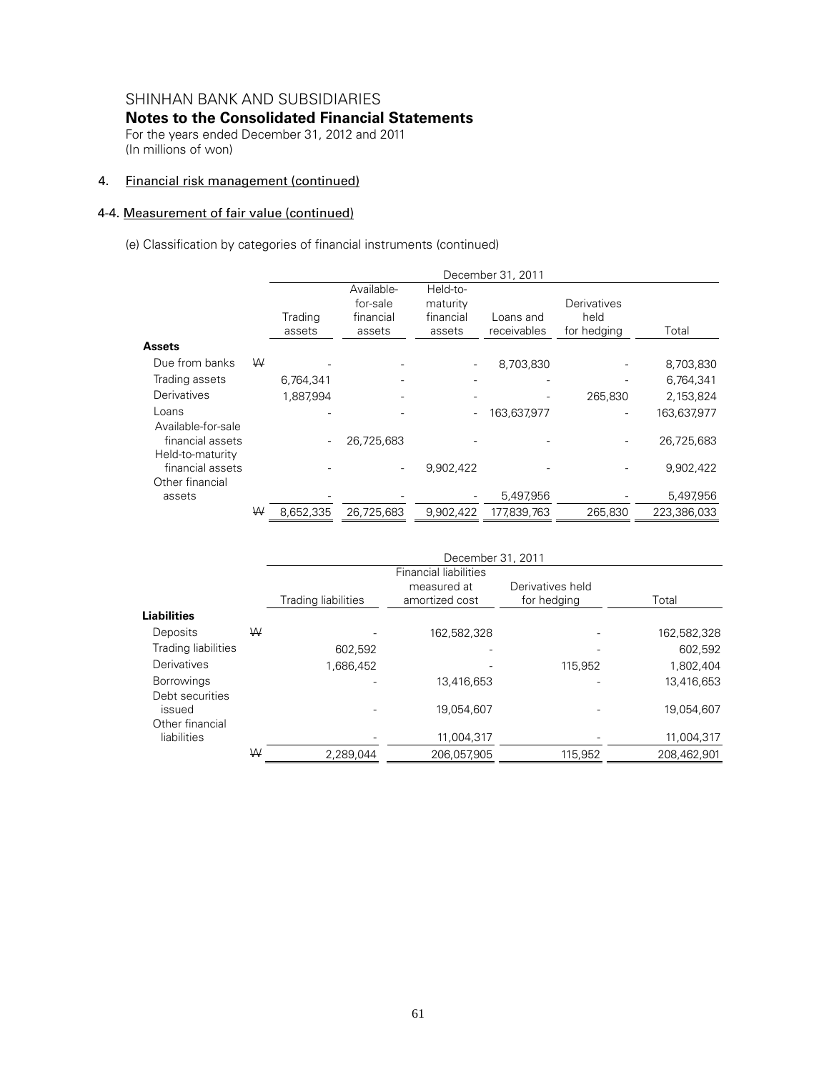SHINHAN BANK AND SUBSIDIARIES

**Notes to the Consolidated Financial Statements**

For the years ended December 31, 2012 and 2011
(In millions of won)

## 4. Financial risk management (continued)

### 4-4. Measurement of fair value (continued)

(e) Classification by categories of financial instruments (continued)

| | | December 31, 2011 | | | | | |
|---|---|---|---|---|---|---|---|
| | | Trading assets | Available-for-sale financial assets | Held-to-maturity financial assets | Loans and receivables | Derivatives held for hedging | Total |
| **Assets** | | | | | | | |
| Due from banks | ₩ | - | - | - | 8,703,830 | - | 8,703,830 |
| Trading assets | | 6,764,341 | - | - | - | - | 6,764,341 |
| Derivatives | | 1,887,994 | - | - | - | 265,830 | 2,153,824 |
| Loans | | - | - | - | 163,637,977 | - | 163,637,977 |
| Available-for-sale financial assets | | - | 26,725,683 | - | - | - | 26,725,683 |
| Held-to-maturity financial assets | | - | - | 9,902,422 | - | - | 9,902,422 |
| Other financial assets | | - | - | - | 5,497,956 | - | 5,497,956 |
| | ₩ | 8,652,335 | 26,725,683 | 9,902,422 | 177,839,763 | 265,830 | 223,386,033 |

| | | December 31, 2011 | | | |
|---|---|---|---|---|---|
| | | Trading liabilities | Financial liabilities measured at amortized cost | Derivatives held for hedging | Total |
| **Liabilities** | | | | | |
| Deposits | ₩ | - | 162,582,328 | - | 162,582,328 |
| Trading liabilities | | 602,592 | - | - | 602,592 |
| Derivatives | | 1,686,452 | - | 115,952 | 1,802,404 |
| Borrowings | | - | 13,416,653 | - | 13,416,653 |
| Debt securities issued | | - | 19,054,607 | - | 19,054,607 |
| Other financial liabilities | | - | 11,004,317 | - | 11,004,317 |
| | ₩ | 2,289,044 | 206,057,905 | 115,952 | 208,462,901 |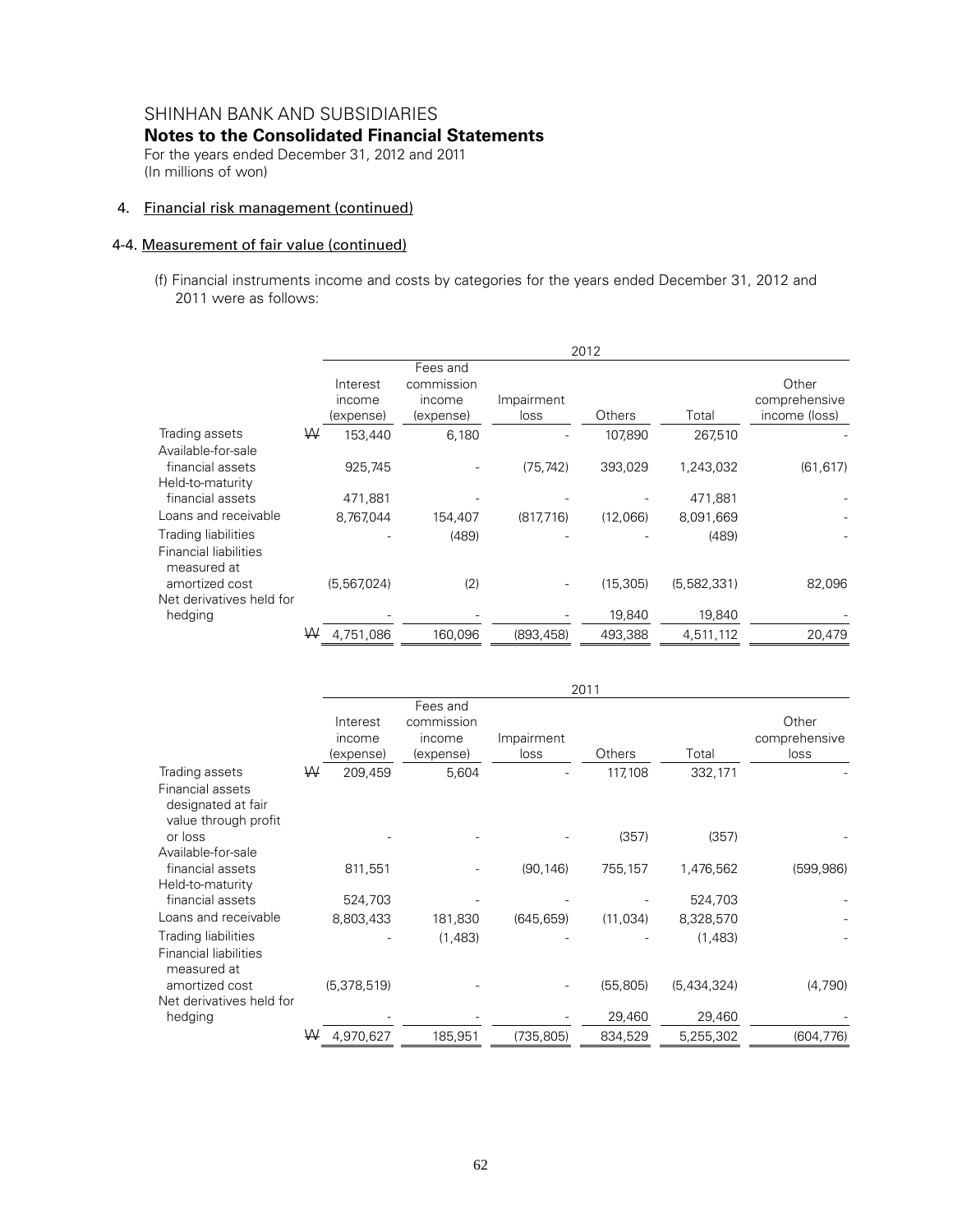SHINHAN BANK AND SUBSIDIARIES

**Notes to the Consolidated Financial Statements**

For the years ended December 31, 2012 and 2011
(In millions of won)

4. Financial risk management (continued)

4-4. Measurement of fair value (continued)

(f) Financial instruments income and costs by categories for the years ended December 31, 2012 and 2011 were as follows:

| | 2012 | | | | | |
|---|---|---|---|---|---|---|
| | Interest income (expense) | Fees and commission income (expense) | Impairment loss | Others | Total | Other comprehensive income (loss) |
| Trading assets | ₩ 153,440 | 6,180 | - | 107,890 | 267,510 | - |
| Available-for-sale financial assets | 925,745 | - | (75,742) | 393,029 | 1,243,032 | (61,617) |
| Held-to-maturity financial assets | 471,881 | - | - | - | 471,881 | - |
| Loans and receivable | 8,767,044 | 154,407 | (817,716) | (12,066) | 8,091,669 | - |
| Trading liabilities | - | (489) | - | - | (489) | - |
| Financial liabilities measured at amortized cost | (5,567,024) | (2) | - | (15,305) | (5,582,331) | 82,096 |
| Net derivatives held for hedging | - | - | - | 19,840 | 19,840 | - |
| | ₩ 4,751,086 | 160,096 | (893,458) | 493,388 | 4,511,112 | 20,479 |

| | 2011 | | | | | |
|---|---|---|---|---|---|---|
| | Interest income (expense) | Fees and commission income (expense) | Impairment loss | Others | Total | Other comprehensive loss |
| Trading assets | ₩ 209,459 | 5,604 | - | 117,108 | 332,171 | - |
| Financial assets designated at fair value through profit or loss | - | - | - | (357) | (357) | - |
| Available-for-sale financial assets | 811,551 | - | (90,146) | 755,157 | 1,476,562 | (599,986) |
| Held-to-maturity financial assets | 524,703 | - | - | - | 524,703 | - |
| Loans and receivable | 8,803,433 | 181,830 | (645,659) | (11,034) | 8,328,570 | - |
| Trading liabilities | - | (1,483) | - | - | (1,483) | - |
| Financial liabilities measured at amortized cost | (5,378,519) | - | - | (55,805) | (5,434,324) | (4,790) |
| Net derivatives held for hedging | - | - | - | 29,460 | 29,460 | - |
| | ₩ 4,970,627 | 185,951 | (735,805) | 834,529 | 5,255,302 | (604,776) |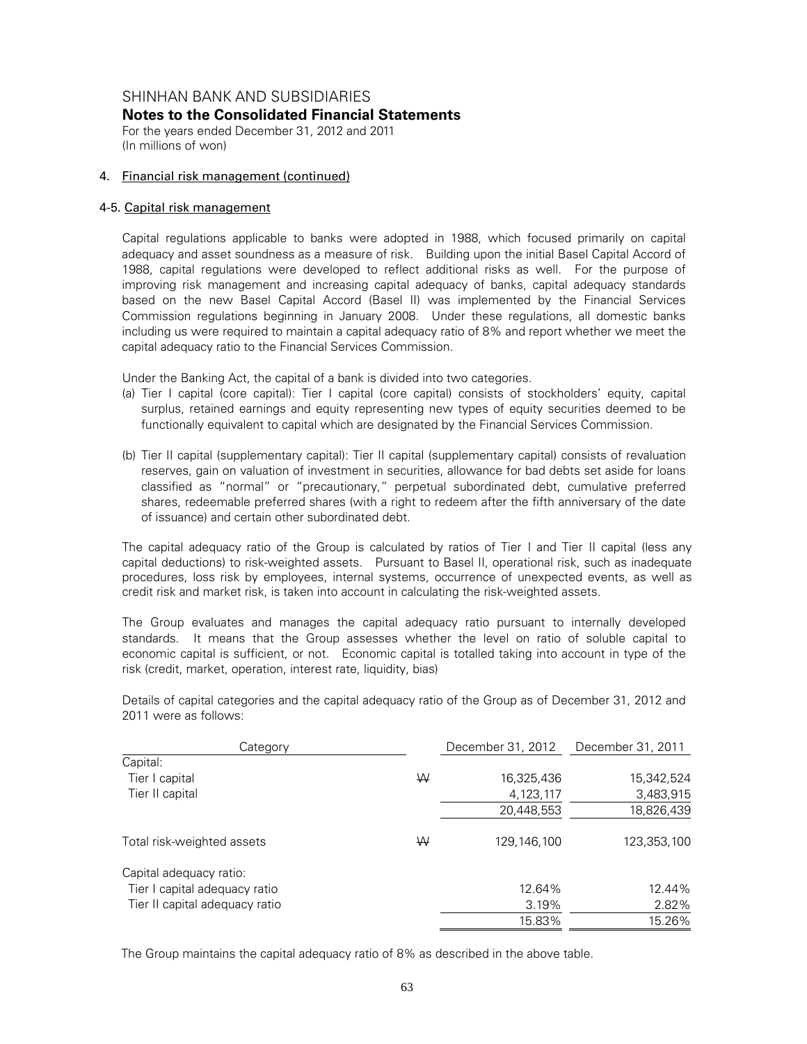SHINHAN BANK AND SUBSIDIARIES

**Notes to the Consolidated Financial Statements**

For the years ended December 31, 2012 and 2011
(In millions of won)

## 4. Financial risk management (continued)

### 4-5. Capital risk management

Capital regulations applicable to banks were adopted in 1988, which focused primarily on capital adequacy and asset soundness as a measure of risk. Building upon the initial Basel Capital Accord of 1988, capital regulations were developed to reflect additional risks as well. For the purpose of improving risk management and increasing capital adequacy of banks, capital adequacy standards based on the new Basel Capital Accord (Basel II) was implemented by the Financial Services Commission regulations beginning in January 2008. Under these regulations, all domestic banks including us were required to maintain a capital adequacy ratio of 8% and report whether we meet the capital adequacy ratio to the Financial Services Commission.

Under the Banking Act, the capital of a bank is divided into two categories.

(a) Tier I capital (core capital): Tier I capital (core capital) consists of stockholders' equity, capital surplus, retained earnings and equity representing new types of equity securities deemed to be functionally equivalent to capital which are designated by the Financial Services Commission.

(b) Tier II capital (supplementary capital): Tier II capital (supplementary capital) consists of revaluation reserves, gain on valuation of investment in securities, allowance for bad debts set aside for loans classified as "normal" or "precautionary," perpetual subordinated debt, cumulative preferred shares, redeemable preferred shares (with a right to redeem after the fifth anniversary of the date of issuance) and certain other subordinated debt.

The capital adequacy ratio of the Group is calculated by ratios of Tier I and Tier II capital (less any capital deductions) to risk-weighted assets. Pursuant to Basel II, operational risk, such as inadequate procedures, loss risk by employees, internal systems, occurrence of unexpected events, as well as credit risk and market risk, is taken into account in calculating the risk-weighted assets.

The Group evaluates and manages the capital adequacy ratio pursuant to internally developed standards. It means that the Group assesses whether the level on ratio of soluble capital to economic capital is sufficient, or not. Economic capital is totalled taking into account in type of the risk (credit, market, operation, interest rate, liquidity, bias)

Details of capital categories and the capital adequacy ratio of the Group as of December 31, 2012 and 2011 were as follows:

| Category | | December 31, 2012 | December 31, 2011 |
|---|---|---|---|
| Capital: | | | |
| Tier I capital | ₩ | 16,325,436 | 15,342,524 |
| Tier II capital | | 4,123,117 | 3,483,915 |
| | | 20,448,553 | 18,826,439 |
| Total risk-weighted assets | ₩ | 129,146,100 | 123,353,100 |
| Capital adequacy ratio: | | | |
| Tier I capital adequacy ratio | | 12.64% | 12.44% |
| Tier II capital adequacy ratio | | 3.19% | 2.82% |
| | | 15.83% | 15.26% |

The Group maintains the capital adequacy ratio of 8% as described in the above table.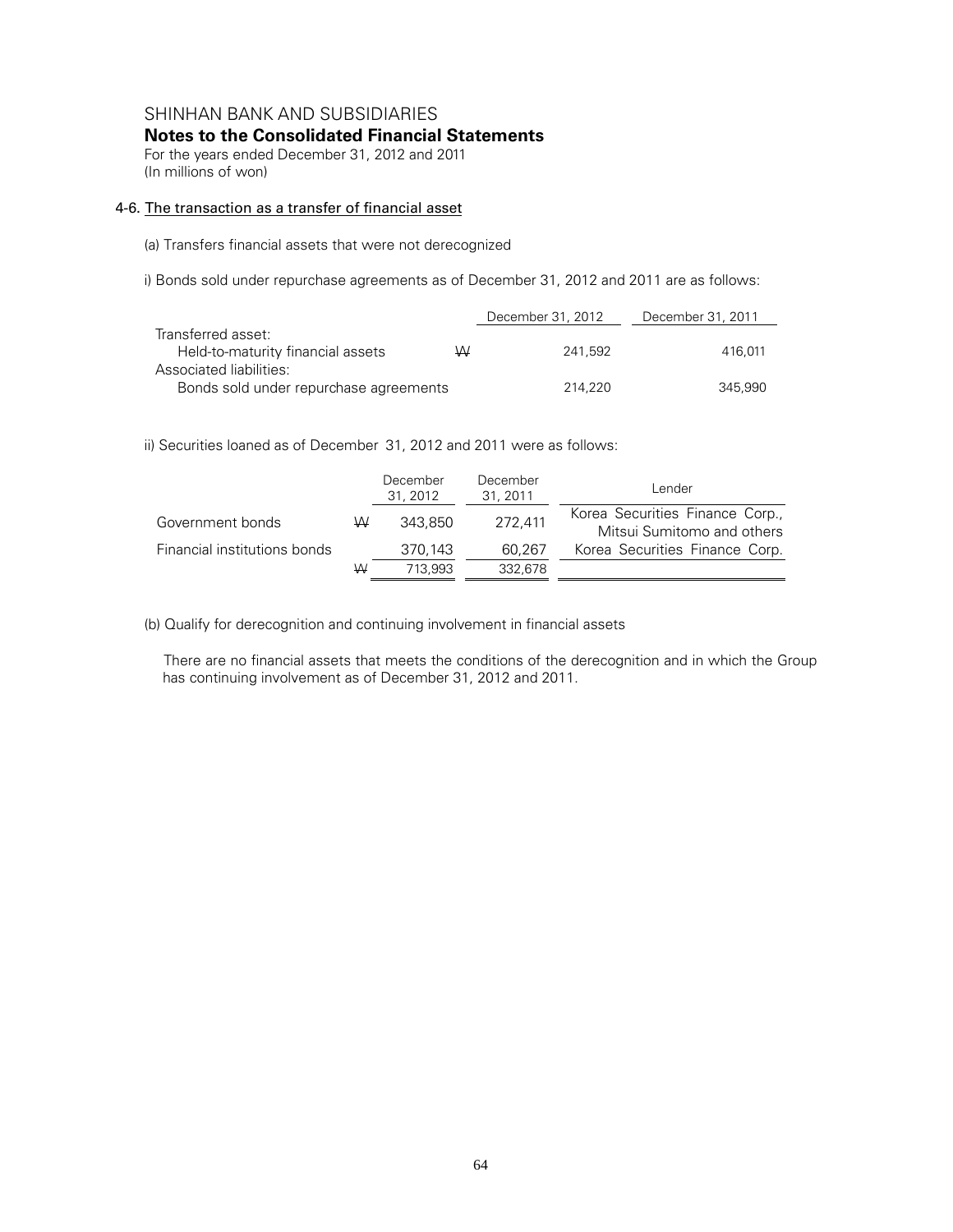SHINHAN BANK AND SUBSIDIARIES

**Notes to the Consolidated Financial Statements**

For the years ended December 31, 2012 and 2011

(In millions of won)

### 4-6. The transaction as a transfer of financial asset

(a) Transfers financial assets that were not derecognized

i) Bonds sold under repurchase agreements as of December 31, 2012 and 2011 are as follows:

| | | December 31, 2012 | December 31, 2011 |
|---|---|---|---|
| Transferred asset: | | | |
| Held-to-maturity financial assets | ₩ | 241,592 | 416,011 |
| Associated liabilities: | | | |
| Bonds sold under repurchase agreements | | 214,220 | 345,990 |

ii) Securities loaned as of December 31, 2012 and 2011 were as follows:

| | | December 31, 2012 | December 31, 2011 | Lender |
|---|---|---|---|---|
| Government bonds | ₩ | 343,850 | 272,411 | Korea Securities Finance Corp., Mitsui Sumitomo and others |
| Financial institutions bonds | | 370,143 | 60,267 | Korea Securities Finance Corp. |
| | ₩ | 713,993 | 332,678 | |

(b) Qualify for derecognition and continuing involvement in financial assets

There are no financial assets that meets the conditions of the derecognition and in which the Group has continuing involvement as of December 31, 2012 and 2011.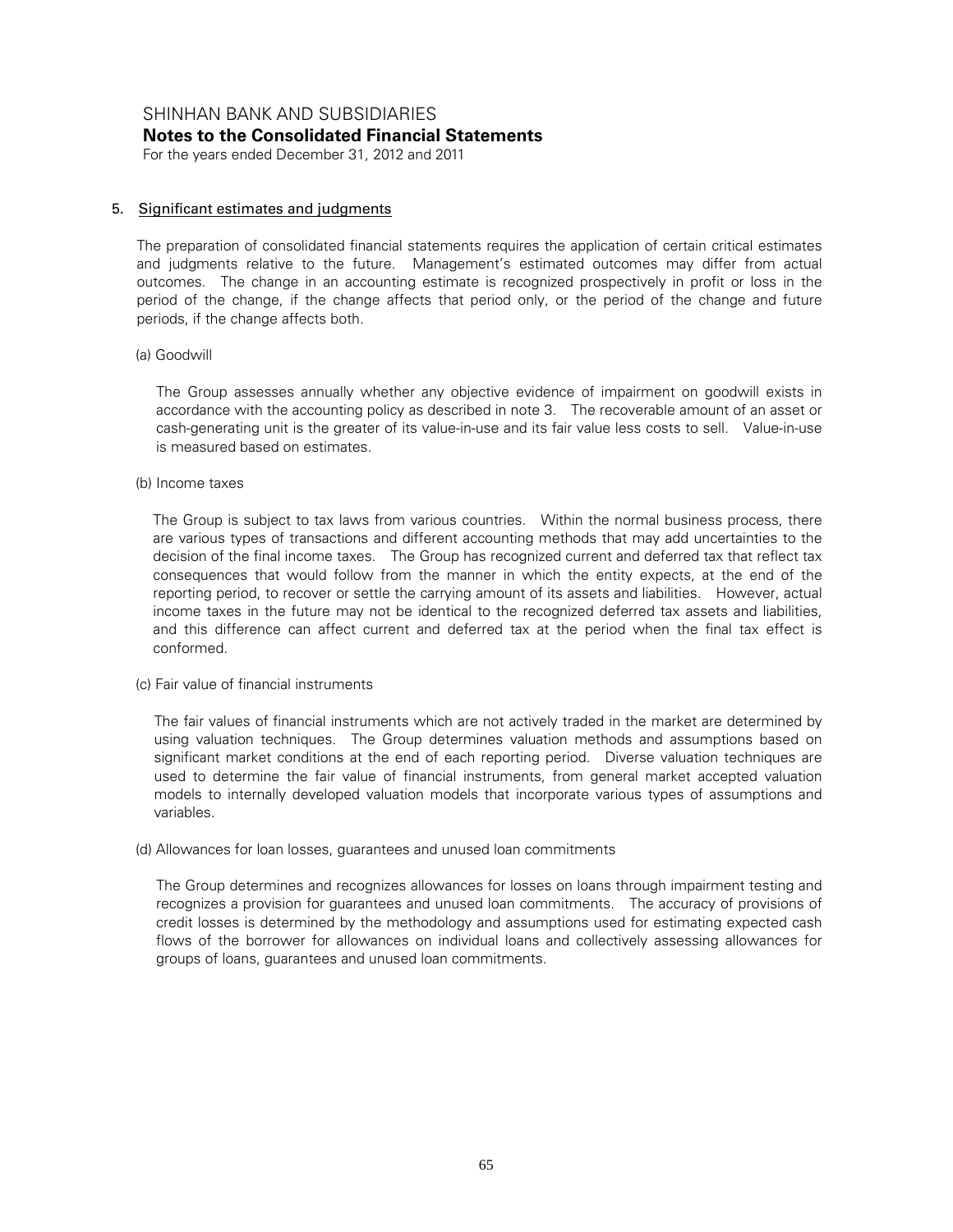## 5. Significant estimates and judgments

The preparation of consolidated financial statements requires the application of certain critical estimates and judgments relative to the future. Management's estimated outcomes may differ from actual outcomes. The change in an accounting estimate is recognized prospectively in profit or loss in the period of the change, if the change affects that period only, or the period of the change and future periods, if the change affects both.

(a) Goodwill

The Group assesses annually whether any objective evidence of impairment on goodwill exists in accordance with the accounting policy as described in note 3. The recoverable amount of an asset or cash-generating unit is the greater of its value-in-use and its fair value less costs to sell. Value-in-use is measured based on estimates.

(b) Income taxes

The Group is subject to tax laws from various countries. Within the normal business process, there are various types of transactions and different accounting methods that may add uncertainties to the decision of the final income taxes. The Group has recognized current and deferred tax that reflect tax consequences that would follow from the manner in which the entity expects, at the end of the reporting period, to recover or settle the carrying amount of its assets and liabilities. However, actual income taxes in the future may not be identical to the recognized deferred tax assets and liabilities, and this difference can affect current and deferred tax at the period when the final tax effect is conformed.

(c) Fair value of financial instruments

The fair values of financial instruments which are not actively traded in the market are determined by using valuation techniques. The Group determines valuation methods and assumptions based on significant market conditions at the end of each reporting period. Diverse valuation techniques are used to determine the fair value of financial instruments, from general market accepted valuation models to internally developed valuation models that incorporate various types of assumptions and variables.

(d) Allowances for loan losses, guarantees and unused loan commitments

The Group determines and recognizes allowances for losses on loans through impairment testing and recognizes a provision for guarantees and unused loan commitments. The accuracy of provisions of credit losses is determined by the methodology and assumptions used for estimating expected cash flows of the borrower for allowances on individual loans and collectively assessing allowances for groups of loans, guarantees and unused loan commitments.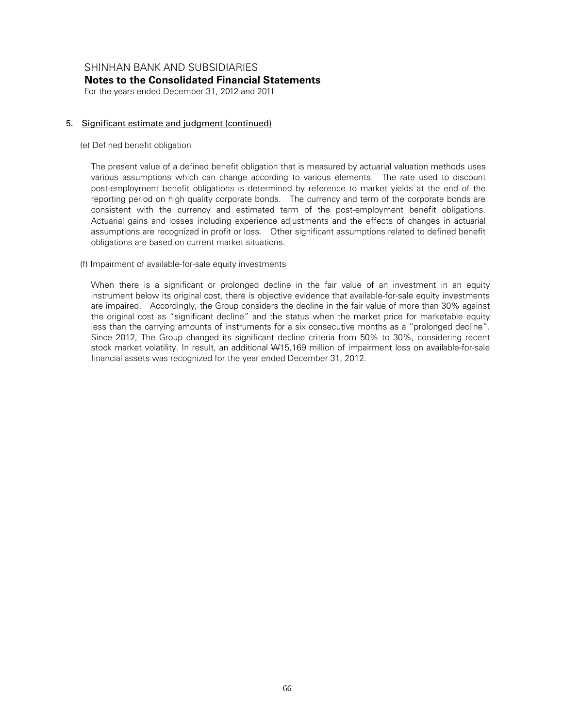## 5. Significant estimate and judgment (continued)

(e) Defined benefit obligation

The present value of a defined benefit obligation that is measured by actuarial valuation methods uses various assumptions which can change according to various elements. The rate used to discount post-employment benefit obligations is determined by reference to market yields at the end of the reporting period on high quality corporate bonds. The currency and term of the corporate bonds are consistent with the currency and estimated term of the post-employment benefit obligations. Actuarial gains and losses including experience adjustments and the effects of changes in actuarial assumptions are recognized in profit or loss. Other significant assumptions related to defined benefit obligations are based on current market situations.

(f) Impairment of available-for-sale equity investments

When there is a significant or prolonged decline in the fair value of an investment in an equity instrument below its original cost, there is objective evidence that available-for-sale equity investments are impaired. Accordingly, the Group considers the decline in the fair value of more than 30% against the original cost as "significant decline" and the status when the market price for marketable equity less than the carrying amounts of instruments for a six consecutive months as a "prolonged decline". Since 2012, The Group changed its significant decline criteria from 50% to 30%, considering recent stock market volatility. In result, an additional ₩15,169 million of impairment loss on available-for-sale financial assets was recognized for the year ended December 31, 2012.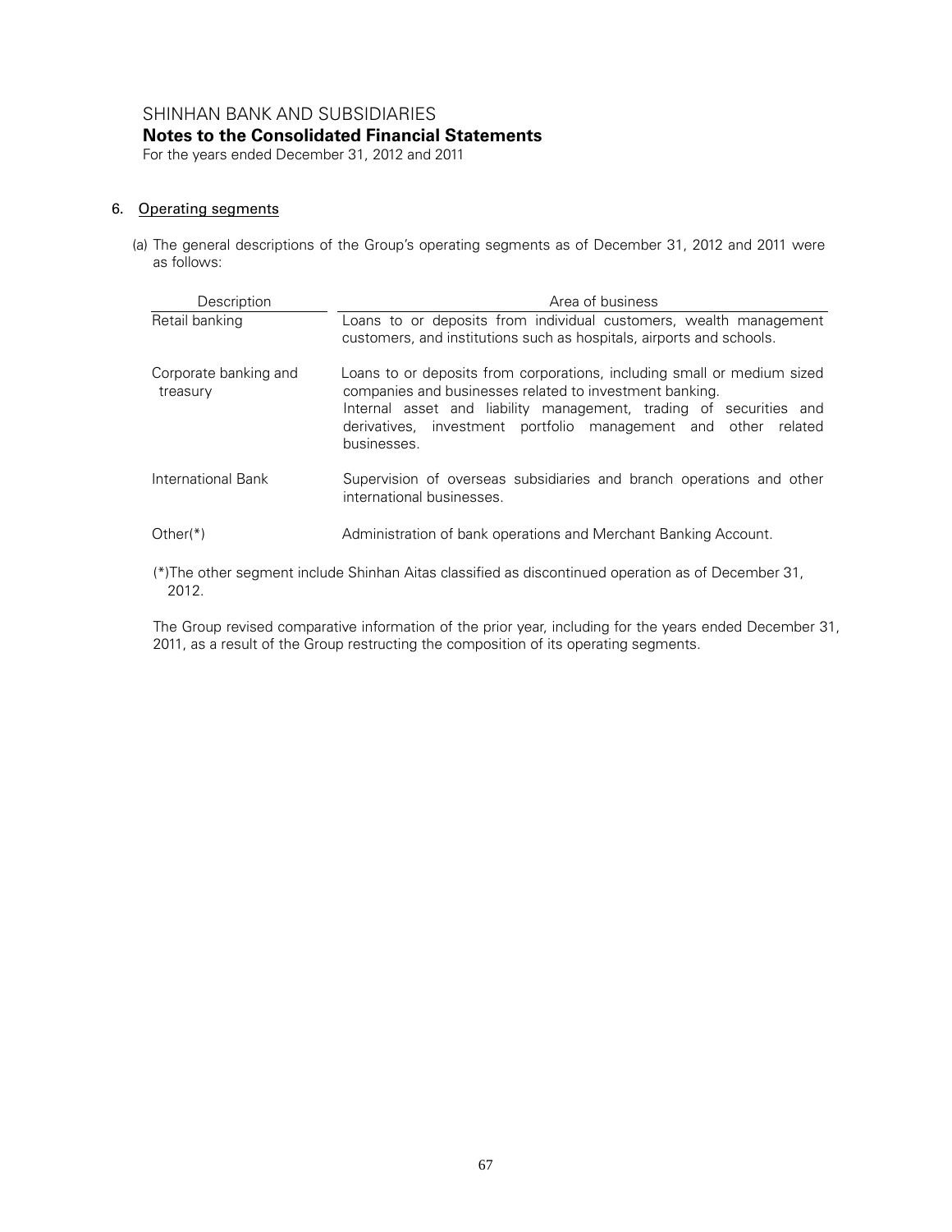SHINHAN BANK AND SUBSIDIARIES

**Notes to the Consolidated Financial Statements**

For the years ended December 31, 2012 and 2011

## 6. Operating segments

(a) The general descriptions of the Group's operating segments as of December 31, 2012 and 2011 were as follows:

| Description | Area of business |
|---|---|
| Retail banking | Loans to or deposits from individual customers, wealth management customers, and institutions such as hospitals, airports and schools. |
| Corporate banking and treasury | Loans to or deposits from corporations, including small or medium sized companies and businesses related to investment banking. Internal asset and liability management, trading of securities and derivatives, investment portfolio management and other related businesses. |
| International Bank | Supervision of overseas subsidiaries and branch operations and other international businesses. |
| Other(*) | Administration of bank operations and Merchant Banking Account. |

(*)The other segment include Shinhan Aitas classified as discontinued operation as of December 31, 2012.

The Group revised comparative information of the prior year, including for the years ended December 31, 2011, as a result of the Group restructing the composition of its operating segments.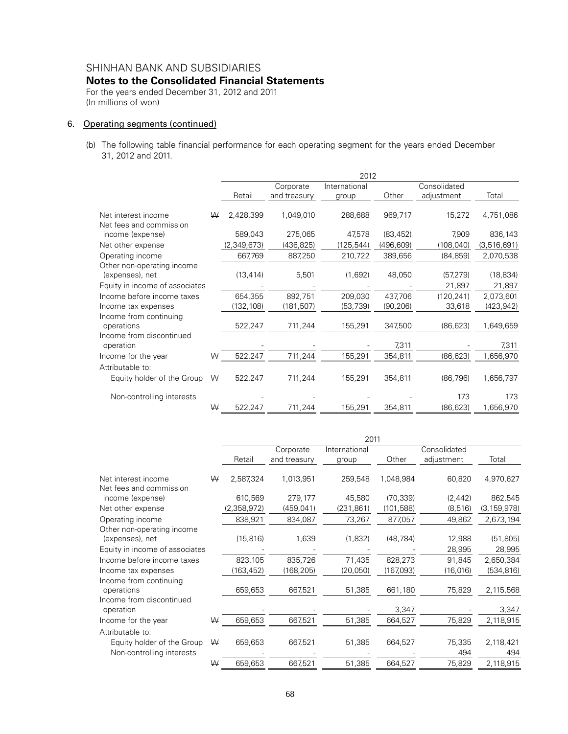SHINHAN BANK AND SUBSIDIARIES

**Notes to the Consolidated Financial Statements**

For the years ended December 31, 2012 and 2011
(In millions of won)

## 6. Operating segments (continued)

(b) The following table financial performance for each operating segment for the years ended December 31, 2012 and 2011.

| | | 2012 | | | | | |
|---|---|---|---|---|---|---|---|
| | | Retail | Corporate and treasury | International group | Other | Consolidated adjustment | Total |
| Net interest income | ₩ | 2,428,399 | 1,049,010 | 288,688 | 969,717 | 15,272 | 4,751,086 |
| Net fees and commission income (expense) | | 589,043 | 275,065 | 47,578 | (83,452) | 7,909 | 836,143 |
| Net other expense | | (2,349,673) | (436,825) | (125,544) | (496,609) | (108,040) | (3,516,691) |
| Operating income | | 667,769 | 887,250 | 210,722 | 389,656 | (84,859) | 2,070,538 |
| Other non-operating income (expenses), net | | (13,414) | 5,501 | (1,692) | 48,050 | (57,279) | (18,834) |
| Equity in income of associates | | - | - | - | - | 21,897 | 21,897 |
| Income before income taxes | | 654,355 | 892,751 | 209,030 | 437,706 | (120,241) | 2,073,601 |
| Income tax expenses | | (132,108) | (181,507) | (53,739) | (90,206) | 33,618 | (423,942) |
| Income from continuing operations | | 522,247 | 711,244 | 155,291 | 347,500 | (86,623) | 1,649,659 |
| Income from discontinued operation | | - | - | - | 7,311 | - | 7,311 |
| Income for the year | ₩ | 522,247 | 711,244 | 155,291 | 354,811 | (86,623) | 1,656,970 |
| Attributable to: | | | | | | | |
| Equity holder of the Group | ₩ | 522,247 | 711,244 | 155,291 | 354,811 | (86,796) | 1,656,797 |
| Non-controlling interests | | - | - | - | - | 173 | 173 |
| | ₩ | 522,247 | 711,244 | 155,291 | 354,811 | (86,623) | 1,656,970 |

| | | 2011 | | | | | |
|---|---|---|---|---|---|---|---|
| | | Retail | Corporate and treasury | International group | Other | Consolidated adjustment | Total |
| Net interest income | ₩ | 2,587,324 | 1,013,951 | 259,548 | 1,048,984 | 60,820 | 4,970,627 |
| Net fees and commission income (expense) | | 610,569 | 279,177 | 45,580 | (70,339) | (2,442) | 862,545 |
| Net other expense | | (2,358,972) | (459,041) | (231,861) | (101,588) | (8,516) | (3,159,978) |
| Operating income | | 838,921 | 834,087 | 73,267 | 877,057 | 49,862 | 2,673,194 |
| Other non-operating income (expenses), net | | (15,816) | 1,639 | (1,832) | (48,784) | 12,988 | (51,805) |
| Equity in income of associates | | - | - | - | - | 28,995 | 28,995 |
| Income before income taxes | | 823,105 | 835,726 | 71,435 | 828,273 | 91,845 | 2,650,384 |
| Income tax expenses | | (163,452) | (168,205) | (20,050) | (167,093) | (16,016) | (534,816) |
| Income from continuing operations | | 659,653 | 667,521 | 51,385 | 661,180 | 75,829 | 2,115,568 |
| Income from discontinued operation | | - | - | - | 3,347 | - | 3,347 |
| Income for the year | ₩ | 659,653 | 667,521 | 51,385 | 664,527 | 75,829 | 2,118,915 |
| Attributable to: | | | | | | | |
| Equity holder of the Group | ₩ | 659,653 | 667,521 | 51,385 | 664,527 | 75,335 | 2,118,421 |
| Non-controlling interests | | - | - | - | - | 494 | 494 |
| | ₩ | 659,653 | 667,521 | 51,385 | 664,527 | 75,829 | 2,118,915 |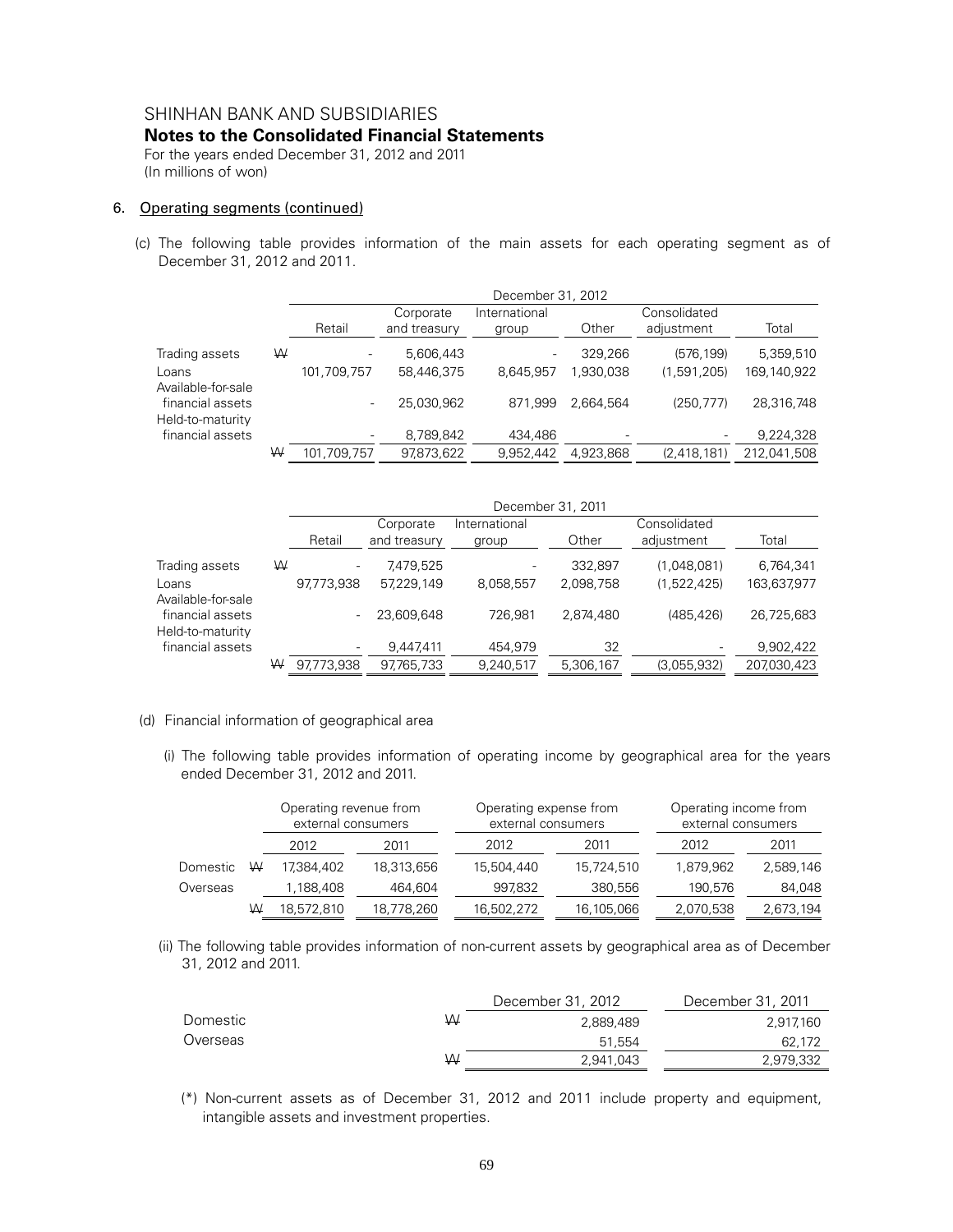SHINHAN BANK AND SUBSIDIARIES

**Notes to the Consolidated Financial Statements**

For the years ended December 31, 2012 and 2011
(In millions of won)

## 6. Operating segments (continued)

(c) The following table provides information of the main assets for each operating segment as of December 31, 2012 and 2011.

| | | December 31, 2012 | | | | | |
|---|---|---|---|---|---|---|---|
| | | Retail | Corporate and treasury | International group | Other | Consolidated adjustment | Total |
| Trading assets | ₩ | - | 5,606,443 | - | 329,266 | (576,199) | 5,359,510 |
| Loans | | 101,709,757 | 58,446,375 | 8,645,957 | 1,930,038 | (1,591,205) | 169,140,922 |
| Available-for-sale financial assets | | - | 25,030,962 | 871,999 | 2,664,564 | (250,777) | 28,316,748 |
| Held-to-maturity financial assets | | - | 8,789,842 | 434,486 | - | - | 9,224,328 |
| | ₩ | 101,709,757 | 97,873,622 | 9,952,442 | 4,923,868 | (2,418,181) | 212,041,508 |

| | | December 31, 2011 | | | | | |
|---|---|---|---|---|---|---|---|
| | | Retail | Corporate and treasury | International group | Other | Consolidated adjustment | Total |
| Trading assets | ₩ | - | 7,479,525 | - | 332,897 | (1,048,081) | 6,764,341 |
| Loans | | 97,773,938 | 57,229,149 | 8,058,557 | 2,098,758 | (1,522,425) | 163,637,977 |
| Available-for-sale financial assets | | - | 23,609,648 | 726,981 | 2,874,480 | (485,426) | 26,725,683 |
| Held-to-maturity financial assets | | - | 9,447,411 | 454,979 | 32 | - | 9,902,422 |
| | ₩ | 97,773,938 | 97,765,733 | 9,240,517 | 5,306,167 | (3,055,932) | 207,030,423 |

(d) Financial information of geographical area

(i) The following table provides information of operating income by geographical area for the years ended December 31, 2012 and 2011.

| | | Operating revenue from external consumers | | Operating expense from external consumers | | Operating income from external consumers | |
|---|---|---|---|---|---|---|---|
| | | 2012 | 2011 | 2012 | 2011 | 2012 | 2011 |
| Domestic | ₩ | 17,384,402 | 18,313,656 | 15,504,440 | 15,724,510 | 1,879,962 | 2,589,146 |
| Overseas | | 1,188,408 | 464,604 | 997,832 | 380,556 | 190,576 | 84,048 |
| | ₩ | 18,572,810 | 18,778,260 | 16,502,272 | 16,105,066 | 2,070,538 | 2,673,194 |

(ii) The following table provides information of non-current assets by geographical area as of December 31, 2012 and 2011.

| | | December 31, 2012 | December 31, 2011 |
|---|---|---|---|
| Domestic | ₩ | 2,889,489 | 2,917,160 |
| Overseas | | 51,554 | 62,172 |
| | ₩ | 2,941,043 | 2,979,332 |

(*) Non-current assets as of December 31, 2012 and 2011 include property and equipment, intangible assets and investment properties.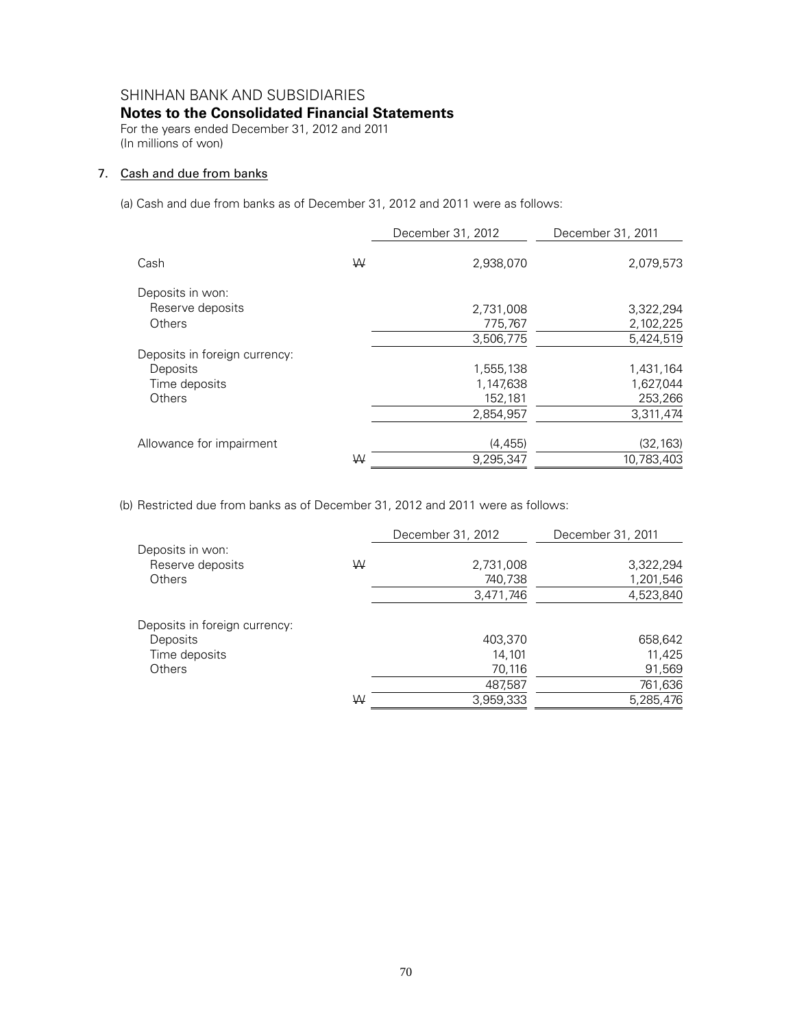SHINHAN BANK AND SUBSIDIARIES

**Notes to the Consolidated Financial Statements**

For the years ended December 31, 2012 and 2011

(In millions of won)

## 7. Cash and due from banks

(a) Cash and due from banks as of December 31, 2012 and 2011 were as follows:

| | | December 31, 2012 | December 31, 2011 |
|---|---|---|---|
| Cash | ₩ | 2,938,070 | 2,079,573 |
| Deposits in won: | | | |
| Reserve deposits | | 2,731,008 | 3,322,294 |
| Others | | 775,767 | 2,102,225 |
| | | 3,506,775 | 5,424,519 |
| Deposits in foreign currency: | | | |
| Deposits | | 1,555,138 | 1,431,164 |
| Time deposits | | 1,147,638 | 1,627,044 |
| Others | | 152,181 | 253,266 |
| | | 2,854,957 | 3,311,474 |
| Allowance for impairment | | (4,455) | (32,163) |
| | ₩ | 9,295,347 | 10,783,403 |

(b) Restricted due from banks as of December 31, 2012 and 2011 were as follows:

| | | December 31, 2012 | December 31, 2011 |
|---|---|---|---|
| Deposits in won: | | | |
| Reserve deposits | ₩ | 2,731,008 | 3,322,294 |
| Others | | 740,738 | 1,201,546 |
| | | 3,471,746 | 4,523,840 |
| Deposits in foreign currency: | | | |
| Deposits | | 403,370 | 658,642 |
| Time deposits | | 14,101 | 11,425 |
| Others | | 70,116 | 91,569 |
| | | 487,587 | 761,636 |
| | ₩ | 3,959,333 | 5,285,476 |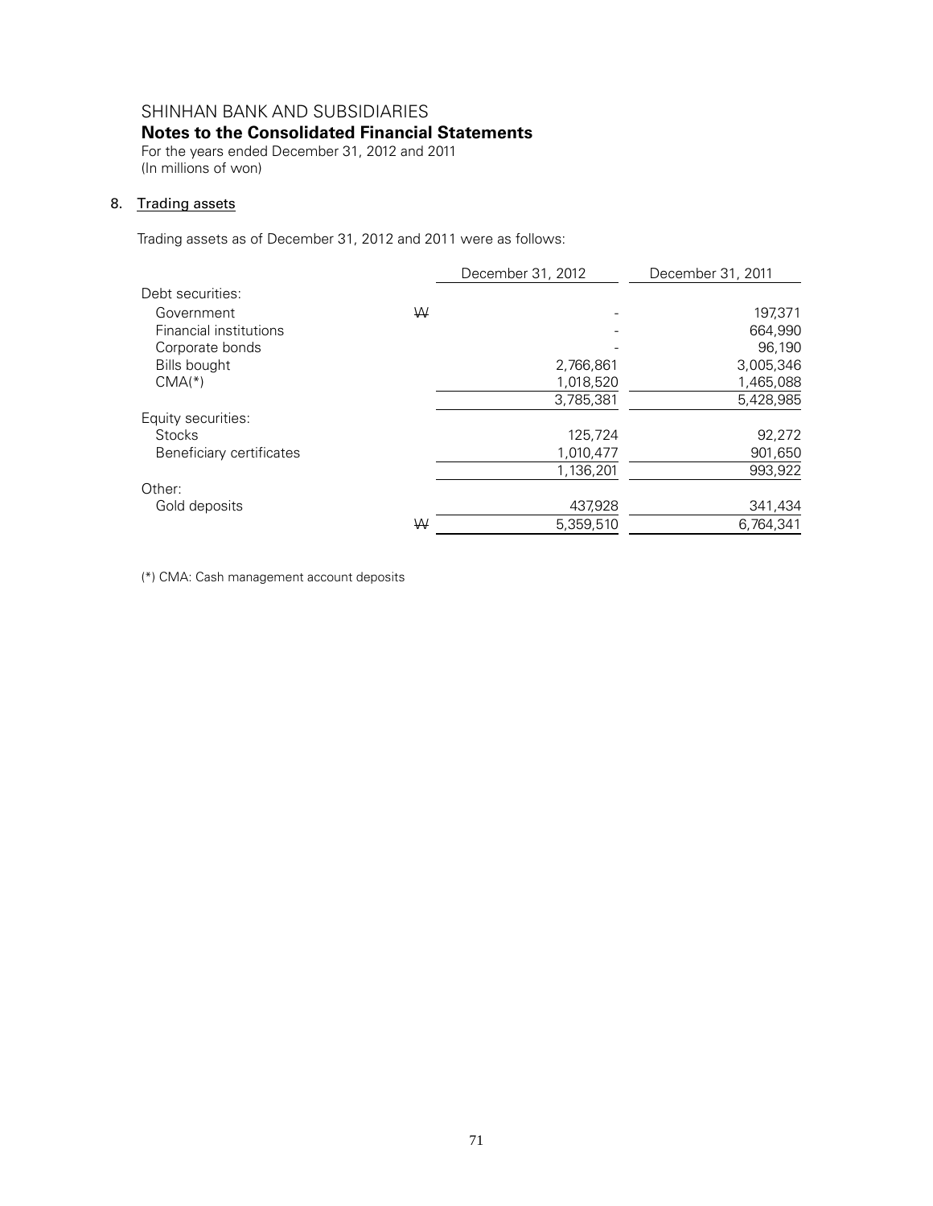SHINHAN BANK AND SUBSIDIARIES
**Notes to the Consolidated Financial Statements**
For the years ended December 31, 2012 and 2011
(In millions of won)

## 8. Trading assets

Trading assets as of December 31, 2012 and 2011 were as follows:

| | | December 31, 2012 | December 31, 2011 |
|---|---|---|---|
| Debt securities: | | | |
| Government | ₩ | - | 197,371 |
| Financial institutions | | - | 664,990 |
| Corporate bonds | | - | 96,190 |
| Bills bought | | 2,766,861 | 3,005,346 |
| CMA(*) | | 1,018,520 | 1,465,088 |
| | | 3,785,381 | 5,428,985 |
| Equity securities: | | | |
| Stocks | | 125,724 | 92,272 |
| Beneficiary certificates | | 1,010,477 | 901,650 |
| | | 1,136,201 | 993,922 |
| Other: | | | |
| Gold deposits | | 437,928 | 341,434 |
| | ₩ | 5,359,510 | 6,764,341 |

(*) CMA: Cash management account deposits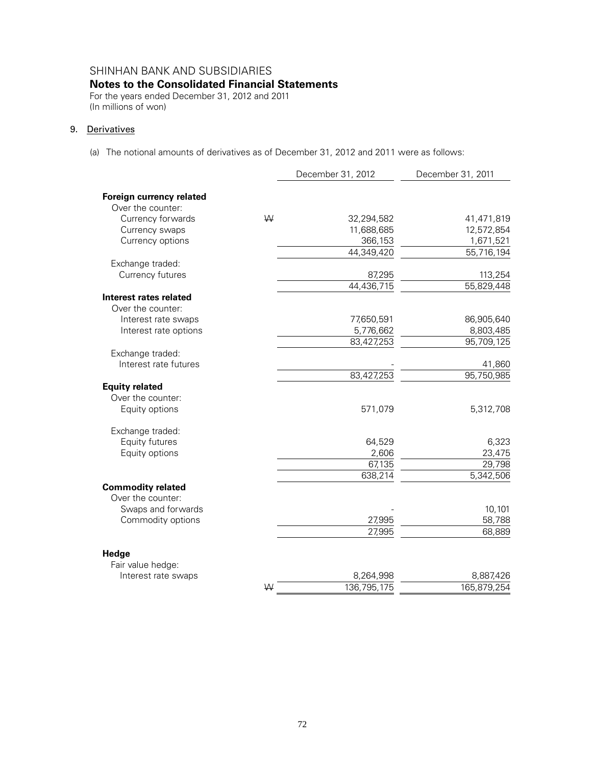SHINHAN BANK AND SUBSIDIARIES

**Notes to the Consolidated Financial Statements**

For the years ended December 31, 2012 and 2011
(In millions of won)

## 9. Derivatives

(a) The notional amounts of derivatives as of December 31, 2012 and 2011 were as follows:

| | | December 31, 2012 | December 31, 2011 |
|---|---|---|---|
| **Foreign currency related** | | | |
| Over the counter: | | | |
| Currency forwards | ₩ | 32,294,582 | 41,471,819 |
| Currency swaps | | 11,688,685 | 12,572,854 |
| Currency options | | 366,153 | 1,671,521 |
| | | 44,349,420 | 55,716,194 |
| Exchange traded: | | | |
| Currency futures | | 87,295 | 113,254 |
| | | 44,436,715 | 55,829,448 |
| **Interest rates related** | | | |
| Over the counter: | | | |
| Interest rate swaps | | 77,650,591 | 86,905,640 |
| Interest rate options | | 5,776,662 | 8,803,485 |
| | | 83,427,253 | 95,709,125 |
| Exchange traded: | | | |
| Interest rate futures | | - | 41,860 |
| | | 83,427,253 | 95,750,985 |
| **Equity related** | | | |
| Over the counter: | | | |
| Equity options | | 571,079 | 5,312,708 |
| Exchange traded: | | | |
| Equity futures | | 64,529 | 6,323 |
| Equity options | | 2,606 | 23,475 |
| | | 67,135 | 29,798 |
| | | 638,214 | 5,342,506 |
| **Commodity related** | | | |
| Over the counter: | | | |
| Swaps and forwards | | - | 10,101 |
| Commodity options | | 27,995 | 58,788 |
| | | 27,995 | 68,889 |
| **Hedge** | | | |
| Fair value hedge: | | | |
| Interest rate swaps | | 8,264,998 | 8,887,426 |
| | ₩ | 136,795,175 | 165,879,254 |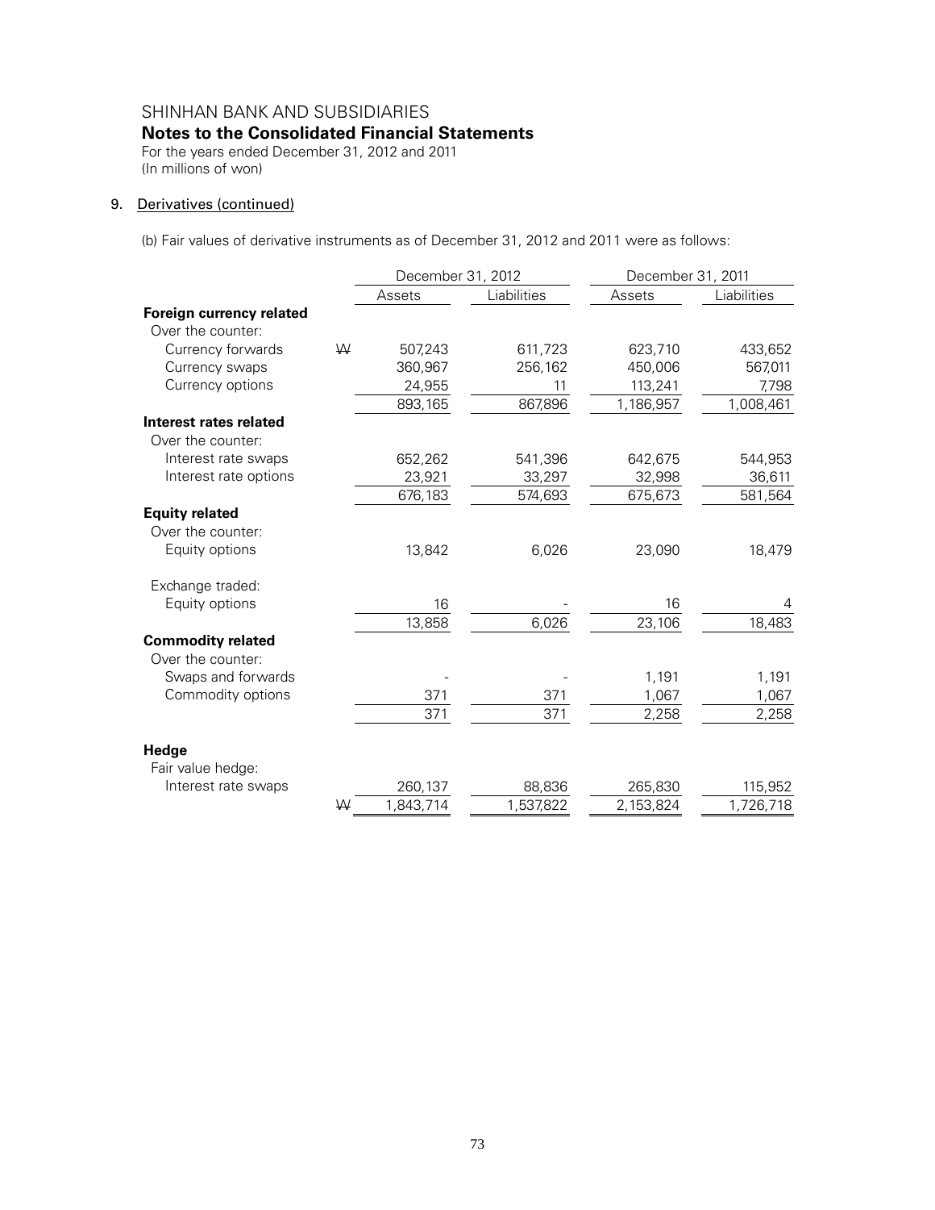SHINHAN BANK AND SUBSIDIARIES
**Notes to the Consolidated Financial Statements**
For the years ended December 31, 2012 and 2011
(In millions of won)

9. Derivatives (continued)

(b) Fair values of derivative instruments as of December 31, 2012 and 2011 were as follows:

| | | December 31, 2012 | | December 31, 2011 | |
|---|---|---|---|---|---|
| | | Assets | Liabilities | Assets | Liabilities |
| **Foreign currency related** | | | | | |
| Over the counter: | | | | | |
| Currency forwards | ₩ | 507,243 | 611,723 | 623,710 | 433,652 |
| Currency swaps | | 360,967 | 256,162 | 450,006 | 567,011 |
| Currency options | | 24,955 | 11 | 113,241 | 7,798 |
| | | 893,165 | 867,896 | 1,186,957 | 1,008,461 |
| **Interest rates related** | | | | | |
| Over the counter: | | | | | |
| Interest rate swaps | | 652,262 | 541,396 | 642,675 | 544,953 |
| Interest rate options | | 23,921 | 33,297 | 32,998 | 36,611 |
| | | 676,183 | 574,693 | 675,673 | 581,564 |
| **Equity related** | | | | | |
| Over the counter: | | | | | |
| Equity options | | 13,842 | 6,026 | 23,090 | 18,479 |
| Exchange traded: | | | | | |
| Equity options | | 16 | - | 16 | 4 |
| | | 13,858 | 6,026 | 23,106 | 18,483 |
| **Commodity related** | | | | | |
| Over the counter: | | | | | |
| Swaps and forwards | | - | - | 1,191 | 1,191 |
| Commodity options | | 371 | 371 | 1,067 | 1,067 |
| | | 371 | 371 | 2,258 | 2,258 |
| **Hedge** | | | | | |
| Fair value hedge: | | | | | |
| Interest rate swaps | | 260,137 | 88,836 | 265,830 | 115,952 |
| | ₩ | 1,843,714 | 1,537,822 | 2,153,824 | 1,726,718 |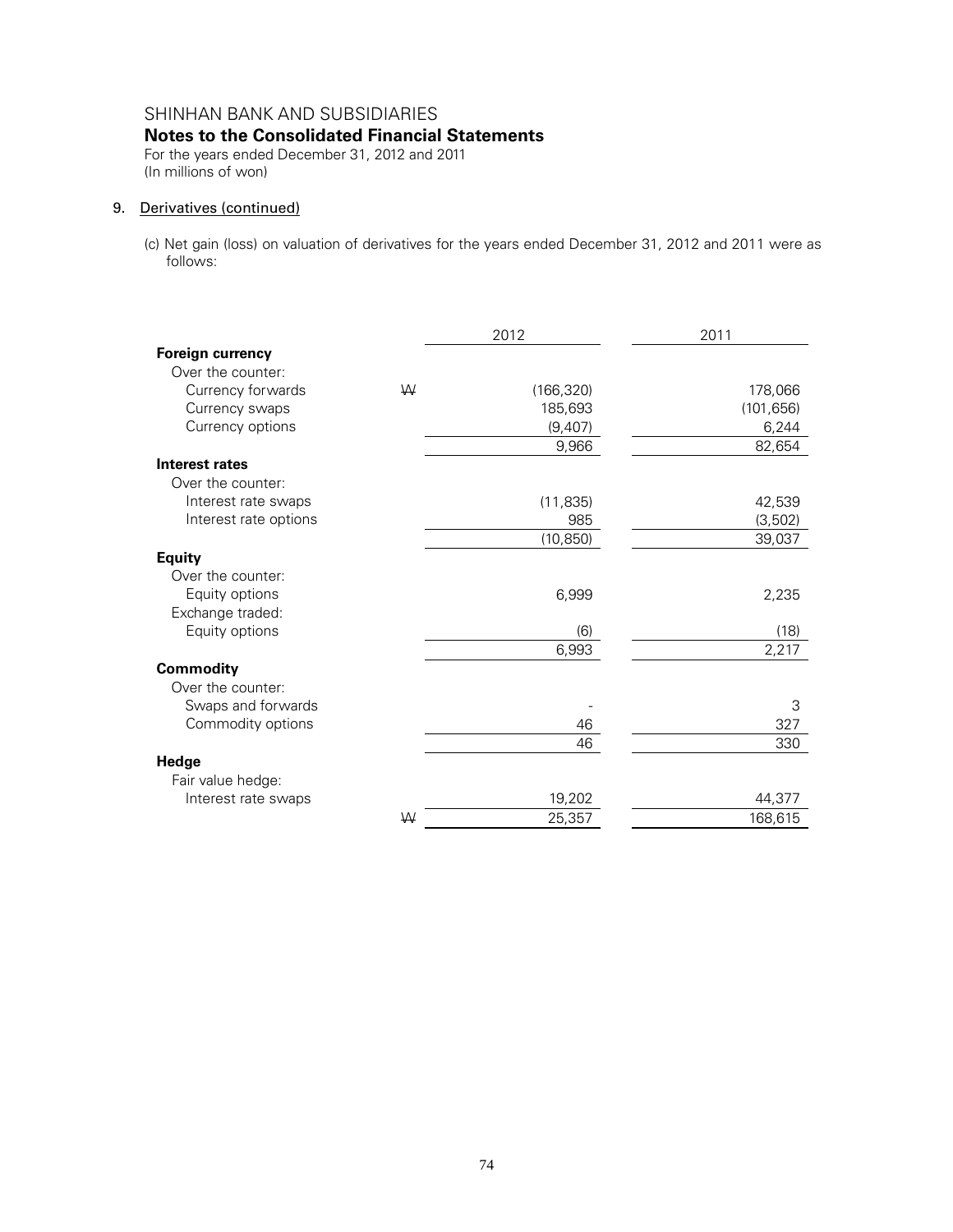SHINHAN BANK AND SUBSIDIARIES

**Notes to the Consolidated Financial Statements**

For the years ended December 31, 2012 and 2011
(In millions of won)

9. Derivatives (continued)

(c) Net gain (loss) on valuation of derivatives for the years ended December 31, 2012 and 2011 were as follows:

| | | 2012 | 2011 |
|---|---|---|---|
| **Foreign currency** | | | |
| Over the counter: | | | |
| Currency forwards | ₩ | (166,320) | 178,066 |
| Currency swaps | | 185,693 | (101,656) |
| Currency options | | (9,407) | 6,244 |
| | | 9,966 | 82,654 |
| **Interest rates** | | | |
| Over the counter: | | | |
| Interest rate swaps | | (11,835) | 42,539 |
| Interest rate options | | 985 | (3,502) |
| | | (10,850) | 39,037 |
| **Equity** | | | |
| Over the counter: | | | |
| Equity options | | 6,999 | 2,235 |
| Exchange traded: | | | |
| Equity options | | (6) | (18) |
| | | 6,993 | 2,217 |
| **Commodity** | | | |
| Over the counter: | | | |
| Swaps and forwards | | - | 3 |
| Commodity options | | 46 | 327 |
| | | 46 | 330 |
| **Hedge** | | | |
| Fair value hedge: | | | |
| Interest rate swaps | | 19,202 | 44,377 |
| | ₩ | 25,357 | 168,615 |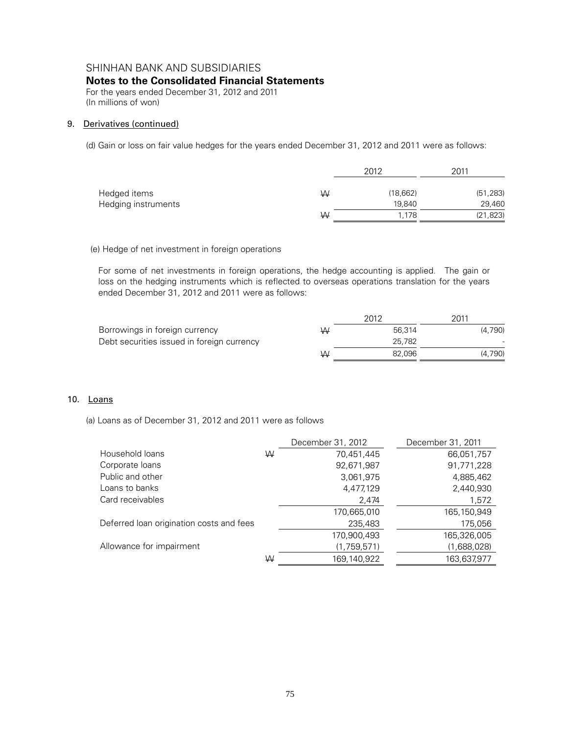SHINHAN BANK AND SUBSIDIARIES

**Notes to the Consolidated Financial Statements**

For the years ended December 31, 2012 and 2011
(In millions of won)

## 9. Derivatives (continued)

(d) Gain or loss on fair value hedges for the years ended December 31, 2012 and 2011 were as follows:

| | | 2012 | 2011 |
|---|---|---|---|
| Hedged items | ₩ | (18,662) | (51,283) |
| Hedging instruments | | 19,840 | 29,460 |
| | ₩ | 1,178 | (21,823) |

(e) Hedge of net investment in foreign operations

For some of net investments in foreign operations, the hedge accounting is applied. The gain or loss on the hedging instruments which is reflected to overseas operations translation for the years ended December 31, 2012 and 2011 were as follows:

| | | 2012 | 2011 |
|---|---|---|---|
| Borrowings in foreign currency | ₩ | 56,314 | (4,790) |
| Debt securities issued in foreign currency | | 25,782 | - |
| | ₩ | 82,096 | (4,790) |

## 10. Loans

(a) Loans as of December 31, 2012 and 2011 were as follows

| | | December 31, 2012 | December 31, 2011 |
|---|---|---|---|
| Household loans | ₩ | 70,451,445 | 66,051,757 |
| Corporate loans | | 92,671,987 | 91,771,228 |
| Public and other | | 3,061,975 | 4,885,462 |
| Loans to banks | | 4,477,129 | 2,440,930 |
| Card receivables | | 2,474 | 1,572 |
| | | 170,665,010 | 165,150,949 |
| Deferred loan origination costs and fees | | 235,483 | 175,056 |
| | | 170,900,493 | 165,326,005 |
| Allowance for impairment | | (1,759,571) | (1,688,028) |
| | ₩ | 169,140,922 | 163,637,977 |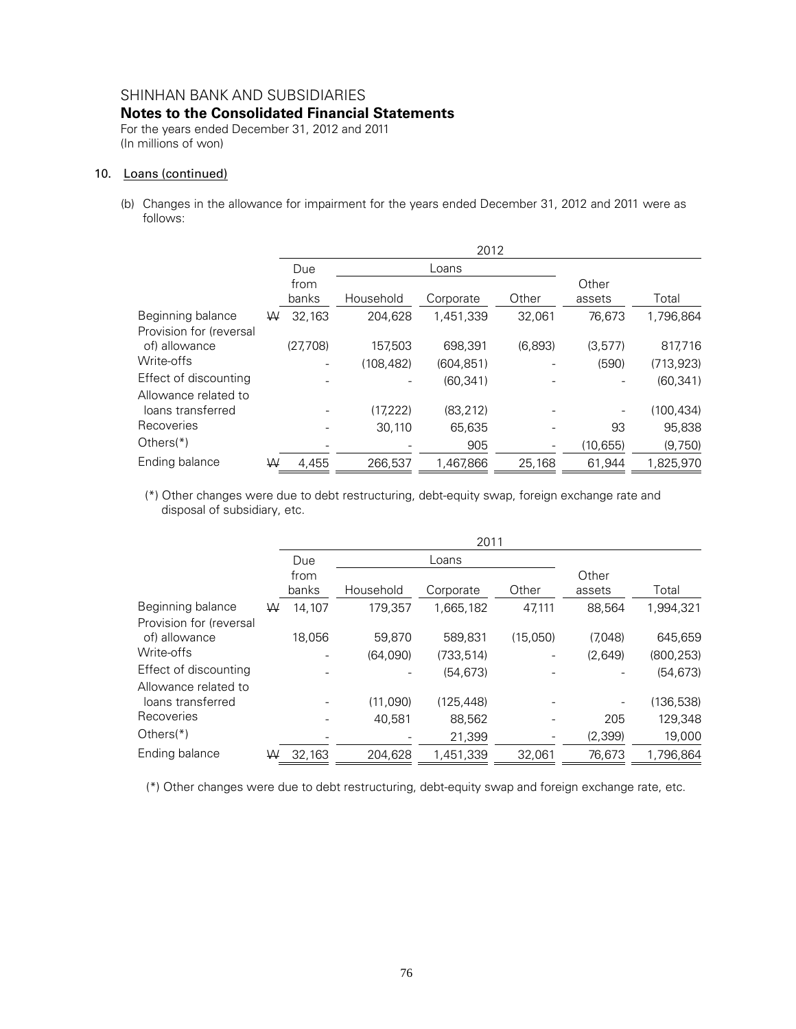SHINHAN BANK AND SUBSIDIARIES

**Notes to the Consolidated Financial Statements**

For the years ended December 31, 2012 and 2011
(In millions of won)

## 10. Loans (continued)

(b) Changes in the allowance for impairment for the years ended December 31, 2012 and 2011 were as follows:

| | 2012 | | | | | |
|---|---|---|---|---|---|---|
| | Due from banks | Loans | | | Other assets | Total |
| | | Household | Corporate | Other | | |
| Beginning balance | ₩ 32,163 | 204,628 | 1,451,339 | 32,061 | 76,673 | 1,796,864 |
| Provision for (reversal of) allowance | (27,708) | 157,503 | 698,391 | (6,893) | (3,577) | 817,716 |
| Write-offs | - | (108,482) | (604,851) | - | (590) | (713,923) |
| Effect of discounting | - | - | (60,341) | - | - | (60,341) |
| Allowance related to loans transferred | - | (17,222) | (83,212) | - | - | (100,434) |
| Recoveries | - | 30,110 | 65,635 | - | 93 | 95,838 |
| Others(*) | - | - | 905 | - | (10,655) | (9,750) |
| Ending balance | ₩ 4,455 | 266,537 | 1,467,866 | 25,168 | 61,944 | 1,825,970 |

(*) Other changes were due to debt restructuring, debt-equity swap, foreign exchange rate and disposal of subsidiary, etc.

| | 2011 | | | | | |
|---|---|---|---|---|---|---|
| | Due from banks | Loans | | | Other assets | Total |
| | | Household | Corporate | Other | | |
| Beginning balance | ₩ 14,107 | 179,357 | 1,665,182 | 47,111 | 88,564 | 1,994,321 |
| Provision for (reversal of) allowance | 18,056 | 59,870 | 589,831 | (15,050) | (7,048) | 645,659 |
| Write-offs | - | (64,090) | (733,514) | - | (2,649) | (800,253) |
| Effect of discounting | - | - | (54,673) | - | - | (54,673) |
| Allowance related to loans transferred | - | (11,090) | (125,448) | - | - | (136,538) |
| Recoveries | - | 40,581 | 88,562 | - | 205 | 129,348 |
| Others(*) | - | - | 21,399 | - | (2,399) | 19,000 |
| Ending balance | ₩ 32,163 | 204,628 | 1,451,339 | 32,061 | 76,673 | 1,796,864 |

(*) Other changes were due to debt restructuring, debt-equity swap and foreign exchange rate, etc.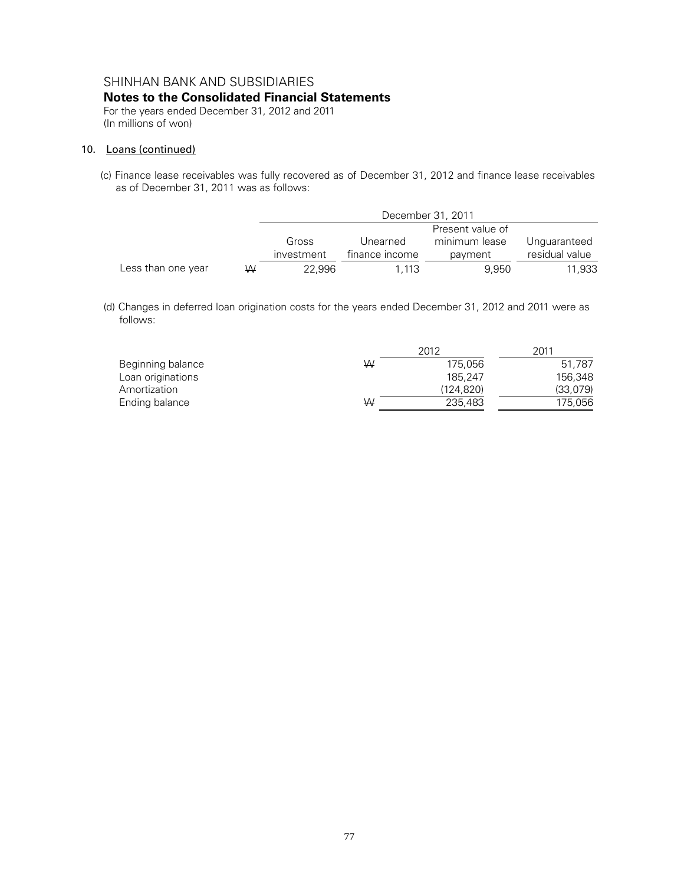SHINHAN BANK AND SUBSIDIARIES

**Notes to the Consolidated Financial Statements**

For the years ended December 31, 2012 and 2011

(In millions of won)

## 10. Loans (continued)

(c) Finance lease receivables was fully recovered as of December 31, 2012 and finance lease receivables as of December 31, 2011 was as follows:

| | | December 31, 2011 | | | |
|---|---|---|---|---|---|
| | | Gross investment | Unearned finance income | Present value of minimum lease payment | Unguaranteed residual value |
| Less than one year | ₩ | 22,996 | 1,113 | 9,950 | 11,933 |

(d) Changes in deferred loan origination costs for the years ended December 31, 2012 and 2011 were as follows:

| | | 2012 | 2011 |
|---|---|---|---|
| Beginning balance | ₩ | 175,056 | 51,787 |
| Loan originations | | 185,247 | 156,348 |
| Amortization | | (124,820) | (33,079) |
| Ending balance | ₩ | 235,483 | 175,056 |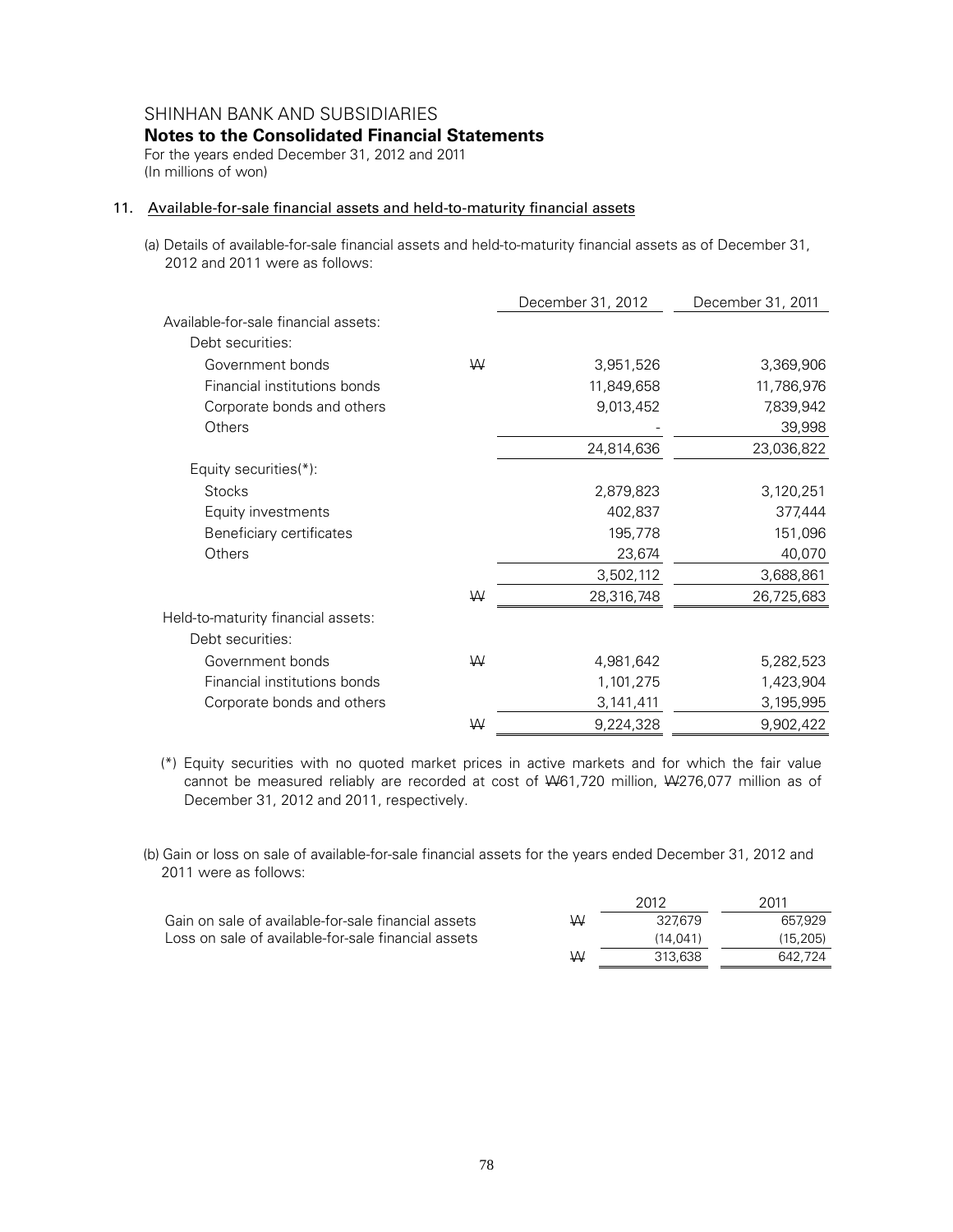SHINHAN BANK AND SUBSIDIARIES

**Notes to the Consolidated Financial Statements**

For the years ended December 31, 2012 and 2011
(In millions of won)

## 11. Available-for-sale financial assets and held-to-maturity financial assets

(a) Details of available-for-sale financial assets and held-to-maturity financial assets as of December 31, 2012 and 2011 were as follows:

| | | December 31, 2012 | December 31, 2011 |
|---|---|---|---|
| Available-for-sale financial assets: | | | |
| Debt securities: | | | |
| Government bonds | ₩ | 3,951,526 | 3,369,906 |
| Financial institutions bonds | | 11,849,658 | 11,786,976 |
| Corporate bonds and others | | 9,013,452 | 7,839,942 |
| Others | | - | 39,998 |
| | | 24,814,636 | 23,036,822 |
| Equity securities(*): | | | |
| Stocks | | 2,879,823 | 3,120,251 |
| Equity investments | | 402,837 | 377,444 |
| Beneficiary certificates | | 195,778 | 151,096 |
| Others | | 23,674 | 40,070 |
| | | 3,502,112 | 3,688,861 |
| | ₩ | 28,316,748 | 26,725,683 |
| Held-to-maturity financial assets: | | | |
| Debt securities: | | | |
| Government bonds | ₩ | 4,981,642 | 5,282,523 |
| Financial institutions bonds | | 1,101,275 | 1,423,904 |
| Corporate bonds and others | | 3,141,411 | 3,195,995 |
| | ₩ | 9,224,328 | 9,902,422 |

(*) Equity securities with no quoted market prices in active markets and for which the fair value cannot be measured reliably are recorded at cost of ₩61,720 million, ₩276,077 million as of December 31, 2012 and 2011, respectively.

(b) Gain or loss on sale of available-for-sale financial assets for the years ended December 31, 2012 and 2011 were as follows:

| | | 2012 | 2011 |
|---|---|---|---|
| Gain on sale of available-for-sale financial assets | ₩ | 327,679 | 657,929 |
| Loss on sale of available-for-sale financial assets | | (14,041) | (15,205) |
| | ₩ | 313,638 | 642,724 |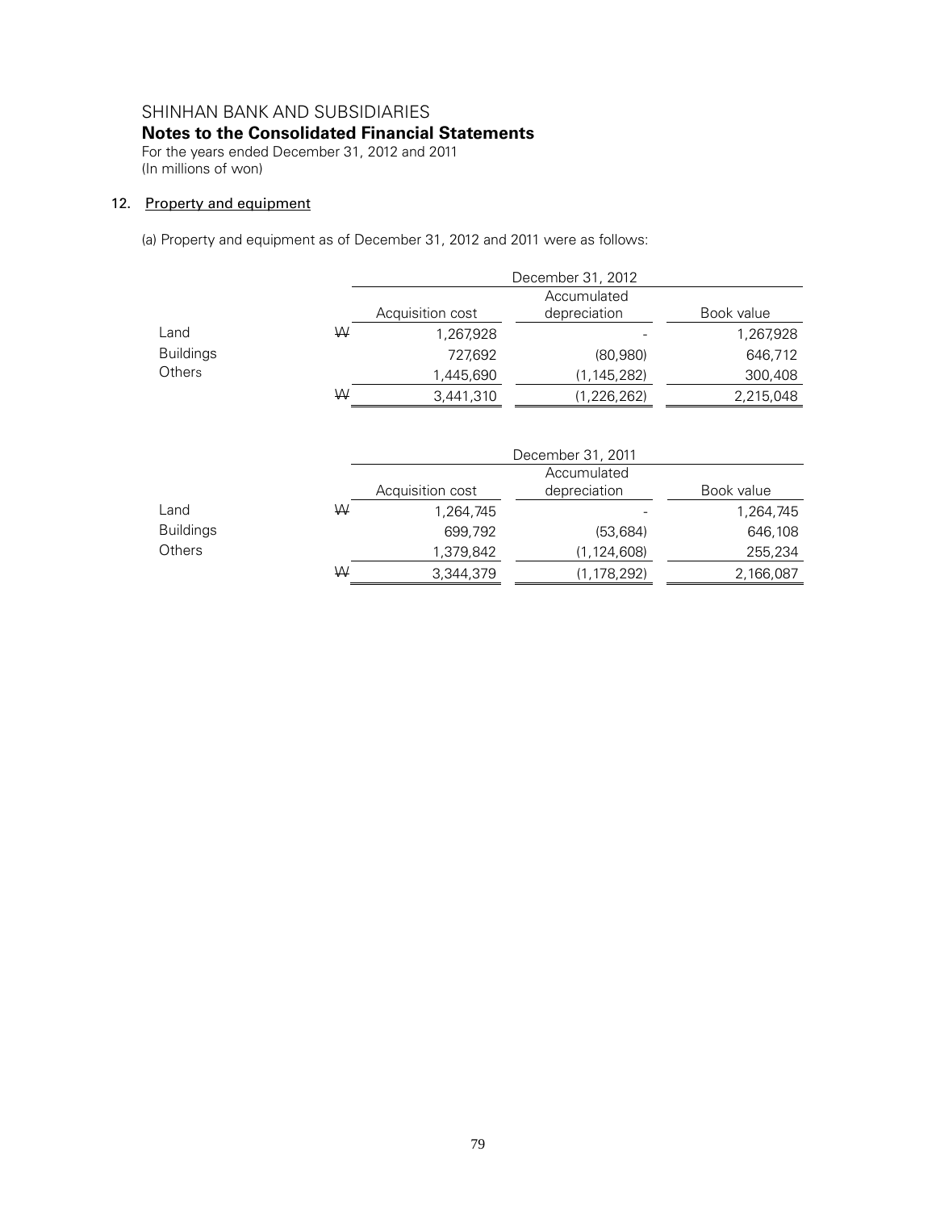SHINHAN BANK AND SUBSIDIARIES

**Notes to the Consolidated Financial Statements**

For the years ended December 31, 2012 and 2011
(In millions of won)

## 12. Property and equipment

(a) Property and equipment as of December 31, 2012 and 2011 were as follows:

| | | December 31, 2012 | | |
|---|---|---|---|---|
| | | Acquisition cost | Accumulated depreciation | Book value |
| Land | ₩ | 1,267,928 | - | 1,267,928 |
| Buildings | | 727,692 | (80,980) | 646,712 |
| Others | | 1,445,690 | (1,145,282) | 300,408 |
| | ₩ | 3,441,310 | (1,226,262) | 2,215,048 |

| | | December 31, 2011 | | |
|---|---|---|---|---|
| | | Acquisition cost | Accumulated depreciation | Book value |
| Land | ₩ | 1,264,745 | - | 1,264,745 |
| Buildings | | 699,792 | (53,684) | 646,108 |
| Others | | 1,379,842 | (1,124,608) | 255,234 |
| | ₩ | 3,344,379 | (1,178,292) | 2,166,087 |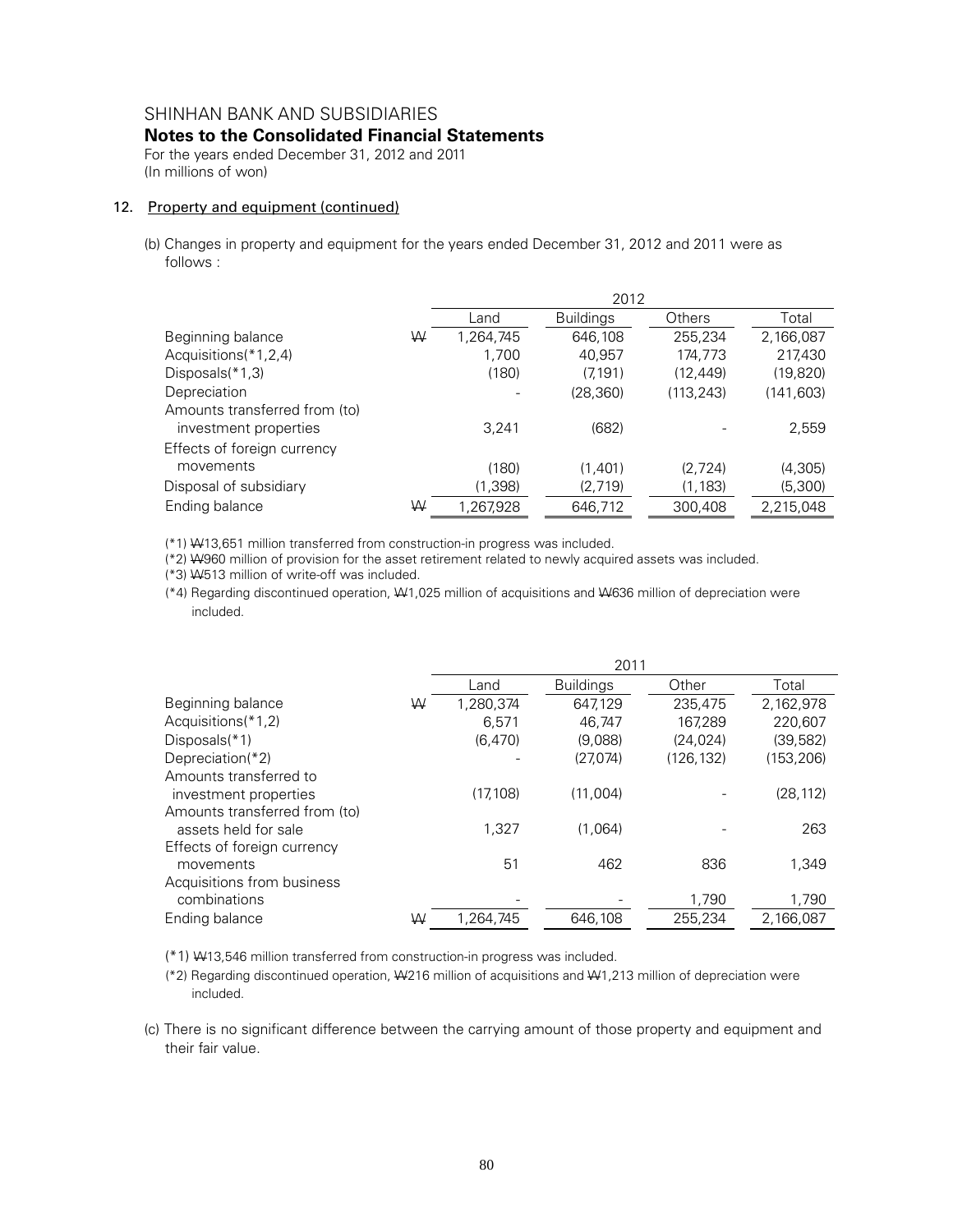SHINHAN BANK AND SUBSIDIARIES

**Notes to the Consolidated Financial Statements**

For the years ended December 31, 2012 and 2011
(In millions of won)

12. Property and equipment (continued)

(b) Changes in property and equipment for the years ended December 31, 2012 and 2011 were as follows :

| | | 2012 | | | |
|---|---|---|---|---|---|
| | | Land | Buildings | Others | Total |
| Beginning balance | ₩ | 1,264,745 | 646,108 | 255,234 | 2,166,087 |
| Acquisitions(*1,2,4) | | 1,700 | 40,957 | 174,773 | 217,430 |
| Disposals(*1,3) | | (180) | (7,191) | (12,449) | (19,820) |
| Depreciation | | - | (28,360) | (113,243) | (141,603) |
| Amounts transferred from (to) investment properties | | 3,241 | (682) | - | 2,559 |
| Effects of foreign currency movements | | (180) | (1,401) | (2,724) | (4,305) |
| Disposal of subsidiary | | (1,398) | (2,719) | (1,183) | (5,300) |
| Ending balance | ₩ | 1,267,928 | 646,712 | 300,408 | 2,215,048 |

(*1) ₩13,651 million transferred from construction-in progress was included.

(*2) ₩960 million of provision for the asset retirement related to newly acquired assets was included.

(*3) ₩513 million of write-off was included.

(*4) Regarding discontinued operation, ₩1,025 million of acquisitions and ₩636 million of depreciation were included.

| | | 2011 | | | |
|---|---|---|---|---|---|
| | | Land | Buildings | Other | Total |
| Beginning balance | ₩ | 1,280,374 | 647,129 | 235,475 | 2,162,978 |
| Acquisitions(*1,2) | | 6,571 | 46,747 | 167,289 | 220,607 |
| Disposals(*1) | | (6,470) | (9,088) | (24,024) | (39,582) |
| Depreciation(*2) | | - | (27,074) | (126,132) | (153,206) |
| Amounts transferred to investment properties | | (17,108) | (11,004) | - | (28,112) |
| Amounts transferred from (to) assets held for sale | | 1,327 | (1,064) | - | 263 |
| Effects of foreign currency movements | | 51 | 462 | 836 | 1,349 |
| Acquisitions from business combinations | | - | - | 1,790 | 1,790 |
| Ending balance | ₩ | 1,264,745 | 646,108 | 255,234 | 2,166,087 |

(*1) ₩13,546 million transferred from construction-in progress was included.

(*2) Regarding discontinued operation, ₩216 million of acquisitions and ₩1,213 million of depreciation were included.

(c) There is no significant difference between the carrying amount of those property and equipment and their fair value.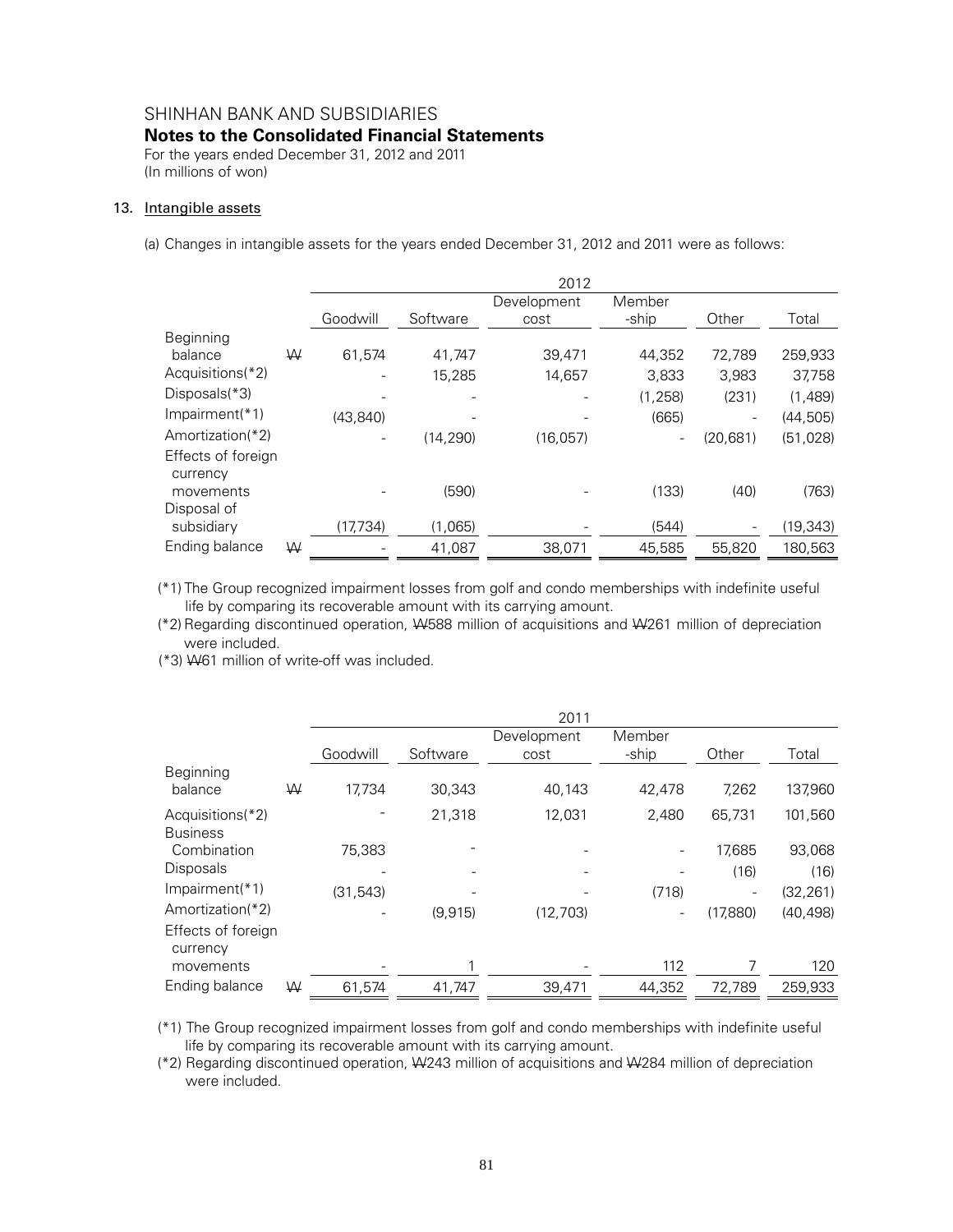SHINHAN BANK AND SUBSIDIARIES

**Notes to the Consolidated Financial Statements**

For the years ended December 31, 2012 and 2011
(In millions of won)

## 13. Intangible assets

(a) Changes in intangible assets for the years ended December 31, 2012 and 2011 were as follows:

| | | 2012 | | | | | |
|---|---|---|---|---|---|---|---|
| | | Goodwill | Software | Development cost | Member -ship | Other | Total |
| Beginning balance | ₩ | 61,574 | 41,747 | 39,471 | 44,352 | 72,789 | 259,933 |
| Acquisitions(*2) | | - | 15,285 | 14,657 | 3,833 | 3,983 | 37,758 |
| Disposals(*3) | | - | - | - | (1,258) | (231) | (1,489) |
| Impairment(*1) | | (43,840) | - | - | (665) | - | (44,505) |
| Amortization(*2) | | - | (14,290) | (16,057) | - | (20,681) | (51,028) |
| Effects of foreign currency movements | | - | (590) | - | (133) | (40) | (763) |
| Disposal of subsidiary | | (17,734) | (1,065) | - | (544) | - | (19,343) |
| Ending balance | ₩ | - | 41,087 | 38,071 | 45,585 | 55,820 | 180,563 |

(*1) The Group recognized impairment losses from golf and condo memberships with indefinite useful life by comparing its recoverable amount with its carrying amount.

(*2) Regarding discontinued operation, ₩588 million of acquisitions and ₩261 million of depreciation were included.

(*3) ₩61 million of write-off was included.

| | | 2011 | | | | | |
|---|---|---|---|---|---|---|---|
| | | Goodwill | Software | Development cost | Member -ship | Other | Total |
| Beginning balance | ₩ | 17,734 | 30,343 | 40,143 | 42,478 | 7,262 | 137,960 |
| Acquisitions(*2) | | - | 21,318 | 12,031 | 2,480 | 65,731 | 101,560 |
| Business Combination | | 75,383 | - | - | - | 17,685 | 93,068 |
| Disposals | | - | - | - | - | (16) | (16) |
| Impairment(*1) | | (31,543) | - | - | (718) | - | (32,261) |
| Amortization(*2) | | - | (9,915) | (12,703) | - | (17,880) | (40,498) |
| Effects of foreign currency movements | | - | 1 | - | 112 | 7 | 120 |
| Ending balance | ₩ | 61,574 | 41,747 | 39,471 | 44,352 | 72,789 | 259,933 |

(*1) The Group recognized impairment losses from golf and condo memberships with indefinite useful life by comparing its recoverable amount with its carrying amount.

(*2) Regarding discontinued operation, ₩243 million of acquisitions and ₩284 million of depreciation were included.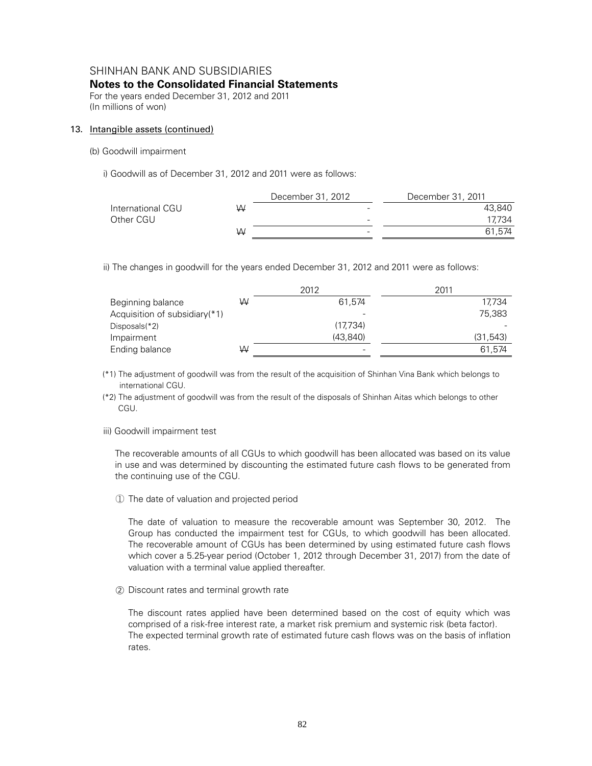SHINHAN BANK AND SUBSIDIARIES

**Notes to the Consolidated Financial Statements**

For the years ended December 31, 2012 and 2011

(In millions of won)

13. Intangible assets (continued)

(b) Goodwill impairment

i) Goodwill as of December 31, 2012 and 2011 were as follows:

| | | December 31, 2012 | December 31, 2011 |
|---|---|---|---|
| International CGU | ₩ | - | 43,840 |
| Other CGU | | - | 17,734 |
| | ₩ | - | 61,574 |

ii) The changes in goodwill for the years ended December 31, 2012 and 2011 were as follows:

| | | 2012 | 2011 |
|---|---|---|---|
| Beginning balance | ₩ | 61,574 | 17,734 |
| Acquisition of subsidiary(*1) | | - | 75,383 |
| Disposals(*2) | | (17,734) | - |
| Impairment | | (43,840) | (31,543) |
| Ending balance | ₩ | - | 61,574 |

(*1) The adjustment of goodwill was from the result of the acquisition of Shinhan Vina Bank which belongs to international CGU.

(*2) The adjustment of goodwill was from the result of the disposals of Shinhan Aitas which belongs to other CGU.

iii) Goodwill impairment test

The recoverable amounts of all CGUs to which goodwill has been allocated was based on its value in use and was determined by discounting the estimated future cash flows to be generated from the continuing use of the CGU.

① The date of valuation and projected period

The date of valuation to measure the recoverable amount was September 30, 2012. The Group has conducted the impairment test for CGUs, to which goodwill has been allocated. The recoverable amount of CGUs has been determined by using estimated future cash flows which cover a 5.25-year period (October 1, 2012 through December 31, 2017) from the date of valuation with a terminal value applied thereafter.

② Discount rates and terminal growth rate

The discount rates applied have been determined based on the cost of equity which was comprised of a risk-free interest rate, a market risk premium and systemic risk (beta factor). The expected terminal growth rate of estimated future cash flows was on the basis of inflation rates.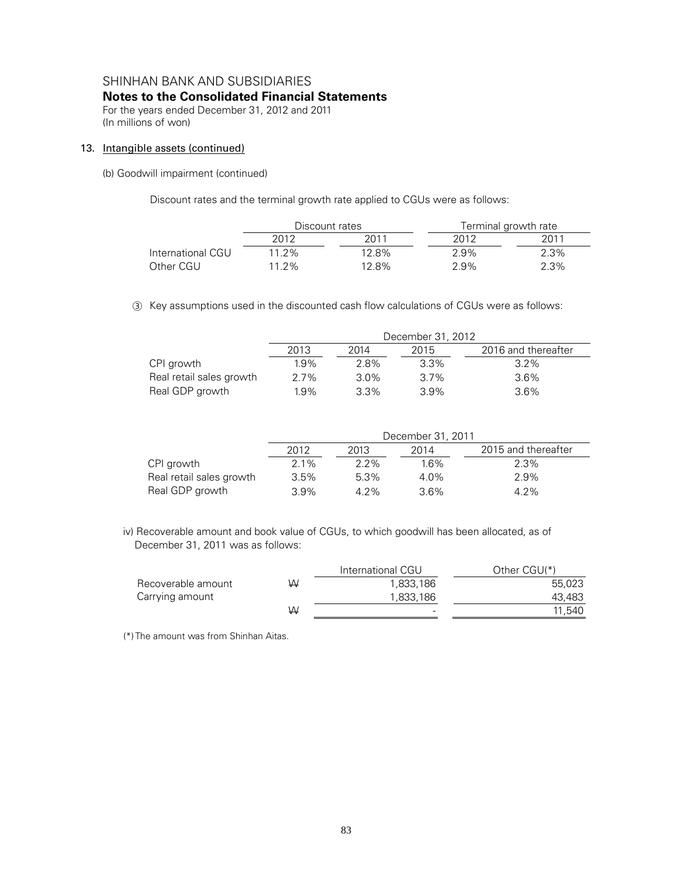SHINHAN BANK AND SUBSIDIARIES

**Notes to the Consolidated Financial Statements**

For the years ended December 31, 2012 and 2011
(In millions of won)

13. Intangible assets (continued)

(b) Goodwill impairment (continued)

Discount rates and the terminal growth rate applied to CGUs were as follows:

| | Discount rates | | Terminal growth rate | |
|---|---|---|---|---|
| | 2012 | 2011 | 2012 | 2011 |
| International CGU | 11.2% | 12.8% | 2.9% | 2.3% |
| Other CGU | 11.2% | 12.8% | 2.9% | 2.3% |

③ Key assumptions used in the discounted cash flow calculations of CGUs were as follows:

| | December 31, 2012 | | | |
|---|---|---|---|---|
| | 2013 | 2014 | 2015 | 2016 and thereafter |
| CPI growth | 1.9% | 2.8% | 3.3% | 3.2% |
| Real retail sales growth | 2.7% | 3.0% | 3.7% | 3.6% |
| Real GDP growth | 1.9% | 3.3% | 3.9% | 3.6% |

| | December 31, 2011 | | | |
|---|---|---|---|---|
| | 2012 | 2013 | 2014 | 2015 and thereafter |
| CPI growth | 2.1% | 2.2% | 1.6% | 2.3% |
| Real retail sales growth | 3.5% | 5.3% | 4.0% | 2.9% |
| Real GDP growth | 3.9% | 4.2% | 3.6% | 4.2% |

iv) Recoverable amount and book value of CGUs, to which goodwill has been allocated, as of December 31, 2011 was as follows:

| | | International CGU | Other CGU(*) |
|---|---|---|---|
| Recoverable amount | ₩ | 1,833,186 | 55,023 |
| Carrying amount | | 1,833,186 | 43,483 |
| | ₩ | - | 11,540 |

(*) The amount was from Shinhan Aitas.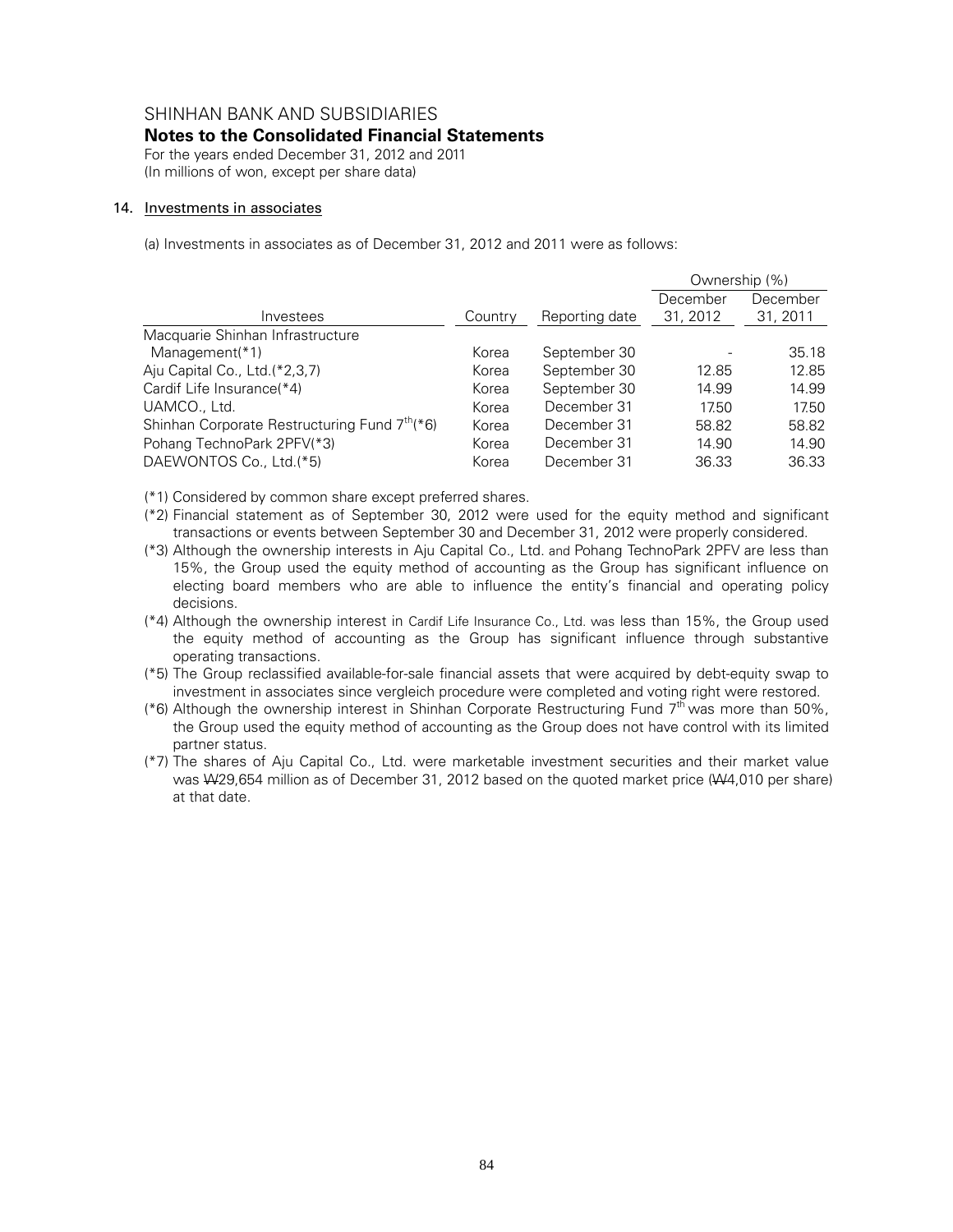SHINHAN BANK AND SUBSIDIARIES

**Notes to the Consolidated Financial Statements**

For the years ended December 31, 2012 and 2011
(In millions of won, except per share data)

## 14. Investments in associates

(a) Investments in associates as of December 31, 2012 and 2011 were as follows:

| | | | Ownership (%) | |
|---|---|---|---|---|
| Investees | Country | Reporting date | December 31, 2012 | December 31, 2011 |
| Macquarie Shinhan Infrastructure Management(*1) | Korea | September 30 | - | 35.18 |
| Aju Capital Co., Ltd.(*2,3,7) | Korea | September 30 | 12.85 | 12.85 |
| Cardif Life Insurance(*4) | Korea | September 30 | 14.99 | 14.99 |
| UAMCO., Ltd. | Korea | December 31 | 17.50 | 17.50 |
| Shinhan Corporate Restructuring Fund 7th(*6) | Korea | December 31 | 58.82 | 58.82 |
| Pohang TechnoPark 2PFV(*3) | Korea | December 31 | 14.90 | 14.90 |
| DAEWONTOS Co., Ltd.(*5) | Korea | December 31 | 36.33 | 36.33 |

(*1) Considered by common share except preferred shares.

(*2) Financial statement as of September 30, 2012 were used for the equity method and significant transactions or events between September 30 and December 31, 2012 were properly considered.

(*3) Although the ownership interests in Aju Capital Co., Ltd. and Pohang TechnoPark 2PFV are less than 15%, the Group used the equity method of accounting as the Group has significant influence on electing board members who are able to influence the entity's financial and operating policy decisions.

(*4) Although the ownership interest in Cardif Life Insurance Co., Ltd. was less than 15%, the Group used the equity method of accounting as the Group has significant influence through substantive operating transactions.

(*5) The Group reclassified available-for-sale financial assets that were acquired by debt-equity swap to investment in associates since vergleich procedure were completed and voting right were restored.

(*6) Although the ownership interest in Shinhan Corporate Restructuring Fund 7th was more than 50%, the Group used the equity method of accounting as the Group does not have control with its limited partner status.

(*7) The shares of Aju Capital Co., Ltd. were marketable investment securities and their market value was ₩29,654 million as of December 31, 2012 based on the quoted market price (₩4,010 per share) at that date.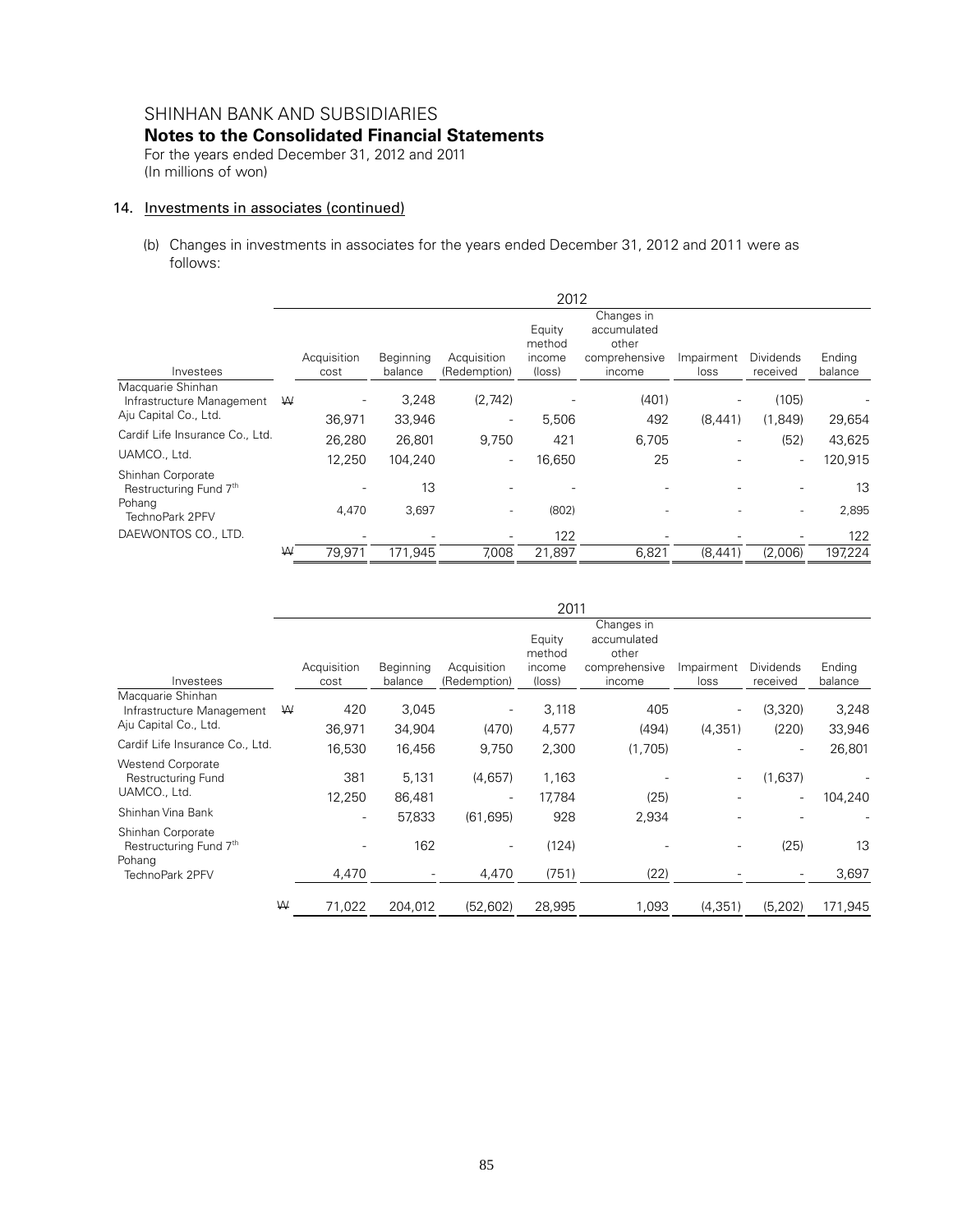SHINHAN BANK AND SUBSIDIARIES

**Notes to the Consolidated Financial Statements**

For the years ended December 31, 2012 and 2011

(In millions of won)

## 14. Investments in associates (continued)

(b) Changes in investments in associates for the years ended December 31, 2012 and 2011 were as follows:

| | 2012 | | | | | | | |
|---|---|---|---|---|---|---|---|---|
| Investees | Acquisition cost | Beginning balance | Acquisition (Redemption) | Equity method income (loss) | Changes in accumulated other comprehensive income | Impairment loss | Dividends received | Ending balance |
| Macquarie Shinhan Infrastructure Management | ₩ - | 3,248 | (2,742) | - | (401) | - | (105) | - |
| Aju Capital Co., Ltd. | 36,971 | 33,946 | - | 5,506 | 492 | (8,441) | (1,849) | 29,654 |
| Cardif Life Insurance Co., Ltd. | 26,280 | 26,801 | 9,750 | 421 | 6,705 | - | (52) | 43,625 |
| UAMCO., Ltd. | 12,250 | 104,240 | - | 16,650 | 25 | - | - | 120,915 |
| Shinhan Corporate Restructuring Fund 7th | - | 13 | - | - | - | - | - | 13 |
| Pohang TechnoPark 2PFV | 4,470 | 3,697 | - | (802) | - | - | - | 2,895 |
| DAEWONTOS CO., LTD. | - | - | - | 122 | - | - | - | 122 |
| | ₩ 79,971 | 171,945 | 7,008 | 21,897 | 6,821 | (8,441) | (2,006) | 197,224 |

| | 2011 | | | | | | | |
|---|---|---|---|---|---|---|---|---|
| Investees | Acquisition cost | Beginning balance | Acquisition (Redemption) | Equity method income (loss) | Changes in accumulated other comprehensive income | Impairment loss | Dividends received | Ending balance |
| Macquarie Shinhan Infrastructure Management | ₩ 420 | 3,045 | - | 3,118 | 405 | - | (3,320) | 3,248 |
| Aju Capital Co., Ltd. | 36,971 | 34,904 | (470) | 4,577 | (494) | (4,351) | (220) | 33,946 |
| Cardif Life Insurance Co., Ltd. | 16,530 | 16,456 | 9,750 | 2,300 | (1,705) | - | - | 26,801 |
| Westend Corporate Restructuring Fund | 381 | 5,131 | (4,657) | 1,163 | - | - | (1,637) | - |
| UAMCO., Ltd. | 12,250 | 86,481 | - | 17,784 | (25) | - | - | 104,240 |
| Shinhan Vina Bank | - | 57,833 | (61,695) | 928 | 2,934 | - | - | - |
| Shinhan Corporate Restructuring Fund 7th | - | 162 | - | (124) | - | - | (25) | 13 |
| Pohang TechnoPark 2PFV | 4,470 | - | 4,470 | (751) | (22) | - | - | 3,697 |
| | ₩ 71,022 | 204,012 | (52,602) | 28,995 | 1,093 | (4,351) | (5,202) | 171,945 |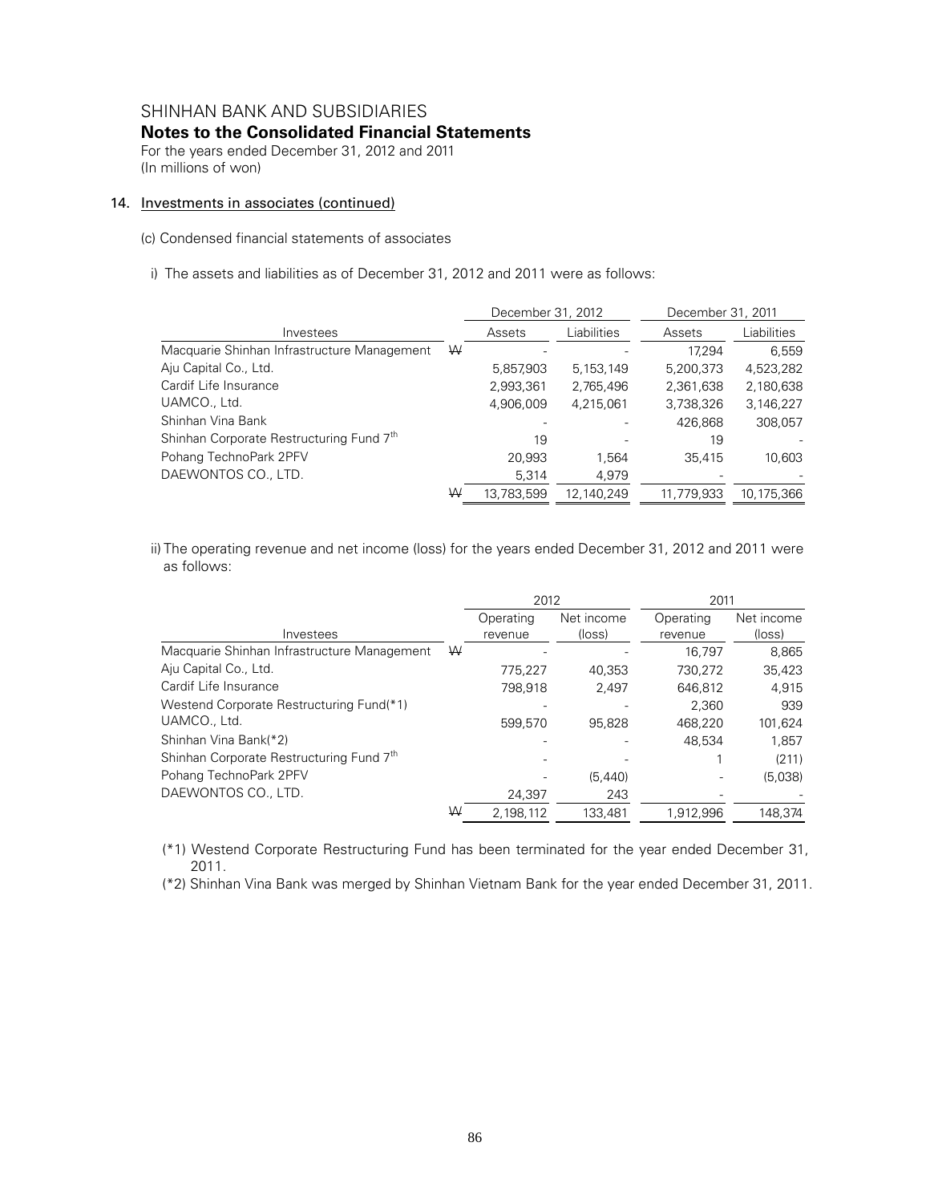## SHINHAN BANK AND SUBSIDIARIES

### Notes to the Consolidated Financial Statements

For the years ended December 31, 2012 and 2011
(In millions of won)

### 14. Investments in associates (continued)

(c) Condensed financial statements of associates

i) The assets and liabilities as of December 31, 2012 and 2011 were as follows:

| Investees | | December 31, 2012 | | December 31, 2011 | |
|---|---|---|---|---|---|
| | | Assets | Liabilities | Assets | Liabilities |
| Macquarie Shinhan Infrastructure Management | ₩ | - | - | 17,294 | 6,559 |
| Aju Capital Co., Ltd. | | 5,857,903 | 5,153,149 | 5,200,373 | 4,523,282 |
| Cardif Life Insurance | | 2,993,361 | 2,765,496 | 2,361,638 | 2,180,638 |
| UAMCO., Ltd. | | 4,906,009 | 4,215,061 | 3,738,326 | 3,146,227 |
| Shinhan Vina Bank | | - | - | 426,868 | 308,057 |
| Shinhan Corporate Restructuring Fund 7th | | 19 | - | 19 | - |
| Pohang TechnoPark 2PFV | | 20,993 | 1,564 | 35,415 | 10,603 |
| DAEWONTOS CO., LTD. | | 5,314 | 4,979 | - | - |
| | ₩ | 13,783,599 | 12,140,249 | 11,779,933 | 10,175,366 |

ii) The operating revenue and net income (loss) for the years ended December 31, 2012 and 2011 were as follows:

| Investees | | 2012 | | 2011 | |
|---|---|---|---|---|---|
| | | Operating revenue | Net income (loss) | Operating revenue | Net income (loss) |
| Macquarie Shinhan Infrastructure Management | ₩ | - | - | 16,797 | 8,865 |
| Aju Capital Co., Ltd. | | 775,227 | 40,353 | 730,272 | 35,423 |
| Cardif Life Insurance | | 798,918 | 2,497 | 646,812 | 4,915 |
| Westend Corporate Restructuring Fund(*1) | | - | - | 2,360 | 939 |
| UAMCO., Ltd. | | 599,570 | 95,828 | 468,220 | 101,624 |
| Shinhan Vina Bank(*2) | | - | - | 48,534 | 1,857 |
| Shinhan Corporate Restructuring Fund 7th | | - | - | 1 | (211) |
| Pohang TechnoPark 2PFV | | - | (5,440) | - | (5,038) |
| DAEWONTOS CO., LTD. | | 24,397 | 243 | - | - |
| | ₩ | 2,198,112 | 133,481 | 1,912,996 | 148,374 |

(*1) Westend Corporate Restructuring Fund has been terminated for the year ended December 31, 2011.

(*2) Shinhan Vina Bank was merged by Shinhan Vietnam Bank for the year ended December 31, 2011.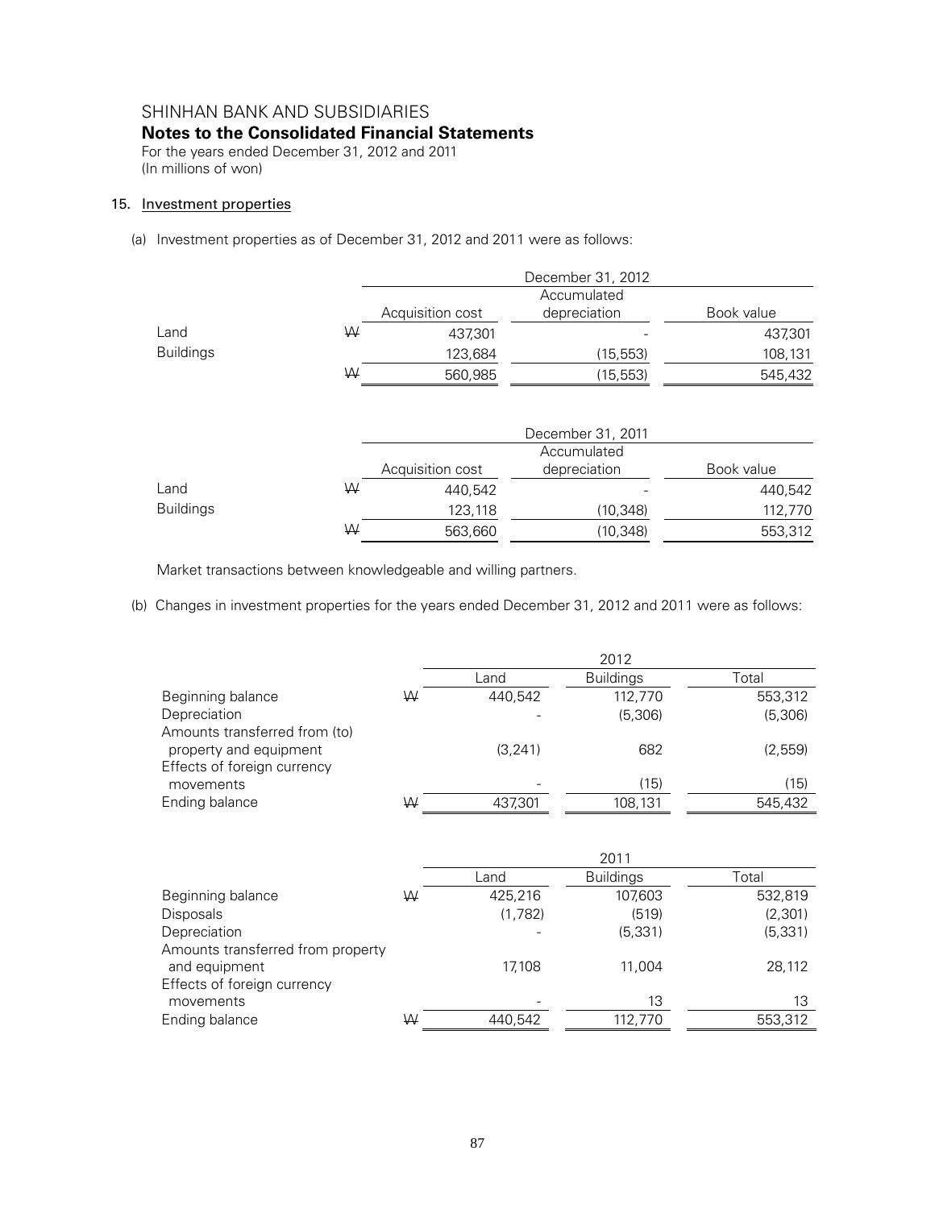SHINHAN BANK AND SUBSIDIARIES

**Notes to the Consolidated Financial Statements**

For the years ended December 31, 2012 and 2011
(In millions of won)

## 15. Investment properties

(a) Investment properties as of December 31, 2012 and 2011 were as follows:

| | | December 31, 2012 | | |
|---|---|---|---|---|
| | | Acquisition cost | Accumulated depreciation | Book value |
| Land | ₩ | 437,301 | - | 437,301 |
| Buildings | | 123,684 | (15,553) | 108,131 |
| | ₩ | 560,985 | (15,553) | 545,432 |

| | | December 31, 2011 | | |
|---|---|---|---|---|
| | | Acquisition cost | Accumulated depreciation | Book value |
| Land | ₩ | 440,542 | - | 440,542 |
| Buildings | | 123,118 | (10,348) | 112,770 |
| | ₩ | 563,660 | (10,348) | 553,312 |

Market transactions between knowledgeable and willing partners.

(b) Changes in investment properties for the years ended December 31, 2012 and 2011 were as follows:

| | | 2012 | | |
|---|---|---|---|---|
| | | Land | Buildings | Total |
| Beginning balance | ₩ | 440,542 | 112,770 | 553,312 |
| Depreciation | | - | (5,306) | (5,306) |
| Amounts transferred from (to) property and equipment | | (3,241) | 682 | (2,559) |
| Effects of foreign currency movements | | - | (15) | (15) |
| Ending balance | ₩ | 437,301 | 108,131 | 545,432 |

| | | 2011 | | |
|---|---|---|---|---|
| | | Land | Buildings | Total |
| Beginning balance | ₩ | 425,216 | 107,603 | 532,819 |
| Disposals | | (1,782) | (519) | (2,301) |
| Depreciation | | - | (5,331) | (5,331) |
| Amounts transferred from property and equipment | | 17,108 | 11,004 | 28,112 |
| Effects of foreign currency movements | | - | 13 | 13 |
| Ending balance | ₩ | 440,542 | 112,770 | 553,312 |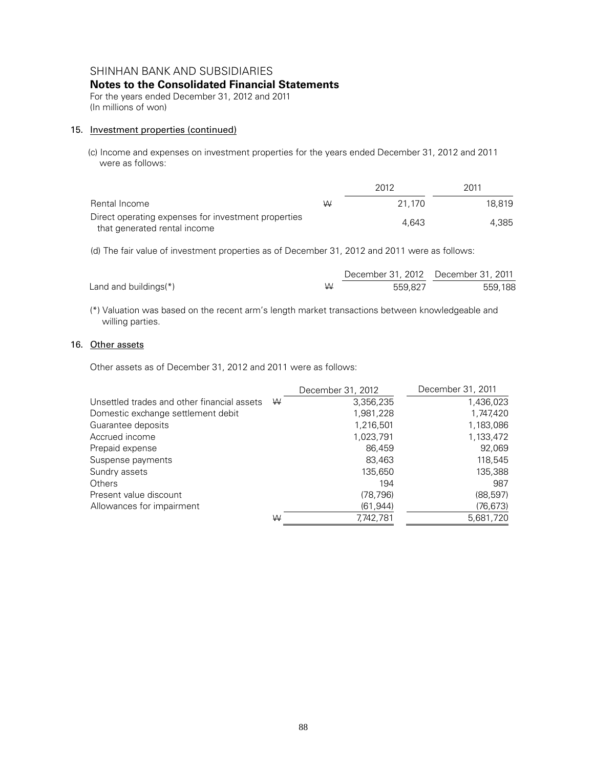SHINHAN BANK AND SUBSIDIARIES
**Notes to the Consolidated Financial Statements**
For the years ended December 31, 2012 and 2011
(In millions of won)

## 15. Investment properties (continued)

(c) Income and expenses on investment properties for the years ended December 31, 2012 and 2011 were as follows:

| | | 2012 | 2011 |
|---|---|---|---|
| Rental Income | ₩ | 21,170 | 18,819 |
| Direct operating expenses for investment properties that generated rental income | | 4,643 | 4,385 |

(d) The fair value of investment properties as of December 31, 2012 and 2011 were as follows:

| | | December 31, 2012 | December 31, 2011 |
|---|---|---|---|
| Land and buildings(*) | ₩ | 559,827 | 559,188 |

(*) Valuation was based on the recent arm's length market transactions between knowledgeable and willing parties.

## 16. Other assets

Other assets as of December 31, 2012 and 2011 were as follows:

| | | December 31, 2012 | December 31, 2011 |
|---|---|---|---|
| Unsettled trades and other financial assets | ₩ | 3,356,235 | 1,436,023 |
| Domestic exchange settlement debit | | 1,981,228 | 1,747,420 |
| Guarantee deposits | | 1,216,501 | 1,183,086 |
| Accrued income | | 1,023,791 | 1,133,472 |
| Prepaid expense | | 86,459 | 92,069 |
| Suspense payments | | 83,463 | 118,545 |
| Sundry assets | | 135,650 | 135,388 |
| Others | | 194 | 987 |
| Present value discount | | (78,796) | (88,597) |
| Allowances for impairment | | (61,944) | (76,673) |
| | ₩ | 7,742,781 | 5,681,720 |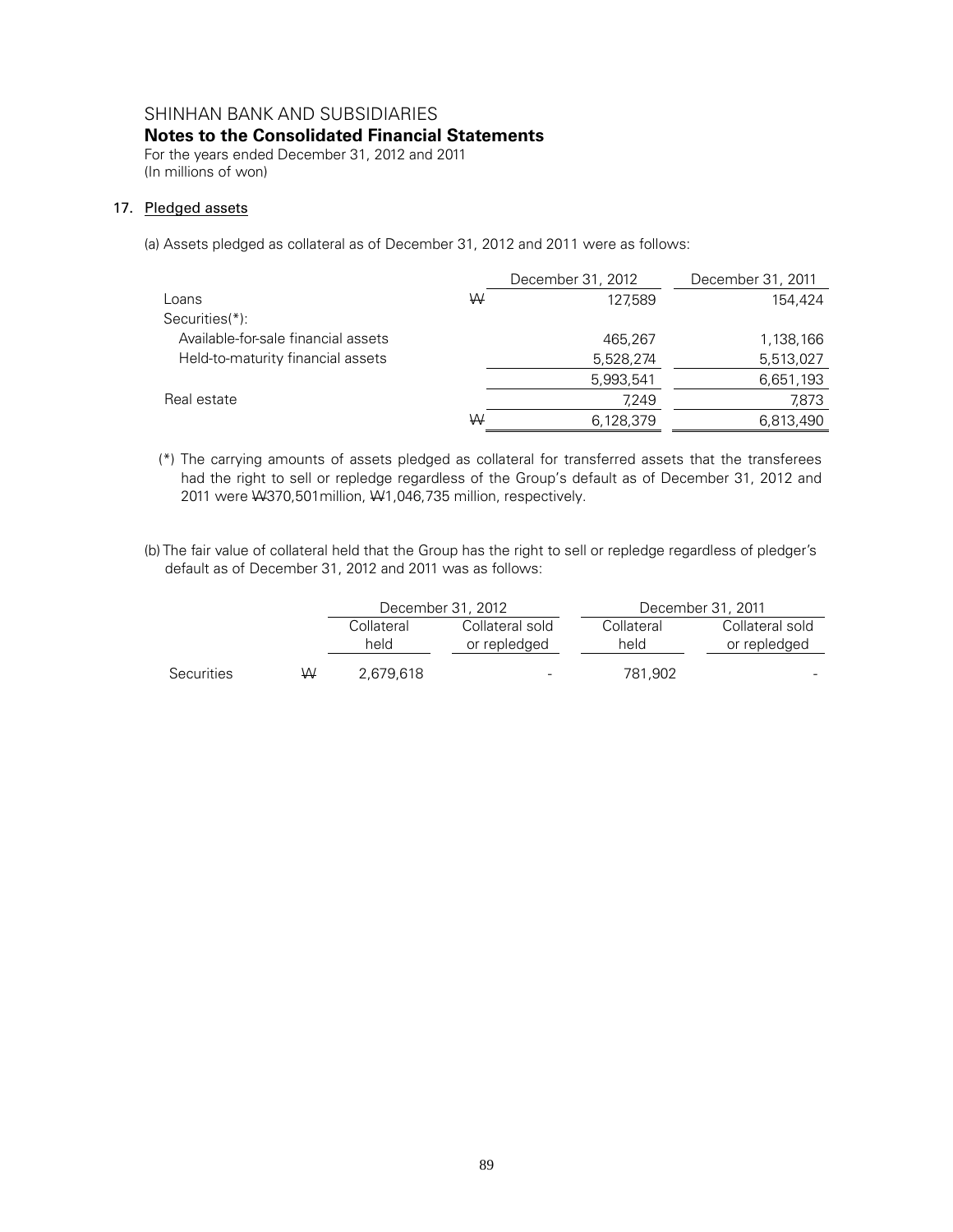SHINHAN BANK AND SUBSIDIARIES

**Notes to the Consolidated Financial Statements**

For the years ended December 31, 2012 and 2011
(In millions of won)

## 17. Pledged assets

(a) Assets pledged as collateral as of December 31, 2012 and 2011 were as follows:

| | | December 31, 2012 | December 31, 2011 |
|---|---|---|---|
| Loans | ₩ | 127,589 | 154,424 |
| Securities(*): | | | |
| Available-for-sale financial assets | | 465,267 | 1,138,166 |
| Held-to-maturity financial assets | | 5,528,274 | 5,513,027 |
| | | 5,993,541 | 6,651,193 |
| Real estate | | 7,249 | 7,873 |
| | ₩ | 6,128,379 | 6,813,490 |

(*) The carrying amounts of assets pledged as collateral for transferred assets that the transferees had the right to sell or repledge regardless of the Group's default as of December 31, 2012 and 2011 were ₩370,501million, ₩1,046,735 million, respectively.

(b) The fair value of collateral held that the Group has the right to sell or repledge regardless of pledger's default as of December 31, 2012 and 2011 was as follows:

| | | December 31, 2012 | | December 31, 2011 | |
|---|---|---|---|---|---|
| | | Collateral held | Collateral sold or repledged | Collateral held | Collateral sold or repledged |
| Securities | ₩ | 2,679,618 | - | 781,902 | - |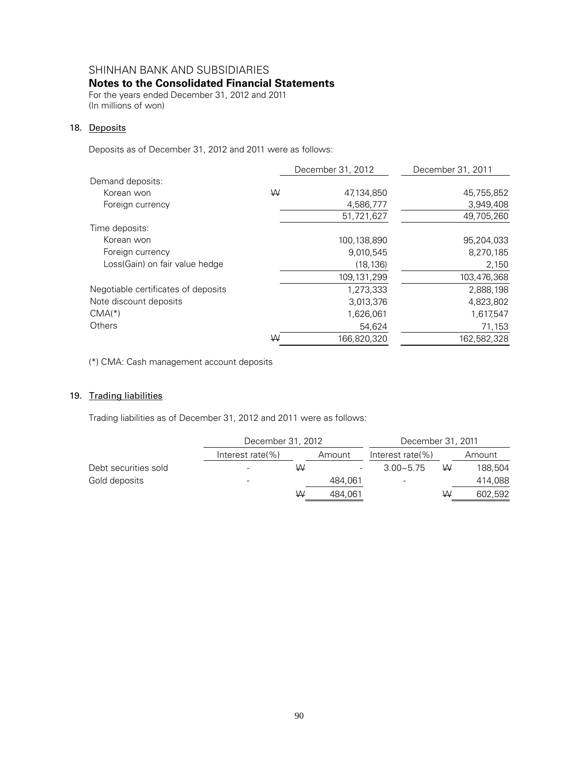SHINHAN BANK AND SUBSIDIARIES

**Notes to the Consolidated Financial Statements**

For the years ended December 31, 2012 and 2011

(In millions of won)

## 18. Deposits

Deposits as of December 31, 2012 and 2011 were as follows:

| | | December 31, 2012 | December 31, 2011 |
|---|---|---|---|
| Demand deposits: | | | |
| Korean won | ₩ | 47,134,850 | 45,755,852 |
| Foreign currency | | 4,586,777 | 3,949,408 |
| | | 51,721,627 | 49,705,260 |
| Time deposits: | | | |
| Korean won | | 100,138,890 | 95,204,033 |
| Foreign currency | | 9,010,545 | 8,270,185 |
| Loss(Gain) on fair value hedge | | (18,136) | 2,150 |
| | | 109,131,299 | 103,476,368 |
| Negotiable certificates of deposits | | 1,273,333 | 2,888,198 |
| Note discount deposits | | 3,013,376 | 4,823,802 |
| CMA(*) | | 1,626,061 | 1,617,547 |
| Others | | 54,624 | 71,153 |
| | ₩ | 166,820,320 | 162,582,328 |

(*) CMA: Cash management account deposits

## 19. Trading liabilities

Trading liabilities as of December 31, 2012 and 2011 were as follows:

| | December 31, 2012 | | | December 31, 2011 | | |
|---|---|---|---|---|---|---|
| | Interest rate(%) | | Amount | Interest rate(%) | | Amount |
| Debt securities sold | - | ₩ | - | 3.00~5.75 | ₩ | 188,504 |
| Gold deposits | - | | 484,061 | - | | 414,088 |
| | | ₩ | 484,061 | | ₩ | 602,592 |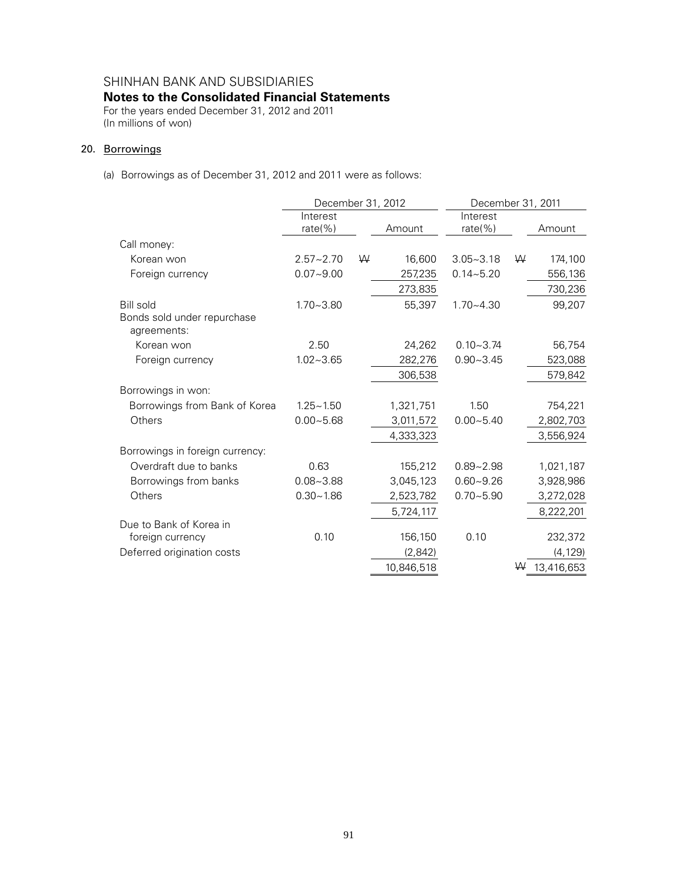SHINHAN BANK AND SUBSIDIARIES

**Notes to the Consolidated Financial Statements**

For the years ended December 31, 2012 and 2011
(In millions of won)

## 20. Borrowings

(a) Borrowings as of December 31, 2012 and 2011 were as follows:

| | December 31, 2012 | | December 31, 2011 | |
|---|---|---|---|---|
| | Interest rate(%) | Amount | Interest rate(%) | Amount |
| Call money: | | | | |
| Korean won | 2.57~2.70 | ₩ 16,600 | 3.05~3.18 | ₩ 174,100 |
| Foreign currency | 0.07~9.00 | 257,235 | 0.14~5.20 | 556,136 |
| | | 273,835 | | 730,236 |
| Bill sold | 1.70~3.80 | 55,397 | 1.70~4.30 | 99,207 |
| Bonds sold under repurchase agreements: | | | | |
| Korean won | 2.50 | 24,262 | 0.10~3.74 | 56,754 |
| Foreign currency | 1.02~3.65 | 282,276 | 0.90~3.45 | 523,088 |
| | | 306,538 | | 579,842 |
| Borrowings in won: | | | | |
| Borrowings from Bank of Korea | 1.25~1.50 | 1,321,751 | 1.50 | 754,221 |
| Others | 0.00~5.68 | 3,011,572 | 0.00~5.40 | 2,802,703 |
| | | 4,333,323 | | 3,556,924 |
| Borrowings in foreign currency: | | | | |
| Overdraft due to banks | 0.63 | 155,212 | 0.89~2.98 | 1,021,187 |
| Borrowings from banks | 0.08~3.88 | 3,045,123 | 0.60~9.26 | 3,928,986 |
| Others | 0.30~1.86 | 2,523,782 | 0.70~5.90 | 3,272,028 |
| | | 5,724,117 | | 8,222,201 |
| Due to Bank of Korea in foreign currency | 0.10 | 156,150 | 0.10 | 232,372 |
| Deferred origination costs | | (2,842) | | (4,129) |
| | | 10,846,518 | | ₩ 13,416,653 |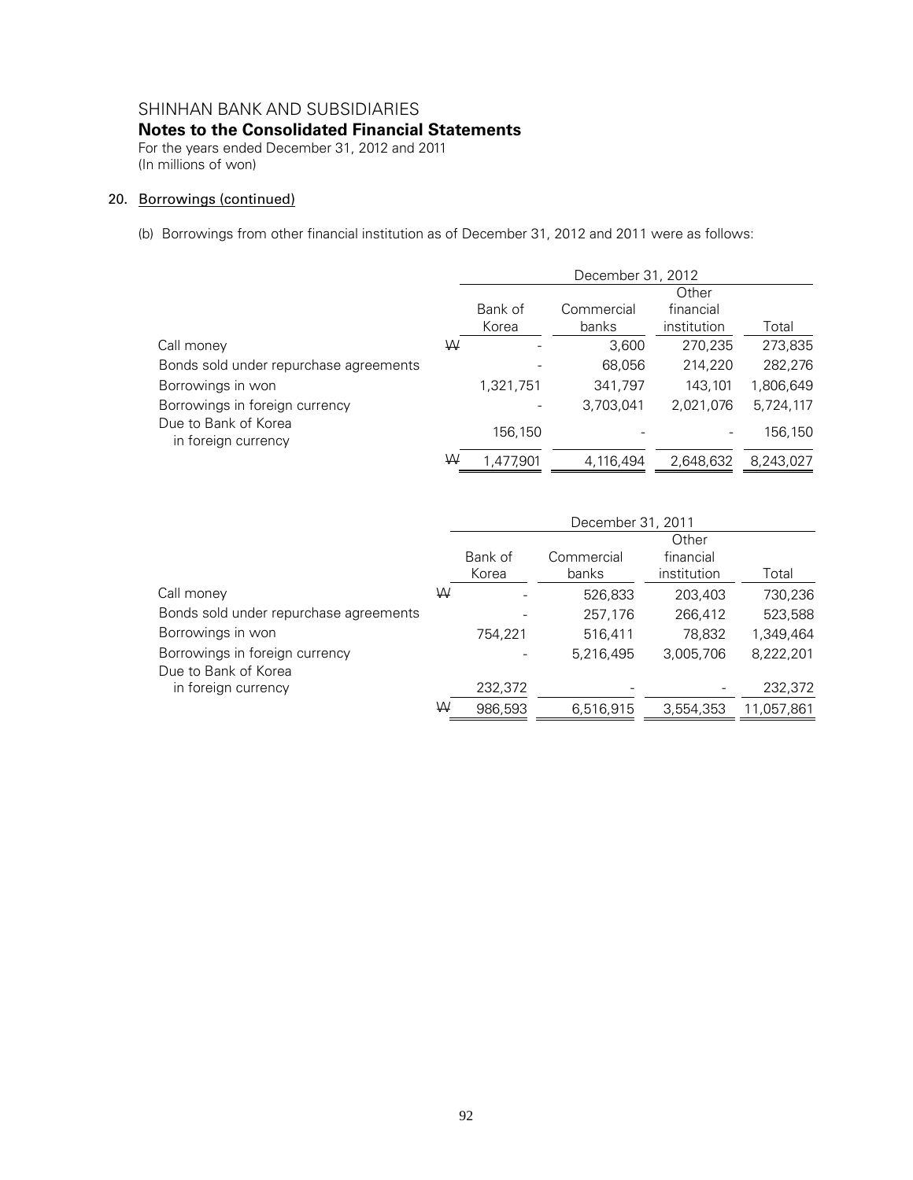SHINHAN BANK AND SUBSIDIARIES

**Notes to the Consolidated Financial Statements**

For the years ended December 31, 2012 and 2011
(In millions of won)

## 20. Borrowings (continued)

(b) Borrowings from other financial institution as of December 31, 2012 and 2011 were as follows:

| | | December 31, 2012 | | | |
|---|---|---|---|---|---|
| | | Bank of Korea | Commercial banks | Other financial institution | Total |
| Call money | ₩ | - | 3,600 | 270,235 | 273,835 |
| Bonds sold under repurchase agreements | | - | 68,056 | 214,220 | 282,276 |
| Borrowings in won | | 1,321,751 | 341,797 | 143,101 | 1,806,649 |
| Borrowings in foreign currency | | - | 3,703,041 | 2,021,076 | 5,724,117 |
| Due to Bank of Korea in foreign currency | | 156,150 | - | - | 156,150 |
| | ₩ | 1,477,901 | 4,116,494 | 2,648,632 | 8,243,027 |

| | | December 31, 2011 | | | |
|---|---|---|---|---|---|
| | | Bank of Korea | Commercial banks | Other financial institution | Total |
| Call money | ₩ | - | 526,833 | 203,403 | 730,236 |
| Bonds sold under repurchase agreements | | - | 257,176 | 266,412 | 523,588 |
| Borrowings in won | | 754,221 | 516,411 | 78,832 | 1,349,464 |
| Borrowings in foreign currency | | - | 5,216,495 | 3,005,706 | 8,222,201 |
| Due to Bank of Korea in foreign currency | | 232,372 | - | - | 232,372 |
| | ₩ | 986,593 | 6,516,915 | 3,554,353 | 11,057,861 |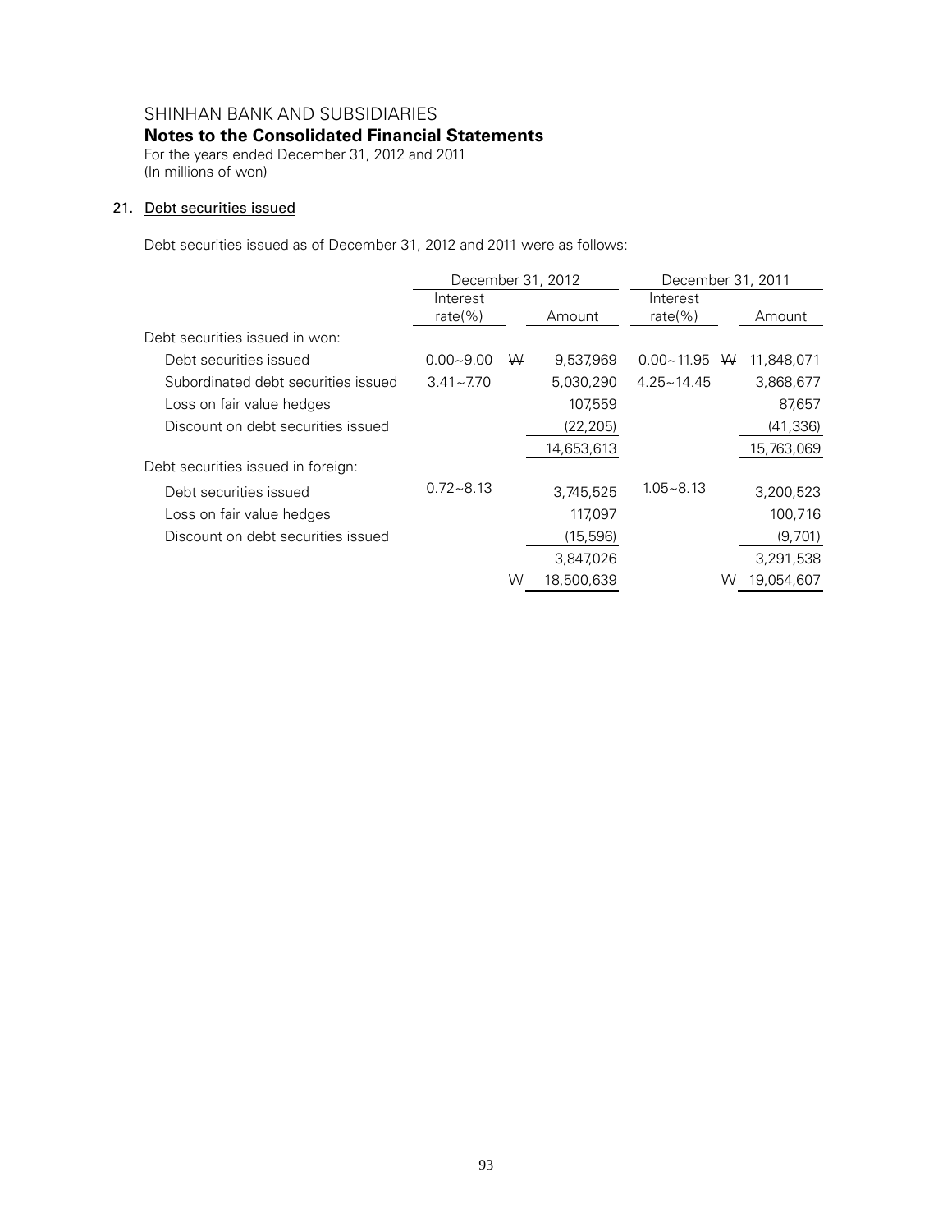SHINHAN BANK AND SUBSIDIARIES

**Notes to the Consolidated Financial Statements**

For the years ended December 31, 2012 and 2011

(In millions of won)

## 21. Debt securities issued

Debt securities issued as of December 31, 2012 and 2011 were as follows:

| | December 31, 2012 | | December 31, 2011 | |
|---|---|---|---|---|
| | Interest rate(%) | Amount | Interest rate(%) | Amount |
| Debt securities issued in won: | | | | |
| Debt securities issued | 0.00~9.00 | ₩ 9,537,969 | 0.00~11.95 | ₩ 11,848,071 |
| Subordinated debt securities issued | 3.41~7.70 | 5,030,290 | 4.25~14.45 | 3,868,677 |
| Loss on fair value hedges | | 107,559 | | 87,657 |
| Discount on debt securities issued | | (22,205) | | (41,336) |
| | | 14,653,613 | | 15,763,069 |
| Debt securities issued in foreign: | | | | |
| Debt securities issued | 0.72~8.13 | 3,745,525 | 1.05~8.13 | 3,200,523 |
| Loss on fair value hedges | | 117,097 | | 100,716 |
| Discount on debt securities issued | | (15,596) | | (9,701) |
| | | 3,847,026 | | 3,291,538 |
| | | ₩ 18,500,639 | | ₩ 19,054,607 |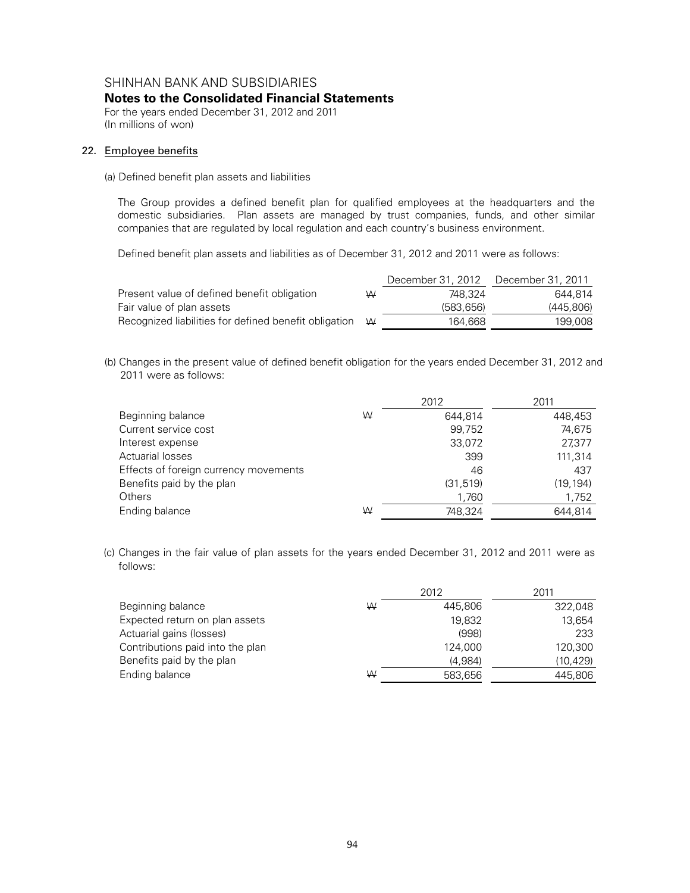SHINHAN BANK AND SUBSIDIARIES

**Notes to the Consolidated Financial Statements**

For the years ended December 31, 2012 and 2011
(In millions of won)

## 22. Employee benefits

(a) Defined benefit plan assets and liabilities

The Group provides a defined benefit plan for qualified employees at the headquarters and the domestic subsidiaries. Plan assets are managed by trust companies, funds, and other similar companies that are regulated by local regulation and each country's business environment.

Defined benefit plan assets and liabilities as of December 31, 2012 and 2011 were as follows:

| | | December 31, 2012 | December 31, 2011 |
|---|---|---|---|
| Present value of defined benefit obligation | ₩ | 748,324 | 644,814 |
| Fair value of plan assets | | (583,656) | (445,806) |
| Recognized liabilities for defined benefit obligation | ₩ | 164,668 | 199,008 |

(b) Changes in the present value of defined benefit obligation for the years ended December 31, 2012 and 2011 were as follows:

| | | 2012 | 2011 |
|---|---|---|---|
| Beginning balance | ₩ | 644,814 | 448,453 |
| Current service cost | | 99,752 | 74,675 |
| Interest expense | | 33,072 | 27,377 |
| Actuarial losses | | 399 | 111,314 |
| Effects of foreign currency movements | | 46 | 437 |
| Benefits paid by the plan | | (31,519) | (19,194) |
| Others | | 1,760 | 1,752 |
| Ending balance | ₩ | 748,324 | 644,814 |

(c) Changes in the fair value of plan assets for the years ended December 31, 2012 and 2011 were as follows:

| | | 2012 | 2011 |
|---|---|---|---|
| Beginning balance | ₩ | 445,806 | 322,048 |
| Expected return on plan assets | | 19,832 | 13,654 |
| Actuarial gains (losses) | | (998) | 233 |
| Contributions paid into the plan | | 124,000 | 120,300 |
| Benefits paid by the plan | | (4,984) | (10,429) |
| Ending balance | ₩ | 583,656 | 445,806 |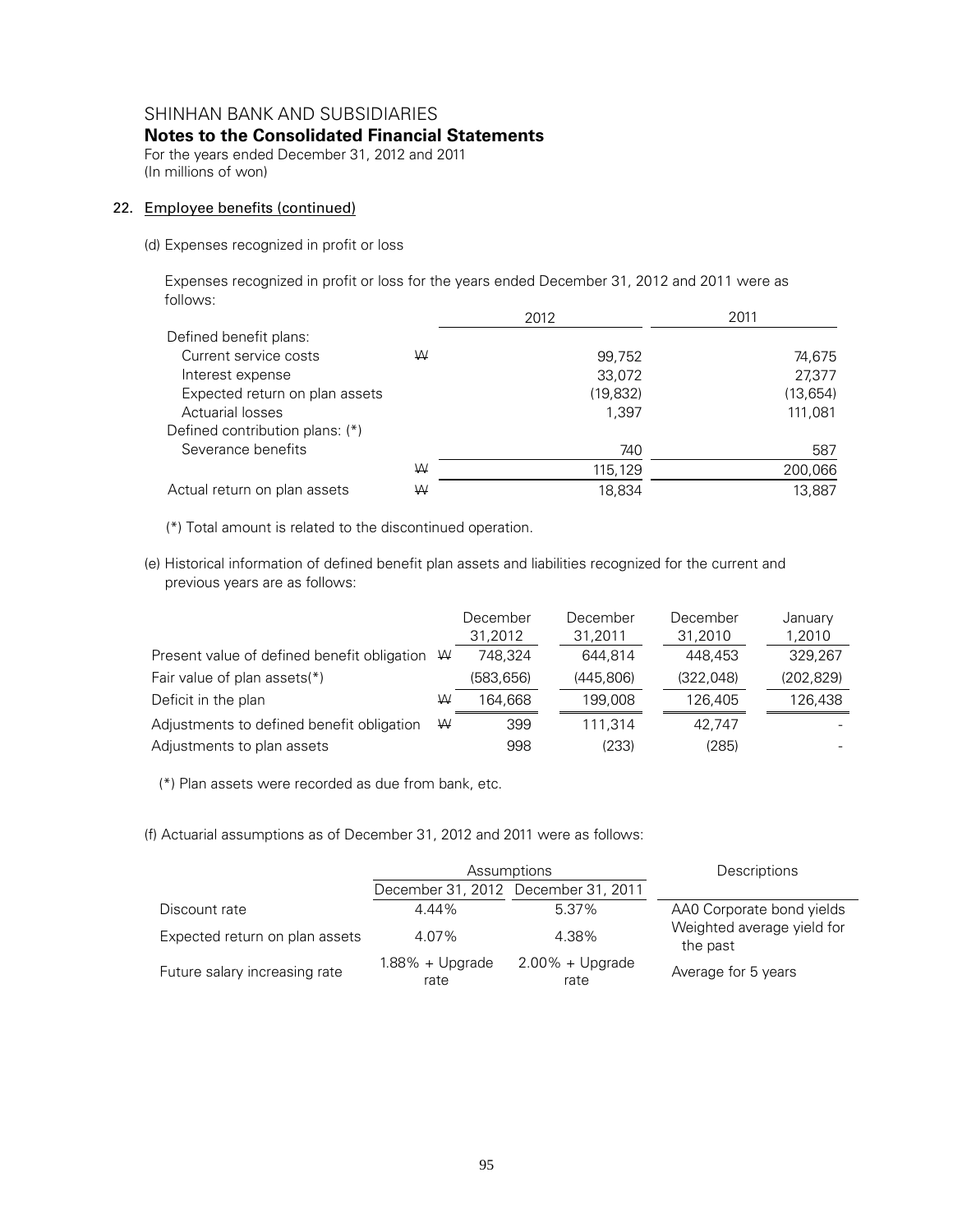# SHINHAN BANK AND SUBSIDIARIES

## Notes to the Consolidated Financial Statements

For the years ended December 31, 2012 and 2011
(In millions of won)

### 22. Employee benefits (continued)

(d) Expenses recognized in profit or loss

Expenses recognized in profit or loss for the years ended December 31, 2012 and 2011 were as follows:

| | | 2012 | 2011 |
|---|---|---|---|
| Defined benefit plans: | | | |
| Current service costs | ₩ | 99,752 | 74,675 |
| Interest expense | | 33,072 | 27,377 |
| Expected return on plan assets | | (19,832) | (13,654) |
| Actuarial losses | | 1,397 | 111,081 |
| Defined contribution plans: (*) | | | |
| Severance benefits | | 740 | 587 |
| | ₩ | 115,129 | 200,066 |
| Actual return on plan assets | ₩ | 18,834 | 13,887 |

(*) Total amount is related to the discontinued operation.

(e) Historical information of defined benefit plan assets and liabilities recognized for the current and previous years are as follows:

| | | December 31,2012 | December 31,2011 | December 31,2010 | January 1,2010 |
|---|---|---|---|---|---|
| Present value of defined benefit obligation | ₩ | 748,324 | 644,814 | 448,453 | 329,267 |
| Fair value of plan assets(*) | | (583,656) | (445,806) | (322,048) | (202,829) |
| Deficit in the plan | ₩ | 164,668 | 199,008 | 126,405 | 126,438 |
| Adjustments to defined benefit obligation | ₩ | 399 | 111,314 | 42,747 | - |
| Adjustments to plan assets | | 998 | (233) | (285) | - |

(*) Plan assets were recorded as due from bank, etc.

(f) Actuarial assumptions as of December 31, 2012 and 2011 were as follows:

| | Assumptions | | Descriptions |
|---|---|---|---|
| | December 31, 2012 | December 31, 2011 | |
| Discount rate | 4.44% | 5.37% | AA0 Corporate bond yields |
| Expected return on plan assets | 4.07% | 4.38% | Weighted average yield for the past |
| Future salary increasing rate | 1.88% + Upgrade rate | 2.00% + Upgrade rate | Average for 5 years |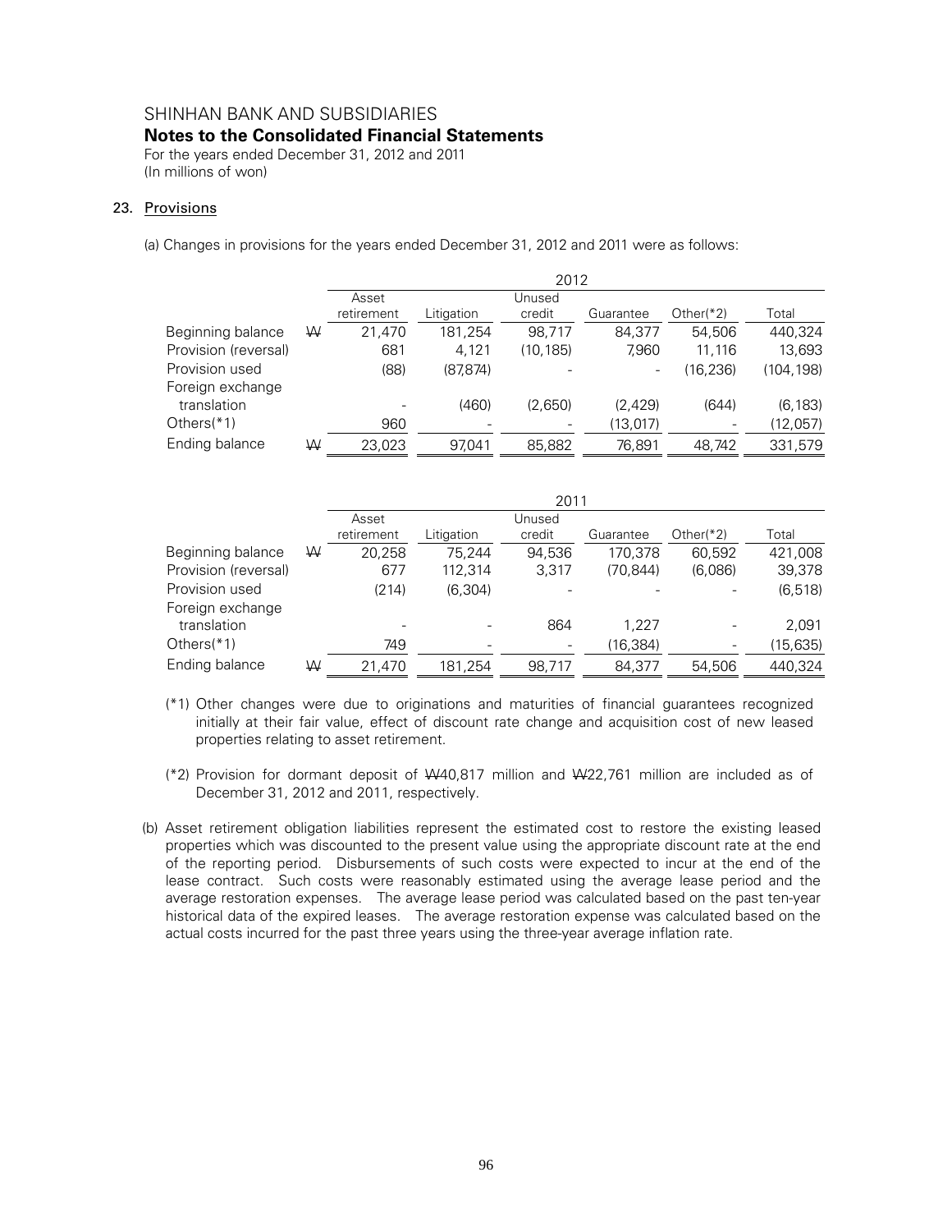SHINHAN BANK AND SUBSIDIARIES

**Notes to the Consolidated Financial Statements**

For the years ended December 31, 2012 and 2011

(In millions of won)

## 23. Provisions

(a) Changes in provisions for the years ended December 31, 2012 and 2011 were as follows:

| | | 2012 | | | | | |
|---|---|---|---|---|---|---|---|
| | | Asset retirement | Litigation | Unused credit | Guarantee | Other(*2) | Total |
| Beginning balance | ₩ | 21,470 | 181,254 | 98,717 | 84,377 | 54,506 | 440,324 |
| Provision (reversal) | | 681 | 4,121 | (10,185) | 7,960 | 11,116 | 13,693 |
| Provision used | | (88) | (87,874) | - | - | (16,236) | (104,198) |
| Foreign exchange translation | | - | (460) | (2,650) | (2,429) | (644) | (6,183) |
| Others(*1) | | 960 | - | - | (13,017) | - | (12,057) |
| Ending balance | ₩ | 23,023 | 97,041 | 85,882 | 76,891 | 48,742 | 331,579 |

| | | 2011 | | | | | |
|---|---|---|---|---|---|---|---|
| | | Asset retirement | Litigation | Unused credit | Guarantee | Other(*2) | Total |
| Beginning balance | ₩ | 20,258 | 75,244 | 94,536 | 170,378 | 60,592 | 421,008 |
| Provision (reversal) | | 677 | 112,314 | 3,317 | (70,844) | (6,086) | 39,378 |
| Provision used | | (214) | (6,304) | - | - | - | (6,518) |
| Foreign exchange translation | | - | - | 864 | 1,227 | - | 2,091 |
| Others(*1) | | 749 | - | - | (16,384) | - | (15,635) |
| Ending balance | ₩ | 21,470 | 181,254 | 98,717 | 84,377 | 54,506 | 440,324 |

(*1) Other changes were due to originations and maturities of financial guarantees recognized initially at their fair value, effect of discount rate change and acquisition cost of new leased properties relating to asset retirement.

(*2) Provision for dormant deposit of ₩40,817 million and ₩22,761 million are included as of December 31, 2012 and 2011, respectively.

(b) Asset retirement obligation liabilities represent the estimated cost to restore the existing leased properties which was discounted to the present value using the appropriate discount rate at the end of the reporting period. Disbursements of such costs were expected to incur at the end of the lease contract. Such costs were reasonably estimated using the average lease period and the average restoration expenses. The average lease period was calculated based on the past ten-year historical data of the expired leases. The average restoration expense was calculated based on the actual costs incurred for the past three years using the three-year average inflation rate.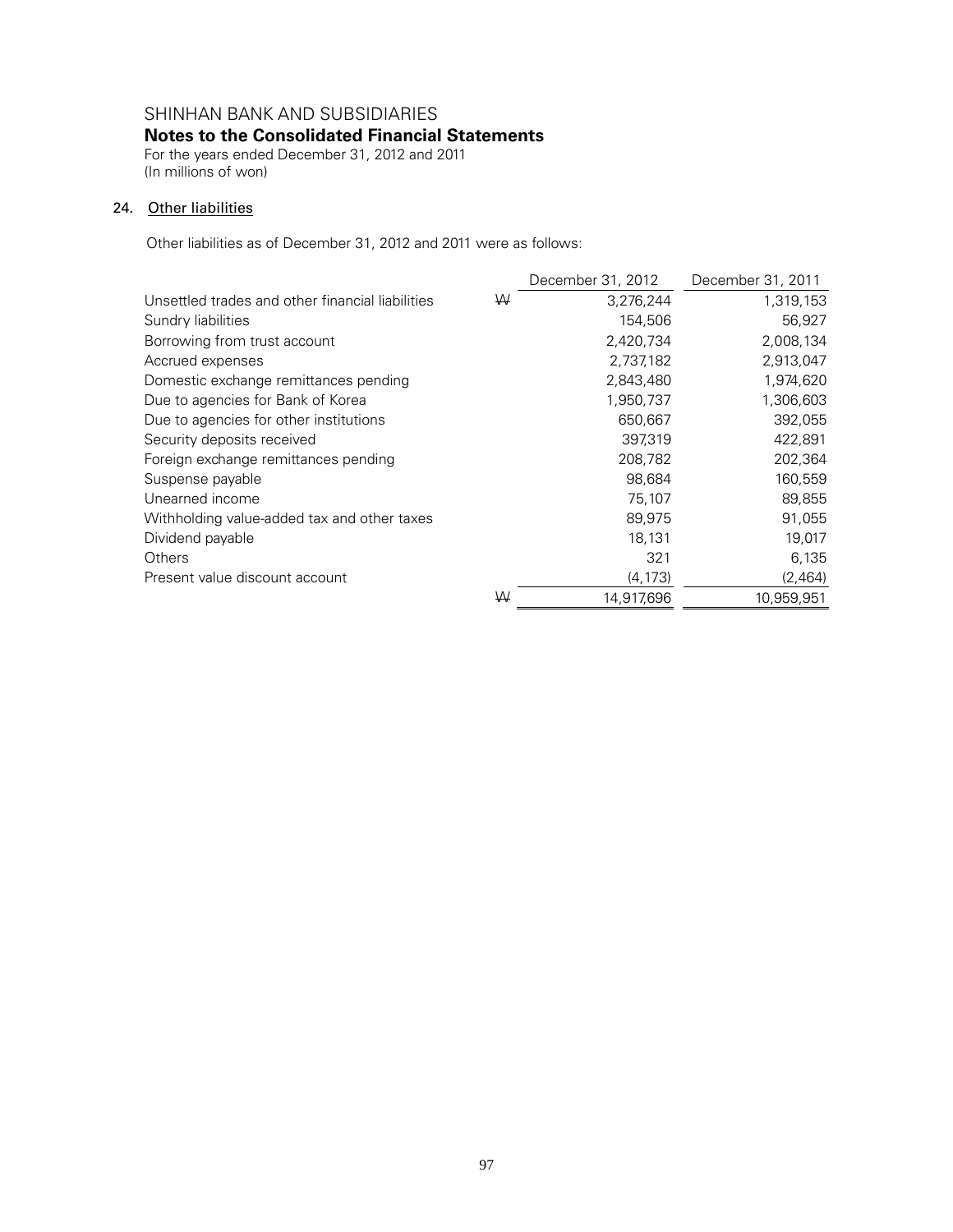SHINHAN BANK AND SUBSIDIARIES

**Notes to the Consolidated Financial Statements**

For the years ended December 31, 2012 and 2011
(In millions of won)

## 24. Other liabilities

Other liabilities as of December 31, 2012 and 2011 were as follows:

| | | December 31, 2012 | December 31, 2011 |
|---|---|---|---|
| Unsettled trades and other financial liabilities | ₩ | 3,276,244 | 1,319,153 |
| Sundry liabilities | | 154,506 | 56,927 |
| Borrowing from trust account | | 2,420,734 | 2,008,134 |
| Accrued expenses | | 2,737,182 | 2,913,047 |
| Domestic exchange remittances pending | | 2,843,480 | 1,974,620 |
| Due to agencies for Bank of Korea | | 1,950,737 | 1,306,603 |
| Due to agencies for other institutions | | 650,667 | 392,055 |
| Security deposits received | | 397,319 | 422,891 |
| Foreign exchange remittances pending | | 208,782 | 202,364 |
| Suspense payable | | 98,684 | 160,559 |
| Unearned income | | 75,107 | 89,855 |
| Withholding value-added tax and other taxes | | 89,975 | 91,055 |
| Dividend payable | | 18,131 | 19,017 |
| Others | | 321 | 6,135 |
| Present value discount account | | (4,173) | (2,464) |
| | ₩ | 14,917,696 | 10,959,951 |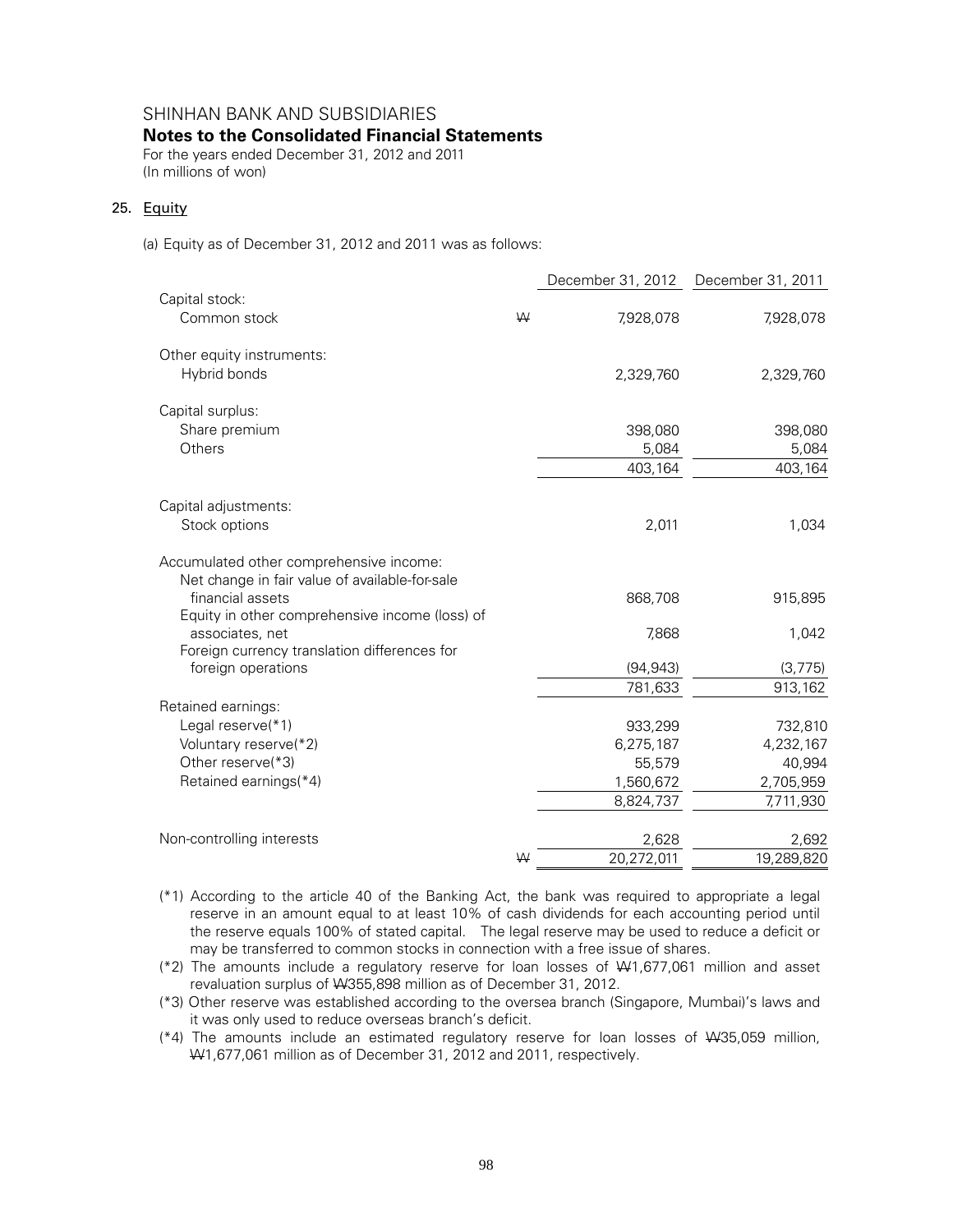SHINHAN BANK AND SUBSIDIARIES

**Notes to the Consolidated Financial Statements**

For the years ended December 31, 2012 and 2011
(In millions of won)

## 25. Equity

(a) Equity as of December 31, 2012 and 2011 was as follows:

| | | December 31, 2012 | December 31, 2011 |
|---|---|---|---|
| Capital stock: | | | |
| Common stock | ₩ | 7,928,078 | 7,928,078 |
| Other equity instruments: | | | |
| Hybrid bonds | | 2,329,760 | 2,329,760 |
| Capital surplus: | | | |
| Share premium | | 398,080 | 398,080 |
| Others | | 5,084 | 5,084 |
| | | 403,164 | 403,164 |
| Capital adjustments: | | | |
| Stock options | | 2,011 | 1,034 |
| Accumulated other comprehensive income: | | | |
| Net change in fair value of available-for-sale financial assets | | 868,708 | 915,895 |
| Equity in other comprehensive income (loss) of associates, net | | 7,868 | 1,042 |
| Foreign currency translation differences for foreign operations | | (94,943) | (3,775) |
| | | 781,633 | 913,162 |
| Retained earnings: | | | |
| Legal reserve(*1) | | 933,299 | 732,810 |
| Voluntary reserve(*2) | | 6,275,187 | 4,232,167 |
| Other reserve(*3) | | 55,579 | 40,994 |
| Retained earnings(*4) | | 1,560,672 | 2,705,959 |
| | | 8,824,737 | 7,711,930 |
| Non-controlling interests | | 2,628 | 2,692 |
| | ₩ | 20,272,011 | 19,289,820 |

(*1) According to the article 40 of the Banking Act, the bank was required to appropriate a legal reserve in an amount equal to at least 10% of cash dividends for each accounting period until the reserve equals 100% of stated capital. The legal reserve may be used to reduce a deficit or may be transferred to common stocks in connection with a free issue of shares.

(*2) The amounts include a regulatory reserve for loan losses of ₩1,677,061 million and asset revaluation surplus of ₩355,898 million as of December 31, 2012.

(*3) Other reserve was established according to the oversea branch (Singapore, Mumbai)'s laws and it was only used to reduce overseas branch's deficit.

(*4) The amounts include an estimated regulatory reserve for loan losses of ₩35,059 million, ₩1,677,061 million as of December 31, 2012 and 2011, respectively.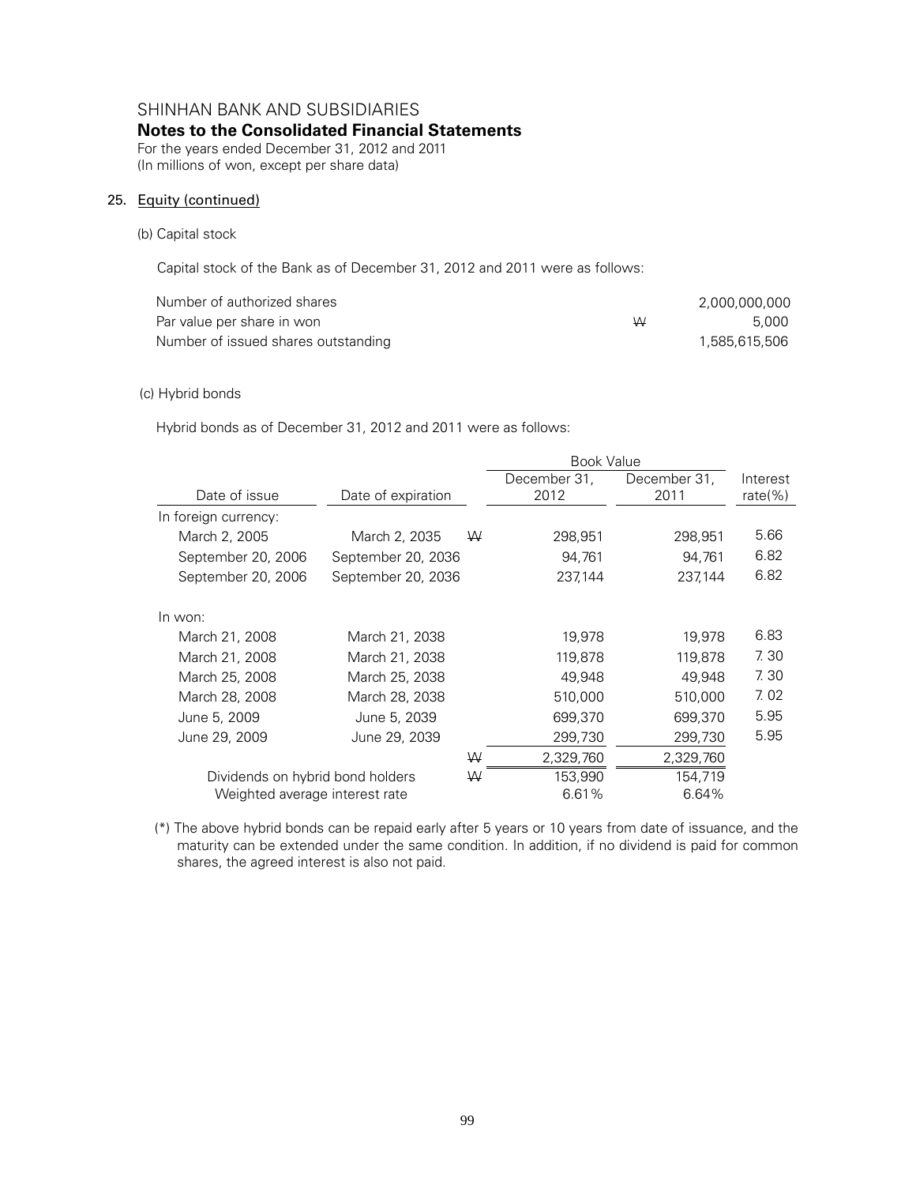# SHINHAN BANK AND SUBSIDIARIES

## Notes to the Consolidated Financial Statements

For the years ended December 31, 2012 and 2011
(In millions of won, except per share data)

### 25. Equity (continued)

(b) Capital stock

Capital stock of the Bank as of December 31, 2012 and 2011 were as follows:

| | | |
|---|---|---|
| Number of authorized shares | | 2,000,000,000 |
| Par value per share in won | ₩ | 5,000 |
| Number of issued shares outstanding | | 1,585,615,506 |

(c) Hybrid bonds

Hybrid bonds as of December 31, 2012 and 2011 were as follows:

| | | | Book Value | | |
|---|---|---|---|---|---|
| Date of issue | Date of expiration | | December 31, 2012 | December 31, 2011 | Interest rate(%) |
| In foreign currency: | | | | | |
| March 2, 2005 | March 2, 2035 | ₩ | 298,951 | 298,951 | 5.66 |
| September 20, 2006 | September 20, 2036 | | 94,761 | 94,761 | 6.82 |
| September 20, 2006 | September 20, 2036 | | 237,144 | 237,144 | 6.82 |
| In won: | | | | | |
| March 21, 2008 | March 21, 2038 | | 19,978 | 19,978 | 6.83 |
| March 21, 2008 | March 21, 2038 | | 119,878 | 119,878 | 7.30 |
| March 25, 2008 | March 25, 2038 | | 49,948 | 49,948 | 7.30 |
| March 28, 2008 | March 28, 2038 | | 510,000 | 510,000 | 7.02 |
| June 5, 2009 | June 5, 2039 | | 699,370 | 699,370 | 5.95 |
| June 29, 2009 | June 29, 2039 | | 299,730 | 299,730 | 5.95 |
| | | ₩ | 2,329,760 | 2,329,760 | |
| Dividends on hybrid bond holders | | ₩ | 153,990 | 154,719 | |
| Weighted average interest rate | | | 6.61% | 6.64% | |

(*) The above hybrid bonds can be repaid early after 5 years or 10 years from date of issuance, and the maturity can be extended under the same condition. In addition, if no dividend is paid for common shares, the agreed interest is also not paid.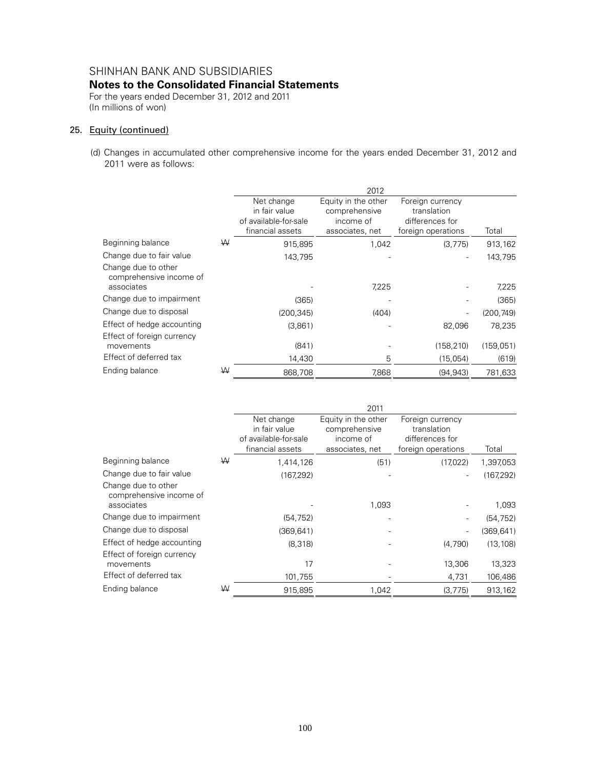SHINHAN BANK AND SUBSIDIARIES
**Notes to the Consolidated Financial Statements**
For the years ended December 31, 2012 and 2011
(In millions of won)

## 25. Equity (continued)

(d) Changes in accumulated other comprehensive income for the years ended December 31, 2012 and 2011 were as follows:

| | | 2012 | | | |
|---|---|---|---|---|---|
| | | Net change in fair value of available-for-sale financial assets | Equity in the other comprehensive income of associates, net | Foreign currency translation differences for foreign operations | Total |
| Beginning balance | ₩ | 915,895 | 1,042 | (3,775) | 913,162 |
| Change due to fair value | | 143,795 | - | - | 143,795 |
| Change due to other comprehensive income of associates | | - | 7,225 | - | 7,225 |
| Change due to impairment | | (365) | - | - | (365) |
| Change due to disposal | | (200,345) | (404) | - | (200,749) |
| Effect of hedge accounting | | (3,861) | - | 82,096 | 78,235 |
| Effect of foreign currency movements | | (841) | - | (158,210) | (159,051) |
| Effect of deferred tax | | 14,430 | 5 | (15,054) | (619) |
| Ending balance | ₩ | 868,708 | 7,868 | (94,943) | 781,633 |

| | | 2011 | | | |
|---|---|---|---|---|---|
| | | Net change in fair value of available-for-sale financial assets | Equity in the other comprehensive income of associates, net | Foreign currency translation differences for foreign operations | Total |
| Beginning balance | ₩ | 1,414,126 | (51) | (17,022) | 1,397,053 |
| Change due to fair value | | (167,292) | - | - | (167,292) |
| Change due to other comprehensive income of associates | | - | 1,093 | - | 1,093 |
| Change due to impairment | | (54,752) | - | - | (54,752) |
| Change due to disposal | | (369,641) | - | - | (369,641) |
| Effect of hedge accounting | | (8,318) | - | (4,790) | (13,108) |
| Effect of foreign currency movements | | 17 | - | 13,306 | 13,323 |
| Effect of deferred tax | | 101,755 | - | 4,731 | 106,486 |
| Ending balance | ₩ | 915,895 | 1,042 | (3,775) | 913,162 |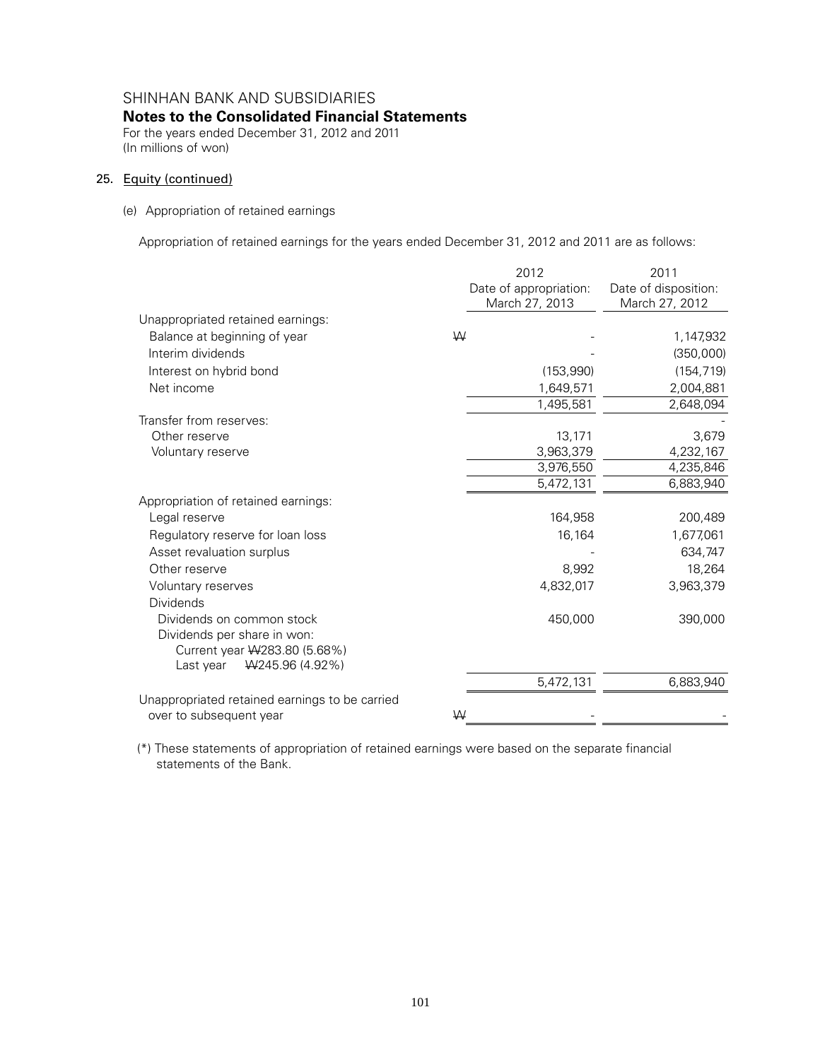SHINHAN BANK AND SUBSIDIARIES

**Notes to the Consolidated Financial Statements**

For the years ended December 31, 2012 and 2011
(In millions of won)

## 25. Equity (continued)

(e) Appropriation of retained earnings

Appropriation of retained earnings for the years ended December 31, 2012 and 2011 are as follows:

| | | 2012<br>Date of appropriation:<br>March 27, 2013 | 2011<br>Date of disposition:<br>March 27, 2012 |
|---|---|---|---|
| Unappropriated retained earnings: | | | |
| Balance at beginning of year | ₩ | - | 1,147,932 |
| Interim dividends | | - | (350,000) |
| Interest on hybrid bond | | (153,990) | (154,719) |
| Net income | | 1,649,571 | 2,004,881 |
| | | 1,495,581 | 2,648,094 |
| Transfer from reserves: | | | - |
| Other reserve | | 13,171 | 3,679 |
| Voluntary reserve | | 3,963,379 | 4,232,167 |
| | | 3,976,550 | 4,235,846 |
| | | 5,472,131 | 6,883,940 |
| Appropriation of retained earnings: | | | |
| Legal reserve | | 164,958 | 200,489 |
| Regulatory reserve for loan loss | | 16,164 | 1,677,061 |
| Asset revaluation surplus | | - | 634,747 |
| Other reserve | | 8,992 | 18,264 |
| Voluntary reserves | | 4,832,017 | 3,963,379 |
| Dividends | | | |
| Dividends on common stock | | 450,000 | 390,000 |
| Dividends per share in won:<br>Current year ₩283.80 (5.68%)<br>Last year ₩245.96 (4.92%) | | | |
| | | 5,472,131 | 6,883,940 |
| Unappropriated retained earnings to be carried over to subsequent year | ₩ | - | - |

(*) These statements of appropriation of retained earnings were based on the separate financial statements of the Bank.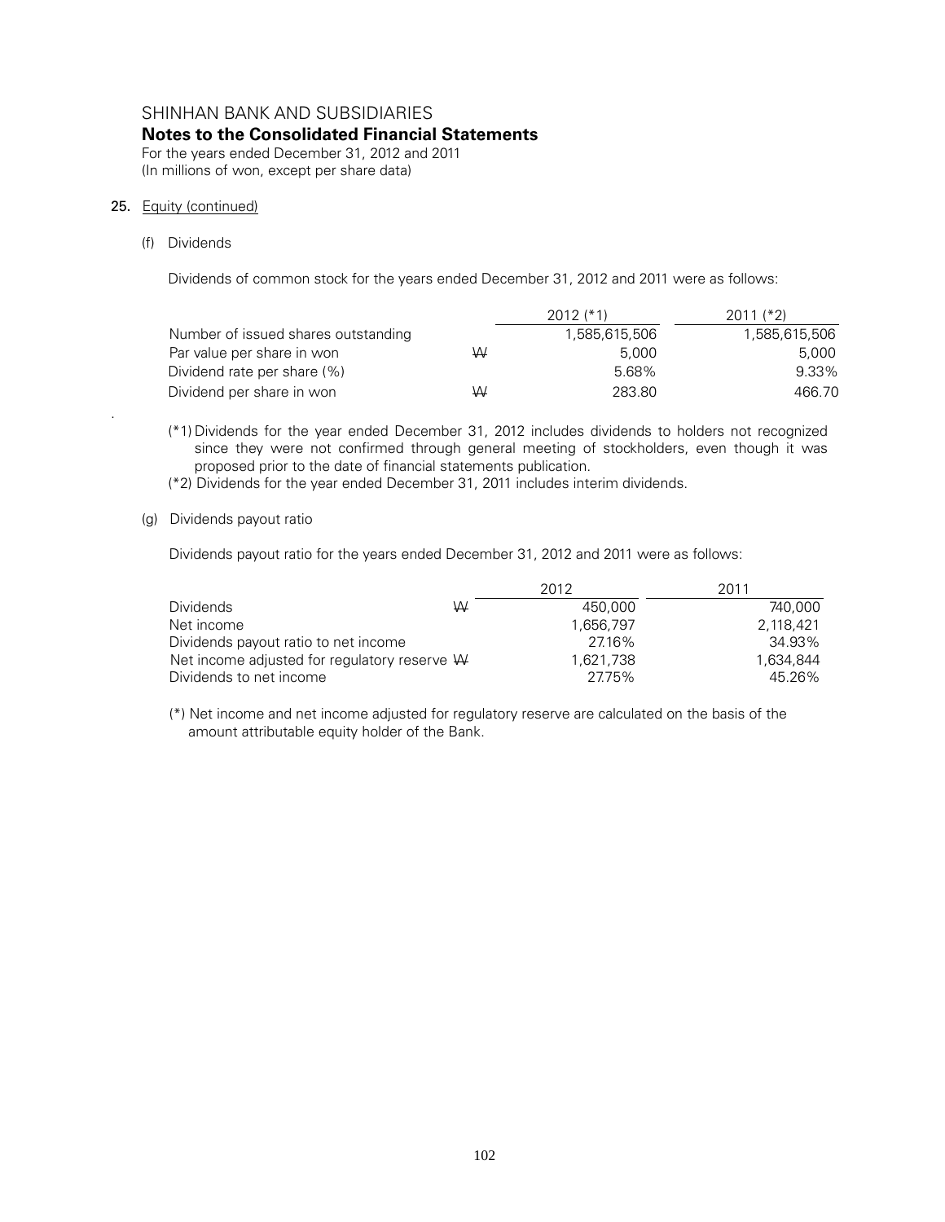# SHINHAN BANK AND SUBSIDIARIES

## Notes to the Consolidated Financial Statements

For the years ended December 31, 2012 and 2011
(In millions of won, except per share data)

**25.** Equity (continued)

(f) Dividends

Dividends of common stock for the years ended December 31, 2012 and 2011 were as follows:

| | | 2012 (*1) | 2011 (*2) |
|---|---|---|---|
| Number of issued shares outstanding | | 1,585,615,506 | 1,585,615,506 |
| Par value per share in won | ₩ | 5,000 | 5,000 |
| Dividend rate per share (%) | | 5.68% | 9.33% |
| Dividend per share in won | ₩ | 283.80 | 466.70 |

(*1) Dividends for the year ended December 31, 2012 includes dividends to holders not recognized since they were not confirmed through general meeting of stockholders, even though it was proposed prior to the date of financial statements publication.

(*2) Dividends for the year ended December 31, 2011 includes interim dividends.

(g) Dividends payout ratio

Dividends payout ratio for the years ended December 31, 2012 and 2011 were as follows:

| | | 2012 | 2011 |
|---|---|---|---|
| Dividends | ₩ | 450,000 | 740,000 |
| Net income | | 1,656,797 | 2,118,421 |
| Dividends payout ratio to net income | | 27.16% | 34.93% |
| Net income adjusted for regulatory reserve | ₩ | 1,621,738 | 1,634,844 |
| Dividends to net income | | 27.75% | 45.26% |

(*) Net income and net income adjusted for regulatory reserve are calculated on the basis of the amount attributable equity holder of the Bank.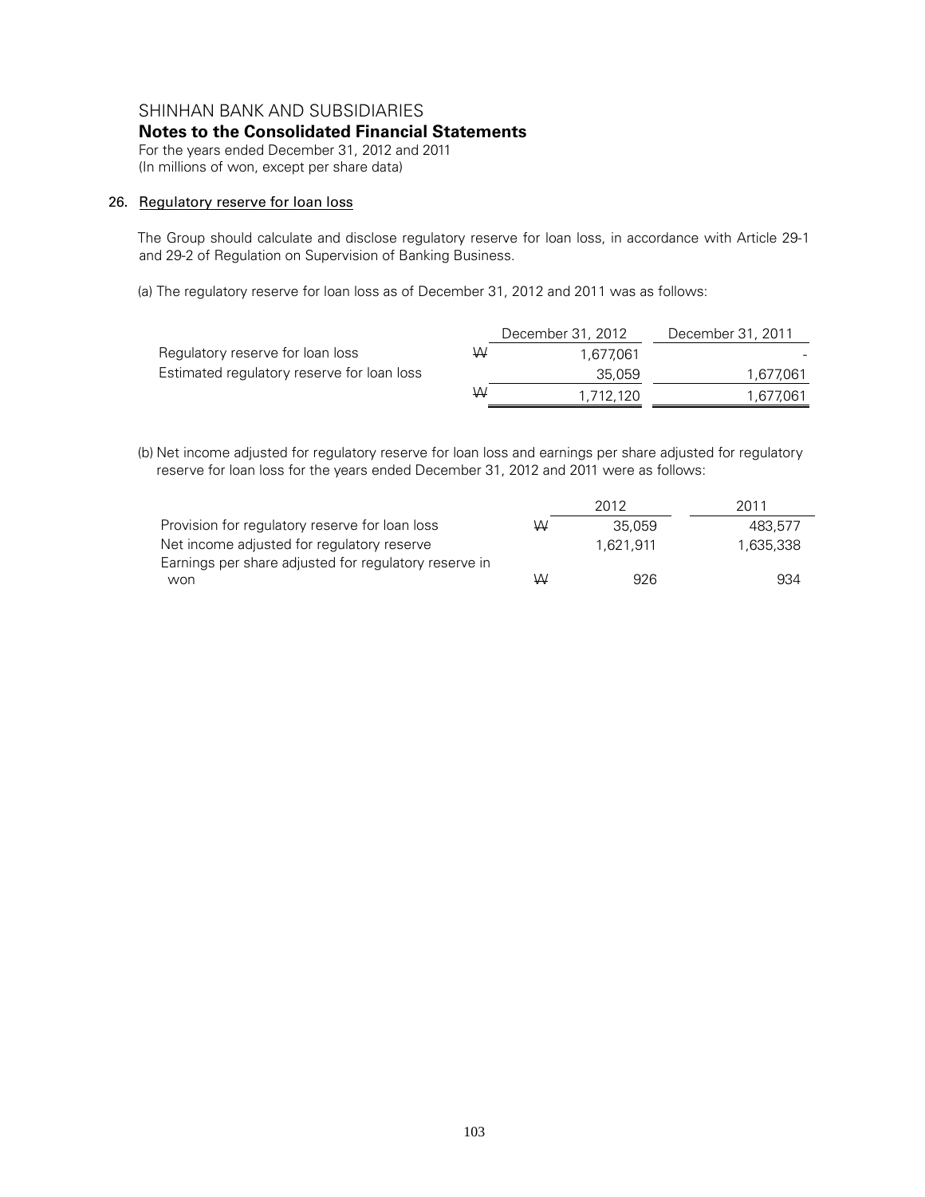SHINHAN BANK AND SUBSIDIARIES

**Notes to the Consolidated Financial Statements**

For the years ended December 31, 2012 and 2011
(In millions of won, except per share data)

## 26. Regulatory reserve for loan loss

The Group should calculate and disclose regulatory reserve for loan loss, in accordance with Article 29-1 and 29-2 of Regulation on Supervision of Banking Business.

(a) The regulatory reserve for loan loss as of December 31, 2012 and 2011 was as follows:

| | | December 31, 2012 | December 31, 2011 |
|---|---|---|---|
| Regulatory reserve for loan loss | ₩ | 1,677,061 | - |
| Estimated regulatory reserve for loan loss | | 35,059 | 1,677,061 |
| | ₩ | 1,712,120 | 1,677,061 |

(b) Net income adjusted for regulatory reserve for loan loss and earnings per share adjusted for regulatory reserve for loan loss for the years ended December 31, 2012 and 2011 were as follows:

| | | 2012 | 2011 |
|---|---|---|---|
| Provision for regulatory reserve for loan loss | ₩ | 35,059 | 483,577 |
| Net income adjusted for regulatory reserve | | 1,621,911 | 1,635,338 |
| Earnings per share adjusted for regulatory reserve in won | ₩ | 926 | 934 |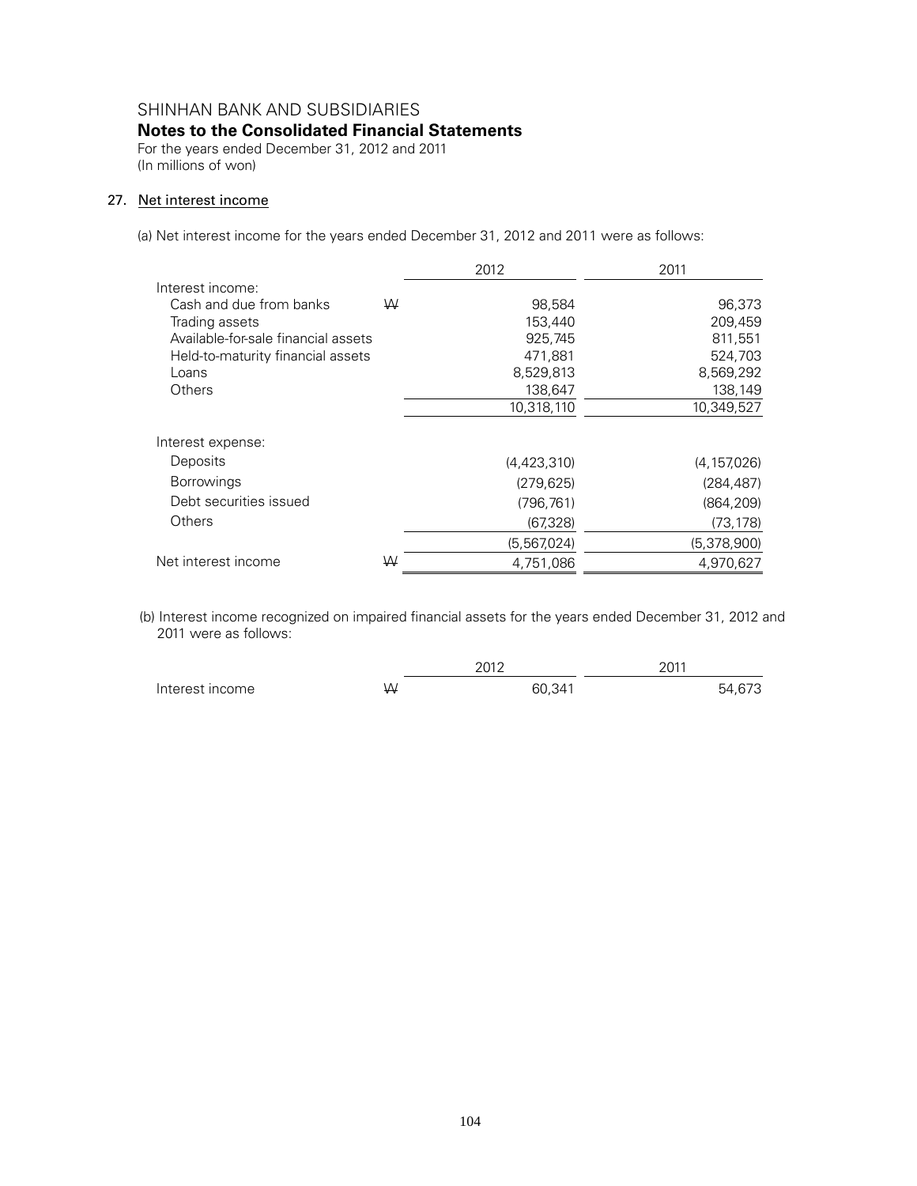SHINHAN BANK AND SUBSIDIARIES

**Notes to the Consolidated Financial Statements**

For the years ended December 31, 2012 and 2011
(In millions of won)

## 27. Net interest income

(a) Net interest income for the years ended December 31, 2012 and 2011 were as follows:

| | | 2012 | 2011 |
|---|---|---|---|
| Interest income: | | | |
| Cash and due from banks | ₩ | 98,584 | 96,373 |
| Trading assets | | 153,440 | 209,459 |
| Available-for-sale financial assets | | 925,745 | 811,551 |
| Held-to-maturity financial assets | | 471,881 | 524,703 |
| Loans | | 8,529,813 | 8,569,292 |
| Others | | 138,647 | 138,149 |
| | | 10,318,110 | 10,349,527 |
| Interest expense: | | | |
| Deposits | | (4,423,310) | (4,157,026) |
| Borrowings | | (279,625) | (284,487) |
| Debt securities issued | | (796,761) | (864,209) |
| Others | | (67,328) | (73,178) |
| | | (5,567,024) | (5,378,900) |
| Net interest income | ₩ | 4,751,086 | 4,970,627 |

(b) Interest income recognized on impaired financial assets for the years ended December 31, 2012 and 2011 were as follows:

| | | 2012 | 2011 |
|---|---|---|---|
| Interest income | ₩ | 60,341 | 54,673 |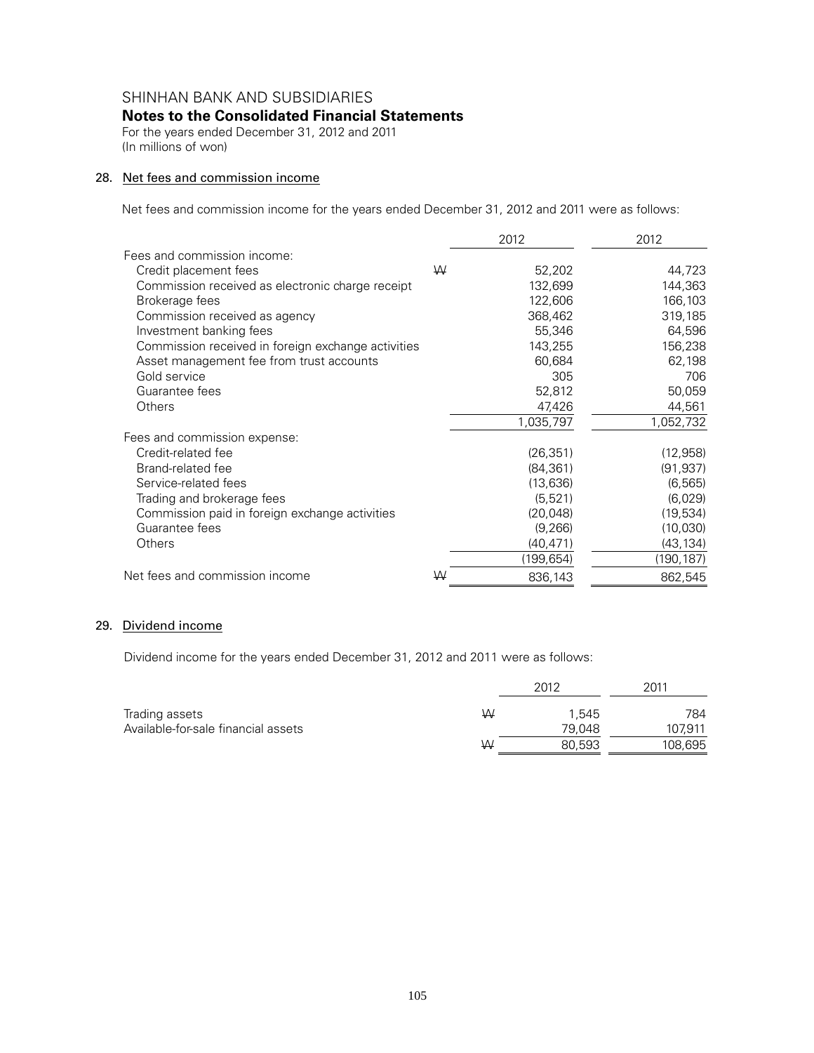SHINHAN BANK AND SUBSIDIARIES

**Notes to the Consolidated Financial Statements**

For the years ended December 31, 2012 and 2011
(In millions of won)

## 28. Net fees and commission income

Net fees and commission income for the years ended December 31, 2012 and 2011 were as follows:

| | | 2012 | 2012 |
|---|---|---|---|
| Fees and commission income: | | | |
| Credit placement fees | ₩ | 52,202 | 44,723 |
| Commission received as electronic charge receipt | | 132,699 | 144,363 |
| Brokerage fees | | 122,606 | 166,103 |
| Commission received as agency | | 368,462 | 319,185 |
| Investment banking fees | | 55,346 | 64,596 |
| Commission received in foreign exchange activities | | 143,255 | 156,238 |
| Asset management fee from trust accounts | | 60,684 | 62,198 |
| Gold service | | 305 | 706 |
| Guarantee fees | | 52,812 | 50,059 |
| Others | | 47,426 | 44,561 |
| | | 1,035,797 | 1,052,732 |
| Fees and commission expense: | | | |
| Credit-related fee | | (26,351) | (12,958) |
| Brand-related fee | | (84,361) | (91,937) |
| Service-related fees | | (13,636) | (6,565) |
| Trading and brokerage fees | | (5,521) | (6,029) |
| Commission paid in foreign exchange activities | | (20,048) | (19,534) |
| Guarantee fees | | (9,266) | (10,030) |
| Others | | (40,471) | (43,134) |
| | | (199,654) | (190,187) |
| Net fees and commission income | ₩ | 836,143 | 862,545 |

## 29. Dividend income

Dividend income for the years ended December 31, 2012 and 2011 were as follows:

| | | 2012 | 2011 |
|---|---|---|---|
| Trading assets | ₩ | 1,545 | 784 |
| Available-for-sale financial assets | | 79,048 | 107,911 |
| | ₩ | 80,593 | 108,695 |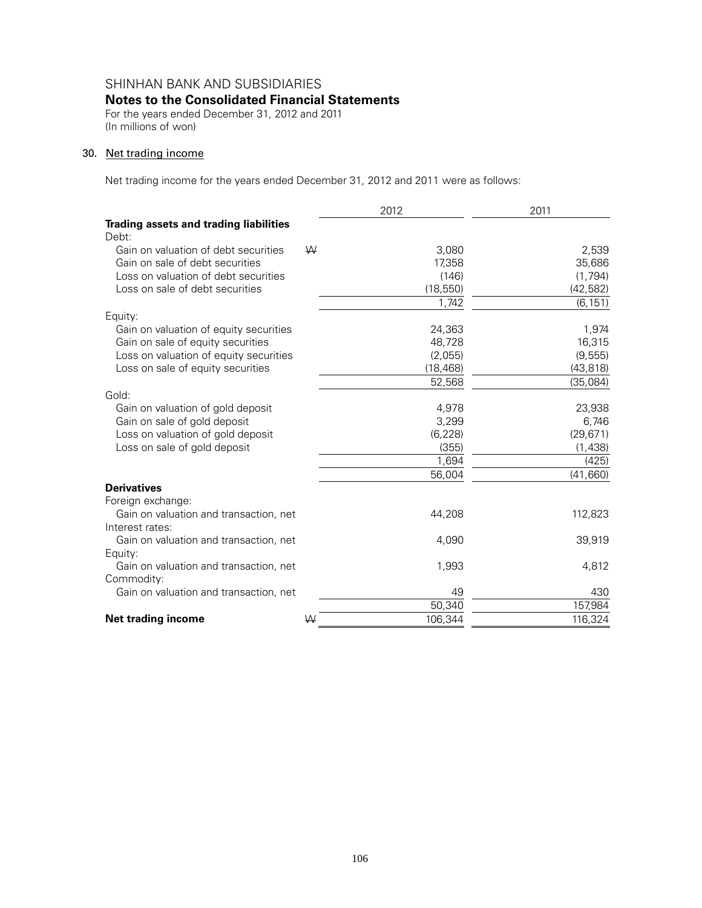SHINHAN BANK AND SUBSIDIARIES

**Notes to the Consolidated Financial Statements**

For the years ended December 31, 2012 and 2011
(In millions of won)

## 30. Net trading income

Net trading income for the years ended December 31, 2012 and 2011 were as follows:

| | | 2012 | 2011 |
|---|---|---|---|
| **Trading assets and trading liabilities** | | | |
| Debt: | | | |
| Gain on valuation of debt securities | ₩ | 3,080 | 2,539 |
| Gain on sale of debt securities | | 17,358 | 35,686 |
| Loss on valuation of debt securities | | (146) | (1,794) |
| Loss on sale of debt securities | | (18,550) | (42,582) |
| | | 1,742 | (6,151) |
| Equity: | | | |
| Gain on valuation of equity securities | | 24,363 | 1,974 |
| Gain on sale of equity securities | | 48,728 | 16,315 |
| Loss on valuation of equity securities | | (2,055) | (9,555) |
| Loss on sale of equity securities | | (18,468) | (43,818) |
| | | 52,568 | (35,084) |
| Gold: | | | |
| Gain on valuation of gold deposit | | 4,978 | 23,938 |
| Gain on sale of gold deposit | | 3,299 | 6,746 |
| Loss on valuation of gold deposit | | (6,228) | (29,671) |
| Loss on sale of gold deposit | | (355) | (1,438) |
| | | 1,694 | (425) |
| | | 56,004 | (41,660) |
| **Derivatives** | | | |
| Foreign exchange: | | | |
| Gain on valuation and transaction, net | | 44,208 | 112,823 |
| Interest rates: | | | |
| Gain on valuation and transaction, net | | 4,090 | 39,919 |
| Equity: | | | |
| Gain on valuation and transaction, net | | 1,993 | 4,812 |
| Commodity: | | | |
| Gain on valuation and transaction, net | | 49 | 430 |
| | | 50,340 | 157,984 |
| **Net trading income** | ₩ | 106,344 | 116,324 |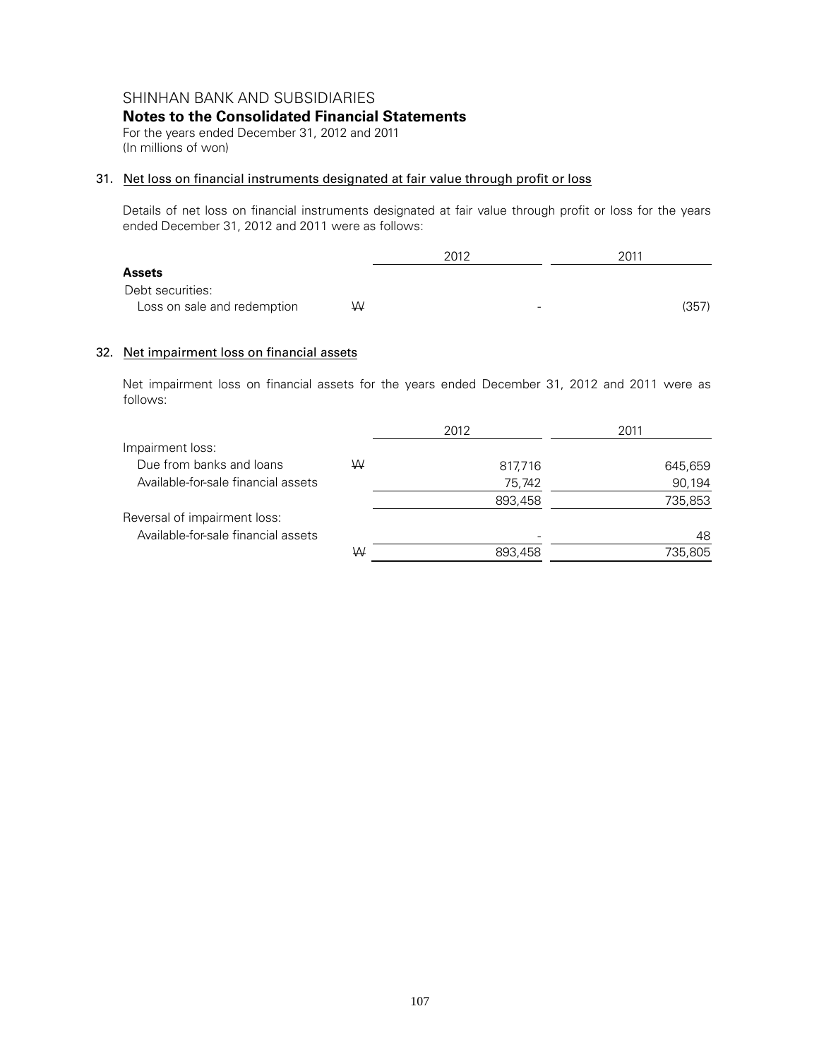SHINHAN BANK AND SUBSIDIARIES

**Notes to the Consolidated Financial Statements**

For the years ended December 31, 2012 and 2011
(In millions of won)

## 31. Net loss on financial instruments designated at fair value through profit or loss

Details of net loss on financial instruments designated at fair value through profit or loss for the years ended December 31, 2012 and 2011 were as follows:

| | | 2012 | 2011 |
|---|---|---|---|
| **Assets** | | | |
| Debt securities: | | | |
| Loss on sale and redemption | ₩ | - | (357) |

## 32. Net impairment loss on financial assets

Net impairment loss on financial assets for the years ended December 31, 2012 and 2011 were as follows:

| | | 2012 | 2011 |
|---|---|---|---|
| Impairment loss: | | | |
| Due from banks and loans | ₩ | 817,716 | 645,659 |
| Available-for-sale financial assets | | 75,742 | 90,194 |
| | | 893,458 | 735,853 |
| Reversal of impairment loss: | | | |
| Available-for-sale financial assets | | - | 48 |
| | ₩ | 893,458 | 735,805 |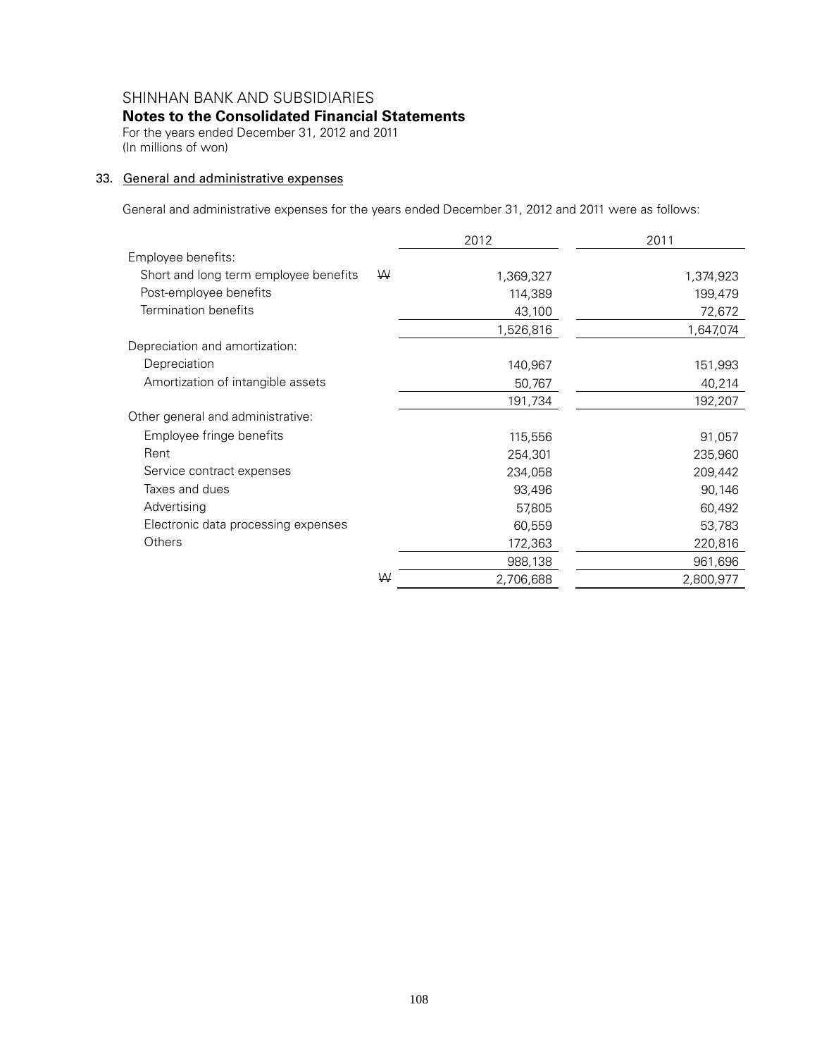SHINHAN BANK AND SUBSIDIARIES

**Notes to the Consolidated Financial Statements**

For the years ended December 31, 2012 and 2011
(In millions of won)

## 33. General and administrative expenses

General and administrative expenses for the years ended December 31, 2012 and 2011 were as follows:

| | | 2012 | 2011 |
|---|---|---|---|
| Employee benefits: | | | |
| Short and long term employee benefits | ₩ | 1,369,327 | 1,374,923 |
| Post-employee benefits | | 114,389 | 199,479 |
| Termination benefits | | 43,100 | 72,672 |
| | | 1,526,816 | 1,647,074 |
| Depreciation and amortization: | | | |
| Depreciation | | 140,967 | 151,993 |
| Amortization of intangible assets | | 50,767 | 40,214 |
| | | 191,734 | 192,207 |
| Other general and administrative: | | | |
| Employee fringe benefits | | 115,556 | 91,057 |
| Rent | | 254,301 | 235,960 |
| Service contract expenses | | 234,058 | 209,442 |
| Taxes and dues | | 93,496 | 90,146 |
| Advertising | | 57,805 | 60,492 |
| Electronic data processing expenses | | 60,559 | 53,783 |
| Others | | 172,363 | 220,816 |
| | | 988,138 | 961,696 |
| | ₩ | 2,706,688 | 2,800,977 |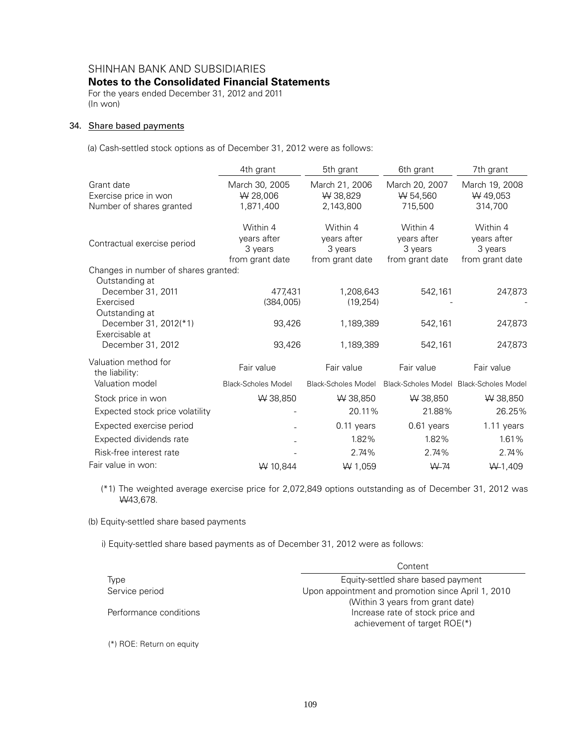SHINHAN BANK AND SUBSIDIARIES

**Notes to the Consolidated Financial Statements**

For the years ended December 31, 2012 and 2011

(In won)

## 34. Share based payments

(a) Cash-settled stock options as of December 31, 2012 were as follows:

| | 4th grant | 5th grant | 6th grant | 7th grant |
|---|---|---|---|---|
| Grant date | March 30, 2005 | March 21, 2006 | March 20, 2007 | March 19, 2008 |
| Exercise price in won | ₩ 28,006 | ₩ 38,829 | ₩ 54,560 | ₩ 49,053 |
| Number of shares granted | 1,871,400 | 2,143,800 | 715,500 | 314,700 |
| Contractual exercise period | Within 4 years after 3 years from grant date | Within 4 years after 3 years from grant date | Within 4 years after 3 years from grant date | Within 4 years after 3 years from grant date |
| Changes in number of shares granted: | | | | |
| Outstanding at December 31, 2011 | 477,431 | 1,208,643 | 542,161 | 247,873 |
| Exercised | (384,005) | (19,254) | - | - |
| Outstanding at December 31, 2012(*1) | 93,426 | 1,189,389 | 542,161 | 247,873 |
| Exercisable at December 31, 2012 | 93,426 | 1,189,389 | 542,161 | 247,873 |
| Valuation method for the liability: | Fair value | Fair value | Fair value | Fair value |
| Valuation model | Black-Scholes Model | Black-Scholes Model | Black-Scholes Model | Black-Scholes Model |
| Stock price in won | ₩ 38,850 | ₩ 38,850 | ₩ 38,850 | ₩ 38,850 |
| Expected stock price volatility | - | 20.11% | 21.88% | 26.25% |
| Expected exercise period | - | 0.11 years | 0.61 years | 1.11 years |
| Expected dividends rate | - | 1.82% | 1.82% | 1.61% |
| Risk-free interest rate | - | 2.74% | 2.74% | 2.74% |
| Fair value in won: | ₩ 10,844 | ₩ 1,059 | ₩ 74 | ₩ 1,409 |

(*1) The weighted average exercise price for 2,072,849 options outstanding as of December 31, 2012 was ₩43,678.

(b) Equity-settled share based payments

i) Equity-settled share based payments as of December 31, 2012 were as follows:

| | Content |
|---|---|
| Type | Equity-settled share based payment |
| Service period | Upon appointment and promotion since April 1, 2010 (Within 3 years from grant date) |
| Performance conditions | Increase rate of stock price and achievement of target ROE(*) |

(*) ROE: Return on equity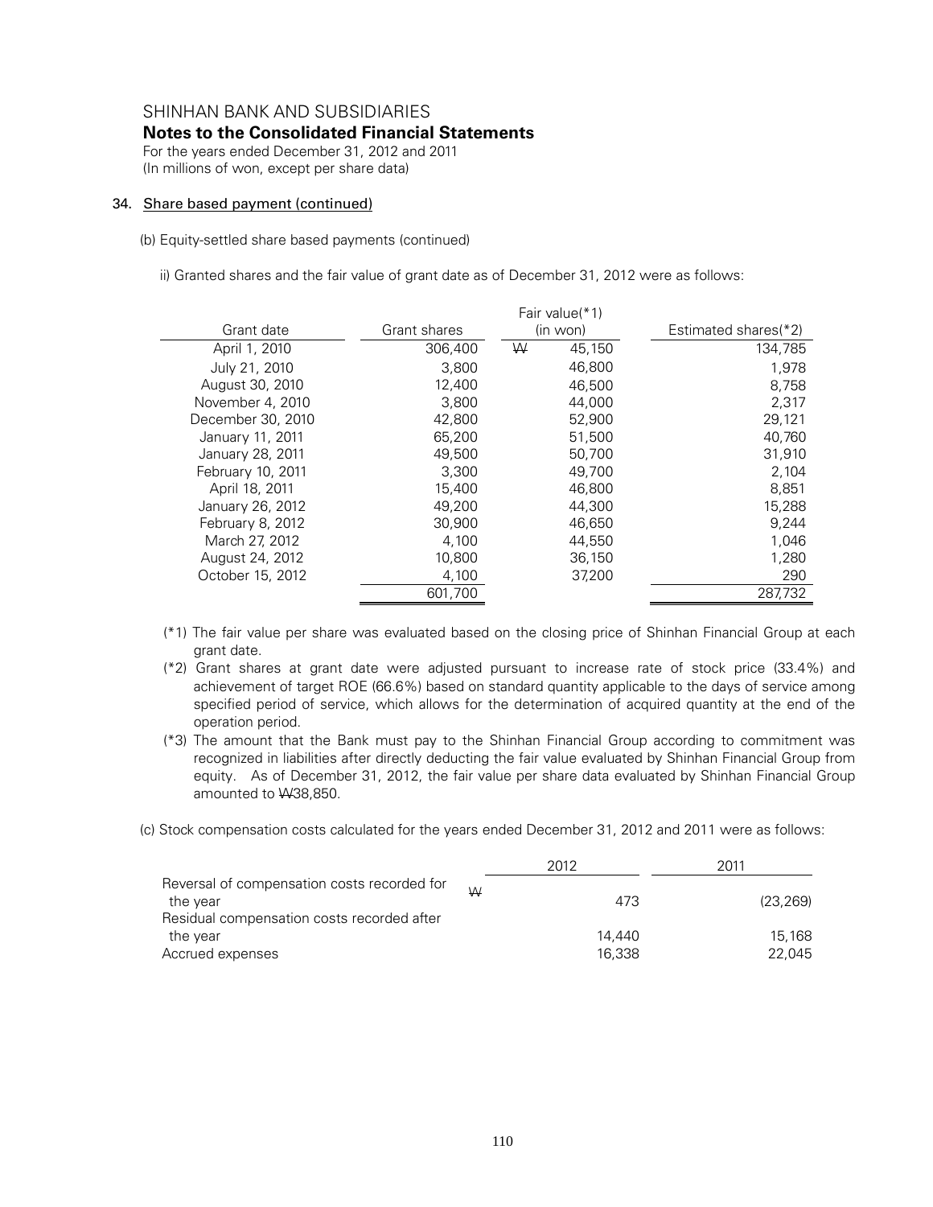SHINHAN BANK AND SUBSIDIARIES

**Notes to the Consolidated Financial Statements**

For the years ended December 31, 2012 and 2011
(In millions of won, except per share data)

34. Share based payment (continued)

(b) Equity-settled share based payments (continued)

ii) Granted shares and the fair value of grant date as of December 31, 2012 were as follows:

| Grant date | Grant shares | Fair value(*1) (in won) | Estimated shares(*2) |
|---|---|---|---|
| April 1, 2010 | 306,400 | ₩ 45,150 | 134,785 |
| July 21, 2010 | 3,800 | 46,800 | 1,978 |
| August 30, 2010 | 12,400 | 46,500 | 8,758 |
| November 4, 2010 | 3,800 | 44,000 | 2,317 |
| December 30, 2010 | 42,800 | 52,900 | 29,121 |
| January 11, 2011 | 65,200 | 51,500 | 40,760 |
| January 28, 2011 | 49,500 | 50,700 | 31,910 |
| February 10, 2011 | 3,300 | 49,700 | 2,104 |
| April 18, 2011 | 15,400 | 46,800 | 8,851 |
| January 26, 2012 | 49,200 | 44,300 | 15,288 |
| February 8, 2012 | 30,900 | 46,650 | 9,244 |
| March 27, 2012 | 4,100 | 44,550 | 1,046 |
| August 24, 2012 | 10,800 | 36,150 | 1,280 |
| October 15, 2012 | 4,100 | 37,200 | 290 |
| | 601,700 | | 287,732 |

(*1) The fair value per share was evaluated based on the closing price of Shinhan Financial Group at each grant date.

(*2) Grant shares at grant date were adjusted pursuant to increase rate of stock price (33.4%) and achievement of target ROE (66.6%) based on standard quantity applicable to the days of service among specified period of service, which allows for the determination of acquired quantity at the end of the operation period.

(*3) The amount that the Bank must pay to the Shinhan Financial Group according to commitment was recognized in liabilities after directly deducting the fair value evaluated by Shinhan Financial Group from equity. As of December 31, 2012, the fair value per share data evaluated by Shinhan Financial Group amounted to ₩38,850.

(c) Stock compensation costs calculated for the years ended December 31, 2012 and 2011 were as follows:

| | 2012 | 2011 |
|---|---|---|
| Reversal of compensation costs recorded for the year | ₩ 473 | (23,269) |
| Residual compensation costs recorded after the year | 14,440 | 15,168 |
| Accrued expenses | 16,338 | 22,045 |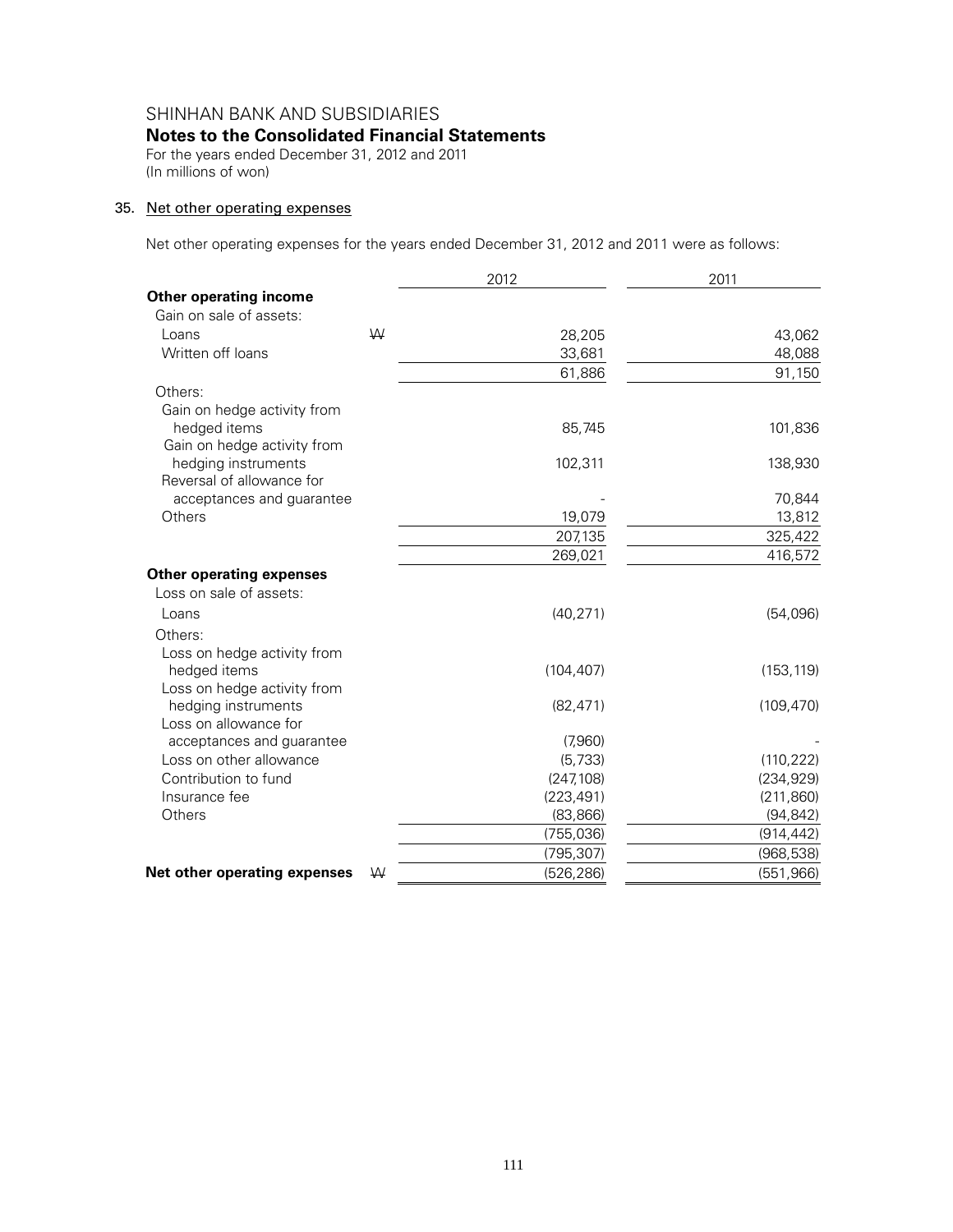SHINHAN BANK AND SUBSIDIARIES

**Notes to the Consolidated Financial Statements**

For the years ended December 31, 2012 and 2011

(In millions of won)

## 35. Net other operating expenses

Net other operating expenses for the years ended December 31, 2012 and 2011 were as follows:

| | | 2012 | 2011 |
|---|---|---|---|
| **Other operating income** | | | |
| Gain on sale of assets: | | | |
| Loans | ₩ | 28,205 | 43,062 |
| Written off loans | | 33,681 | 48,088 |
| | | 61,886 | 91,150 |
| Others: | | | |
| Gain on hedge activity from hedged items | | 85,745 | 101,836 |
| Gain on hedge activity from hedging instruments | | 102,311 | 138,930 |
| Reversal of allowance for acceptances and guarantee | | - | 70,844 |
| Others | | 19,079 | 13,812 |
| | | 207,135 | 325,422 |
| | | 269,021 | 416,572 |
| **Other operating expenses** | | | |
| Loss on sale of assets: | | | |
| Loans | | (40,271) | (54,096) |
| Others: | | | |
| Loss on hedge activity from hedged items | | (104,407) | (153,119) |
| Loss on hedge activity from hedging instruments | | (82,471) | (109,470) |
| Loss on allowance for acceptances and guarantee | | (7,960) | - |
| Loss on other allowance | | (5,733) | (110,222) |
| Contribution to fund | | (247,108) | (234,929) |
| Insurance fee | | (223,491) | (211,860) |
| Others | | (83,866) | (94,842) |
| | | (755,036) | (914,442) |
| | | (795,307) | (968,538) |
| **Net other operating expenses** | ₩ | (526,286) | (551,966) |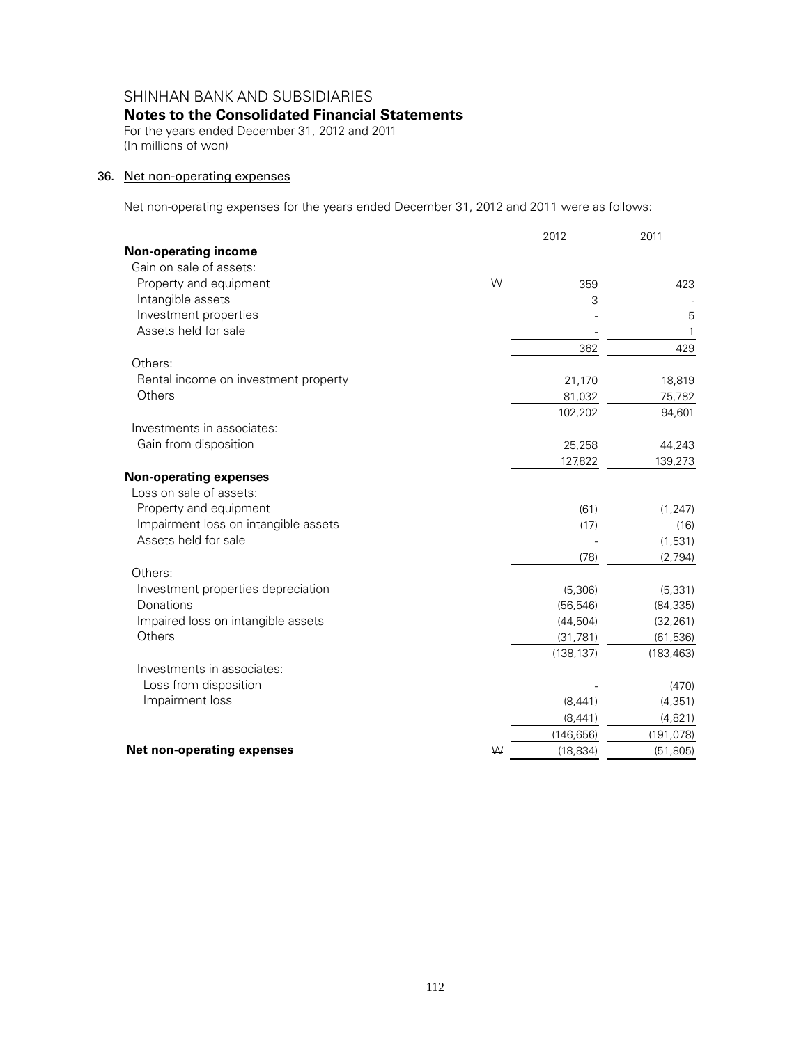SHINHAN BANK AND SUBSIDIARIES
**Notes to the Consolidated Financial Statements**
For the years ended December 31, 2012 and 2011
(In millions of won)

## 36. Net non-operating expenses

Net non-operating expenses for the years ended December 31, 2012 and 2011 were as follows:

| | | 2012 | 2011 |
|---|---|---|---|
| **Non-operating income** | | | |
| Gain on sale of assets: | | | |
| Property and equipment | ₩ | 359 | 423 |
| Intangible assets | | 3 | - |
| Investment properties | | - | 5 |
| Assets held for sale | | - | 1 |
| | | 362 | 429 |
| Others: | | | |
| Rental income on investment property | | 21,170 | 18,819 |
| Others | | 81,032 | 75,782 |
| | | 102,202 | 94,601 |
| Investments in associates: | | | |
| Gain from disposition | | 25,258 | 44,243 |
| | | 127,822 | 139,273 |
| **Non-operating expenses** | | | |
| Loss on sale of assets: | | | |
| Property and equipment | | (61) | (1,247) |
| Impairment loss on intangible assets | | (17) | (16) |
| Assets held for sale | | - | (1,531) |
| | | (78) | (2,794) |
| Others: | | | |
| Investment properties depreciation | | (5,306) | (5,331) |
| Donations | | (56,546) | (84,335) |
| Impaired loss on intangible assets | | (44,504) | (32,261) |
| Others | | (31,781) | (61,536) |
| | | (138,137) | (183,463) |
| Investments in associates: | | | |
| Loss from disposition | | - | (470) |
| Impairment loss | | (8,441) | (4,351) |
| | | (8,441) | (4,821) |
| | | (146,656) | (191,078) |
| **Net non-operating expenses** | ₩ | (18,834) | (51,805) |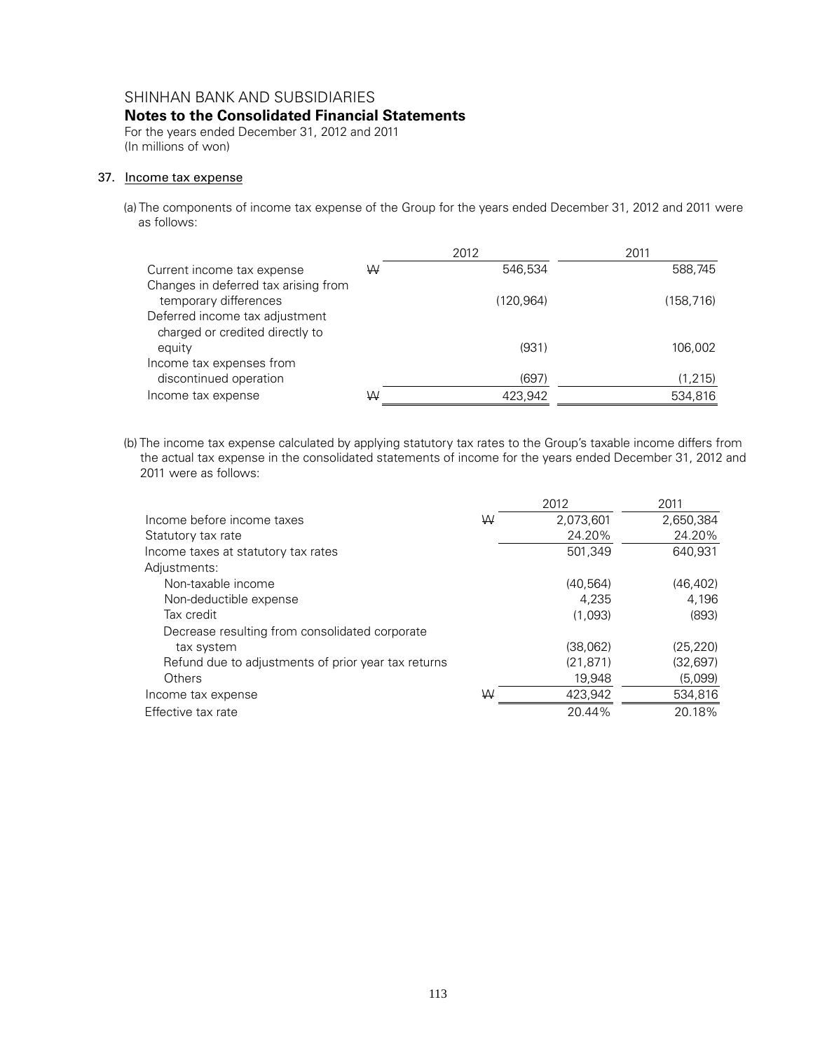SHINHAN BANK AND SUBSIDIARIES

**Notes to the Consolidated Financial Statements**

For the years ended December 31, 2012 and 2011
(In millions of won)

## 37. Income tax expense

(a) The components of income tax expense of the Group for the years ended December 31, 2012 and 2011 were as follows:

| | | 2012 | 2011 |
|---|---|---|---|
| Current income tax expense | ₩ | 546,534 | 588,745 |
| Changes in deferred tax arising from temporary differences | | (120,964) | (158,716) |
| Deferred income tax adjustment charged or credited directly to equity | | (931) | 106,002 |
| Income tax expenses from discontinued operation | | (697) | (1,215) |
| Income tax expense | ₩ | 423,942 | 534,816 |

(b) The income tax expense calculated by applying statutory tax rates to the Group's taxable income differs from the actual tax expense in the consolidated statements of income for the years ended December 31, 2012 and 2011 were as follows:

| | | 2012 | 2011 |
|---|---|---|---|
| Income before income taxes | ₩ | 2,073,601 | 2,650,384 |
| Statutory tax rate | | 24.20% | 24.20% |
| Income taxes at statutory tax rates | | 501,349 | 640,931 |
| Adjustments: | | | |
| Non-taxable income | | (40,564) | (46,402) |
| Non-deductible expense | | 4,235 | 4,196 |
| Tax credit | | (1,093) | (893) |
| Decrease resulting from consolidated corporate tax system | | (38,062) | (25,220) |
| Refund due to adjustments of prior year tax returns | | (21,871) | (32,697) |
| Others | | 19,948 | (5,099) |
| Income tax expense | ₩ | 423,942 | 534,816 |
| Effective tax rate | | 20.44% | 20.18% |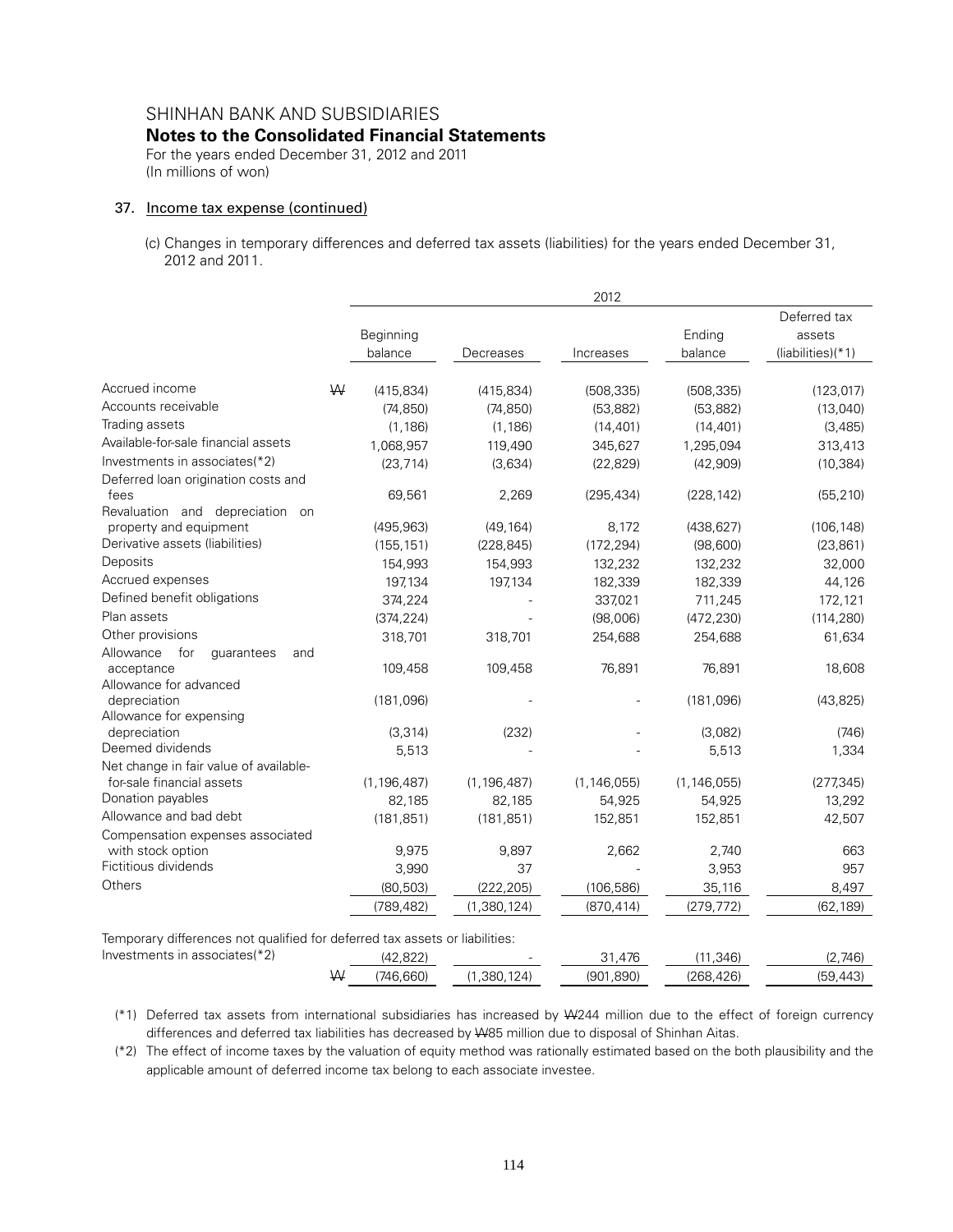# SHINHAN BANK AND SUBSIDIARIES

## Notes to the Consolidated Financial Statements

For the years ended December 31, 2012 and 2011
(In millions of won)

### 37. Income tax expense (continued)

(c) Changes in temporary differences and deferred tax assets (liabilities) for the years ended December 31, 2012 and 2011.

| | 2012 | | | | |
|---|---|---|---|---|---|
| | Beginning balance | Decreases | Increases | Ending balance | Deferred tax assets (liabilities)(*1) |
| Accrued income | ₩ (415,834) | (415,834) | (508,335) | (508,335) | (123,017) |
| Accounts receivable | (74,850) | (74,850) | (53,882) | (53,882) | (13,040) |
| Trading assets | (1,186) | (1,186) | (14,401) | (14,401) | (3,485) |
| Available-for-sale financial assets | 1,068,957 | 119,490 | 345,627 | 1,295,094 | 313,413 |
| Investments in associates(*2) | (23,714) | (3,634) | (22,829) | (42,909) | (10,384) |
| Deferred loan origination costs and fees | 69,561 | 2,269 | (295,434) | (228,142) | (55,210) |
| Revaluation and depreciation on property and equipment | (495,963) | (49,164) | 8,172 | (438,627) | (106,148) |
| Derivative assets (liabilities) | (155,151) | (228,845) | (172,294) | (98,600) | (23,861) |
| Deposits | 154,993 | 154,993 | 132,232 | 132,232 | 32,000 |
| Accrued expenses | 197,134 | 197,134 | 182,339 | 182,339 | 44,126 |
| Defined benefit obligations | 374,224 | - | 337,021 | 711,245 | 172,121 |
| Plan assets | (374,224) | - | (98,006) | (472,230) | (114,280) |
| Other provisions | 318,701 | 318,701 | 254,688 | 254,688 | 61,634 |
| Allowance for guarantees and acceptance | 109,458 | 109,458 | 76,891 | 76,891 | 18,608 |
| Allowance for advanced depreciation | (181,096) | - | - | (181,096) | (43,825) |
| Allowance for expensing depreciation | (3,314) | (232) | - | (3,082) | (746) |
| Deemed dividends | 5,513 | - | - | 5,513 | 1,334 |
| Net change in fair value of available-for-sale financial assets | (1,196,487) | (1,196,487) | (1,146,055) | (1,146,055) | (277,345) |
| Donation payables | 82,185 | 82,185 | 54,925 | 54,925 | 13,292 |
| Allowance and bad debt | (181,851) | (181,851) | 152,851 | 152,851 | 42,507 |
| Compensation expenses associated with stock option | 9,975 | 9,897 | 2,662 | 2,740 | 663 |
| Fictitious dividends | 3,990 | 37 | - | 3,953 | 957 |
| Others | (80,503) | (222,205) | (106,586) | 35,116 | 8,497 |
| | (789,482) | (1,380,124) | (870,414) | (279,772) | (62,189) |
| Temporary differences not qualified for deferred tax assets or liabilities: | | | | | |
| Investments in associates(*2) | (42,822) | - | 31,476 | (11,346) | (2,746) |
| | ₩ (746,660) | (1,380,124) | (901,890) | (268,426) | (59,443) |

(*1) Deferred tax assets from international subsidiaries has increased by ₩244 million due to the effect of foreign currency differences and deferred tax liabilities has decreased by ₩85 million due to disposal of Shinhan Aitas.

(*2) The effect of income taxes by the valuation of equity method was rationally estimated based on the both plausibility and the applicable amount of deferred income tax belong to each associate investee.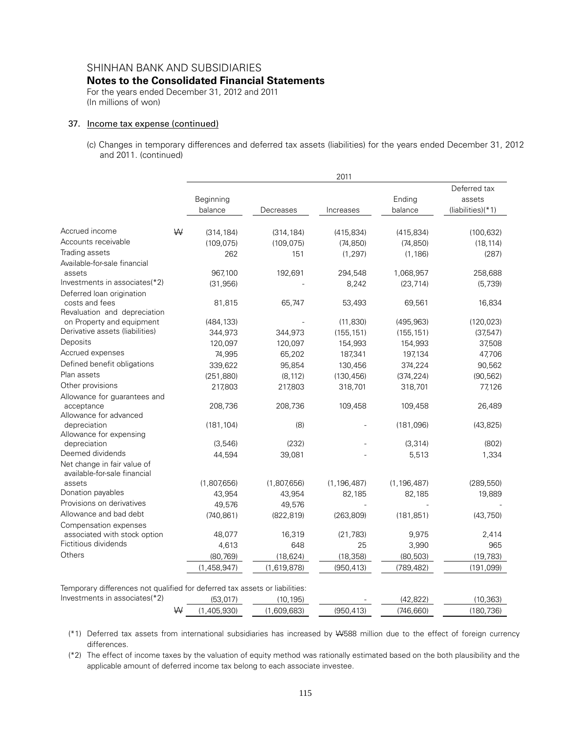# SHINHAN BANK AND SUBSIDIARIES

## Notes to the Consolidated Financial Statements

For the years ended December 31, 2012 and 2011
(In millions of won)

### 37. Income tax expense (continued)

(c) Changes in temporary differences and deferred tax assets (liabilities) for the years ended December 31, 2012 and 2011. (continued)

| | | 2011 | | | | |
|---|---|---|---|---|---|---|
| | | Beginning balance | Decreases | Increases | Ending balance | Deferred tax assets (liabilities)(*1) |
| Accrued income | ₩ | (314,184) | (314,184) | (415,834) | (415,834) | (100,632) |
| Accounts receivable | | (109,075) | (109,075) | (74,850) | (74,850) | (18,114) |
| Trading assets | | 262 | 151 | (1,297) | (1,186) | (287) |
| Available-for-sale financial assets | | 967,100 | 192,691 | 294,548 | 1,068,957 | 258,688 |
| Investments in associates(*2) | | (31,956) | - | 8,242 | (23,714) | (5,739) |
| Deferred loan origination costs and fees | | 81,815 | 65,747 | 53,493 | 69,561 | 16,834 |
| Revaluation and depreciation on Property and equipment | | (484,133) | - | (11,830) | (495,963) | (120,023) |
| Derivative assets (liabilities) | | 344,973 | 344,973 | (155,151) | (155,151) | (37,547) |
| Deposits | | 120,097 | 120,097 | 154,993 | 154,993 | 37,508 |
| Accrued expenses | | 74,995 | 65,202 | 187,341 | 197,134 | 47,706 |
| Defined benefit obligations | | 339,622 | 95,854 | 130,456 | 374,224 | 90,562 |
| Plan assets | | (251,880) | (8,112) | (130,456) | (374,224) | (90,562) |
| Other provisions | | 217,803 | 217,803 | 318,701 | 318,701 | 77,126 |
| Allowance for guarantees and acceptance | | 208,736 | 208,736 | 109,458 | 109,458 | 26,489 |
| Allowance for advanced depreciation | | (181,104) | (8) | - | (181,096) | (43,825) |
| Allowance for expensing depreciation | | (3,546) | (232) | - | (3,314) | (802) |
| Deemed dividends | | 44,594 | 39,081 | - | 5,513 | 1,334 |
| Net change in fair value of available-for-sale financial assets | | (1,807,656) | (1,807,656) | (1,196,487) | (1,196,487) | (289,550) |
| Donation payables | | 43,954 | 43,954 | 82,185 | 82,185 | 19,889 |
| Provisions on derivatives | | 49,576 | 49,576 | - | - | - |
| Allowance and bad debt | | (740,861) | (822,819) | (263,809) | (181,851) | (43,750) |
| Compensation expenses associated with stock option | | 48,077 | 16,319 | (21,783) | 9,975 | 2,414 |
| Fictitious dividends | | 4,613 | 648 | 25 | 3,990 | 965 |
| Others | | (80,769) | (18,624) | (18,358) | (80,503) | (19,783) |
| | | (1,458,947) | (1,619,878) | (950,413) | (789,482) | (191,099) |
| Temporary differences not qualified for deferred tax assets or liabilities: | | | | | | |
| Investments in associates(*2) | | (53,017) | (10,195) | - | (42,822) | (10,363) |
| | ₩ | (1,405,930) | (1,609,683) | (950,413) | (746,660) | (180,736) |

(*1) Deferred tax assets from international subsidiaries has increased by ₩588 million due to the effect of foreign currency differences.

(*2) The effect of income taxes by the valuation of equity method was rationally estimated based on the both plausibility and the applicable amount of deferred income tax belong to each associate investee.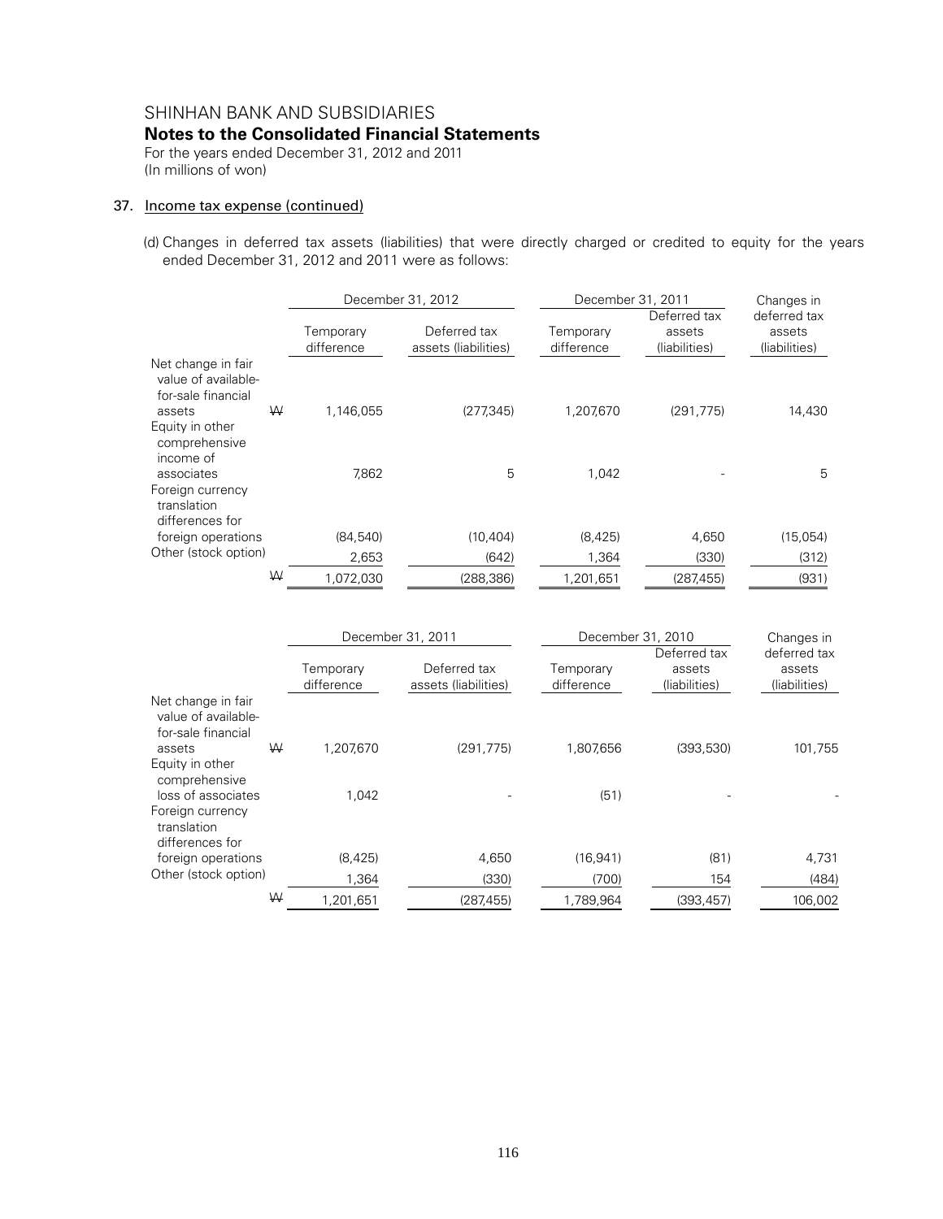SHINHAN BANK AND SUBSIDIARIES

**Notes to the Consolidated Financial Statements**

For the years ended December 31, 2012 and 2011
(In millions of won)

## 37. Income tax expense (continued)

(d) Changes in deferred tax assets (liabilities) that were directly charged or credited to equity for the years ended December 31, 2012 and 2011 were as follows:

| | | December 31, 2012 | | December 31, 2011 | | Changes in deferred tax assets (liabilities) |
|---|---|---|---|---|---|---|
| | | Temporary difference | Deferred tax assets (liabilities) | Temporary difference | Deferred tax assets (liabilities) | |
| Net change in fair value of available-for-sale financial assets | ₩ | 1,146,055 | (277,345) | 1,207,670 | (291,775) | 14,430 |
| Equity in other comprehensive income of associates | | 7,862 | 5 | 1,042 | - | 5 |
| Foreign currency translation differences for foreign operations | | (84,540) | (10,404) | (8,425) | 4,650 | (15,054) |
| Other (stock option) | | 2,653 | (642) | 1,364 | (330) | (312) |
| | ₩ | 1,072,030 | (288,386) | 1,201,651 | (287,455) | (931) |

| | | December 31, 2011 | | December 31, 2010 | | Changes in deferred tax assets (liabilities) |
|---|---|---|---|---|---|---|
| | | Temporary difference | Deferred tax assets (liabilities) | Temporary difference | Deferred tax assets (liabilities) | |
| Net change in fair value of available-for-sale financial assets | ₩ | 1,207,670 | (291,775) | 1,807,656 | (393,530) | 101,755 |
| Equity in other comprehensive loss of associates | | 1,042 | - | (51) | - | - |
| Foreign currency translation differences for foreign operations | | (8,425) | 4,650 | (16,941) | (81) | 4,731 |
| Other (stock option) | | 1,364 | (330) | (700) | 154 | (484) |
| | ₩ | 1,201,651 | (287,455) | 1,789,964 | (393,457) | 106,002 |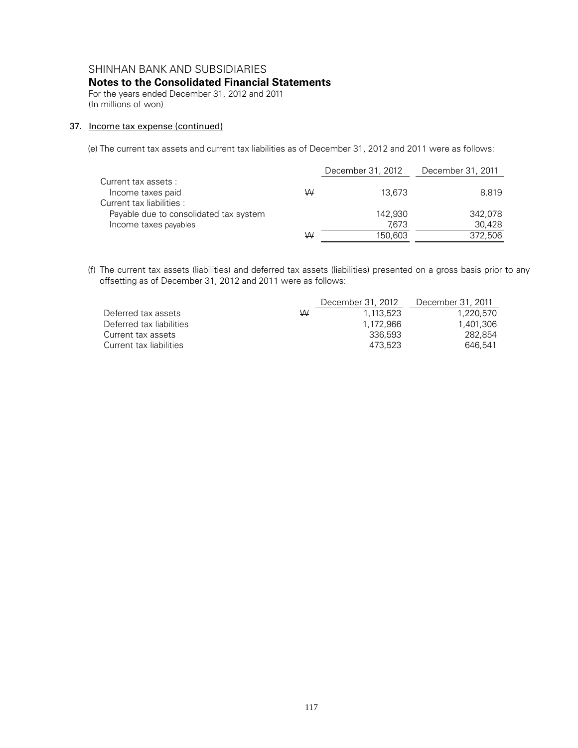SHINHAN BANK AND SUBSIDIARIES

**Notes to the Consolidated Financial Statements**

For the years ended December 31, 2012 and 2011

(In millions of won)

## 37. Income tax expense (continued)

(e) The current tax assets and current tax liabilities as of December 31, 2012 and 2011 were as follows:

| | | December 31, 2012 | December 31, 2011 |
|---|---|---|---|
| Current tax assets : | | | |
| Income taxes paid | ₩ | 13,673 | 8,819 |
| Current tax liabilities : | | | |
| Payable due to consolidated tax system | | 142,930 | 342,078 |
| Income taxes payables | | 7,673 | 30,428 |
| | ₩ | 150,603 | 372,506 |

(f) The current tax assets (liabilities) and deferred tax assets (liabilities) presented on a gross basis prior to any offsetting as of December 31, 2012 and 2011 were as follows:

| | | December 31, 2012 | December 31, 2011 |
|---|---|---|---|
| Deferred tax assets | ₩ | 1,113,523 | 1,220,570 |
| Deferred tax liabilities | | 1,172,966 | 1,401,306 |
| Current tax assets | | 336,593 | 282,854 |
| Current tax liabilities | | 473,523 | 646,541 |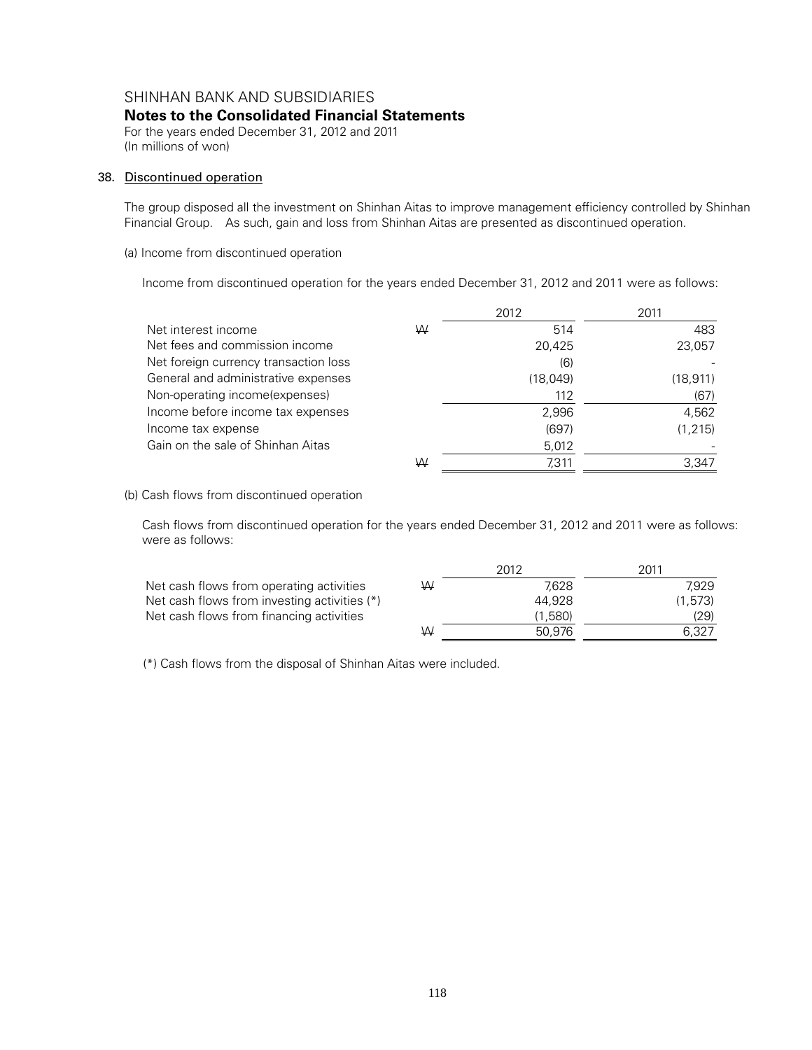SHINHAN BANK AND SUBSIDIARIES

**Notes to the Consolidated Financial Statements**

For the years ended December 31, 2012 and 2011

(In millions of won)

## 38. Discontinued operation

The group disposed all the investment on Shinhan Aitas to improve management efficiency controlled by Shinhan Financial Group. As such, gain and loss from Shinhan Aitas are presented as discontinued operation.

(a) Income from discontinued operation

Income from discontinued operation for the years ended December 31, 2012 and 2011 were as follows:

| | | 2012 | 2011 |
|---|---|---|---|
| Net interest income | ₩ | 514 | 483 |
| Net fees and commission income | | 20,425 | 23,057 |
| Net foreign currency transaction loss | | (6) | - |
| General and administrative expenses | | (18,049) | (18,911) |
| Non-operating income(expenses) | | 112 | (67) |
| Income before income tax expenses | | 2,996 | 4,562 |
| Income tax expense | | (697) | (1,215) |
| Gain on the sale of Shinhan Aitas | | 5,012 | - |
| | ₩ | 7,311 | 3,347 |

(b) Cash flows from discontinued operation

Cash flows from discontinued operation for the years ended December 31, 2012 and 2011 were as follows: were as follows:

| | | 2012 | 2011 |
|---|---|---|---|
| Net cash flows from operating activities | ₩ | 7,628 | 7,929 |
| Net cash flows from investing activities (*) | | 44,928 | (1,573) |
| Net cash flows from financing activities | | (1,580) | (29) |
| | ₩ | 50,976 | 6,327 |

(*) Cash flows from the disposal of Shinhan Aitas were included.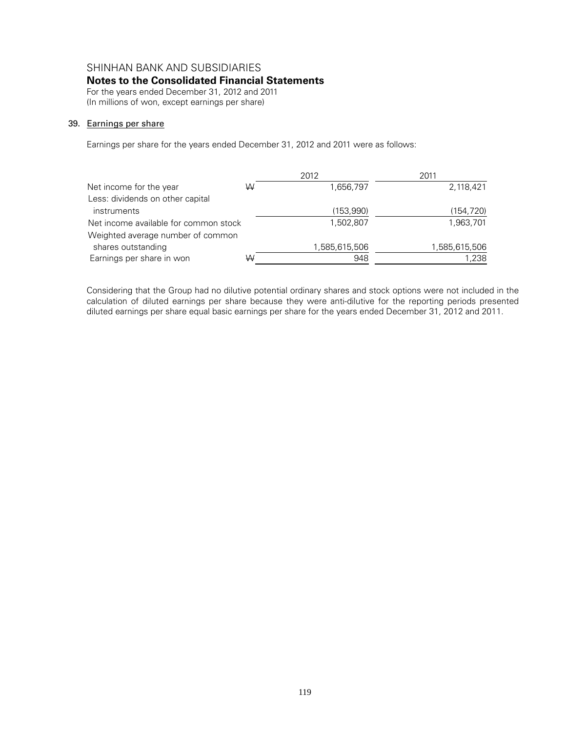SHINHAN BANK AND SUBSIDIARIES

**Notes to the Consolidated Financial Statements**

For the years ended December 31, 2012 and 2011

(In millions of won, except earnings per share)

## 39. Earnings per share

Earnings per share for the years ended December 31, 2012 and 2011 were as follows:

| | | 2012 | 2011 |
|---|---|---|---|
| Net income for the year | W | 1,656,797 | 2,118,421 |
| Less: dividends on other capital instruments | | (153,990) | (154,720) |
| Net income available for common stock | | 1,502,807 | 1,963,701 |
| Weighted average number of common shares outstanding | | 1,585,615,506 | 1,585,615,506 |
| Earnings per share in won | W | 948 | 1,238 |

Considering that the Group had no dilutive potential ordinary shares and stock options were not included in the calculation of diluted earnings per share because they were anti-dilutive for the reporting periods presented diluted earnings per share equal basic earnings per share for the years ended December 31, 2012 and 2011.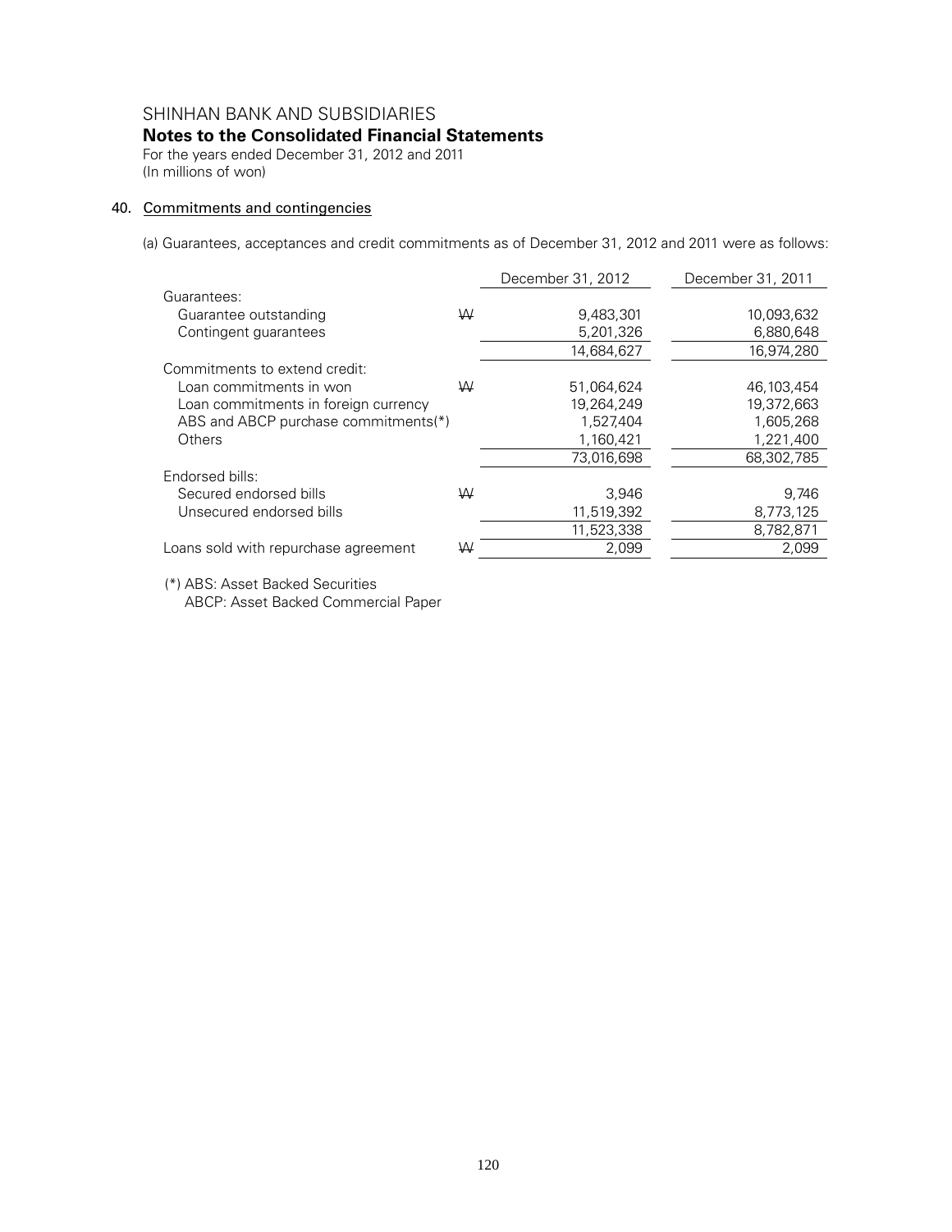SHINHAN BANK AND SUBSIDIARIES

**Notes to the Consolidated Financial Statements**

For the years ended December 31, 2012 and 2011

(In millions of won)

## 40. Commitments and contingencies

(a) Guarantees, acceptances and credit commitments as of December 31, 2012 and 2011 were as follows:

| | | December 31, 2012 | December 31, 2011 |
|---|---|---|---|
| Guarantees: | | | |
| Guarantee outstanding | ₩ | 9,483,301 | 10,093,632 |
| Contingent guarantees | | 5,201,326 | 6,880,648 |
| | | 14,684,627 | 16,974,280 |
| Commitments to extend credit: | | | |
| Loan commitments in won | ₩ | 51,064,624 | 46,103,454 |
| Loan commitments in foreign currency | | 19,264,249 | 19,372,663 |
| ABS and ABCP purchase commitments(*) | | 1,527,404 | 1,605,268 |
| Others | | 1,160,421 | 1,221,400 |
| | | 73,016,698 | 68,302,785 |
| Endorsed bills: | | | |
| Secured endorsed bills | ₩ | 3,946 | 9,746 |
| Unsecured endorsed bills | | 11,519,392 | 8,773,125 |
| | | 11,523,338 | 8,782,871 |
| Loans sold with repurchase agreement | ₩ | 2,099 | 2,099 |

(*) ABS: Asset Backed Securities
ABCP: Asset Backed Commercial Paper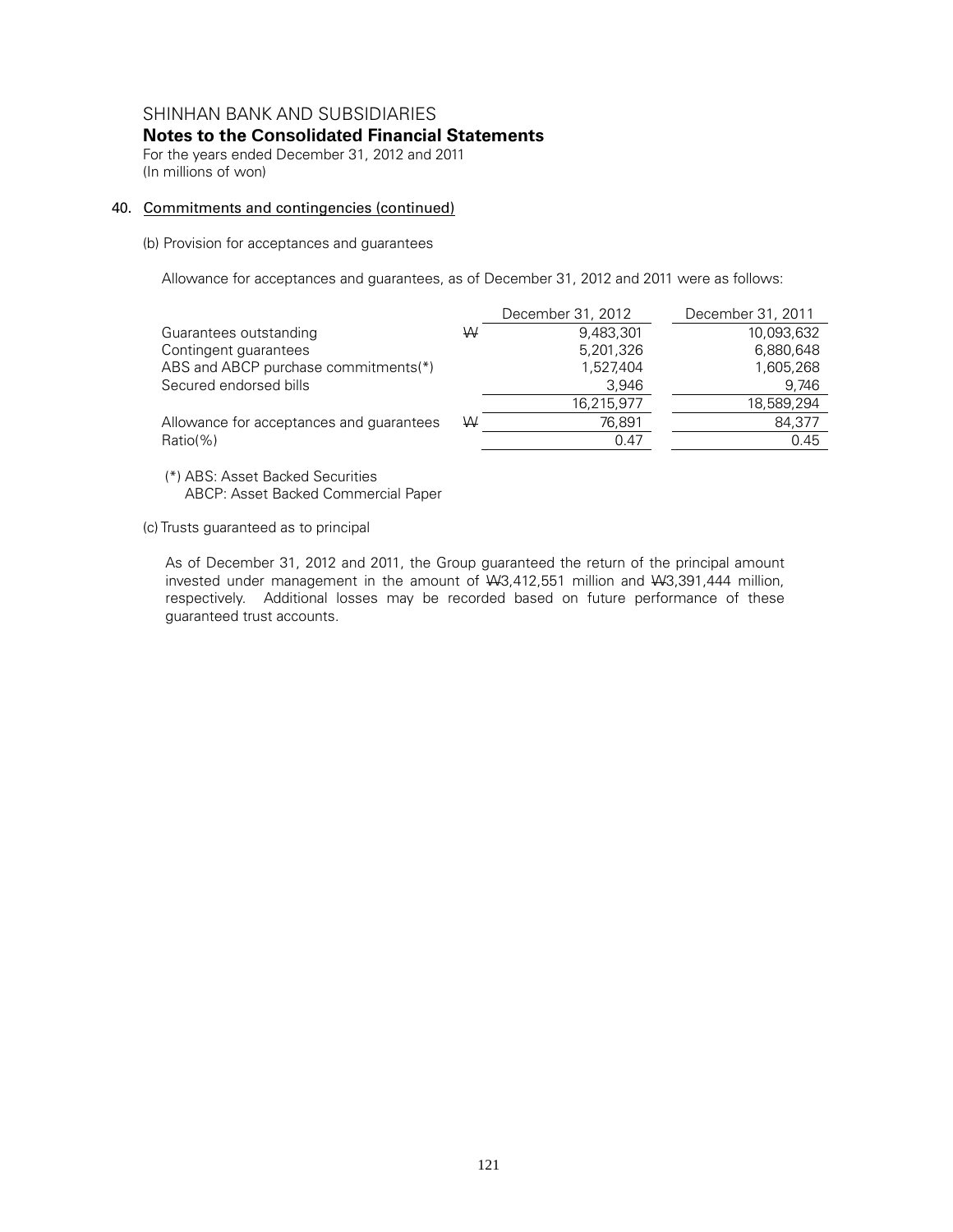SHINHAN BANK AND SUBSIDIARIES

**Notes to the Consolidated Financial Statements**

For the years ended December 31, 2012 and 2011
(In millions of won)

## 40. Commitments and contingencies (continued)

(b) Provision for acceptances and guarantees

Allowance for acceptances and guarantees, as of December 31, 2012 and 2011 were as follows:

| | | December 31, 2012 | December 31, 2011 |
|---|---|---|---|
| Guarantees outstanding | ₩ | 9,483,301 | 10,093,632 |
| Contingent guarantees | | 5,201,326 | 6,880,648 |
| ABS and ABCP purchase commitments(*) | | 1,527,404 | 1,605,268 |
| Secured endorsed bills | | 3,946 | 9,746 |
| | | 16,215,977 | 18,589,294 |
| Allowance for acceptances and guarantees | ₩ | 76,891 | 84,377 |
| Ratio(%) | | 0.47 | 0.45 |

(*) ABS: Asset Backed Securities
ABCP: Asset Backed Commercial Paper

(c) Trusts guaranteed as to principal

As of December 31, 2012 and 2011, the Group guaranteed the return of the principal amount invested under management in the amount of ₩3,412,551 million and ₩3,391,444 million, respectively. Additional losses may be recorded based on future performance of these guaranteed trust accounts.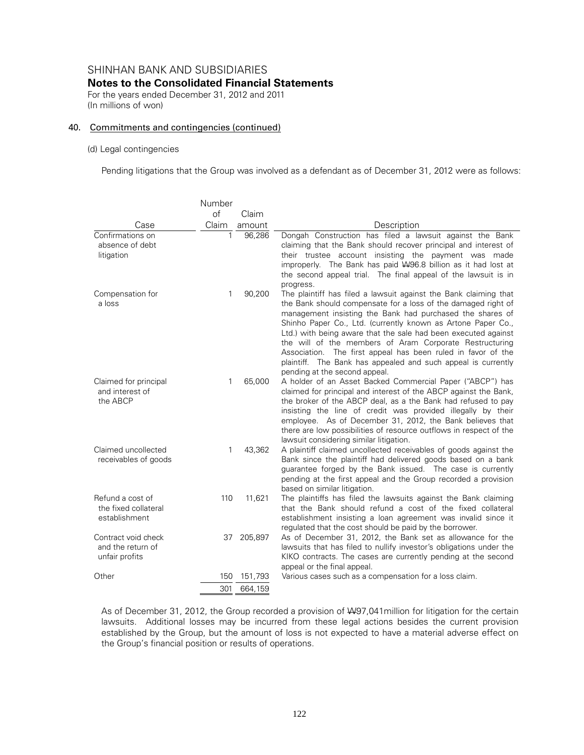# SHINHAN BANK AND SUBSIDIARIES

## Notes to the Consolidated Financial Statements

For the years ended December 31, 2012 and 2011
(In millions of won)

### 40. Commitments and contingencies (continued)

(d) Legal contingencies

Pending litigations that the Group was involved as a defendant as of December 31, 2012 were as follows:

| Case | Number of Claim | Claim amount | Description |
|---|---|---|---|
| Confirmations on absence of debt litigation | 1 | 96,286 | Dongah Construction has filed a lawsuit against the Bank claiming that the Bank should recover principal and interest of their trustee account insisting the payment was made improperly. The Bank has paid ₩96.8 billion as it had lost at the second appeal trial. The final appeal of the lawsuit is in progress. |
| Compensation for a loss | 1 | 90,200 | The plaintiff has filed a lawsuit against the Bank claiming that the Bank should compensate for a loss of the damaged right of management insisting the Bank had purchased the shares of Shinho Paper Co., Ltd. (currently known as Artone Paper Co., Ltd.) with being aware that the sale had been executed against the will of the members of Aram Corporate Restructuring Association. The first appeal has been ruled in favor of the plaintiff. The Bank has appealed and such appeal is currently pending at the second appeal. |
| Claimed for principal and interest of the ABCP | 1 | 65,000 | A holder of an Asset Backed Commercial Paper ("ABCP") has claimed for principal and interest of the ABCP against the Bank, the broker of the ABCP deal, as a the Bank had refused to pay insisting the line of credit was provided illegally by their employee. As of December 31, 2012, the Bank believes that there are low possibilities of resource outflows in respect of the lawsuit considering similar litigation. |
| Claimed uncollected receivables of goods | 1 | 43,362 | A plaintiff claimed uncollected receivables of goods against the Bank since the plaintiff had delivered goods based on a bank guarantee forged by the Bank issued. The case is currently pending at the first appeal and the Group recorded a provision based on similar litigation. |
| Refund a cost of the fixed collateral establishment | 110 | 11,621 | The plaintiffs has filed the lawsuits against the Bank claiming that the Bank should refund a cost of the fixed collateral establishment insisting a loan agreement was invalid since it regulated that the cost should be paid by the borrower. |
| Contract void check and the return of unfair profits | 37 | 205,897 | As of December 31, 2012, the Bank set as allowance for the lawsuits that has filed to nullify investor's obligations under the KIKO contracts. The cases are currently pending at the second appeal or the final appeal. |
| Other | 150 | 151,793 | Various cases such as a compensation for a loss claim. |
| | 301 | 664,159 | |

As of December 31, 2012, the Group recorded a provision of ₩97,041million for litigation for the certain lawsuits. Additional losses may be incurred from these legal actions besides the current provision established by the Group, but the amount of loss is not expected to have a material adverse effect on the Group's financial position or results of operations.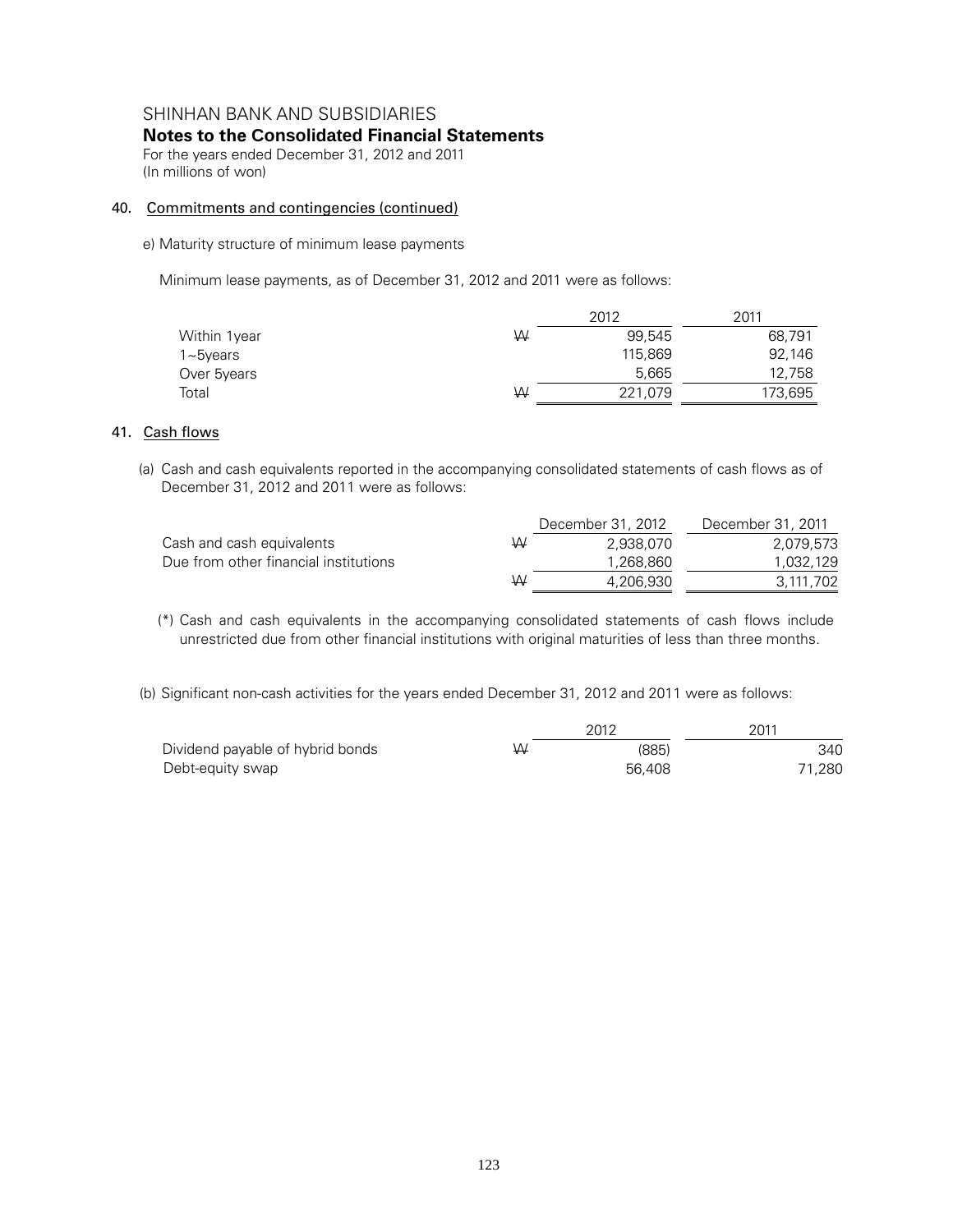SHINHAN BANK AND SUBSIDIARIES

**Notes to the Consolidated Financial Statements**

For the years ended December 31, 2012 and 2011

(In millions of won)

## 40. Commitments and contingencies (continued)

e) Maturity structure of minimum lease payments

Minimum lease payments, as of December 31, 2012 and 2011 were as follows:

| | | 2012 | 2011 |
|---|---|---|---|
| Within 1year | ₩ | 99,545 | 68,791 |
| 1~5years | | 115,869 | 92,146 |
| Over 5years | | 5,665 | 12,758 |
| Total | ₩ | 221,079 | 173,695 |

## 41. Cash flows

(a) Cash and cash equivalents reported in the accompanying consolidated statements of cash flows as of December 31, 2012 and 2011 were as follows:

| | | December 31, 2012 | December 31, 2011 |
|---|---|---|---|
| Cash and cash equivalents | ₩ | 2,938,070 | 2,079,573 |
| Due from other financial institutions | | 1,268,860 | 1,032,129 |
| | ₩ | 4,206,930 | 3,111,702 |

(*) Cash and cash equivalents in the accompanying consolidated statements of cash flows include unrestricted due from other financial institutions with original maturities of less than three months.

(b) Significant non-cash activities for the years ended December 31, 2012 and 2011 were as follows:

| | | 2012 | 2011 |
|---|---|---|---|
| Dividend payable of hybrid bonds | ₩ | (885) | 340 |
| Debt-equity swap | | 56,408 | 71,280 |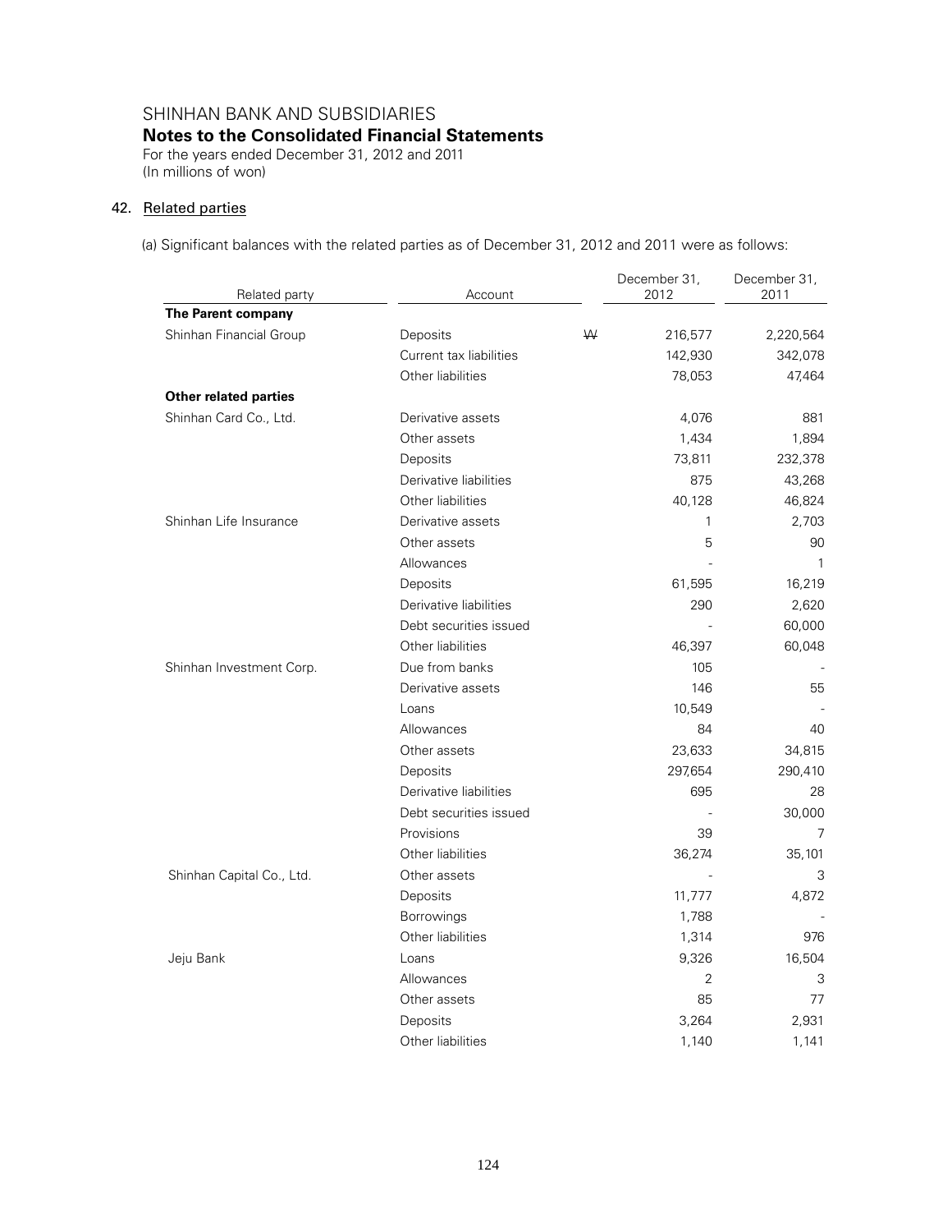SHINHAN BANK AND SUBSIDIARIES

**Notes to the Consolidated Financial Statements**

For the years ended December 31, 2012 and 2011
(In millions of won)

## 42. Related parties

(a) Significant balances with the related parties as of December 31, 2012 and 2011 were as follows:

| Related party | Account | | December 31, 2012 | December 31, 2011 |
|---|---|---|---|---|
| **The Parent company** | | | | |
| Shinhan Financial Group | Deposits | ₩ | 216,577 | 2,220,564 |
| | Current tax liabilities | | 142,930 | 342,078 |
| | Other liabilities | | 78,053 | 47,464 |
| **Other related parties** | | | | |
| Shinhan Card Co., Ltd. | Derivative assets | | 4,076 | 881 |
| | Other assets | | 1,434 | 1,894 |
| | Deposits | | 73,811 | 232,378 |
| | Derivative liabilities | | 875 | 43,268 |
| | Other liabilities | | 40,128 | 46,824 |
| Shinhan Life Insurance | Derivative assets | | 1 | 2,703 |
| | Other assets | | 5 | 90 |
| | Allowances | | - | 1 |
| | Deposits | | 61,595 | 16,219 |
| | Derivative liabilities | | 290 | 2,620 |
| | Debt securities issued | | - | 60,000 |
| | Other liabilities | | 46,397 | 60,048 |
| Shinhan Investment Corp. | Due from banks | | 105 | - |
| | Derivative assets | | 146 | 55 |
| | Loans | | 10,549 | - |
| | Allowances | | 84 | 40 |
| | Other assets | | 23,633 | 34,815 |
| | Deposits | | 297,654 | 290,410 |
| | Derivative liabilities | | 695 | 28 |
| | Debt securities issued | | - | 30,000 |
| | Provisions | | 39 | 7 |
| | Other liabilities | | 36,274 | 35,101 |
| Shinhan Capital Co., Ltd. | Other assets | | - | 3 |
| | Deposits | | 11,777 | 4,872 |
| | Borrowings | | 1,788 | - |
| | Other liabilities | | 1,314 | 976 |
| Jeju Bank | Loans | | 9,326 | 16,504 |
| | Allowances | | 2 | 3 |
| | Other assets | | 85 | 77 |
| | Deposits | | 3,264 | 2,931 |
| | Other liabilities | | 1,140 | 1,141 |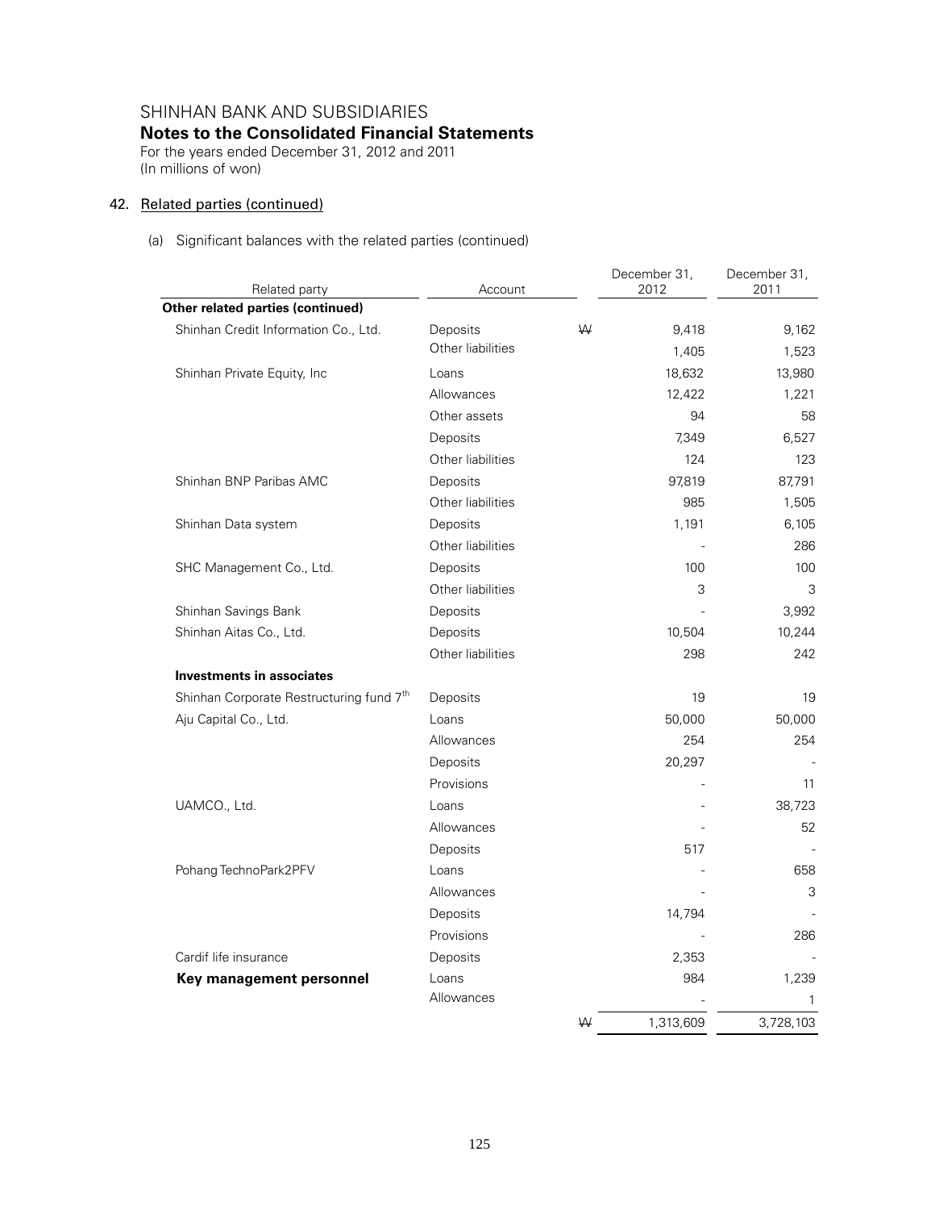SHINHAN BANK AND SUBSIDIARIES

**Notes to the Consolidated Financial Statements**

For the years ended December 31, 2012 and 2011
(In millions of won)

## 42. Related parties (continued)

(a) Significant balances with the related parties (continued)

| Related party | Account | | December 31, 2012 | December 31, 2011 |
|---|---|---|---|---|
| **Other related parties (continued)** | | | | |
| Shinhan Credit Information Co., Ltd. | Deposits | ₩ | 9,418 | 9,162 |
| | Other liabilities | | 1,405 | 1,523 |
| Shinhan Private Equity, Inc | Loans | | 18,632 | 13,980 |
| | Allowances | | 12,422 | 1,221 |
| | Other assets | | 94 | 58 |
| | Deposits | | 7,349 | 6,527 |
| | Other liabilities | | 124 | 123 |
| Shinhan BNP Paribas AMC | Deposits | | 97,819 | 87,791 |
| | Other liabilities | | 985 | 1,505 |
| Shinhan Data system | Deposits | | 1,191 | 6,105 |
| | Other liabilities | | - | 286 |
| SHC Management Co., Ltd. | Deposits | | 100 | 100 |
| | Other liabilities | | 3 | 3 |
| Shinhan Savings Bank | Deposits | | - | 3,992 |
| Shinhan Aitas Co., Ltd. | Deposits | | 10,504 | 10,244 |
| | Other liabilities | | 298 | 242 |
| **Investments in associates** | | | | |
| Shinhan Corporate Restructuring fund 7th | Deposits | | 19 | 19 |
| Aju Capital Co., Ltd. | Loans | | 50,000 | 50,000 |
| | Allowances | | 254 | 254 |
| | Deposits | | 20,297 | - |
| | Provisions | | - | 11 |
| UAMCO., Ltd. | Loans | | - | 38,723 |
| | Allowances | | - | 52 |
| | Deposits | | 517 | - |
| Pohang TechnoPark2PFV | Loans | | - | 658 |
| | Allowances | | - | 3 |
| | Deposits | | 14,794 | - |
| | Provisions | | - | 286 |
| Cardif life insurance | Deposits | | 2,353 | - |
| **Key management personnel** | Loans | | 984 | 1,239 |
| | Allowances | | - | 1 |
| | | ₩ | 1,313,609 | 3,728,103 |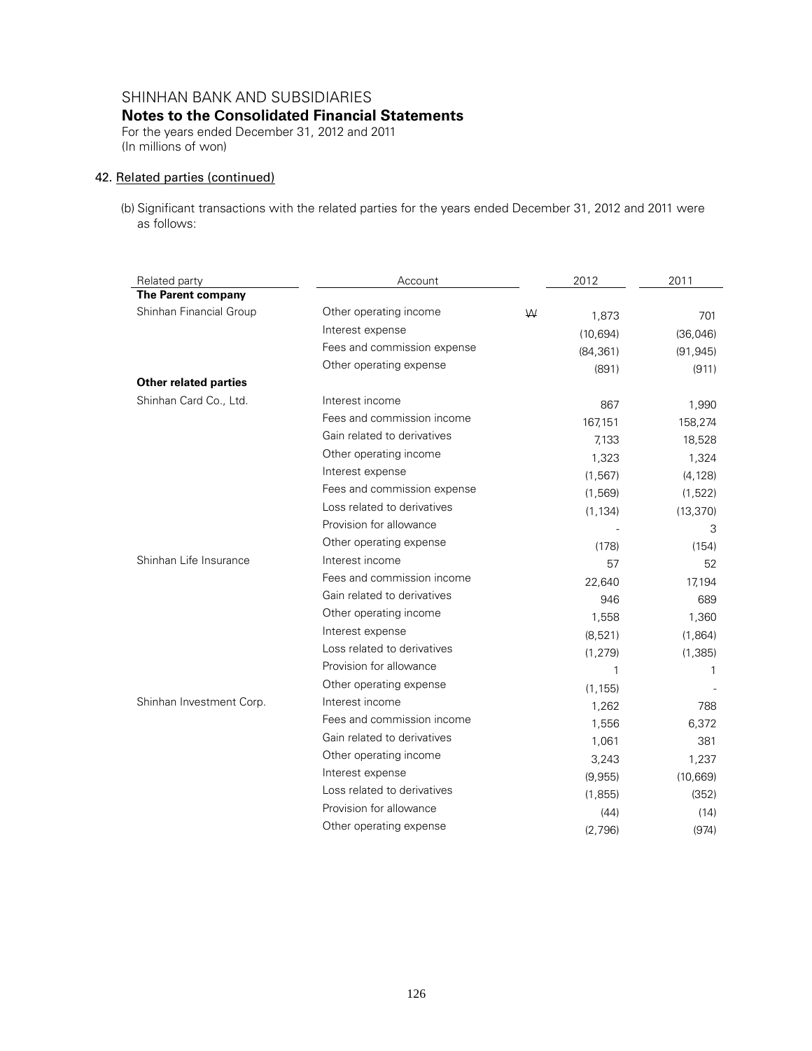SHINHAN BANK AND SUBSIDIARIES

**Notes to the Consolidated Financial Statements**

For the years ended December 31, 2012 and 2011
(In millions of won)

## 42. Related parties (continued)

(b) Significant transactions with the related parties for the years ended December 31, 2012 and 2011 were as follows:

| Related party | Account | | 2012 | 2011 |
|---|---|---|---|---|
| **The Parent company** | | | | |
| Shinhan Financial Group | Other operating income | ₩ | 1,873 | 701 |
| | Interest expense | | (10,694) | (36,046) |
| | Fees and commission expense | | (84,361) | (91,945) |
| | Other operating expense | | (891) | (911) |
| **Other related parties** | | | | |
| Shinhan Card Co., Ltd. | Interest income | | 867 | 1,990 |
| | Fees and commission income | | 167,151 | 158,274 |
| | Gain related to derivatives | | 7,133 | 18,528 |
| | Other operating income | | 1,323 | 1,324 |
| | Interest expense | | (1,567) | (4,128) |
| | Fees and commission expense | | (1,569) | (1,522) |
| | Loss related to derivatives | | (1,134) | (13,370) |
| | Provision for allowance | | - | 3 |
| | Other operating expense | | (178) | (154) |
| Shinhan Life Insurance | Interest income | | 57 | 52 |
| | Fees and commission income | | 22,640 | 17,194 |
| | Gain related to derivatives | | 946 | 689 |
| | Other operating income | | 1,558 | 1,360 |
| | Interest expense | | (8,521) | (1,864) |
| | Loss related to derivatives | | (1,279) | (1,385) |
| | Provision for allowance | | 1 | 1 |
| | Other operating expense | | (1,155) | - |
| Shinhan Investment Corp. | Interest income | | 1,262 | 788 |
| | Fees and commission income | | 1,556 | 6,372 |
| | Gain related to derivatives | | 1,061 | 381 |
| | Other operating income | | 3,243 | 1,237 |
| | Interest expense | | (9,955) | (10,669) |
| | Loss related to derivatives | | (1,855) | (352) |
| | Provision for allowance | | (44) | (14) |
| | Other operating expense | | (2,796) | (974) |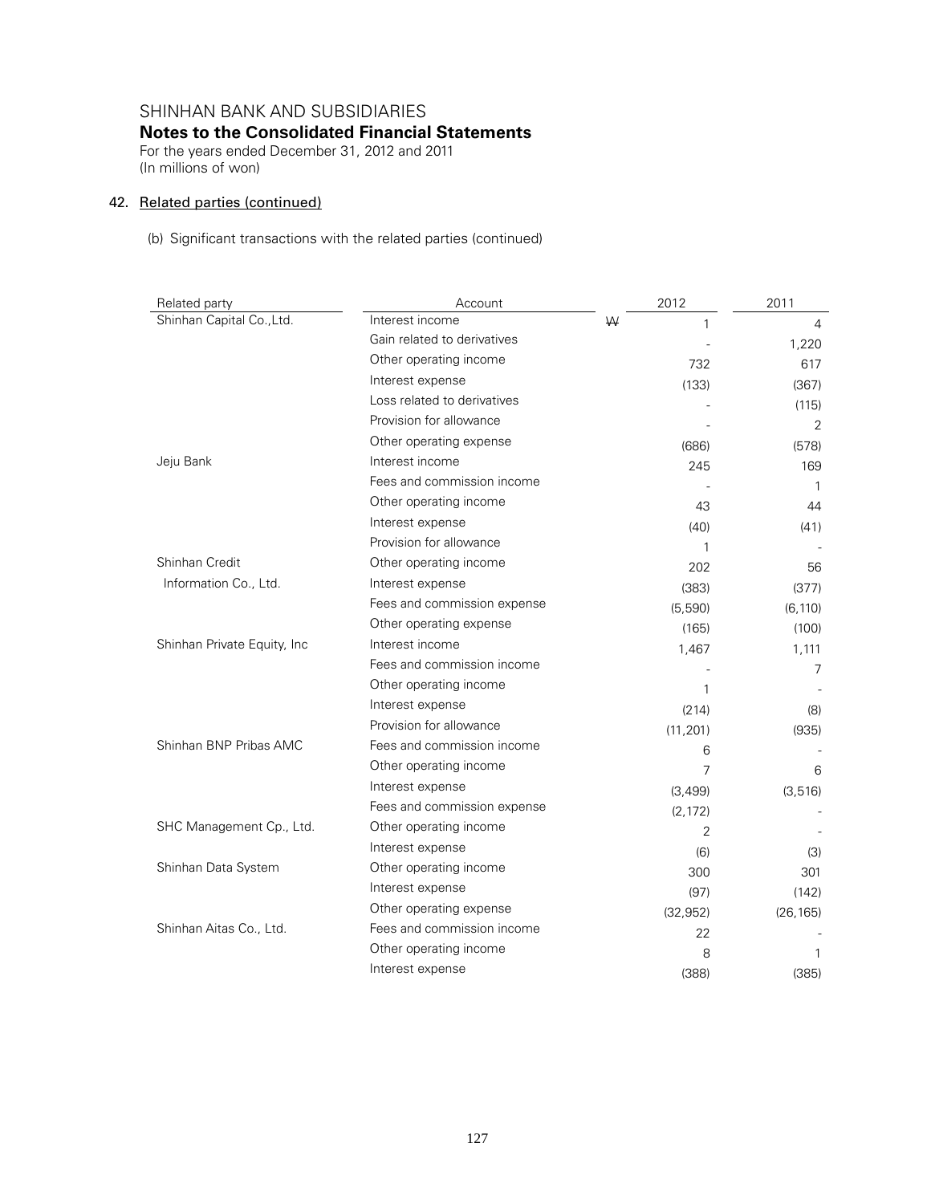SHINHAN BANK AND SUBSIDIARIES

**Notes to the Consolidated Financial Statements**

For the years ended December 31, 2012 and 2011
(In millions of won)

## 42. Related parties (continued)

(b) Significant transactions with the related parties (continued)

| Related party | Account | | 2012 | 2011 |
|---|---|---|---|---|
| Shinhan Capital Co.,Ltd. | Interest income | ₩ | 1 | 4 |
| | Gain related to derivatives | | - | 1,220 |
| | Other operating income | | 732 | 617 |
| | Interest expense | | (133) | (367) |
| | Loss related to derivatives | | - | (115) |
| | Provision for allowance | | - | 2 |
| | Other operating expense | | (686) | (578) |
| Jeju Bank | Interest income | | 245 | 169 |
| | Fees and commission income | | - | 1 |
| | Other operating income | | 43 | 44 |
| | Interest expense | | (40) | (41) |
| | Provision for allowance | | 1 | - |
| Shinhan Credit Information Co., Ltd. | Other operating income | | 202 | 56 |
| | Interest expense | | (383) | (377) |
| | Fees and commission expense | | (5,590) | (6,110) |
| | Other operating expense | | (165) | (100) |
| Shinhan Private Equity, Inc | Interest income | | 1,467 | 1,111 |
| | Fees and commission income | | - | 7 |
| | Other operating income | | 1 | - |
| | Interest expense | | (214) | (8) |
| | Provision for allowance | | (11,201) | (935) |
| Shinhan BNP Pribas AMC | Fees and commission income | | 6 | - |
| | Other operating income | | 7 | 6 |
| | Interest expense | | (3,499) | (3,516) |
| | Fees and commission expense | | (2,172) | - |
| SHC Management Cp., Ltd. | Other operating income | | 2 | - |
| | Interest expense | | (6) | (3) |
| Shinhan Data System | Other operating income | | 300 | 301 |
| | Interest expense | | (97) | (142) |
| | Other operating expense | | (32,952) | (26,165) |
| Shinhan Aitas Co., Ltd. | Fees and commission income | | 22 | - |
| | Other operating income | | 8 | 1 |
| | Interest expense | | (388) | (385) |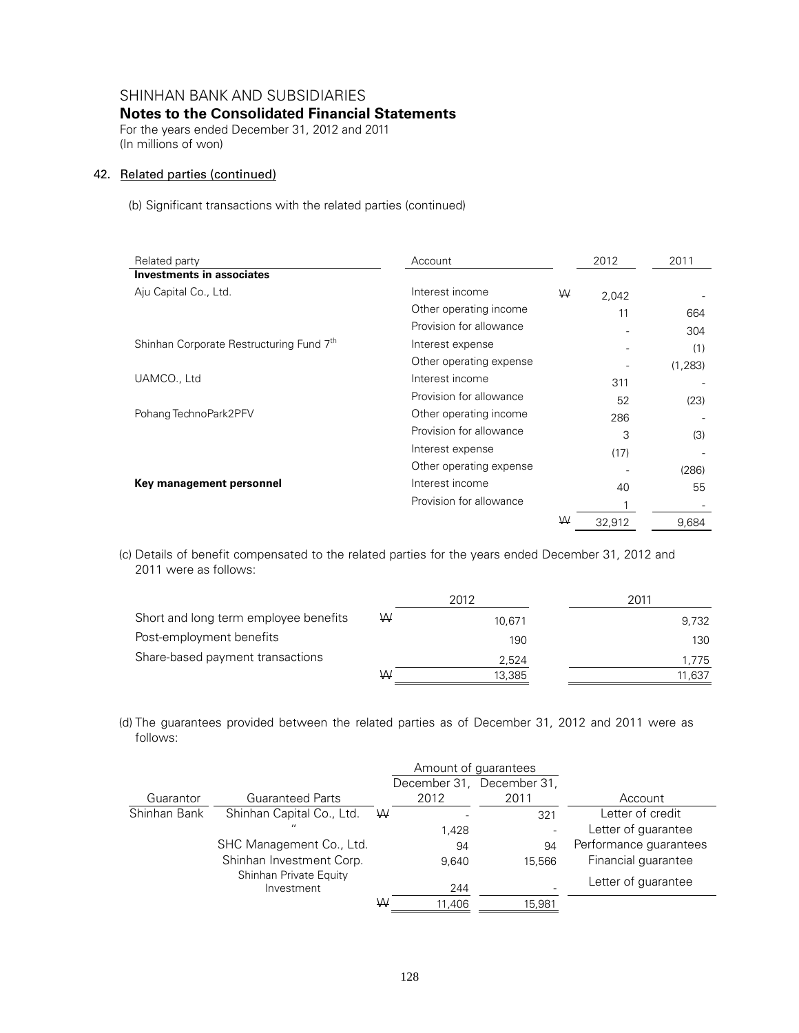SHINHAN BANK AND SUBSIDIARIES

**Notes to the Consolidated Financial Statements**

For the years ended December 31, 2012 and 2011
(In millions of won)

## 42. Related parties (continued)

(b) Significant transactions with the related parties (continued)

| Related party | Account | | 2012 | 2011 |
|---|---|---|---|---|
| **Investments in associates** | | | | |
| Aju Capital Co., Ltd. | Interest income | ₩ | 2,042 | - |
| | Other operating income | | 11 | 664 |
| | Provision for allowance | | - | 304 |
| Shinhan Corporate Restructuring Fund 7th | Interest expense | | - | (1) |
| | Other operating expense | | - | (1,283) |
| UAMCO., Ltd | Interest income | | 311 | - |
| | Provision for allowance | | 52 | (23) |
| Pohang TechnoPark2PFV | Other operating income | | 286 | - |
| | Provision for allowance | | 3 | (3) |
| | Interest expense | | (17) | - |
| | Other operating expense | | - | (286) |
| **Key management personnel** | Interest income | | 40 | 55 |
| | Provision for allowance | | 1 | - |
| | | ₩ | 32,912 | 9,684 |

(c) Details of benefit compensated to the related parties for the years ended December 31, 2012 and 2011 were as follows:

| | | 2012 | 2011 |
|---|---|---|---|
| Short and long term employee benefits | ₩ | 10,671 | 9,732 |
| Post-employment benefits | | 190 | 130 |
| Share-based payment transactions | | 2,524 | 1,775 |
| | ₩ | 13,385 | 11,637 |

(d) The guarantees provided between the related parties as of December 31, 2012 and 2011 were as follows:

| | | | Amount of guarantees | | |
|---|---|---|---|---|---|
| Guarantor | Guaranteed Parts | | December 31, 2012 | December 31, 2011 | Account |
| Shinhan Bank | Shinhan Capital Co., Ltd. | ₩ | - | 321 | Letter of credit |
| | 〃 | | 1,428 | - | Letter of guarantee |
| | SHC Management Co., Ltd. | | 94 | 94 | Performance guarantees |
| | Shinhan Investment Corp. | | 9,640 | 15,566 | Financial guarantee |
| | Shinhan Private Equity Investment | | 244 | - | Letter of guarantee |
| | | ₩ | 11,406 | 15,981 | |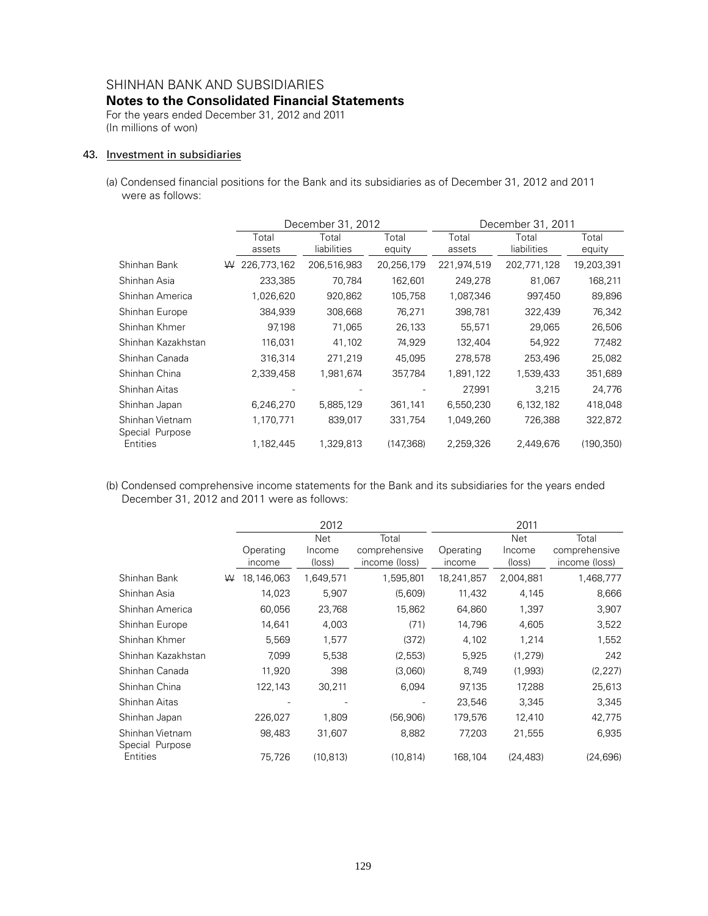# SHINHAN BANK AND SUBSIDIARIES

## Notes to the Consolidated Financial Statements

For the years ended December 31, 2012 and 2011
(In millions of won)

### 43. Investment in subsidiaries

(a) Condensed financial positions for the Bank and its subsidiaries as of December 31, 2012 and 2011 were as follows:

| | December 31, 2012 | | | December 31, 2011 | | |
|---|---|---|---|---|---|---|
| | Total assets | Total liabilities | Total equity | Total assets | Total liabilities | Total equity |
| Shinhan Bank | ₩ 226,773,162 | 206,516,983 | 20,256,179 | 221,974,519 | 202,771,128 | 19,203,391 |
| Shinhan Asia | 233,385 | 70,784 | 162,601 | 249,278 | 81,067 | 168,211 |
| Shinhan America | 1,026,620 | 920,862 | 105,758 | 1,087,346 | 997,450 | 89,896 |
| Shinhan Europe | 384,939 | 308,668 | 76,271 | 398,781 | 322,439 | 76,342 |
| Shinhan Khmer | 97,198 | 71,065 | 26,133 | 55,571 | 29,065 | 26,506 |
| Shinhan Kazakhstan | 116,031 | 41,102 | 74,929 | 132,404 | 54,922 | 77,482 |
| Shinhan Canada | 316,314 | 271,219 | 45,095 | 278,578 | 253,496 | 25,082 |
| Shinhan China | 2,339,458 | 1,981,674 | 357,784 | 1,891,122 | 1,539,433 | 351,689 |
| Shinhan Aitas | - | - | - | 27,991 | 3,215 | 24,776 |
| Shinhan Japan | 6,246,270 | 5,885,129 | 361,141 | 6,550,230 | 6,132,182 | 418,048 |
| Shinhan Vietnam | 1,170,771 | 839,017 | 331,754 | 1,049,260 | 726,388 | 322,872 |
| Special Purpose Entities | 1,182,445 | 1,329,813 | (147,368) | 2,259,326 | 2,449,676 | (190,350) |

(b) Condensed comprehensive income statements for the Bank and its subsidiaries for the years ended December 31, 2012 and 2011 were as follows:

| | 2012 | | | 2011 | | |
|---|---|---|---|---|---|---|
| | Operating income | Net Income (loss) | Total comprehensive income (loss) | Operating income | Net Income (loss) | Total comprehensive income (loss) |
| Shinhan Bank | ₩ 18,146,063 | 1,649,571 | 1,595,801 | 18,241,857 | 2,004,881 | 1,468,777 |
| Shinhan Asia | 14,023 | 5,907 | (5,609) | 11,432 | 4,145 | 8,666 |
| Shinhan America | 60,056 | 23,768 | 15,862 | 64,860 | 1,397 | 3,907 |
| Shinhan Europe | 14,641 | 4,003 | (71) | 14,796 | 4,605 | 3,522 |
| Shinhan Khmer | 5,569 | 1,577 | (372) | 4,102 | 1,214 | 1,552 |
| Shinhan Kazakhstan | 7,099 | 5,538 | (2,553) | 5,925 | (1,279) | 242 |
| Shinhan Canada | 11,920 | 398 | (3,060) | 8,749 | (1,993) | (2,227) |
| Shinhan China | 122,143 | 30,211 | 6,094 | 97,135 | 17,288 | 25,613 |
| Shinhan Aitas | - | - | - | 23,546 | 3,345 | 3,345 |
| Shinhan Japan | 226,027 | 1,809 | (56,906) | 179,576 | 12,410 | 42,775 |
| Shinhan Vietnam | 98,483 | 31,607 | 8,882 | 77,203 | 21,555 | 6,935 |
| Special Purpose Entities | 75,726 | (10,813) | (10,814) | 168,104 | (24,483) | (24,696) |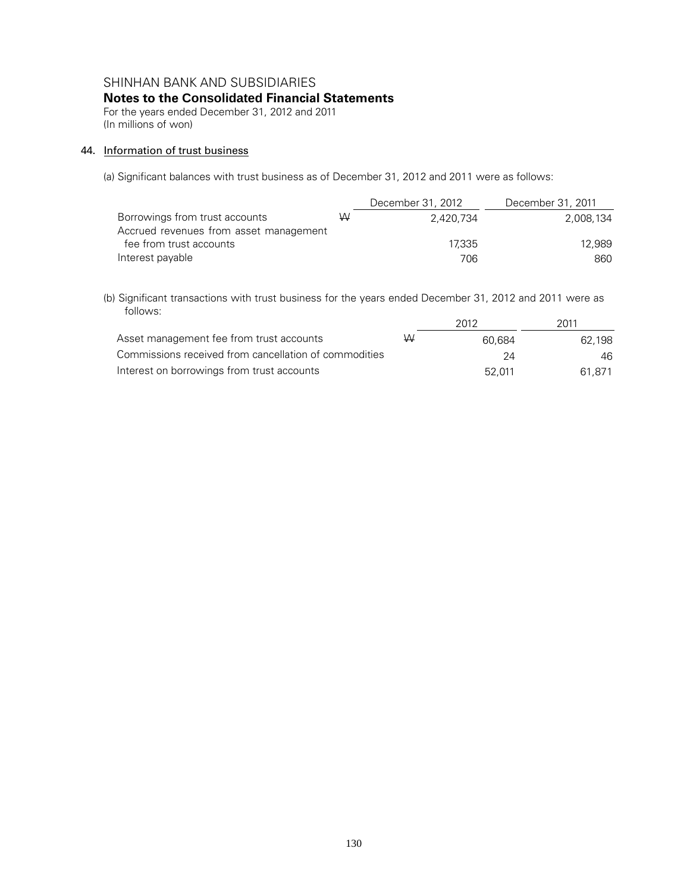SHINHAN BANK AND SUBSIDIARIES

**Notes to the Consolidated Financial Statements**

For the years ended December 31, 2012 and 2011

(In millions of won)

## 44. Information of trust business

(a) Significant balances with trust business as of December 31, 2012 and 2011 were as follows:

| | | December 31, 2012 | December 31, 2011 |
|---|---|---|---|
| Borrowings from trust accounts | ₩ | 2,420,734 | 2,008,134 |
| Accrued revenues from asset management fee from trust accounts | | 17,335 | 12,989 |
| Interest payable | | 706 | 860 |

(b) Significant transactions with trust business for the years ended December 31, 2012 and 2011 were as follows:

| | | 2012 | 2011 |
|---|---|---|---|
| Asset management fee from trust accounts | ₩ | 60,684 | 62,198 |
| Commissions received from cancellation of commodities | | 24 | 46 |
| Interest on borrowings from trust accounts | | 52,011 | 61,871 |